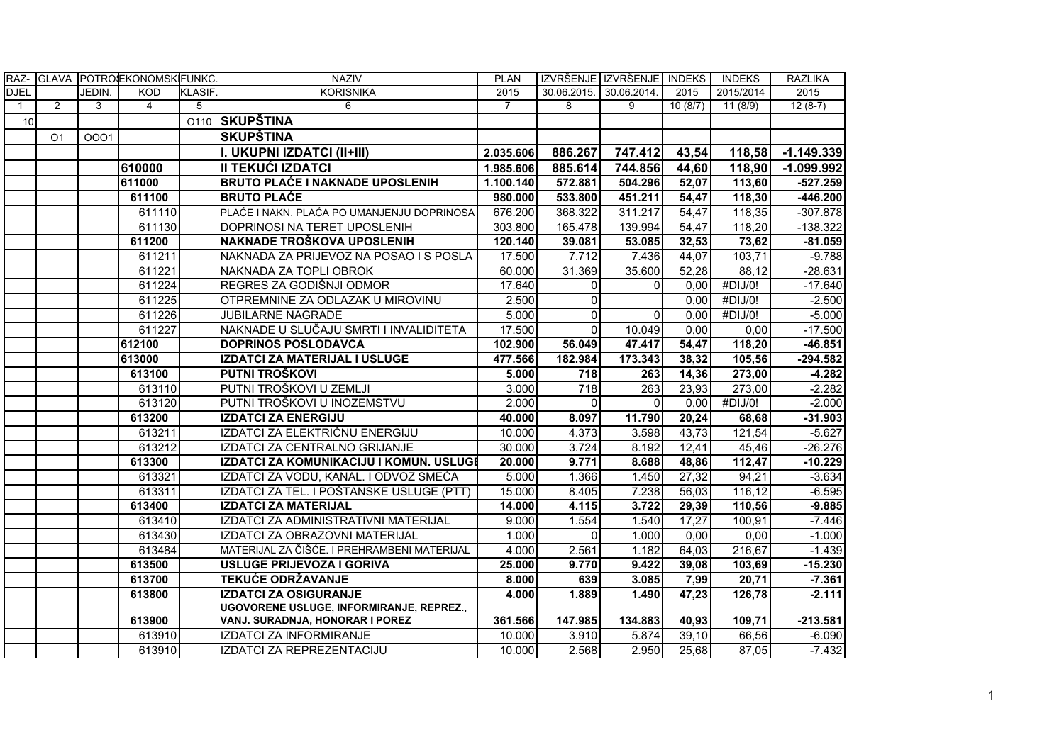| RAZ-DJEL | GLAVA | POTROŠ. JEDIN. | EKONOMSKI KOD | FUNKC. KLASIF. | NAZIV KORISNIKA | PLAN 2015 | IZVRŠENJE 30.06.2015. | IZVRŠENJE 30.06.2014. | INDEKS 2015 | INDEKS 2015/2014 | RAZLIKA 2015 |
|---|---|---|---|---|---|---|---|---|---|---|---|
| 1 | 2 | 3 | 4 | 5 | 6 | 7 | 8 | 9 | 10 (8/7) | 11 (8/9) | 12 (8-7) |
| 10 | | | | O110 | **SKUPŠTINA** | | | | | | |
| | O1 | OOO1 | | | **SKUPŠTINA** | | | | | | |
| | | | | | **I. UKUPNI IZDATCI (II+III)** | **2.035.606** | **886.267** | **747.412** | **43,54** | **118,58** | **-1.149.339** |
| | | | **610000** | | **II TEKUĆI IZDATCI** | **1.985.606** | **885.614** | **744.856** | **44,60** | **118,90** | **-1.099.992** |
| | | | **611000** | | **BRUTO PLAĆE I NAKNADE UPOSLENIH** | **1.100.140** | **572.881** | **504.296** | **52,07** | **113,60** | **-527.259** |
| | | | **611100** | | **BRUTO PLAĆE** | **980.000** | **533.800** | **451.211** | **54,47** | **118,30** | **-446.200** |
| | | | 611110 | | PLAĆE I NAKN. PLAĆA PO UMANJENJU DOPRINOSA | 676.200 | 368.322 | 311.217 | 54,47 | 118,35 | -307.878 |
| | | | 611130 | | DOPRINOSI NA TERET UPOSLENIH | 303.800 | 165.478 | 139.994 | 54,47 | 118,20 | -138.322 |
| | | | **611200** | | **NAKNADE TROŠKOVA UPOSLENIH** | **120.140** | **39.081** | **53.085** | **32,53** | **73,62** | **-81.059** |
| | | | 611211 | | NAKNADA ZA PRIJEVOZ NA POSAO I S POSLA | 17.500 | 7.712 | 7.436 | 44,07 | 103,71 | -9.788 |
| | | | 611221 | | NAKNADA ZA TOPLI OBROK | 60.000 | 31.369 | 35.600 | 52,28 | 88,12 | -28.631 |
| | | | 611224 | | REGRES ZA GODIŠNJI ODMOR | 17.640 | 0 | 0 | 0,00 | #DIJ/0! | -17.640 |
| | | | 611225 | | OTPREMNINE ZA ODLAZAK U MIROVINU | 2.500 | 0 | | 0,00 | #DIJ/0! | -2.500 |
| | | | 611226 | | JUBILARNE NAGRADE | 5.000 | 0 | 0 | 0,00 | #DIJ/0! | -5.000 |
| | | | 611227 | | NAKNADE U SLUČAJU SMRTI I INVALIDITETA | 17.500 | 0 | 10.049 | 0,00 | 0,00 | -17.500 |
| | | | **612100** | | **DOPRINOS POSLODAVCA** | **102.900** | **56.049** | **47.417** | **54,47** | **118,20** | **-46.851** |
| | | | **613000** | | **IZDATCI ZA MATERIJAL I USLUGE** | **477.566** | **182.984** | **173.343** | **38,32** | **105,56** | **-294.582** |
| | | | **613100** | | **PUTNI TROŠKOVI** | **5.000** | **718** | **263** | **14,36** | **273,00** | **-4.282** |
| | | | 613110 | | PUTNI TROŠKOVI U ZEMLJI | 3.000 | 718 | 263 | 23,93 | 273,00 | -2.282 |
| | | | 613120 | | PUTNI TROŠKOVI U INOZEMSTVU | 2.000 | 0 | 0 | 0,00 | #DIJ/0! | -2.000 |
| | | | **613200** | | **IZDATCI ZA ENERGIJU** | **40.000** | **8.097** | **11.790** | **20,24** | **68,68** | **-31.903** |
| | | | 613211 | | IZDATCI ZA ELEKTRIČNU ENERGIJU | 10.000 | 4.373 | 3.598 | 43,73 | 121,54 | -5.627 |
| | | | 613212 | | IZDATCI ZA CENTRALNO GRIJANJE | 30.000 | 3.724 | 8.192 | 12,41 | 45,46 | -26.276 |
| | | | **613300** | | **IZDATCI ZA KOMUNIKACIJU I KOMUN. USLUGE** | **20.000** | **9.771** | **8.688** | **48,86** | **112,47** | **-10.229** |
| | | | 613321 | | IZDATCI ZA VODU, KANAL. I ODVOZ SMEĆA | 5.000 | 1.366 | 1.450 | 27,32 | 94,21 | -3.634 |
| | | | 613311 | | IZDATCI ZA TEL. I POŠTANSKE USLUGE (PTT) | 15.000 | 8.405 | 7.238 | 56,03 | 116,12 | -6.595 |
| | | | **613400** | | **IZDATCI ZA MATERIJAL** | **14.000** | **4.115** | **3.722** | **29,39** | **110,56** | **-9.885** |
| | | | 613410 | | IZDATCI ZA ADMINISTRATIVNI MATERIJAL | 9.000 | 1.554 | 1.540 | 17,27 | 100,91 | -7.446 |
| | | | 613430 | | IZDATCI ZA OBRAZOVNI MATERIJAL | 1.000 | 0 | 1.000 | 0,00 | 0,00 | -1.000 |
| | | | 613484 | | MATERIJAL ZA ČIŠĆE. I PREHRAMBENI MATERIJAL | 4.000 | 2.561 | 1.182 | 64,03 | 216,67 | -1.439 |
| | | | **613500** | | **USLUGE PRIJEVOZA I GORIVA** | **25.000** | **9.770** | **9.422** | **39,08** | **103,69** | **-15.230** |
| | | | **613700** | | **TEKUĆE ODRŽAVANJE** | **8.000** | **639** | **3.085** | **7,99** | **20,71** | **-7.361** |
| | | | **613800** | | **IZDATCI ZA OSIGURANJE** | **4.000** | **1.889** | **1.490** | **47,23** | **126,78** | **-2.111** |
| | | | **613900** | | **UGOVORENE USLUGE, INFORMIRANJE, REPREZ., VANJ. SURADNJA, HONORAR I POREZ** | **361.566** | **147.985** | **134.883** | **40,93** | **109,71** | **-213.581** |
| | | | 613910 | | IZDATCI ZA INFORMIRANJE | 10.000 | 3.910 | 5.874 | 39,10 | 66,56 | -6.090 |
| | | | 613910 | | IZDATCI ZA REPREZENTACIJU | 10.000 | 2.568 | 2.950 | 25,68 | 87,05 | -7.432 |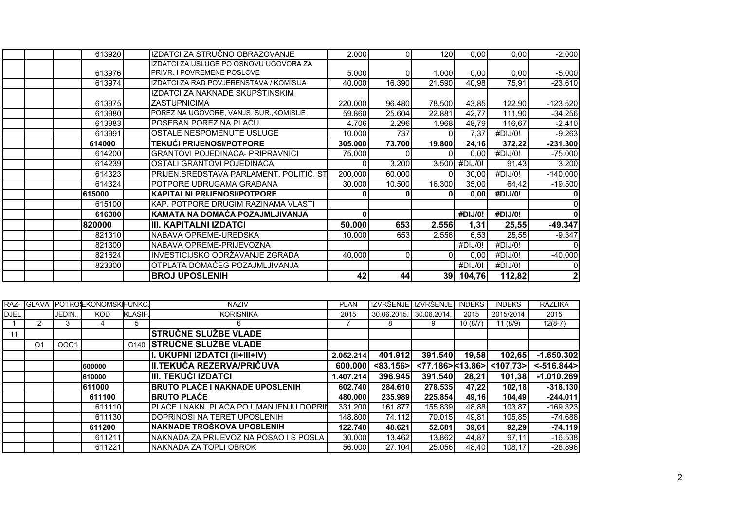|  |  |  | 613920 |  | IZDATCI ZA STRUČNO OBRAZOVANJE | 2.000 | 0 | 120 | 0,00 | 0,00 | -2.000 |
|---|---|---|---|---|---|---|---|---|---|---|---|
|  |  |  | 613976 |  | IZDATCI ZA USLUGE PO OSNOVU UGOVORA ZA PRIVR. I POVREMENE POSLOVE | 5.000 | 0 | 1.000 | 0,00 | 0,00 | -5.000 |
|  |  |  | 613974 |  | IZDATCI ZA RAD POVJERENSTAVA / KOMISIJA | 40.000 | 16.390 | 21.590 | 40,98 | 75,91 | -23.610 |
|  |  |  | 613975 |  | IZDATCI ZA NAKNADE SKUPŠTINSKIM ZASTUPNICIMA | 220.000 | 96.480 | 78.500 | 43,85 | 122,90 | -123.520 |
|  |  |  | 613980 |  | POREZ NA UGOVORE, VANJS. SUR.,KOMISIJE | 59.860 | 25.604 | 22.881 | 42,77 | 111,90 | -34.256 |
|  |  |  | 613983 |  | POSEBAN POREZ NA PLAĆU | 4.706 | 2.296 | 1.968 | 48,79 | 116,67 | -2.410 |
|  |  |  | 613991 |  | OSTALE NESPOMENUTE USLUGE | 10.000 | 737 | 0 | 7,37 | #DIJ/0! | -9.263 |
|  |  |  | **614000** |  | **TEKUĆI PRIJENOSI/POTPORE** | **305.000** | **73.700** | **19.800** | **24,16** | **372,22** | **-231.300** |
|  |  |  | 614200 |  | GRANTOVI POJEDINACA- PRIPRAVNICI | 75.000 | 0 | 0 | 0,00 | #DIJ/0! | -75.000 |
|  |  |  | 614239 |  | OSTALI GRANTOVI POJEDINACA | 0 | 3.200 | 3.500 | #DIJ/0! | 91,43 | 3.200 |
|  |  |  | 614323 |  | PRIJEN.SREDSTAVA PARLAMENT. POLITIČ. ST | 200.000 | 60.000 | 0 | 30,00 | #DIJ/0! | -140.000 |
|  |  |  | 614324 |  | POTPORE UDRUGAMA GRAĐANA | 30.000 | 10.500 | 16.300 | 35,00 | 64,42 | -19.500 |
|  |  |  | **615000** |  | **KAPITALNI PRIJENOSI/POTPORE** | **0** | **0** | **0** | **0,00** | **#DIJ/0!** | **0** |
|  |  |  | 615100 |  | KAP. POTPORE DRUGIM RAZINAMA VLASTI |  |  |  |  |  | 0 |
|  |  |  | **616300** |  | **KAMATA NA DOMAĆA POZAJMLJIVANJA** | **0** |  |  | **#DIJ/0!** | **#DIJ/0!** | **0** |
|  |  |  | **820000** |  | **III. KAPITALNI IZDATCI** | **50.000** | **653** | **2.556** | **1,31** | **25,55** | **-49.347** |
|  |  |  | 821310 |  | NABAVA OPREME-UREDSKA | 10.000 | 653 | 2.556 | 6,53 | 25,55 | -9.347 |
|  |  |  | 821300 |  | NABAVA OPREME-PRIJEVOZNA |  |  |  | #DIJ/0! | #DIJ/0! | 0 |
|  |  |  | 821624 |  | INVESTICIJSKO ODRŽAVANJE ZGRADA | 40.000 | 0 | 0 | 0,00 | #DIJ/0! | -40.000 |
|  |  |  | 823300 |  | OTPLATA DOMAĆEG POZAJMLJIVANJA |  |  |  | #DIJ/0! | #DIJ/0! | 0 |
|  |  |  |  |  | **BROJ UPOSLENIH** | **42** | **44** | **39** | **104,76** | **112,82** | **2** |

| RAZ-DJEL | GLAVA | POTROŠ. JEDIN. | EKONOMSKI KOD | FUNKC. KLASIF. | NAZIV KORISNIKA | PLAN 2015 | IZVRŠENJE 30.06.2015. | IZVRŠENJE 30.06.2014. | INDEKS 2015 | INDEKS 2015/2014 | RAZLIKA 2015 |
|---|---|---|---|---|---|---|---|---|---|---|---|
| 1 | 2 | 3 | 4 | 5 | 6 | 7 | 8 | 9 | 10 (8/7) | 11 (8/9) | 12(8-7) |
| 11 |  |  |  |  | **STRUČNE SLUŽBE VLADE** |  |  |  |  |  |  |
|  | O1 | OOO1 |  | O140 | **STRUČNE SLUŽBE VLADE** |  |  |  |  |  |  |
|  |  |  |  |  | **I. UKUPNI IZDATCI (II+III+IV)** | **2.052.214** | **401.912** | **391.540** | **19,58** | **102,65** | **-1.650.302** |
|  |  |  | **600000** |  | **II.TEKUĆA REZERVA/PRIČUVA** | **600.000** | **<83.156>** | **<77.186>** | **<13.86>** | **<107.73>** | **<-516.844>** |
|  |  |  | **610000** |  | **III. TEKUĆI IZDATCI** | **1.407.214** | **396.945** | **391.540** | **28,21** | **101,38** | **-1.010.269** |
|  |  |  | **611000** |  | **BRUTO PLAĆE I NAKNADE UPOSLENIH** | **602.740** | **284.610** | **278.535** | **47,22** | **102,18** | **-318.130** |
|  |  |  | **611100** |  | **BRUTO PLAĆE** | **480.000** | **235.989** | **225.854** | **49,16** | **104,49** | **-244.011** |
|  |  |  | 611110 |  | PLAĆE I NAKN. PLAĆA PO UMANJENJU DOPRIN | 331.200 | 161.877 | 155.839 | 48,88 | 103,87 | -169.323 |
|  |  |  | 611130 |  | DOPRINOSI NA TERET UPOSLENIH | 148.800 | 74.112 | 70.015 | 49,81 | 105,85 | -74.688 |
|  |  |  | **611200** |  | **NAKNADE TROŠKOVA UPOSLENIH** | **122.740** | **48.621** | **52.681** | **39,61** | **92,29** | **-74.119** |
|  |  |  | 611211 |  | NAKNADA ZA PRIJEVOZ NA POSAO I S POSLA | 30.000 | 13.462 | 13.862 | 44,87 | 97,11 | -16.538 |
|  |  |  | 611221 |  | NAKNADA ZA TOPLI OBROK | 56.000 | 27.104 | 25.056 | 48,40 | 108,17 | -28.896 |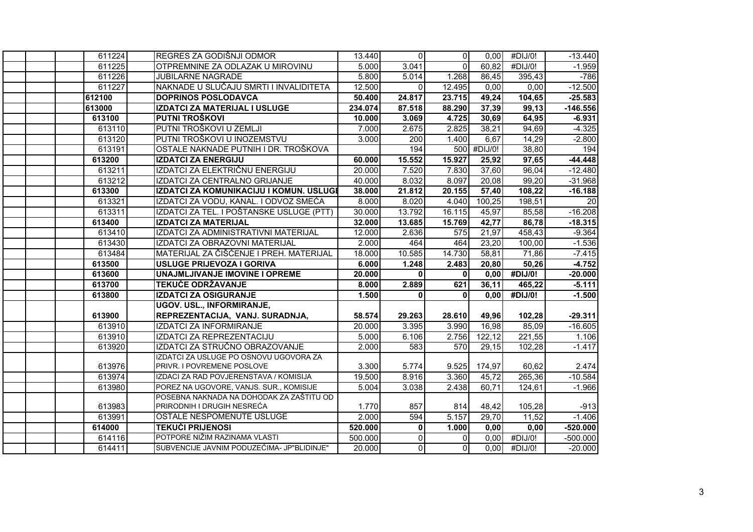| | | | | | | | | | |
|---|---|---|---|---|---|---|---|---|---|
| | | 611224 | REGRES ZA GODIŠNJI ODMOR | 13.440 | 0 | 0 | 0,00 | #DIJ/0! | -13.440 |
| | | 611225 | OTPREMNINE ZA ODLAZAK U MIROVINU | 5.000 | 3.041 | 0 | 60,82 | #DIJ/0! | -1.959 |
| | | 611226 | JUBILARNE NAGRADE | 5.800 | 5.014 | 1.268 | 86,45 | 395,43 | -786 |
| | | 611227 | NAKNADE U SLUČAJU SMRTI I INVALIDITETA | 12.500 | 0 | 12.495 | 0,00 | 0,00 | -12.500 |
| | | **612100** | **DOPRINOS POSLODAVCA** | **50.400** | **24.817** | **23.715** | **49,24** | **104,65** | **-25.583** |
| | | **613000** | **IZDATCI ZA MATERIJAL I USLUGE** | **234.074** | **87.518** | **88.290** | **37,39** | **99,13** | **-146.556** |
| | | **613100** | **PUTNI TROŠKOVI** | **10.000** | **3.069** | **4.725** | **30,69** | **64,95** | **-6.931** |
| | | 613110 | PUTNI TROŠKOVI U ZEMLJI | 7.000 | 2.675 | 2.825 | 38,21 | 94,69 | -4.325 |
| | | 613120 | PUTNI TROŠKOVI U INOZEMSTVU | 3.000 | 200 | 1.400 | 6,67 | 14,29 | -2.800 |
| | | 613191 | OSTALE NAKNADE PUTNIH I DR. TROŠKOVA | | 194 | 500 | #DIJ/0! | 38,80 | 194 |
| | | **613200** | **IZDATCI ZA ENERGIJU** | **60.000** | **15.552** | **15.927** | **25,92** | **97,65** | **-44.448** |
| | | 613211 | IZDATCI ZA ELEKTRIČNU ENERGIJU | 20.000 | 7.520 | 7.830 | 37,60 | 96,04 | -12.480 |
| | | 613212 | IZDATCI ZA CENTRALNO GRIJANJE | 40.000 | 8.032 | 8.097 | 20,08 | 99,20 | -31.968 |
| | | **613300** | **IZDATCI ZA KOMUNIKACIJU I KOMUN. USLUGI** | **38.000** | **21.812** | **20.155** | **57,40** | **108,22** | **-16.188** |
| | | 613321 | IZDATCI ZA VODU, KANAL. I ODVOZ SMEĆA | 8.000 | 8.020 | 4.040 | 100,25 | 198,51 | 20 |
| | | 613311 | IZDATCI ZA TEL. I POŠTANSKE USLUGE (PTT) | 30.000 | 13.792 | 16.115 | 45,97 | 85,58 | -16.208 |
| | | **613400** | **IZDATCI ZA MATERIJAL** | **32.000** | **13.685** | **15.769** | **42,77** | **86,78** | **-18.315** |
| | | 613410 | IZDATCI ZA ADMINISTRATIVNI MATERIJAL | 12.000 | 2.636 | 575 | 21,97 | 458,43 | -9.364 |
| | | 613430 | IZDATCI ZA OBRAZOVNI MATERIJAL | 2.000 | 464 | 464 | 23,20 | 100,00 | -1.536 |
| | | 613484 | MATERIJAL ZA ČIŠĆENJE I PREH. MATERIJAL | 18.000 | 10.585 | 14.730 | 58,81 | 71,86 | -7.415 |
| | | **613500** | **USLUGE PRIJEVOZA I GORIVA** | **6.000** | **1.248** | **2.483** | **20,80** | **50,26** | **-4.752** |
| | | **613600** | **UNAJMLJIVANJE IMOVINE I OPREME** | **20.000** | **0** | **0** | **0,00** | **#DIJ/0!** | **-20.000** |
| | | **613700** | **TEKUĆE ODRŽAVANJE** | **8.000** | **2.889** | **621** | **36,11** | **465,22** | **-5.111** |
| | | **613800** | **IZDATCI ZA OSIGURANJE** | **1.500** | **0** | **0** | **0,00** | **#DIJ/0!** | **-1.500** |
| | | **613900** | **UGOV. USL., INFORMIRANJE, REPREZENTACIJA, VANJ. SURADNJA,** | **58.574** | **29.263** | **28.610** | **49,96** | **102,28** | **-29.311** |
| | | 613910 | IZDATCI ZA INFORMIRANJE | 20.000 | 3.395 | 3.990 | 16,98 | 85,09 | -16.605 |
| | | 613910 | IZDATCI ZA REPREZENTACIJU | 5.000 | 6.106 | 2.756 | 122,12 | 221,55 | 1.106 |
| | | 613920 | IZDATCI ZA STRUČNO OBRAZOVANJE | 2.000 | 583 | 570 | 29,15 | 102,28 | -1.417 |
| | | 613976 | IZDATCI ZA USLUGE PO OSNOVU UGOVORA ZA PRIVR. I POVREMENE POSLOVE | 3.300 | 5.774 | 9.525 | 174,97 | 60,62 | 2.474 |
| | | 613974 | IZDACI ZA RAD POVJERENSTAVA / KOMISIJA | 19.500 | 8.916 | 3.360 | 45,72 | 265,36 | -10.584 |
| | | 613980 | POREZ NA UGOVORE, VANJS. SUR., KOMISIJE | 5.004 | 3.038 | 2.438 | 60,71 | 124,61 | -1.966 |
| | | 613983 | POSEBNA NAKNADA NA DOHODAK ZA ZAŠTITU OD PRIRODNIH I DRUGIH NESREĆA | 1.770 | 857 | 814 | 48,42 | 105,28 | -913 |
| | | 613991 | OSTALE NESPOMENUTE USLUGE | 2.000 | 594 | 5.157 | 29,70 | 11,52 | -1.406 |
| | | **614000** | **TEKUĆI PRIJENOSI** | **520.000** | **0** | **1.000** | **0,00** | **0,00** | **-520.000** |
| | | 614116 | POTPORE NIŽIM RAZINAMA VLASTI | 500.000 | 0 | 0 | 0,00 | #DIJ/0! | -500.000 |
| | | 614411 | SUBVENCIJE JAVNIM PODUZEĆIMA- JP"BLIDINJE" | 20.000 | 0 | 0 | 0,00 | #DIJ/0! | -20.000 |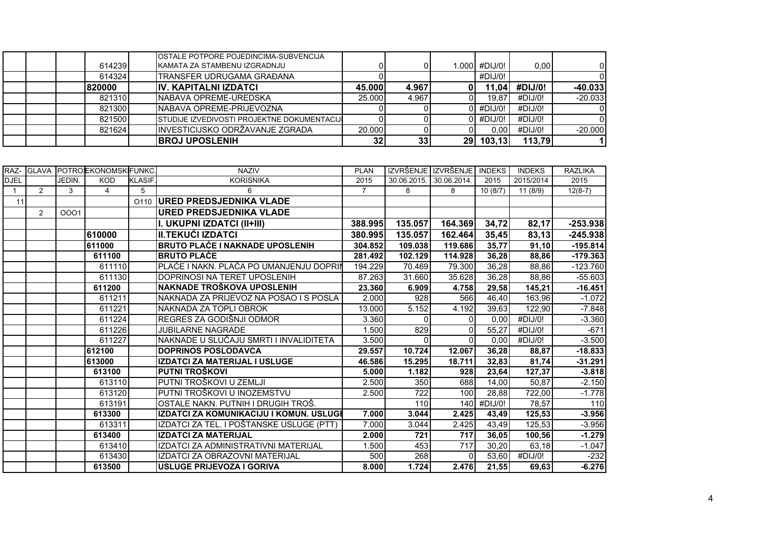|  |  |  |  |  |  |  |  |  |  |  |  |
|---|---|---|---|---|---|---|---|---|---|---|---|
|  |  |  | 614239 |  | OSTALE POTPORE POJEDINCIMA-SUBVENCIJA KAMATA ZA STAMBENU IZGRADNJU | 0 | 0 | 1.000 | #DIJ/0! | 0,00 | 0 |
|  |  |  | 614324 |  | TRANSFER UDRUGAMA GRAĐANA | 0 |  |  | #DIJ/0! |  | 0 |
|  |  |  | **820000** |  | **IV. KAPITALNI IZDATCI** | **45.000** | **4.967** | **0** | **11,04** | **#DIJ/0!** | **-40.033** |
|  |  |  | 821310 |  | NABAVA OPREME-UREDSKA | 25.000 | 4.967 | 0 | 19,87 | #DIJ/0! | -20.033 |
|  |  |  | 821300 |  | NABAVA OPREME-PRIJEVOZNA | 0 | 0 | 0 | #DIJ/0! | #DIJ/0! | 0 |
|  |  |  | 821500 |  | STUDIJE IZVEDIVOSTI PROJEKTNE DOKUMENTACIJ | 0 | 0 | 0 | #DIJ/0! | #DIJ/0! | 0 |
|  |  |  | 821624 |  | INVESTICIJSKO ODRŽAVANJE ZGRADA | 20.000 | 0 | 0 | 0,00 | #DIJ/0! | -20.000 |
|  |  |  |  |  | **BROJ UPOSLENIH** | **32** | **33** | **29** | **103,13** | **113,79** | **1** |

| RAZ-DJEL | GLAVA | POTROŠ. JEDIN. | EKONOMSKI KOD | FUNKC. KLASIF. | NAZIV KORISNIKA | PLAN 2015 | IZVRŠENJE 30.06.2015. | IZVRŠENJE 30.06.2014. | INDEKS 2015 | INDEKS 2015/2014 | RAZLIKA 2015 |
|---|---|---|---|---|---|---|---|---|---|---|---|
| 1 | 2 | 3 | 4 | 5 | 6 | 7 | 8 | 8 | 10 (8/7) | 11 (8/9) | 12(8-7) |
| 11 |  |  |  | O110 | **URED PREDSJEDNIKA VLADE** |  |  |  |  |  |  |
|  | 2 | OOO1 |  |  | **URED PREDSJEDNIKA VLADE** |  |  |  |  |  |  |
|  |  |  |  |  | **I. UKUPNI IZDATCI (II+III)** | **388.995** | **135.057** | **164.369** | **34,72** | **82,17** | **-253.938** |
|  |  |  | **610000** |  | **II.TEKUĆI IZDATCI** | **380.995** | **135.057** | **162.464** | **35,45** | **83,13** | **-245.938** |
|  |  |  | **611000** |  | **BRUTO PLAĆE I NAKNADE UPOSLENIH** | **304.852** | **109.038** | **119.686** | **35,77** | **91,10** | **-195.814** |
|  |  |  | **611100** |  | **BRUTO PLAĆE** | **281.492** | **102.129** | **114.928** | **36,28** | **88,86** | **-179.363** |
|  |  |  | 611110 |  | PLAĆE I NAKN. PLAĆA PO UMANJENJU DOPRIN | 194.229 | 70.469 | 79.300 | 36,28 | 88,86 | -123.760 |
|  |  |  | 611130 |  | DOPRINOSI NA TERET UPOSLENIH | 87.263 | 31.660 | 35.628 | 36,28 | 88,86 | -55.603 |
|  |  |  | **611200** |  | **NAKNADE TROŠKOVA UPOSLENIH** | **23.360** | **6.909** | **4.758** | **29,58** | **145,21** | **-16.451** |
|  |  |  | 611211 |  | NAKNADA ZA PRIJEVOZ NA POSAO I S POSLA | 2.000 | 928 | 566 | 46,40 | 163,96 | -1.072 |
|  |  |  | 611221 |  | NAKNADA ZA TOPLI OBROK | 13.000 | 5.152 | 4.192 | 39,63 | 122,90 | -7.848 |
|  |  |  | 611224 |  | REGRES ZA GODIŠNJI ODMOR | 3.360 | 0 | 0 | 0,00 | #DIJ/0! | -3.360 |
|  |  |  | 611226 |  | JUBILARNE NAGRADE | 1.500 | 829 | 0 | 55,27 | #DIJ/0! | -671 |
|  |  |  | 611227 |  | NAKNADE U SLUČAJU SMRTI I INVALIDITETA | 3.500 | 0 | 0 | 0,00 | #DIJ/0! | -3.500 |
|  |  |  | **612100** |  | **DOPRINOS POSLODAVCA** | **29.557** | **10.724** | **12.067** | **36,28** | **88,87** | **-18.833** |
|  |  |  | **613000** |  | **IZDATCI ZA MATERIJAL I USLUGE** | **46.586** | **15.295** | **18.711** | **32,83** | **81,74** | **-31.291** |
|  |  |  | **613100** |  | **PUTNI TROŠKOVI** | **5.000** | **1.182** | **928** | **23,64** | **127,37** | **-3.818** |
|  |  |  | 613110 |  | PUTNI TROŠKOVI U ZEMLJI | 2.500 | 350 | 688 | 14,00 | 50,87 | -2.150 |
|  |  |  | 613120 |  | PUTNI TROŠKOVI U INOZEMSTVU | 2.500 | 722 | 100 | 28,88 | 722,00 | -1.778 |
|  |  |  | 613191 |  | OSTALE NAKN. PUTNIH I DRUGIH TROŠ. |  | 110 | 140 | #DIJ/0! | 78,57 | 110 |
|  |  |  | **613300** |  | **IZDATCI ZA KOMUNIKACIJU I KOMUN. USLUGE** | **7.000** | **3.044** | **2.425** | **43,49** | **125,53** | **-3.956** |
|  |  |  | 613311 |  | IZDATCI ZA TEL. I POŠTANSKE USLUGE (PTT) | 7.000 | 3.044 | 2.425 | 43,49 | 125,53 | -3.956 |
|  |  |  | **613400** |  | **IZDATCI ZA MATERIJAL** | **2.000** | **721** | **717** | **36,05** | **100,56** | **-1.279** |
|  |  |  | 613410 |  | IZDATCI ZA ADMINISTRATIVNI MATERIJAL | 1.500 | 453 | 717 | 30,20 | 63,18 | -1.047 |
|  |  |  | 613430 |  | IZDATCI ZA OBRAZOVNI MATERIJAL | 500 | 268 | 0 | 53,60 | #DIJ/0! | -232 |
|  |  |  | **613500** |  | **USLUGE PRIJEVOZA I GORIVA** | **8.000** | **1.724** | **2.476** | **21,55** | **69,63** | **-6.276** |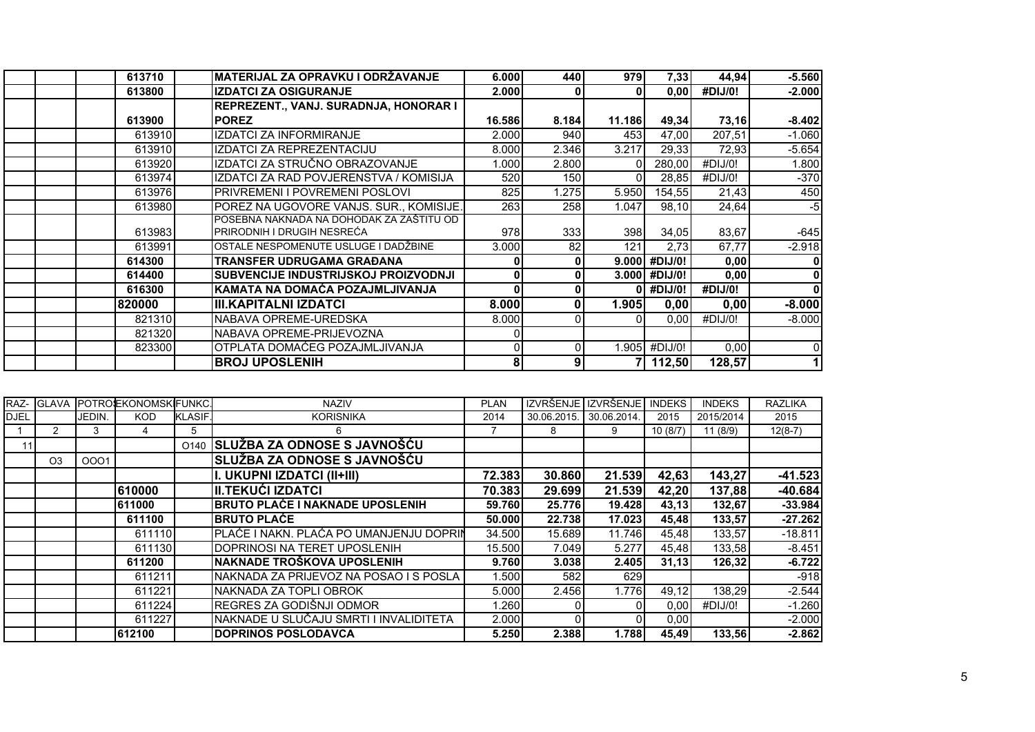| | | | 613710 | | MATERIJAL ZA OPRAVKU I ODRŽAVANJE | 6.000 | 440 | 979 | 7,33 | 44,94 | -5.560 |
|---|---|---|---|---|---|---|---|---|---|---|---|
| | | | 613800 | | IZDATCI ZA OSIGURANJE | 2.000 | 0 | 0 | 0,00 | #DIJ/0! | -2.000 |
| | | | 613900 | | REPREZENT., VANJ. SURADNJA, HONORAR I POREZ | 16.586 | 8.184 | 11.186 | 49,34 | 73,16 | -8.402 |
| | | | 613910 | | IZDATCI ZA INFORMIRANJE | 2.000 | 940 | 453 | 47,00 | 207,51 | -1.060 |
| | | | 613910 | | IZDATCI ZA REPREZENTACIJU | 8.000 | 2.346 | 3.217 | 29,33 | 72,93 | -5.654 |
| | | | 613920 | | IZDATCI ZA STRUČNO OBRAZOVANJE | 1.000 | 2.800 | 0 | 280,00 | #DIJ/0! | 1.800 |
| | | | 613974 | | IZDATCI ZA RAD POVJERENSTVA / KOMISIJA | 520 | 150 | 0 | 28,85 | #DIJ/0! | -370 |
| | | | 613976 | | PRIVREMENI I POVREMENI POSLOVI | 825 | 1.275 | 5.950 | 154,55 | 21,43 | 450 |
| | | | 613980 | | POREZ NA UGOVORE VANJS. SUR., KOMISIJE. | 263 | 258 | 1.047 | 98,10 | 24,64 | -5 |
| | | | 613983 | | POSEBNA NAKNADA NA DOHODAK ZA ZAŠTITU OD PRIRODNIH I DRUGIH NESREĆA | 978 | 333 | 398 | 34,05 | 83,67 | -645 |
| | | | 613991 | | OSTALE NESPOMENUTE USLUGE I DADŽBINE | 3.000 | 82 | 121 | 2,73 | 67,77 | -2.918 |
| | | | 614300 | | TRANSFER UDRUGAMA GRAĐANA | 0 | 0 | 9.000 | #DIJ/0! | 0,00 | 0 |
| | | | 614400 | | SUBVENCIJE INDUSTRIJSKOJ PROIZVODNJI | 0 | 0 | 3.000 | #DIJ/0! | 0,00 | 0 |
| | | | 616300 | | KAMATA NA DOMAĆA POZAJMLJIVANJA | 0 | 0 | 0 | #DIJ/0! | #DIJ/0! | 0 |
| | | | 820000 | | III.KAPITALNI IZDATCI | 8.000 | 0 | 1.905 | 0,00 | 0,00 | -8.000 |
| | | | 821310 | | NABAVA OPREME-UREDSKA | 8.000 | 0 | 0 | 0,00 | #DIJ/0! | -8.000 |
| | | | 821320 | | NABAVA OPREME-PRIJEVOZNA | 0 | | | | | |
| | | | 823300 | | OTPLATA DOMAĆEG POZAJMLJIVANJA | 0 | 0 | 1.905 | #DIJ/0! | 0,00 | 0 |
| | | | | | BROJ UPOSLENIH | 8 | 9 | 7 | 112,50 | 128,57 | 1 |

| RAZ-DJEL | GLAVA | POTROŠ. JEDIN. | EKONOMSKI KOD | FUNKC. KLASIF. | NAZIV KORISNIKA | PLAN 2014 | IZVRŠENJE 30.06.2015. | IZVRŠENJE 30.06.2014. | INDEKS 2015 | INDEKS 2015/2014 | RAZLIKA 2015 |
|---|---|---|---|---|---|---|---|---|---|---|---|
| 1 | 2 | 3 | 4 | 5 | 6 | 7 | 8 | 9 | 10 (8/7) | 11 (8/9) | 12(8-7) |
| 11 | | | | O140 | SLUŽBA ZA ODNOSE S JAVNOŠĆU | | | | | | |
| | O3 | OOO1 | | | SLUŽBA ZA ODNOSE S JAVNOŠĆU | | | | | | |
| | | | | | I. UKUPNI IZDATCI (II+III) | 72.383 | 30.860 | 21.539 | 42,63 | 143,27 | -41.523 |
| | | | 610000 | | II.TEKUĆI IZDATCI | 70.383 | 29.699 | 21.539 | 42,20 | 137,88 | -40.684 |
| | | | 611000 | | BRUTO PLAĆE I NAKNADE UPOSLENIH | 59.760 | 25.776 | 19.428 | 43,13 | 132,67 | -33.984 |
| | | | 611100 | | BRUTO PLAĆE | 50.000 | 22.738 | 17.023 | 45,48 | 133,57 | -27.262 |
| | | | 611110 | | PLAĆE I NAKN. PLAĆA PO UMANJENJU DOPRIN | 34.500 | 15.689 | 11.746 | 45,48 | 133,57 | -18.811 |
| | | | 611130 | | DOPRINOSI NA TERET UPOSLENIH | 15.500 | 7.049 | 5.277 | 45,48 | 133,58 | -8.451 |
| | | | 611200 | | NAKNADE TROŠKOVA UPOSLENIH | 9.760 | 3.038 | 2.405 | 31,13 | 126,32 | -6.722 |
| | | | 611211 | | NAKNADA ZA PRIJEVOZ NA POSAO I S POSLA | 1.500 | 582 | 629 | | | -918 |
| | | | 611221 | | NAKNADA ZA TOPLI OBROK | 5.000 | 2.456 | 1.776 | 49,12 | 138,29 | -2.544 |
| | | | 611224 | | REGRES ZA GODIŠNJI ODMOR | 1.260 | 0 | 0 | 0,00 | #DIJ/0! | -1.260 |
| | | | 611227 | | NAKNADE U SLUČAJU SMRTI I INVALIDITETA | 2.000 | 0 | 0 | 0,00 | | -2.000 |
| | | | 612100 | | DOPRINOS POSLODAVCA | 5.250 | 2.388 | 1.788 | 45,49 | 133,56 | -2.862 |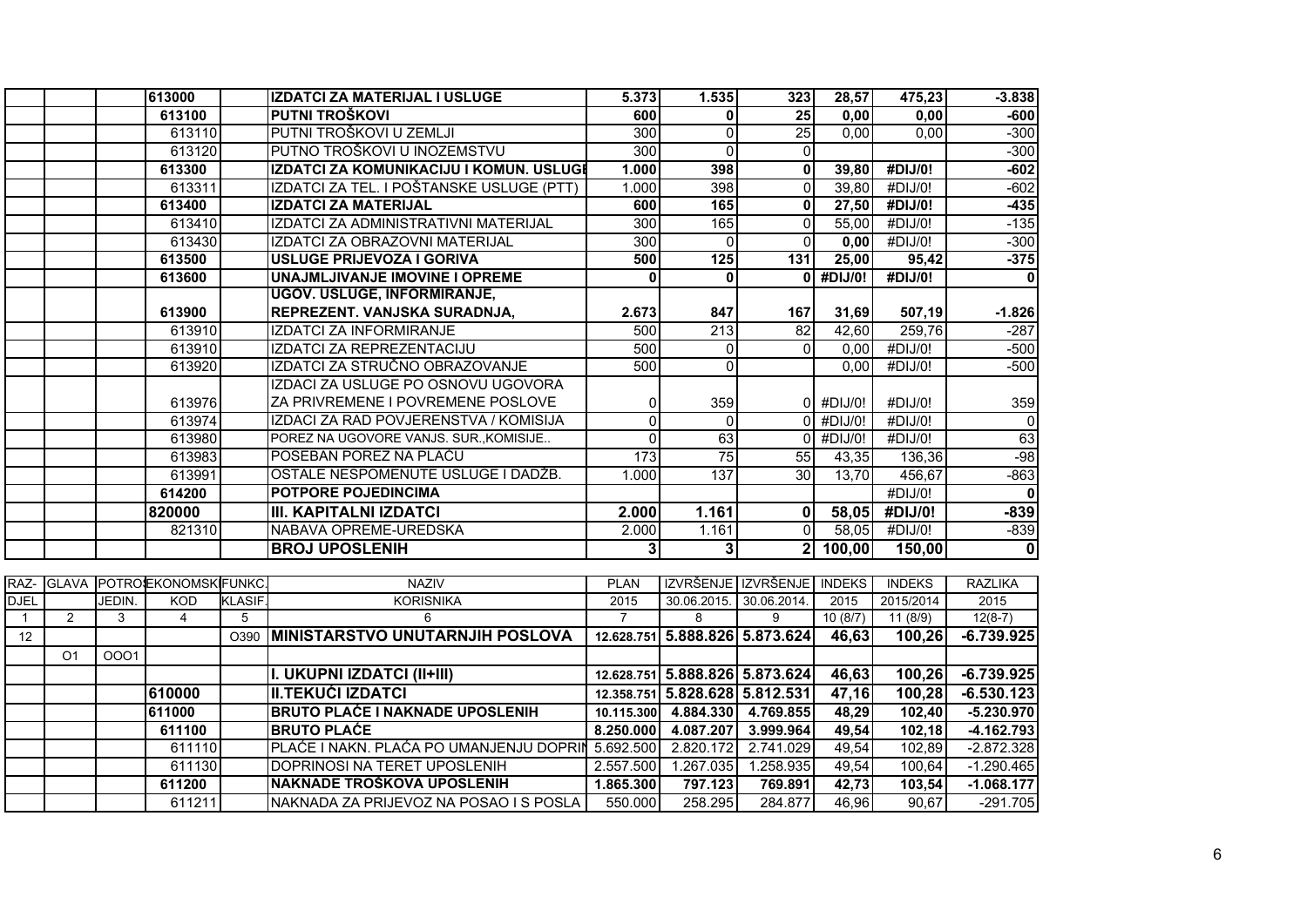|  |  |  | 613000 |  | IZDATCI ZA MATERIJAL I USLUGE | 5.373 | 1.535 | 323 | 28,57 | 475,23 | -3.838 |
|---|---|---|---|---|---|---|---|---|---|---|---|
|  |  |  | 613100 |  | PUTNI TROŠKOVI | 600 | 0 | 25 | 0,00 | 0,00 | -600 |
|  |  |  | 613110 |  | PUTNI TROŠKOVI U ZEMLJI | 300 | 0 | 25 | 0,00 | 0,00 | -300 |
|  |  |  | 613120 |  | PUTNO TROŠKOVI U INOZEMSTVU | 300 | 0 | 0 |  |  | -300 |
|  |  |  | 613300 |  | IZDATCI ZA KOMUNIKACIJU I KOMUN. USLUGE | 1.000 | 398 | 0 | 39,80 | #DIJ/0! | -602 |
|  |  |  | 613311 |  | IZDATCI ZA TEL. I POŠTANSKE USLUGE (PTT) | 1.000 | 398 | 0 | 39,80 | #DIJ/0! | -602 |
|  |  |  | 613400 |  | IZDATCI ZA MATERIJAL | 600 | 165 | 0 | 27,50 | #DIJ/0! | -435 |
|  |  |  | 613410 |  | IZDATCI ZA ADMINISTRATIVNI MATERIJAL | 300 | 165 | 0 | 55,00 | #DIJ/0! | -135 |
|  |  |  | 613430 |  | IZDATCI ZA OBRAZOVNI MATERIJAL | 300 | 0 | 0 | 0,00 | #DIJ/0! | -300 |
|  |  |  | 613500 |  | USLUGE PRIJEVOZA I GORIVA | 500 | 125 | 131 | 25,00 | 95,42 | -375 |
|  |  |  | 613600 |  | UNAJMLJIVANJE IMOVINE I OPREME | 0 | 0 | 0 | #DIJ/0! | #DIJ/0! | 0 |
|  |  |  | 613900 |  | UGOV. USLUGE, INFORMIRANJE, REPREZENT. VANJSKA SURADNJA, | 2.673 | 847 | 167 | 31,69 | 507,19 | -1.826 |
|  |  |  | 613910 |  | IZDATCI ZA INFORMIRANJE | 500 | 213 | 82 | 42,60 | 259,76 | -287 |
|  |  |  | 613910 |  | IZDATCI ZA REPREZENTACIJU | 500 | 0 | 0 | 0,00 | #DIJ/0! | -500 |
|  |  |  | 613920 |  | IZDATCI ZA STRUČNO OBRAZOVANJE | 500 | 0 |  | 0,00 | #DIJ/0! | -500 |
|  |  |  | 613976 |  | IZDACI ZA USLUGE PO OSNOVU UGOVORA ZA PRIVREMENE I POVREMENE POSLOVE | 0 | 359 | 0 | #DIJ/0! | #DIJ/0! | 359 |
|  |  |  | 613974 |  | IZDACI ZA RAD POVJERENSTVA / KOMISIJA | 0 | 0 | 0 | #DIJ/0! | #DIJ/0! | 0 |
|  |  |  | 613980 |  | POREZ NA UGOVORE VANJS. SUR.,KOMISIJE.. | 0 | 63 | 0 | #DIJ/0! | #DIJ/0! | 63 |
|  |  |  | 613983 |  | POSEBAN POREZ NA PLAĆU | 173 | 75 | 55 | 43,35 | 136,36 | -98 |
|  |  |  | 613991 |  | OSTALE NESPOMENUTE USLUGE I DADŽB. | 1.000 | 137 | 30 | 13,70 | 456,67 | -863 |
|  |  |  | 614200 |  | POTPORE POJEDINCIMA |  |  |  |  | #DIJ/0! | 0 |
|  |  |  | 820000 |  | III. KAPITALNI IZDATCI | 2.000 | 1.161 | 0 | 58,05 | #DIJ/0! | -839 |
|  |  |  | 821310 |  | NABAVA OPREME-UREDSKA | 2.000 | 1.161 | 0 | 58,05 | #DIJ/0! | -839 |
|  |  |  |  |  | BROJ UPOSLENIH | 3 | 3 | 2 | 100,00 | 150,00 | 0 |

| RAZ-DJEL | GLAVA | POTROŠ. JEDIN. | EKONOMSKI KOD | FUNKC. KLASIF. | NAZIV KORISNIKA | PLAN 2015 | IZVRŠENJE 30.06.2015. | IZVRŠENJE 30.06.2014. | INDEKS 2015 | INDEKS 2015/2014 | RAZLIKA 2015 |
|---|---|---|---|---|---|---|---|---|---|---|---|
| 1 | 2 | 3 | 4 | 5 | 6 | 7 | 8 | 9 | 10 (8/7) | 11 (8/9) | 12(8-7) |
| 12 |  |  |  | O390 | MINISTARSTVO UNUTARNJIH POSLOVA | 12.628.751 | 5.888.826 | 5.873.624 | 46,63 | 100,26 | -6.739.925 |
|  | O1 | OOO1 |  |  |  |  |  |  |  |  |  |
|  |  |  |  |  | I. UKUPNI IZDATCI (II+III) | 12.628.751 | 5.888.826 | 5.873.624 | 46,63 | 100,26 | -6.739.925 |
|  |  |  | 610000 |  | II.TEKUĆI IZDATCI | 12.358.751 | 5.828.628 | 5.812.531 | 47,16 | 100,28 | -6.530.123 |
|  |  |  | 611000 |  | BRUTO PLAĆE I NAKNADE UPOSLENIH | 10.115.300 | 4.884.330 | 4.769.855 | 48,29 | 102,40 | -5.230.970 |
|  |  |  | 611100 |  | BRUTO PLAĆE | 8.250.000 | 4.087.207 | 3.999.964 | 49,54 | 102,18 | -4.162.793 |
|  |  |  | 611110 |  | PLAĆE I NAKN. PLAĆA PO UMANJENJU DOPRIN | 5.692.500 | 2.820.172 | 2.741.029 | 49,54 | 102,89 | -2.872.328 |
|  |  |  | 611130 |  | DOPRINOSI NA TERET UPOSLENIH | 2.557.500 | 1.267.035 | 1.258.935 | 49,54 | 100,64 | -1.290.465 |
|  |  |  | 611200 |  | NAKNADE TROŠKOVA UPOSLENIH | 1.865.300 | 797.123 | 769.891 | 42,73 | 103,54 | -1.068.177 |
|  |  |  | 611211 |  | NAKNADA ZA PRIJEVOZ NA POSAO I S POSLA | 550.000 | 258.295 | 284.877 | 46,96 | 90,67 | -291.705 |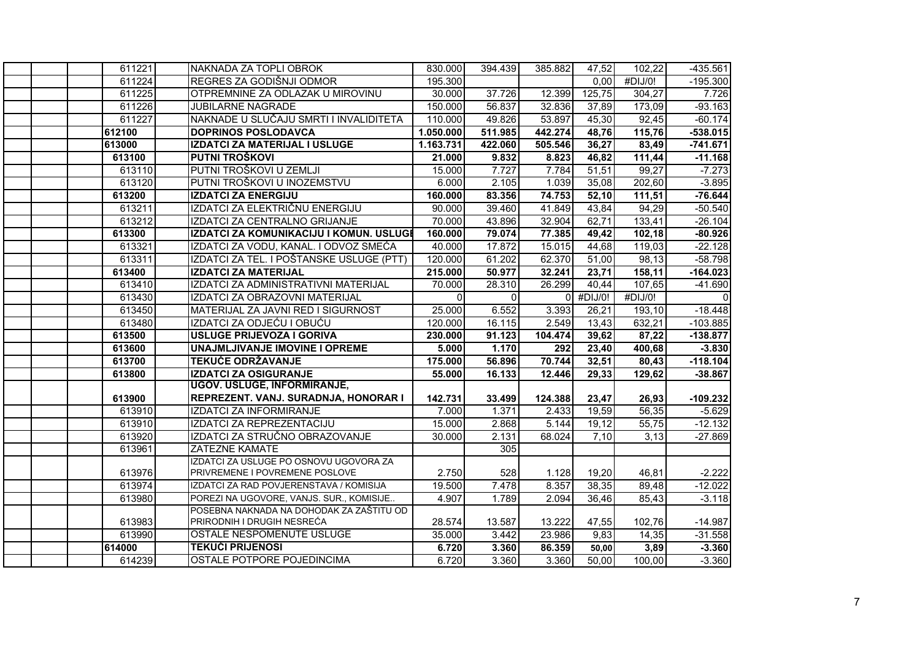| | | | | | | | | | |
|---|---|---|---|---|---|---|---|---|---|
| | | 611221 | NAKNADA ZA TOPLI OBROK | 830.000 | 394.439 | 385.882 | 47,52 | 102,22 | -435.561 |
| | | 611224 | REGRES ZA GODIŠNJI ODMOR | 195.300 | | | 0,00 | #DIJ/0! | -195.300 |
| | | 611225 | OTPREMNINE ZA ODLAZAK U MIROVINU | 30.000 | 37.726 | 12.399 | 125,75 | 304,27 | 7.726 |
| | | 611226 | JUBILARNE NAGRADE | 150.000 | 56.837 | 32.836 | 37,89 | 173,09 | -93.163 |
| | | 611227 | NAKNADE U SLUČAJU SMRTI I INVALIDITETA | 110.000 | 49.826 | 53.897 | 45,30 | 92,45 | -60.174 |
| | | **612100** | **DOPRINOS POSLODAVCA** | **1.050.000** | **511.985** | **442.274** | **48,76** | **115,76** | **-538.015** |
| | | **613000** | **IZDATCI ZA MATERIJAL I USLUGE** | **1.163.731** | **422.060** | **505.546** | **36,27** | **83,49** | **-741.671** |
| | | **613100** | **PUTNI TROŠKOVI** | **21.000** | **9.832** | **8.823** | **46,82** | **111,44** | **-11.168** |
| | | 613110 | PUTNI TROŠKOVI U ZEMLJI | 15.000 | 7.727 | 7.784 | 51,51 | 99,27 | -7.273 |
| | | 613120 | PUTNI TROŠKOVI U INOZEMSTVU | 6.000 | 2.105 | 1.039 | 35,08 | 202,60 | -3.895 |
| | | **613200** | **IZDATCI ZA ENERGIJU** | **160.000** | **83.356** | **74.753** | **52,10** | **111,51** | **-76.644** |
| | | 613211 | IZDATCI ZA ELEKTRIČNU ENERGIJU | 90.000 | 39.460 | 41.849 | 43,84 | 94,29 | -50.540 |
| | | 613212 | IZDATCI ZA CENTRALNO GRIJANJE | 70.000 | 43.896 | 32.904 | 62,71 | 133,41 | -26.104 |
| | | **613300** | **IZDATCI ZA KOMUNIKACIJU I KOMUN. USLUGE** | **160.000** | **79.074** | **77.385** | **49,42** | **102,18** | **-80.926** |
| | | 613321 | IZDATCI ZA VODU, KANAL. I ODVOZ SMEĆA | 40.000 | 17.872 | 15.015 | 44,68 | 119,03 | -22.128 |
| | | 613311 | IZDATCI ZA TEL. I POŠTANSKE USLUGE (PTT) | 120.000 | 61.202 | 62.370 | 51,00 | 98,13 | -58.798 |
| | | **613400** | **IZDATCI ZA MATERIJAL** | **215.000** | **50.977** | **32.241** | **23,71** | **158,11** | **-164.023** |
| | | 613410 | IZDATCI ZA ADMINISTRATIVNI MATERIJAL | 70.000 | 28.310 | 26.299 | 40,44 | 107,65 | -41.690 |
| | | 613430 | IZDATCI ZA OBRAZOVNI MATERIJAL | 0 | 0 | 0 | #DIJ/0! | #DIJ/0! | 0 |
| | | 613450 | MATERIJAL ZA JAVNI RED I SIGURNOST | 25.000 | 6.552 | 3.393 | 26,21 | 193,10 | -18.448 |
| | | 613480 | IZDATCI ZA ODJEĆU I OBUĆU | 120.000 | 16.115 | 2.549 | 13,43 | 632,21 | -103.885 |
| | | **613500** | **USLUGE PRIJEVOZA I GORIVA** | **230.000** | **91.123** | **104.474** | **39,62** | **87,22** | **-138.877** |
| | | **613600** | **UNAJMLJIVANJE IMOVINE I OPREME** | **5.000** | **1.170** | **292** | **23,40** | **400,68** | **-3.830** |
| | | **613700** | **TEKUĆE ODRŽAVANJE** | **175.000** | **56.896** | **70.744** | **32,51** | **80,43** | **-118.104** |
| | | **613800** | **IZDATCI ZA OSIGURANJE** | **55.000** | **16.133** | **12.446** | **29,33** | **129,62** | **-38.867** |
| | | **613900** | **UGOV. USLUGE, INFORMIRANJE, REPREZENT. VANJ. SURADNJA, HONORAR I** | **142.731** | **33.499** | **124.388** | **23,47** | **26,93** | **-109.232** |
| | | 613910 | IZDATCI ZA INFORMIRANJE | 7.000 | 1.371 | 2.433 | 19,59 | 56,35 | -5.629 |
| | | 613910 | IZDATCI ZA REPREZENTACIJU | 15.000 | 2.868 | 5.144 | 19,12 | 55,75 | -12.132 |
| | | 613920 | IZDATCI ZA STRUČNO OBRAZOVANJE | 30.000 | 2.131 | 68.024 | 7,10 | 3,13 | -27.869 |
| | | 613961 | ZATEZNE KAMATE | | 305 | | | | |
| | | 613976 | IZDATCI ZA USLUGE PO OSNOVU UGOVORA ZA PRIVREMENE I POVREMENE POSLOVE | 2.750 | 528 | 1.128 | 19,20 | 46,81 | -2.222 |
| | | 613974 | IZDATCI ZA RAD POVJERENSTAVA / KOMISIJA | 19.500 | 7.478 | 8.357 | 38,35 | 89,48 | -12.022 |
| | | 613980 | POREZI NA UGOVORE, VANJS. SUR., KOMISIJE.. | 4.907 | 1.789 | 2.094 | 36,46 | 85,43 | -3.118 |
| | | 613983 | POSEBNA NAKNADA NA DOHODAK ZA ZAŠTITU OD PRIRODNIH I DRUGIH NESREĆA | 28.574 | 13.587 | 13.222 | 47,55 | 102,76 | -14.987 |
| | | 613990 | OSTALE NESPOMENUTE USLUGE | 35.000 | 3.442 | 23.986 | 9,83 | 14,35 | -31.558 |
| | | **614000** | **TEKUĆI PRIJENOSI** | **6.720** | **3.360** | **86.359** | **50,00** | **3,89** | **-3.360** |
| | | 614239 | OSTALE POTPORE POJEDINCIMA | 6.720 | 3.360 | 3.360 | 50,00 | 100,00 | -3.360 |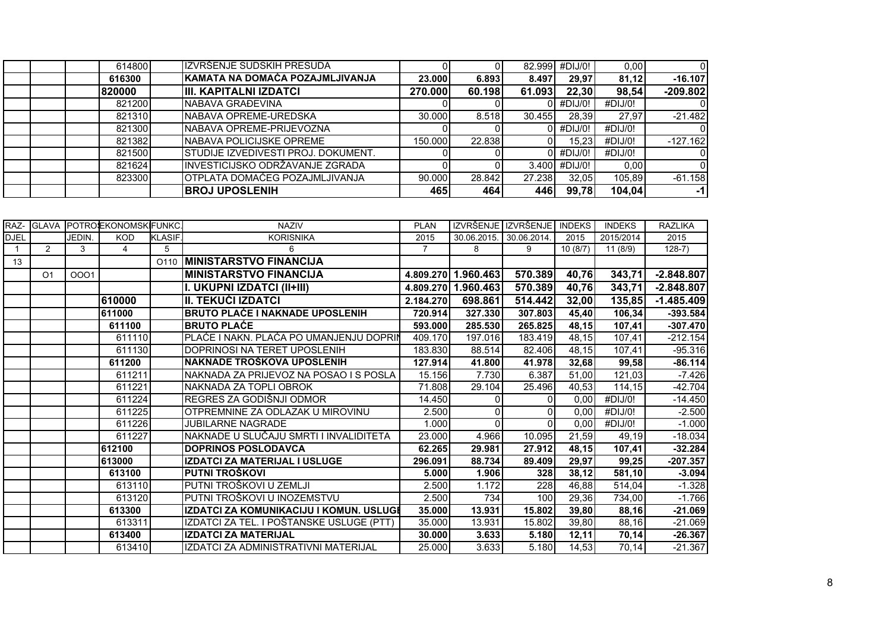|  |  |  |  |  |  |  |  |  |  |  |  |
|---|---|---|---|---|---|---|---|---|---|---|---|
|  |  |  | 614800 |  | IZVRŠENJE SUDSKIH PRESUDA | 0 | 0 | 82.999 | #DIJ/0! | 0,00 | 0 |
|  |  |  | **616300** |  | **KAMATA NA DOMAĆA POZAJMLJIVANJA** | **23.000** | **6.893** | **8.497** | **29,97** | **81,12** | **-16.107** |
|  |  |  | **820000** |  | **III. KAPITALNI IZDATCI** | **270.000** | **60.198** | **61.093** | **22,30** | **98,54** | **-209.802** |
|  |  |  | 821200 |  | NABAVA GRAĐEVINA | 0 | 0 | 0 | #DIJ/0! | #DIJ/0! | 0 |
|  |  |  | 821310 |  | NABAVA OPREME-UREDSKA | 30.000 | 8.518 | 30.455 | 28,39 | 27,97 | -21.482 |
|  |  |  | 821300 |  | NABAVA OPREME-PRIJEVOZNA | 0 | 0 | 0 | #DIJ/0! | #DIJ/0! | 0 |
|  |  |  | 821382 |  | NABAVA POLICIJSKE OPREME | 150.000 | 22.838 | 0 | 15,23 | #DIJ/0! | -127.162 |
|  |  |  | 821500 |  | STUDIJE IZVEDIVESTI PROJ. DOKUMENT. | 0 | 0 | 0 | #DIJ/0! | #DIJ/0! | 0 |
|  |  |  | 821624 |  | INVESTICIJSKO ODRŽAVANJE ZGRADA | 0 | 0 | 3.400 | #DIJ/0! | 0,00 | 0 |
|  |  |  | 823300 |  | OTPLATA DOMAĆEG POZAJMLJIVANJA | 90.000 | 28.842 | 27.238 | 32,05 | 105,89 | -61.158 |
|  |  |  |  |  | **BROJ UPOSLENIH** | **465** | **464** | **446** | **99,78** | **104,04** | **-1** |

| RAZ-DJEL | GLAVA | POTROŠ. JEDIN. | EKONOMSKI KOD | FUNKC. KLASIF. | NAZIV KORISNIKA | PLAN 2015 | IZVRŠENJE 30.06.2015. | IZVRŠENJE 30.06.2014. | INDEKS 2015 | INDEKS 2015/2014 | RAZLIKA 2015 |
|---|---|---|---|---|---|---|---|---|---|---|---|
| 1 | 2 | 3 | 4 | 5 | 6 | 7 | 8 | 9 | 10 (8/7) | 11 (8/9) | 128-7) |
| 13 |  |  |  | O110 | **MINISTARSTVO FINANCIJA** |  |  |  |  |  |  |
|  | O1 | OOO1 |  |  | **MINISTARSTVO FINANCIJA** | **4.809.270** | **1.960.463** | **570.389** | **40,76** | **343,71** | **-2.848.807** |
|  |  |  |  |  | **I. UKUPNI IZDATCI (II+III)** | **4.809.270** | **1.960.463** | **570.389** | **40,76** | **343,71** | **-2.848.807** |
|  |  |  | **610000** |  | **II. TEKUĆI IZDATCI** | **2.184.270** | **698.861** | **514.442** | **32,00** | **135,85** | **-1.485.409** |
|  |  |  | **611000** |  | **BRUTO PLAĆE I NAKNADE UPOSLENIH** | **720.914** | **327.330** | **307.803** | **45,40** | **106,34** | **-393.584** |
|  |  |  | **611100** |  | **BRUTO PLAĆE** | **593.000** | **285.530** | **265.825** | **48,15** | **107,41** | **-307.470** |
|  |  |  | 611110 |  | PLAĆE I NAKN. PLAĆA PO UMANJENJU DOPRIN | 409.170 | 197.016 | 183.419 | 48,15 | 107,41 | -212.154 |
|  |  |  | 611130 |  | DOPRINOSI NA TERET UPOSLENIH | 183.830 | 88.514 | 82.406 | 48,15 | 107,41 | -95.316 |
|  |  |  | **611200** |  | **NAKNADE TROŠKOVA UPOSLENIH** | **127.914** | **41.800** | **41.978** | **32,68** | **99,58** | **-86.114** |
|  |  |  | 611211 |  | NAKNADA ZA PRIJEVOZ NA POSAO I S POSLA | 15.156 | 7.730 | 6.387 | 51,00 | 121,03 | -7.426 |
|  |  |  | 611221 |  | NAKNADA ZA TOPLI OBROK | 71.808 | 29.104 | 25.496 | 40,53 | 114,15 | -42.704 |
|  |  |  | 611224 |  | REGRES ZA GODIŠNJI ODMOR | 14.450 | 0 | 0 | 0,00 | #DIJ/0! | -14.450 |
|  |  |  | 611225 |  | OTPREMNINE ZA ODLAZAK U MIROVINU | 2.500 | 0 | 0 | 0,00 | #DIJ/0! | -2.500 |
|  |  |  | 611226 |  | JUBILARNE NAGRADE | 1.000 | 0 | 0 | 0,00 | #DIJ/0! | -1.000 |
|  |  |  | 611227 |  | NAKNADE U SLUČAJU SMRTI I INVALIDITETA | 23.000 | 4.966 | 10.095 | 21,59 | 49,19 | -18.034 |
|  |  |  | **612100** |  | **DOPRINOS POSLODAVCA** | **62.265** | **29.981** | **27.912** | **48,15** | **107,41** | **-32.284** |
|  |  |  | **613000** |  | **IZDATCI ZA MATERIJAL I USLUGE** | **296.091** | **88.734** | **89.409** | **29,97** | **99,25** | **-207.357** |
|  |  |  | **613100** |  | **PUTNI TROŠKOVI** | **5.000** | **1.906** | **328** | **38,12** | **581,10** | **-3.094** |
|  |  |  | 613110 |  | PUTNI TROŠKOVI U ZEMLJI | 2.500 | 1.172 | 228 | 46,88 | 514,04 | -1.328 |
|  |  |  | 613120 |  | PUTNI TROŠKOVI U INOZEMSTVU | 2.500 | 734 | 100 | 29,36 | 734,00 | -1.766 |
|  |  |  | **613300** |  | **IZDATCI ZA KOMUNIKACIJU I KOMUN. USLUGE** | **35.000** | **13.931** | **15.802** | **39,80** | **88,16** | **-21.069** |
|  |  |  | 613311 |  | IZDATCI ZA TEL. I POŠTANSKE USLUGE (PTT) | 35.000 | 13.931 | 15.802 | 39,80 | 88,16 | -21.069 |
|  |  |  | **613400** |  | **IZDATCI ZA MATERIJAL** | **30.000** | **3.633** | **5.180** | **12,11** | **70,14** | **-26.367** |
|  |  |  | 613410 |  | IZDATCI ZA ADMINISTRATIVNI MATERIJAL | 25.000 | 3.633 | 5.180 | 14,53 | 70,14 | -21.367 |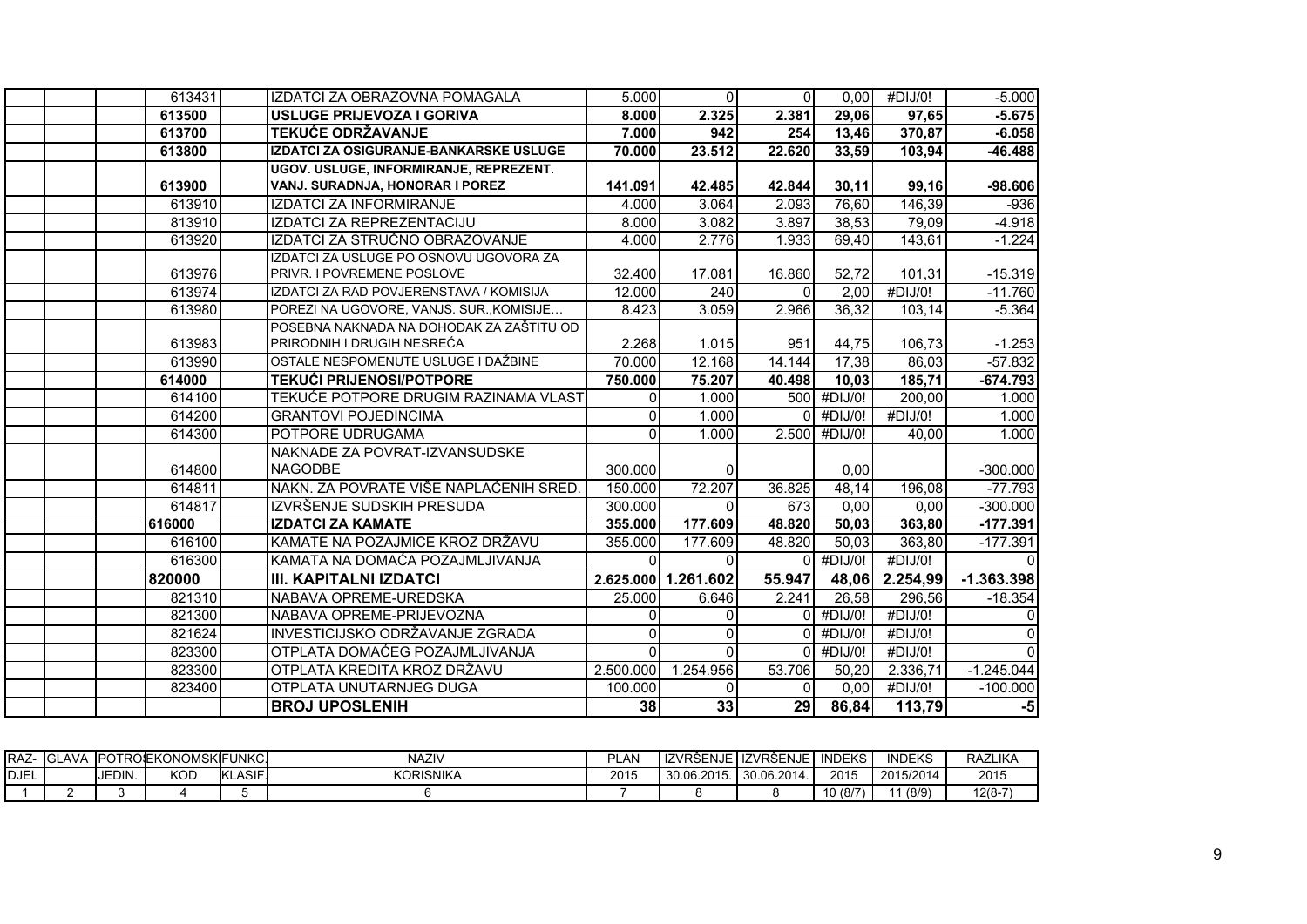| RAZDJEL | GLAVA | POTROŠ. JEDIN. | EKONOMSKI KOD | FUNKC. KLASIF. | NAZIV KORISNIKA | PLAN 2015 | IZVRŠENJE 30.06.2015. | IZVRŠENJE 30.06.2014. | INDEKS 2015 | INDEKS 2015/2014 | RAZLIKA 2015 |
|---|---|---|---|---|---|---|---|---|---|---|---|
| 1 | 2 | 3 | 4 | 5 | 6 | 7 | 8 | 8 | 10 (8/7) | 11 (8/9) | 12(8-7) |
| | | | 613431 | | IZDATCI ZA OBRAZOVNA POMAGALA | 5.000 | 0 | 0 | 0,00 | #DIJ/0! | -5.000 |
| | | | **613500** | | **USLUGE PRIJEVOZA I GORIVA** | **8.000** | **2.325** | **2.381** | **29,06** | **97,65** | **-5.675** |
| | | | **613700** | | **TEKUĆE ODRŽAVANJE** | **7.000** | **942** | **254** | **13,46** | **370,87** | **-6.058** |
| | | | **613800** | | **IZDATCI ZA OSIGURANJE-BANKARSKE USLUGE** | **70.000** | **23.512** | **22.620** | **33,59** | **103,94** | **-46.488** |
| | | | **613900** | | **UGOV. USLUGE, INFORMIRANJE, REPREZENT. VANJ. SURADNJA, HONORAR I POREZ** | **141.091** | **42.485** | **42.844** | **30,11** | **99,16** | **-98.606** |
| | | | 613910 | | IZDATCI ZA INFORMIRANJE | 4.000 | 3.064 | 2.093 | 76,60 | 146,39 | -936 |
| | | | 813910 | | IZDATCI ZA REPREZENTACIJU | 8.000 | 3.082 | 3.897 | 38,53 | 79,09 | -4.918 |
| | | | 613920 | | IZDATCI ZA STRUČNO OBRAZOVANJE | 4.000 | 2.776 | 1.933 | 69,40 | 143,61 | -1.224 |
| | | | 613976 | | IZDATCI ZA USLUGE PO OSNOVU UGOVORA ZA PRIVR. I POVREMENE POSLOVE | 32.400 | 17.081 | 16.860 | 52,72 | 101,31 | -15.319 |
| | | | 613974 | | IZDATCI ZA RAD POVJERENSTAVA / KOMISIJA | 12.000 | 240 | 0 | 2,00 | #DIJ/0! | -11.760 |
| | | | 613980 | | POREZI NA UGOVORE, VANJS. SUR.,KOMISIJE… | 8.423 | 3.059 | 2.966 | 36,32 | 103,14 | -5.364 |
| | | | 613983 | | POSEBNA NAKNADA NA DOHODAK ZA ZAŠTITU OD PRIRODNIH I DRUGIH NESREĆA | 2.268 | 1.015 | 951 | 44,75 | 106,73 | -1.253 |
| | | | 613990 | | OSTALE NESPOMENUTE USLUGE I DAŽBINE | 70.000 | 12.168 | 14.144 | 17,38 | 86,03 | -57.832 |
| | | | **614000** | | **TEKUĆI PRIJENOSI/POTPORE** | **750.000** | **75.207** | **40.498** | **10,03** | **185,71** | **-674.793** |
| | | | 614100 | | TEKUĆE POTPORE DRUGIM RAZINAMA VLAST | 0 | 1.000 | 500 | #DIJ/0! | 200,00 | 1.000 |
| | | | 614200 | | GRANTOVI POJEDINCIMA | 0 | 1.000 | 0 | #DIJ/0! | #DIJ/0! | 1.000 |
| | | | 614300 | | POTPORE UDRUGAMA | 0 | 1.000 | 2.500 | #DIJ/0! | 40,00 | 1.000 |
| | | | 614800 | | NAKNADE ZA POVRAT-IZVANSUDSKE NAGODBE | 300.000 | 0 | | 0,00 | | -300.000 |
| | | | 614811 | | NAKN. ZA POVRATE VIŠE NAPLAĆENIH SRED. | 150.000 | 72.207 | 36.825 | 48,14 | 196,08 | -77.793 |
| | | | 614817 | | IZVRŠENJE SUDSKIH PRESUDA | 300.000 | 0 | 673 | 0,00 | 0,00 | -300.000 |
| | | | **616000** | | **IZDATCI ZA KAMATE** | **355.000** | **177.609** | **48.820** | **50,03** | **363,80** | **-177.391** |
| | | | 616100 | | KAMATE NA POZAJMICE KROZ DRŽAVU | 355.000 | 177.609 | 48.820 | 50,03 | 363,80 | -177.391 |
| | | | 616300 | | KAMATA NA DOMAĆA POZAJMLJIVANJA | 0 | 0 | 0 | #DIJ/0! | #DIJ/0! | 0 |
| | | | **820000** | | **III. KAPITALNI IZDATCI** | **2.625.000** | **1.261.602** | **55.947** | **48,06** | **2.254,99** | **-1.363.398** |
| | | | 821310 | | NABAVA OPREME-UREDSKA | 25.000 | 6.646 | 2.241 | 26,58 | 296,56 | -18.354 |
| | | | 821300 | | NABAVA OPREME-PRIJEVOZNA | 0 | 0 | 0 | #DIJ/0! | #DIJ/0! | 0 |
| | | | 821624 | | INVESTICIJSKO ODRŽAVANJE ZGRADA | 0 | 0 | 0 | #DIJ/0! | #DIJ/0! | 0 |
| | | | 823300 | | OTPLATA DOMAĆEG POZAJMLJIVANJA | 0 | 0 | 0 | #DIJ/0! | #DIJ/0! | 0 |
| | | | 823300 | | OTPLATA KREDITA KROZ DRŽAVU | 2.500.000 | 1.254.956 | 53.706 | 50,20 | 2.336,71 | -1.245.044 |
| | | | 823400 | | OTPLATA UNUTARNJEG DUGA | 100.000 | 0 | 0 | 0,00 | #DIJ/0! | -100.000 |
| | | | | | **BROJ UPOSLENIH** | **38** | **33** | **29** | **86,84** | **113,79** | **-5** |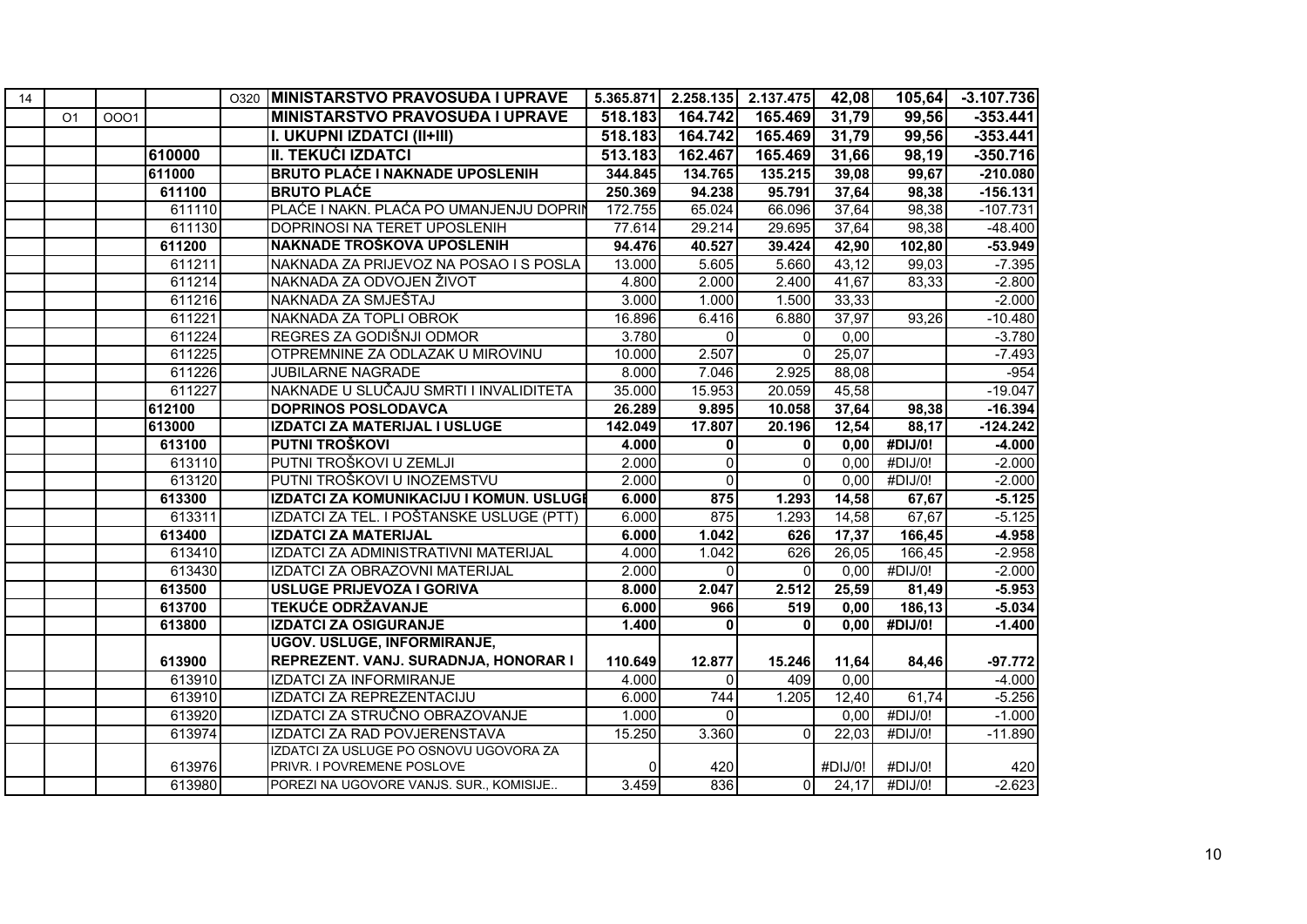| | | | | | | | | | | | |
|---|---|---|---|---|---|---|---|---|---|---|---|
| 14 | | | | O320 | **MINISTARSTVO PRAVOSUĐA I UPRAVE** | **5.365.871** | **2.258.135** | **2.137.475** | **42,08** | **105,64** | **-3.107.736** |
| | O1 | OOO1 | | | **MINISTARSTVO PRAVOSUĐA I UPRAVE** | **518.183** | **164.742** | **165.469** | **31,79** | **99,56** | **-353.441** |
| | | | | | **I. UKUPNI IZDATCI (II+III)** | **518.183** | **164.742** | **165.469** | **31,79** | **99,56** | **-353.441** |
| | | | **610000** | | **II. TEKUĆI IZDATCI** | **513.183** | **162.467** | **165.469** | **31,66** | **98,19** | **-350.716** |
| | | | **611000** | | **BRUTO PLAĆE I NAKNADE UPOSLENIH** | **344.845** | **134.765** | **135.215** | **39,08** | **99,67** | **-210.080** |
| | | | **611100** | | **BRUTO PLAĆE** | **250.369** | **94.238** | **95.791** | **37,64** | **98,38** | **-156.131** |
| | | | 611110 | | PLAĆE I NAKN. PLAĆA PO UMANJENJU DOPRIN | 172.755 | 65.024 | 66.096 | 37,64 | 98,38 | -107.731 |
| | | | 611130 | | DOPRINOSI NA TERET UPOSLENIH | 77.614 | 29.214 | 29.695 | 37,64 | 98,38 | -48.400 |
| | | | **611200** | | **NAKNADE TROŠKOVA UPOSLENIH** | **94.476** | **40.527** | **39.424** | **42,90** | **102,80** | **-53.949** |
| | | | 611211 | | NAKNADA ZA PRIJEVOZ NA POSAO I S POSLA | 13.000 | 5.605 | 5.660 | 43,12 | 99,03 | -7.395 |
| | | | 611214 | | NAKNADA ZA ODVOJEN ŽIVOT | 4.800 | 2.000 | 2.400 | 41,67 | 83,33 | -2.800 |
| | | | 611216 | | NAKNADA ZA SMJEŠTAJ | 3.000 | 1.000 | 1.500 | 33,33 | | -2.000 |
| | | | 611221 | | NAKNADA ZA TOPLI OBROK | 16.896 | 6.416 | 6.880 | 37,97 | 93,26 | -10.480 |
| | | | 611224 | | REGRES ZA GODIŠNJI ODMOR | 3.780 | 0 | 0 | 0,00 | | -3.780 |
| | | | 611225 | | OTPREMNINE ZA ODLAZAK U MIROVINU | 10.000 | 2.507 | 0 | 25,07 | | -7.493 |
| | | | 611226 | | JUBILARNE NAGRADE | 8.000 | 7.046 | 2.925 | 88,08 | | -954 |
| | | | 611227 | | NAKNADE U SLUČAJU SMRTI I INVALIDITETA | 35.000 | 15.953 | 20.059 | 45,58 | | -19.047 |
| | | | **612100** | | **DOPRINOS POSLODAVCA** | **26.289** | **9.895** | **10.058** | **37,64** | **98,38** | **-16.394** |
| | | | **613000** | | **IZDATCI ZA MATERIJAL I USLUGE** | **142.049** | **17.807** | **20.196** | **12,54** | **88,17** | **-124.242** |
| | | | **613100** | | **PUTNI TROŠKOVI** | **4.000** | **0** | **0** | **0,00** | **#DIJ/0!** | **-4.000** |
| | | | 613110 | | PUTNI TROŠKOVI U ZEMLJI | 2.000 | 0 | 0 | 0,00 | #DIJ/0! | -2.000 |
| | | | 613120 | | PUTNI TROŠKOVI U INOZEMSTVU | 2.000 | 0 | 0 | 0,00 | #DIJ/0! | -2.000 |
| | | | **613300** | | **IZDATCI ZA KOMUNIKACIJU I KOMUN. USLUGE** | **6.000** | **875** | **1.293** | **14,58** | **67,67** | **-5.125** |
| | | | 613311 | | IZDATCI ZA TEL. I POŠTANSKE USLUGE (PTT) | 6.000 | 875 | 1.293 | 14,58 | 67,67 | -5.125 |
| | | | **613400** | | **IZDATCI ZA MATERIJAL** | **6.000** | **1.042** | **626** | **17,37** | **166,45** | **-4.958** |
| | | | 613410 | | IZDATCI ZA ADMINISTRATIVNI MATERIJAL | 4.000 | 1.042 | 626 | 26,05 | 166,45 | -2.958 |
| | | | 613430 | | IZDATCI ZA OBRAZOVNI MATERIJAL | 2.000 | 0 | 0 | 0,00 | #DIJ/0! | -2.000 |
| | | | **613500** | | **USLUGE PRIJEVOZA I GORIVA** | **8.000** | **2.047** | **2.512** | **25,59** | **81,49** | **-5.953** |
| | | | **613700** | | **TEKUĆE ODRŽAVANJE** | **6.000** | **966** | **519** | **0,00** | **186,13** | **-5.034** |
| | | | **613800** | | **IZDATCI ZA OSIGURANJE** | **1.400** | **0** | **0** | **0,00** | **#DIJ/0!** | **-1.400** |
| | | | **613900** | | **UGOV. USLUGE, INFORMIRANJE, REPREZENT. VANJ. SURADNJA, HONORAR I** | **110.649** | **12.877** | **15.246** | **11,64** | **84,46** | **-97.772** |
| | | | 613910 | | IZDATCI ZA INFORMIRANJE | 4.000 | 0 | 409 | 0,00 | | -4.000 |
| | | | 613910 | | IZDATCI ZA REPREZENTACIJU | 6.000 | 744 | 1.205 | 12,40 | 61,74 | -5.256 |
| | | | 613920 | | IZDATCI ZA STRUČNO OBRAZOVANJE | 1.000 | 0 | | 0,00 | #DIJ/0! | -1.000 |
| | | | 613974 | | IZDATCI ZA RAD POVJERENSTAVA | 15.250 | 3.360 | 0 | 22,03 | #DIJ/0! | -11.890 |
| | | | 613976 | | IZDATCI ZA USLUGE PO OSNOVU UGOVORA ZA PRIVR. I POVREMENE POSLOVE | 0 | 420 | | #DIJ/0! | #DIJ/0! | 420 |
| | | | 613980 | | POREZI NA UGOVORE VANJS. SUR., KOMISIJE.. | 3.459 | 836 | 0 | 24,17 | #DIJ/0! | -2.623 |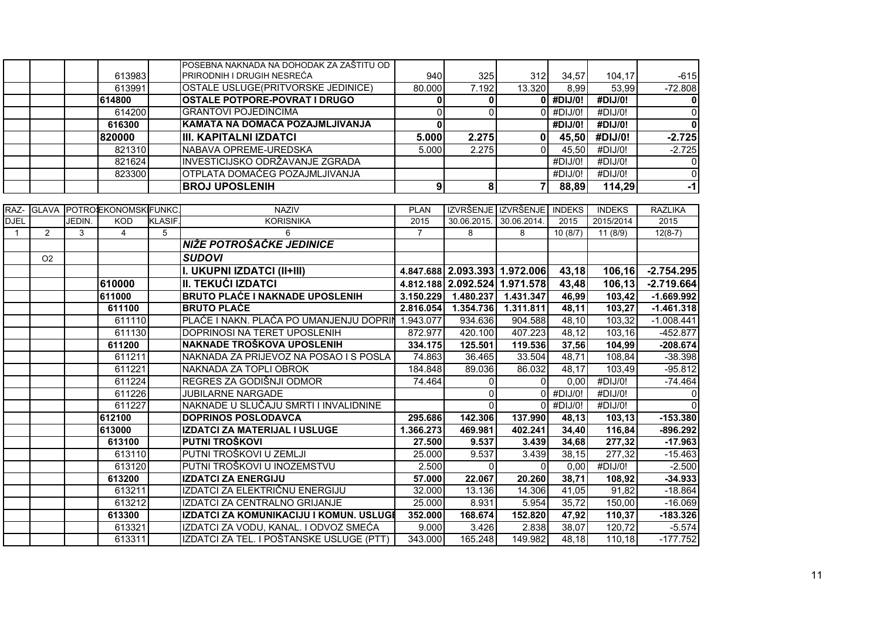| | | | | | | | | | | | |
|---|---|---|---|---|---|---|---|---|---|---|---|
| | | | 613983 | | POSEBNA NAKNADA NA DOHODAK ZA ZAŠTITU OD PRIRODNIH I DRUGIH NESREĆA | 940 | 325 | 312 | 34,57 | 104,17 | -615 |
| | | | 613991 | | OSTALE USLUGE(PRITVORSKE JEDINICE) | 80.000 | 7.192 | 13.320 | 8,99 | 53,99 | -72.808 |
| | | | **614800** | | **OSTALE POTPORE-POVRAT I DRUGO** | **0** | **0** | **0** | **#DIJ/0!** | **#DIJ/0!** | **0** |
| | | | 614200 | | GRANTOVI POJEDINCIMA | 0 | 0 | 0 | #DIJ/0! | #DIJ/0! | 0 |
| | | | **616300** | | **KAMATA NA DOMAĆA POZAJMLJIVANJA** | **0** | | | **#DIJ/0!** | **#DIJ/0!** | **0** |
| | | | **820000** | | **III. KAPITALNI IZDATCI** | **5.000** | **2.275** | **0** | **45,50** | **#DIJ/0!** | **-2.725** |
| | | | 821310 | | NABAVA OPREME-UREDSKA | 5.000 | 2.275 | 0 | 45,50 | #DIJ/0! | -2.725 |
| | | | 821624 | | INVESTICIJSKO ODRŽAVANJE ZGRADA | | | | #DIJ/0! | #DIJ/0! | 0 |
| | | | 823300 | | OTPLATA DOMAĆEG POZAJMLJIVANJA | | | | #DIJ/0! | #DIJ/0! | 0 |
| | | | | | **BROJ UPOSLENIH** | **9** | **8** | **7** | **88,89** | **114,29** | **-1** |

| RAZ-DJEL | GLAVA | POTROŠ. JEDIN. | EKONOMSKI KOD | FUNKC. KLASIF. | NAZIV KORISNIKA | PLAN 2015 | IZVRŠENJE 30.06.2015. | IZVRŠENJE 30.06.2014. | INDEKS 2015 | INDEKS 2015/2014 | RAZLIKA 2015 |
|---|---|---|---|---|---|---|---|---|---|---|---|
| 1 | 2 | 3 | 4 | 5 | 6 | 7 | 8 | 8 | 10 (8/7) | 11 (8/9) | 12(8-7) |
| | | | | | ***NIŽE POTROŠAČKE JEDINICE*** | | | | | | |
| | O2 | | | | ***SUDOVI*** | | | | | | |
| | | | | | **I. UKUPNI IZDATCI (II+III)** | **4.847.688** | **2.093.393** | **1.972.006** | **43,18** | **106,16** | **-2.754.295** |
| | | | **610000** | | **II. TEKUĆI IZDATCI** | **4.812.188** | **2.092.524** | **1.971.578** | **43,48** | **106,13** | **-2.719.664** |
| | | | **611000** | | **BRUTO PLAĆE I NAKNADE UPOSLENIH** | **3.150.229** | **1.480.237** | **1.431.347** | **46,99** | **103,42** | **-1.669.992** |
| | | | **611100** | | **BRUTO PLAĆE** | **2.816.054** | **1.354.736** | **1.311.811** | **48,11** | **103,27** | **-1.461.318** |
| | | | 611110 | | PLAĆE I NAKN. PLAĆA PO UMANJENJU DOPRIN | 1.943.077 | 934.636 | 904.588 | 48,10 | 103,32 | -1.008.441 |
| | | | 611130 | | DOPRINOSI NA TERET UPOSLENIH | 872.977 | 420.100 | 407.223 | 48,12 | 103,16 | -452.877 |
| | | | **611200** | | **NAKNADE TROŠKOVA UPOSLENIH** | **334.175** | **125.501** | **119.536** | **37,56** | **104,99** | **-208.674** |
| | | | 611211 | | NAKNADA ZA PRIJEVOZ NA POSAO I S POSLA | 74.863 | 36.465 | 33.504 | 48,71 | 108,84 | -38.398 |
| | | | 611221 | | NAKNADA ZA TOPLI OBROK | 184.848 | 89.036 | 86.032 | 48,17 | 103,49 | -95.812 |
| | | | 611224 | | REGRES ZA GODIŠNJI ODMOR | 74.464 | 0 | 0 | 0,00 | #DIJ/0! | -74.464 |
| | | | 611226 | | JUBILARNE NARGADE | | 0 | 0 | #DIJ/0! | #DIJ/0! | 0 |
| | | | 611227 | | NAKNADE U SLUČAJU SMRTI I INVALIDNINE | | 0 | 0 | #DIJ/0! | #DIJ/0! | 0 |
| | | | **612100** | | **DOPRINOS POSLODAVCA** | **295.686** | **142.306** | **137.990** | **48,13** | **103,13** | **-153.380** |
| | | | **613000** | | **IZDATCI ZA MATERIJAL I USLUGE** | **1.366.273** | **469.981** | **402.241** | **34,40** | **116,84** | **-896.292** |
| | | | **613100** | | **PUTNI TROŠKOVI** | **27.500** | **9.537** | **3.439** | **34,68** | **277,32** | **-17.963** |
| | | | 613110 | | PUTNI TROŠKOVI U ZEMLJI | 25.000 | 9.537 | 3.439 | 38,15 | 277,32 | -15.463 |
| | | | 613120 | | PUTNI TROŠKOVI U INOZEMSTVU | 2.500 | 0 | 0 | 0,00 | #DIJ/0! | -2.500 |
| | | | **613200** | | **IZDATCI ZA ENERGIJU** | **57.000** | **22.067** | **20.260** | **38,71** | **108,92** | **-34.933** |
| | | | 613211 | | IZDATCI ZA ELEKTRIČNU ENERGIJU | 32.000 | 13.136 | 14.306 | 41,05 | 91,82 | -18.864 |
| | | | 613212 | | IZDATCI ZA CENTRALNO GRIJANJE | 25.000 | 8.931 | 5.954 | 35,72 | 150,00 | -16.069 |
| | | | **613300** | | **IZDATCI ZA KOMUNIKACIJU I KOMUN. USLUGE** | **352.000** | **168.674** | **152.820** | **47,92** | **110,37** | **-183.326** |
| | | | 613321 | | IZDATCI ZA VODU, KANAL. I ODVOZ SMEĆA | 9.000 | 3.426 | 2.838 | 38,07 | 120,72 | -5.574 |
| | | | 613311 | | IZDATCI ZA TEL. I POŠTANSKE USLUGE (PTT) | 343.000 | 165.248 | 149.982 | 48,18 | 110,18 | -177.752 |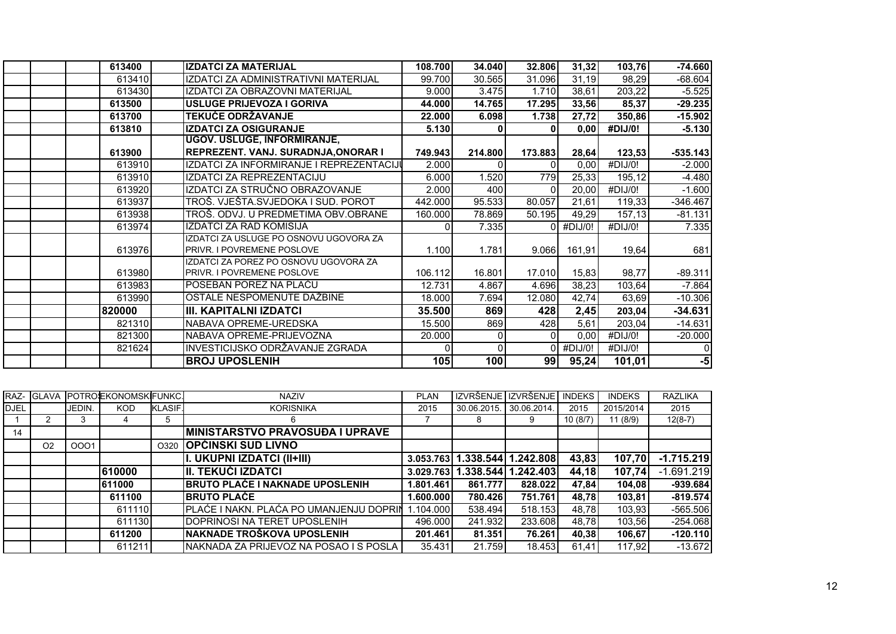| | | | | | | | | | | | |
|---|---|---|---|---|---|---|---|---|---|---|---|
| | | | **613400** | | **IZDATCI ZA MATERIJAL** | **108.700** | **34.040** | **32.806** | **31,32** | **103,76** | **-74.660** |
| | | | 613410 | | IZDATCI ZA ADMINISTRATIVNI MATERIJAL | 99.700 | 30.565 | 31.096 | 31,19 | 98,29 | -68.604 |
| | | | 613430 | | IZDATCI ZA OBRAZOVNI MATERIJAL | 9.000 | 3.475 | 1.710 | 38,61 | 203,22 | -5.525 |
| | | | **613500** | | **USLUGE PRIJEVOZA I GORIVA** | **44.000** | **14.765** | **17.295** | **33,56** | **85,37** | **-29.235** |
| | | | **613700** | | **TEKUĆE ODRŽAVANJE** | **22.000** | **6.098** | **1.738** | **27,72** | **350,86** | **-15.902** |
| | | | **613810** | | **IZDATCI ZA OSIGURANJE** | **5.130** | **0** | **0** | **0,00** | **#DIJ/0!** | **-5.130** |
| | | | **613900** | | **UGOV. USLUGE, INFORMIRANJE, REPREZENT. VANJ. SURADNJA,ONORAR I** | **749.943** | **214.800** | **173.883** | **28,64** | **123,53** | **-535.143** |
| | | | 613910 | | IZDATCI ZA INFORMIRANJE I REPREZENTACIJU | 2.000 | 0 | 0 | 0,00 | #DIJ/0! | -2.000 |
| | | | 613910 | | IZDATCI ZA REPREZENTACIJU | 6.000 | 1.520 | 779 | 25,33 | 195,12 | -4.480 |
| | | | 613920 | | IZDATCI ZA STRUČNO OBRAZOVANJE | 2.000 | 400 | 0 | 20,00 | #DIJ/0! | -1.600 |
| | | | 613937 | | TROŠ. VJEŠTA.SVJEDOKA I SUD. POROT | 442.000 | 95.533 | 80.057 | 21,61 | 119,33 | -346.467 |
| | | | 613938 | | TROŠ. ODVJ. U PREDMETIMA OBV.OBRANE | 160.000 | 78.869 | 50.195 | 49,29 | 157,13 | -81.131 |
| | | | 613974 | | IZDATCI ZA RAD KOMISIJA | 0 | 7.335 | 0 | #DIJ/0! | #DIJ/0! | 7.335 |
| | | | 613976 | | IZDATCI ZA USLUGE PO OSNOVU UGOVORA ZA PRIVR. I POVREMENE POSLOVE | 1.100 | 1.781 | 9.066 | 161,91 | 19,64 | 681 |
| | | | 613980 | | IZDATCI ZA POREZ PO OSNOVU UGOVORA ZA PRIVR. I POVREMENE POSLOVE | 106.112 | 16.801 | 17.010 | 15,83 | 98,77 | -89.311 |
| | | | 613983 | | POSEBAN POREZ NA PLAĆU | 12.731 | 4.867 | 4.696 | 38,23 | 103,64 | -7.864 |
| | | | 613990 | | OSTALE NESPOMENUTE DAŽBINE | 18.000 | 7.694 | 12.080 | 42,74 | 63,69 | -10.306 |
| | | | **820000** | | **III. KAPITALNI IZDATCI** | **35.500** | **869** | **428** | **2,45** | **203,04** | **-34.631** |
| | | | 821310 | | NABAVA OPREME-UREDSKA | 15.500 | 869 | 428 | 5,61 | 203,04 | -14.631 |
| | | | 821300 | | NABAVA OPREME-PRIJEVOZNA | 20.000 | 0 | 0 | 0,00 | #DIJ/0! | -20.000 |
| | | | 821624 | | INVESTICIJSKO ODRŽAVANJE ZGRADA | 0 | 0 | 0 | #DIJ/0! | #DIJ/0! | 0 |
| | | | | | **BROJ UPOSLENIH** | **105** | **100** | **99** | **95,24** | **101,01** | **-5** |

| RAZ-DJEL | GLAVA | POTROŠ. JEDIN. | EKONOMSKI KOD | FUNKC. KLASIF. | NAZIV KORISNIKA | PLAN 2015 | IZVRŠENJE 30.06.2015. | IZVRŠENJE 30.06.2014. | INDEKS 2015 | INDEKS 2015/2014 | RAZLIKA 2015 |
|---|---|---|---|---|---|---|---|---|---|---|---|
| 1 | 2 | 3 | 4 | 5 | 6 | 7 | 8 | 9 | 10 (8/7) | 11 (8/9) | 12(8-7) |
| 14 | | | | | **MINISTARSTVO PRAVOSUĐA I UPRAVE** | | | | | | |
| | O2 | OOO1 | | O320 | **OPĆINSKI SUD LIVNO** | | | | | | |
| | | | | | **I. UKUPNI IZDATCI (II+III)** | **3.053.763** | **1.338.544** | **1.242.808** | **43,83** | **107,70** | **-1.715.219** |
| | | | **610000** | | **II. TEKUĆI IZDATCI** | **3.029.763** | **1.338.544** | **1.242.403** | **44,18** | **107,74** | -1.691.219 |
| | | | **611000** | | **BRUTO PLAĆE I NAKNADE UPOSLENIH** | **1.801.461** | **861.777** | **828.022** | **47,84** | **104,08** | **-939.684** |
| | | | **611100** | | **BRUTO PLAĆE** | **1.600.000** | **780.426** | **751.761** | **48,78** | **103,81** | **-819.574** |
| | | | 611110 | | PLAĆE I NAKN. PLAĆA PO UMANJENJU DOPRIN | 1.104.000 | 538.494 | 518.153 | 48,78 | 103,93 | -565.506 |
| | | | 611130 | | DOPRINOSI NA TERET UPOSLENIH | 496.000 | 241.932 | 233.608 | 48,78 | 103,56 | -254.068 |
| | | | **611200** | | **NAKNADE TROŠKOVA UPOSLENIH** | **201.461** | **81.351** | **76.261** | **40,38** | **106,67** | **-120.110** |
| | | | 611211 | | NAKNADA ZA PRIJEVOZ NA POSAO I S POSLA | 35.431 | 21.759 | 18.453 | 61,41 | 117,92 | -13.672 |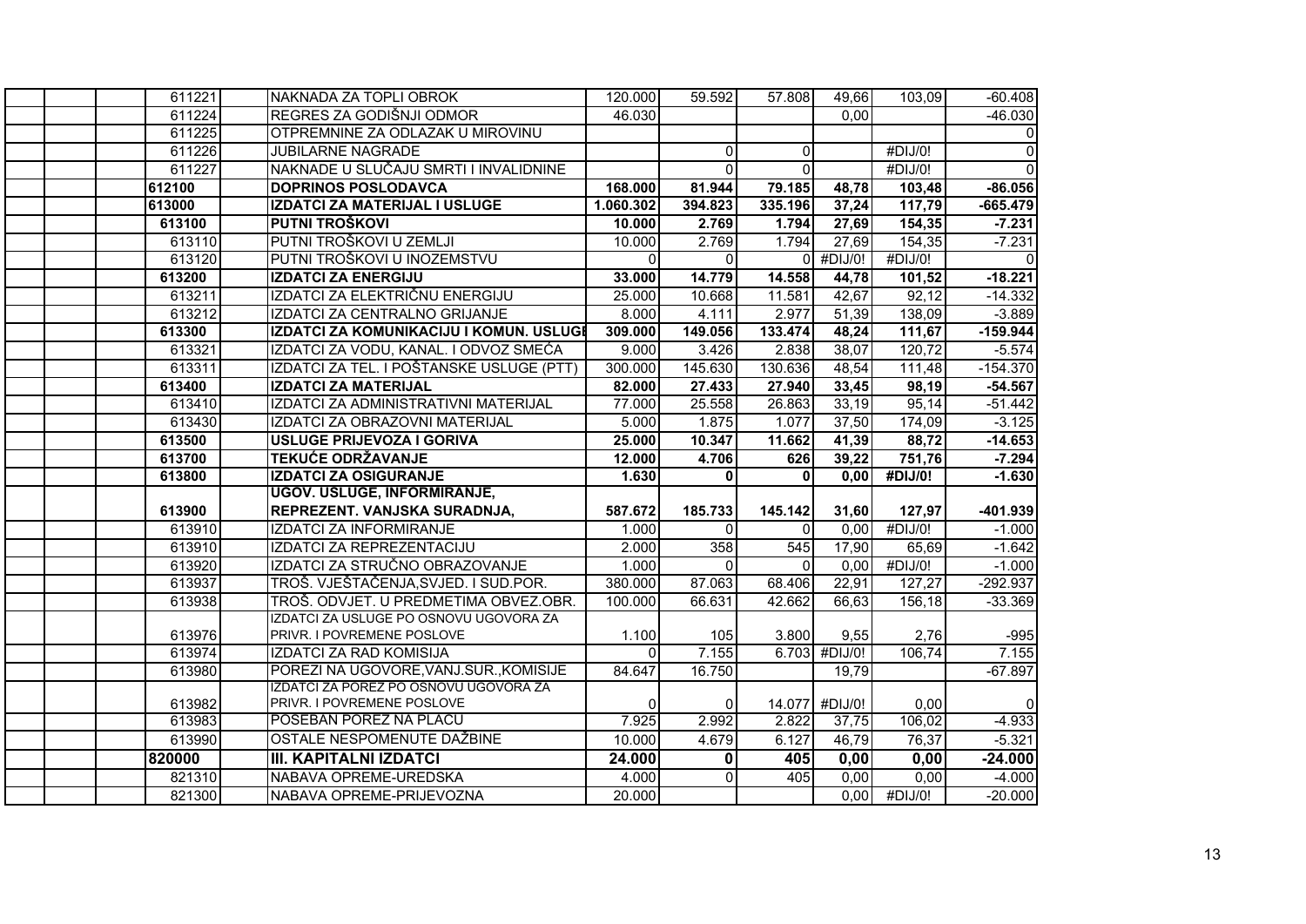| Konto | Opis | | | | | | |
|---|---|---|---|---|---|---|---|
| 611221 | NAKNADA ZA TOPLI OBROK | 120.000 | 59.592 | 57.808 | 49,66 | 103,09 | -60.408 |
| 611224 | REGRES ZA GODIŠNJI ODMOR | 46.030 | | | 0,00 | | -46.030 |
| 611225 | OTPREMNINE ZA ODLAZAK U MIROVINU | | | | | | 0 |
| 611226 | JUBILARNE NAGRADE | | 0 | 0 | | #DIJ/0! | 0 |
| 611227 | NAKNADE U SLUČAJU SMRTI I INVALIDNINE | | 0 | 0 | | #DIJ/0! | 0 |
| **612100** | **DOPRINOS POSLODAVCA** | **168.000** | **81.944** | **79.185** | **48,78** | **103,48** | **-86.056** |
| **613000** | **IZDATCI ZA MATERIJAL I USLUGE** | **1.060.302** | **394.823** | **335.196** | **37,24** | **117,79** | **-665.479** |
| **613100** | **PUTNI TROŠKOVI** | **10.000** | **2.769** | **1.794** | **27,69** | **154,35** | **-7.231** |
| 613110 | PUTNI TROŠKOVI U ZEMLJI | 10.000 | 2.769 | 1.794 | 27,69 | 154,35 | -7.231 |
| 613120 | PUTNI TROŠKOVI U INOZEMSTVU | 0 | 0 | 0 | #DIJ/0! | #DIJ/0! | 0 |
| **613200** | **IZDATCI ZA ENERGIJU** | **33.000** | **14.779** | **14.558** | **44,78** | **101,52** | **-18.221** |
| 613211 | IZDATCI ZA ELEKTRIČNU ENERGIJU | 25.000 | 10.668 | 11.581 | 42,67 | 92,12 | -14.332 |
| 613212 | IZDATCI ZA CENTRALNO GRIJANJE | 8.000 | 4.111 | 2.977 | 51,39 | 138,09 | -3.889 |
| **613300** | **IZDATCI ZA KOMUNIKACIJU I KOMUN. USLUGE** | **309.000** | **149.056** | **133.474** | **48,24** | **111,67** | **-159.944** |
| 613321 | IZDATCI ZA VODU, KANAL. I ODVOZ SMEĆA | 9.000 | 3.426 | 2.838 | 38,07 | 120,72 | -5.574 |
| 613311 | IZDATCI ZA TEL. I POŠTANSKE USLUGE (PTT) | 300.000 | 145.630 | 130.636 | 48,54 | 111,48 | -154.370 |
| **613400** | **IZDATCI ZA MATERIJAL** | **82.000** | **27.433** | **27.940** | **33,45** | **98,19** | **-54.567** |
| 613410 | IZDATCI ZA ADMINISTRATIVNI MATERIJAL | 77.000 | 25.558 | 26.863 | 33,19 | 95,14 | -51.442 |
| 613430 | IZDATCI ZA OBRAZOVNI MATERIJAL | 5.000 | 1.875 | 1.077 | 37,50 | 174,09 | -3.125 |
| **613500** | **USLUGE PRIJEVOZA I GORIVA** | **25.000** | **10.347** | **11.662** | **41,39** | **88,72** | **-14.653** |
| **613700** | **TEKUĆE ODRŽAVANJE** | **12.000** | **4.706** | **626** | **39,22** | **751,76** | **-7.294** |
| **613800** | **IZDATCI ZA OSIGURANJE** | **1.630** | **0** | **0** | **0,00** | **#DIJ/0!** | **-1.630** |
| **613900** | **UGOV. USLUGE, INFORMIRANJE, REPREZENT. VANJSKA SURADNJA,** | **587.672** | **185.733** | **145.142** | **31,60** | **127,97** | **-401.939** |
| 613910 | IZDATCI ZA INFORMIRANJE | 1.000 | 0 | 0 | 0,00 | #DIJ/0! | -1.000 |
| 613910 | IZDATCI ZA REPREZENTACIJU | 2.000 | 358 | 545 | 17,90 | 65,69 | -1.642 |
| 613920 | IZDATCI ZA STRUČNO OBRAZOVANJE | 1.000 | 0 | 0 | 0,00 | #DIJ/0! | -1.000 |
| 613937 | TROŠ. VJEŠTAČENJA,SVJED. I SUD.POR. | 380.000 | 87.063 | 68.406 | 22,91 | 127,27 | -292.937 |
| 613938 | TROŠ. ODVJET. U PREDMETIMA OBVEZ.OBR. | 100.000 | 66.631 | 42.662 | 66,63 | 156,18 | -33.369 |
| 613976 | IZDATCI ZA USLUGE PO OSNOVU UGOVORA ZA PRIVR. I POVREMENE POSLOVE | 1.100 | 105 | 3.800 | 9,55 | 2,76 | -995 |
| 613974 | IZDATCI ZA RAD KOMISIJA | 0 | 7.155 | 6.703 | #DIJ/0! | 106,74 | 7.155 |
| 613980 | POREZI NA UGOVORE,VANJ.SUR.,KOMISIJE | 84.647 | 16.750 | | 19,79 | | -67.897 |
| 613982 | IZDATCI ZA POREZ PO OSNOVU UGOVORA ZA PRIVR. I POVREMENE POSLOVE | 0 | 0 | 14.077 | #DIJ/0! | 0,00 | 0 |
| 613983 | POSEBAN POREZ NA PLAĆU | 7.925 | 2.992 | 2.822 | 37,75 | 106,02 | -4.933 |
| 613990 | OSTALE NESPOMENUTE DAŽBINE | 10.000 | 4.679 | 6.127 | 46,79 | 76,37 | -5.321 |
| **820000** | **III. KAPITALNI IZDATCI** | **24.000** | **0** | **405** | **0,00** | **0,00** | **-24.000** |
| 821310 | NABAVA OPREME-UREDSKA | 4.000 | 0 | 405 | 0,00 | 0,00 | -4.000 |
| 821300 | NABAVA OPREME-PRIJEVOZNA | 20.000 | | | 0,00 | #DIJ/0! | -20.000 |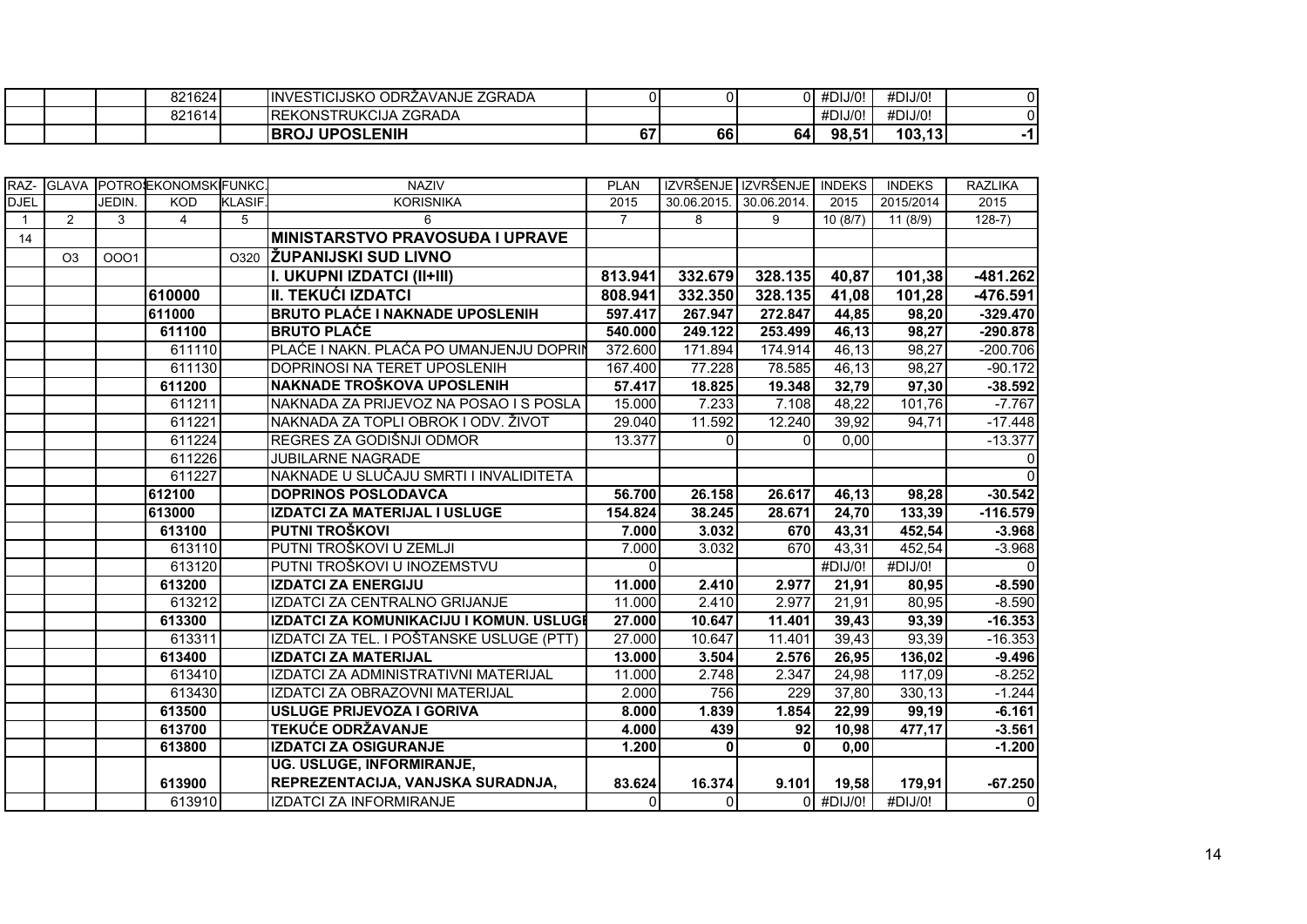| | | | | | | | | | | | |
|---|---|---|---|---|---|---|---|---|---|---|---|
| | | | 821624 | | INVESTICIJSKO ODRŽAVANJE ZGRADA | 0 | 0 | 0 | #DIJ/0! | #DIJ/0! | 0 |
| | | | 821614 | | REKONSTRUKCIJA ZGRADA | | | | #DIJ/0! | #DIJ/0! | 0 |
| | | | | | **BROJ UPOSLENIH** | **67** | **66** | **64** | **98,51** | **103,13** | **-1** |

| RAZ-DJEL | GLAVA | POTROŠ. JEDIN. | EKONOMSKI KOD | FUNKC. KLASIF. | NAZIV KORISNIKA | PLAN 2015 | IZVRŠENJE 30.06.2015. | IZVRŠENJE 30.06.2014. | INDEKS 2015 | INDEKS 2015/2014 | RAZLIKA 2015 |
|---|---|---|---|---|---|---|---|---|---|---|---|
| 1 | 2 | 3 | 4 | 5 | 6 | 7 | 8 | 9 | 10 (8/7) | 11 (8/9) | 128-7) |
| 14 | | | | | **MINISTARSTVO PRAVOSUĐA I UPRAVE** | | | | | | |
| | O3 | OOO1 | | O320 | **ŽUPANIJSKI SUD LIVNO** | | | | | | |
| | | | | | **I. UKUPNI IZDATCI (II+III)** | **813.941** | **332.679** | **328.135** | **40,87** | **101,38** | **-481.262** |
| | | | **610000** | | **II. TEKUĆI IZDATCI** | **808.941** | **332.350** | **328.135** | **41,08** | **101,28** | **-476.591** |
| | | | **611000** | | **BRUTO PLAĆE I NAKNADE UPOSLENIH** | **597.417** | **267.947** | **272.847** | **44,85** | **98,20** | **-329.470** |
| | | | **611100** | | **BRUTO PLAĆE** | **540.000** | **249.122** | **253.499** | **46,13** | **98,27** | **-290.878** |
| | | | 611110 | | PLAĆE I NAKN. PLAĆA PO UMANJENJU DOPRIN | 372.600 | 171.894 | 174.914 | 46,13 | 98,27 | -200.706 |
| | | | 611130 | | DOPRINOSI NA TERET UPOSLENIH | 167.400 | 77.228 | 78.585 | 46,13 | 98,27 | -90.172 |
| | | | **611200** | | **NAKNADE TROŠKOVA UPOSLENIH** | **57.417** | **18.825** | **19.348** | **32,79** | **97,30** | **-38.592** |
| | | | 611211 | | NAKNADA ZA PRIJEVOZ NA POSAO I S POSLA | 15.000 | 7.233 | 7.108 | 48,22 | 101,76 | -7.767 |
| | | | 611221 | | NAKNADA ZA TOPLI OBROK I ODV. ŽIVOT | 29.040 | 11.592 | 12.240 | 39,92 | 94,71 | -17.448 |
| | | | 611224 | | REGRES ZA GODIŠNJI ODMOR | 13.377 | 0 | 0 | 0,00 | | -13.377 |
| | | | 611226 | | JUBILARNE NAGRADE | | | | | | 0 |
| | | | 611227 | | NAKNADE U SLUČAJU SMRTI I INVALIDITETA | | | | | | 0 |
| | | | **612100** | | **DOPRINOS POSLODAVCA** | **56.700** | **26.158** | **26.617** | **46,13** | **98,28** | **-30.542** |
| | | | **613000** | | **IZDATCI ZA MATERIJAL I USLUGE** | **154.824** | **38.245** | **28.671** | **24,70** | **133,39** | **-116.579** |
| | | | **613100** | | **PUTNI TROŠKOVI** | **7.000** | **3.032** | **670** | **43,31** | **452,54** | **-3.968** |
| | | | 613110 | | PUTNI TROŠKOVI U ZEMLJI | 7.000 | 3.032 | 670 | 43,31 | 452,54 | -3.968 |
| | | | 613120 | | PUTNI TROŠKOVI U INOZEMSTVU | 0 | | | #DIJ/0! | #DIJ/0! | 0 |
| | | | **613200** | | **IZDATCI ZA ENERGIJU** | **11.000** | **2.410** | **2.977** | **21,91** | **80,95** | **-8.590** |
| | | | 613212 | | IZDATCI ZA CENTRALNO GRIJANJE | 11.000 | 2.410 | 2.977 | 21,91 | 80,95 | -8.590 |
| | | | **613300** | | **IZDATCI ZA KOMUNIKACIJU I KOMUN. USLUGE** | **27.000** | **10.647** | **11.401** | **39,43** | **93,39** | **-16.353** |
| | | | 613311 | | IZDATCI ZA TEL. I POŠTANSKE USLUGE (PTT) | 27.000 | 10.647 | 11.401 | 39,43 | 93,39 | -16.353 |
| | | | **613400** | | **IZDATCI ZA MATERIJAL** | **13.000** | **3.504** | **2.576** | **26,95** | **136,02** | **-9.496** |
| | | | 613410 | | IZDATCI ZA ADMINISTRATIVNI MATERIJAL | 11.000 | 2.748 | 2.347 | 24,98 | 117,09 | -8.252 |
| | | | 613430 | | IZDATCI ZA OBRAZOVNI MATERIJAL | 2.000 | 756 | 229 | 37,80 | 330,13 | -1.244 |
| | | | **613500** | | **USLUGE PRIJEVOZA I GORIVA** | **8.000** | **1.839** | **1.854** | **22,99** | **99,19** | **-6.161** |
| | | | **613700** | | **TEKUĆE ODRŽAVANJE** | **4.000** | **439** | **92** | **10,98** | **477,17** | **-3.561** |
| | | | **613800** | | **IZDATCI ZA OSIGURANJE** | **1.200** | **0** | **0** | **0,00** | | **-1.200** |
| | | | **613900** | | **UG. USLUGE, INFORMIRANJE, REPREZENTACIJA, VANJSKA SURADNJA,** | **83.624** | **16.374** | **9.101** | **19,58** | **179,91** | **-67.250** |
| | | | 613910 | | IZDATCI ZA INFORMIRANJE | 0 | 0 | 0 | #DIJ/0! | #DIJ/0! | 0 |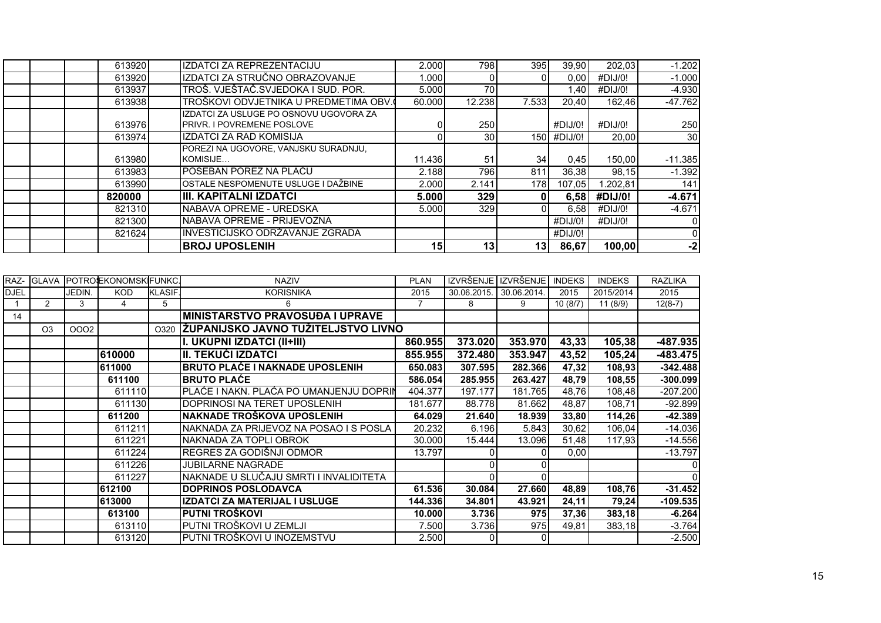| | | | | | | | | | | | |
|---|---|---|---|---|---|---|---|---|---|---|---|
| | | | 613920 | | IZDATCI ZA REPREZENTACIJU | 2.000 | 798 | 395 | 39,90 | 202,03 | -1.202 |
| | | | 613920 | | IZDATCI ZA STRUČNO OBRAZOVANJE | 1.000 | 0 | 0 | 0,00 | #DIJ/0! | -1.000 |
| | | | 613937 | | TROŠ. VJEŠTAČ.SVJEDOKA I SUD. POR. | 5.000 | 70 | | 1,40 | #DIJ/0! | -4.930 |
| | | | 613938 | | TROŠKOVI ODVJETNIKA U PREDMETIMA OBV. | 60.000 | 12.238 | 7.533 | 20,40 | 162,46 | -47.762 |
| | | | 613976 | | IZDATCI ZA USLUGE PO OSNOVU UGOVORA ZA PRIVR. I POVREMENE POSLOVE | 0 | 250 | | #DIJ/0! | #DIJ/0! | 250 |
| | | | 613974 | | IZDATCI ZA RAD KOMISIJA | 0 | 30 | 150 | #DIJ/0! | 20,00 | 30 |
| | | | 613980 | | POREZI NA UGOVORE, VANJSKU SURADNJU, KOMISIJE… | 11.436 | 51 | 34 | 0,45 | 150,00 | -11.385 |
| | | | 613983 | | POSEBAN POREZ NA PLAĆU | 2.188 | 796 | 811 | 36,38 | 98,15 | -1.392 |
| | | | 613990 | | OSTALE NESPOMENUTE USLUGE I DAŽBINE | 2.000 | 2.141 | 178 | 107,05 | 1.202,81 | 141 |
| | | | **820000** | | **III. KAPITALNI IZDATCI** | **5.000** | **329** | **0** | **6,58** | **#DIJ/0!** | **-4.671** |
| | | | 821310 | | NABAVA OPREME - UREDSKA | 5.000 | 329 | 0 | 6,58 | #DIJ/0! | -4.671 |
| | | | 821300 | | NABAVA OPREME - PRIJEVOZNA | | | | #DIJ/0! | #DIJ/0! | 0 |
| | | | 821624 | | INVESTICIJSKO ODRŽAVANJE ZGRADA | | | | #DIJ/0! | | 0 |
| | | | | | **BROJ UPOSLENIH** | **15** | **13** | **13** | **86,67** | **100,00** | **-2** |

| RAZ-DJEL | GLAVA | POTROŠ. JEDIN. | EKONOMSKI KOD | FUNKC. KLASIF. | NAZIV KORISNIKA | PLAN 2015 | IZVRŠENJE 30.06.2015. | IZVRŠENJE 30.06.2014. | INDEKS 2015 | INDEKS 2015/2014 | RAZLIKA 2015 |
|---|---|---|---|---|---|---|---|---|---|---|---|
| 1 | 2 | 3 | 4 | 5 | 6 | 7 | 8 | 9 | 10 (8/7) | 11 (8/9) | 12(8-7) |
| 14 | | | | | **MINISTARSTVO PRAVOSUĐA I UPRAVE** | | | | | | |
| | O3 | OOO2 | | O320 | **ŽUPANIJSKO JAVNO TUŽITELJSTVO LIVNO** | | | | | | |
| | | | | | **I. UKUPNI IZDATCI (II+III)** | **860.955** | **373.020** | **353.970** | **43,33** | **105,38** | **-487.935** |
| | | | **610000** | | **II. TEKUĆI IZDATCI** | **855.955** | **372.480** | **353.947** | **43,52** | **105,24** | **-483.475** |
| | | | **611000** | | **BRUTO PLAĆE I NAKNADE UPOSLENIH** | **650.083** | **307.595** | **282.366** | **47,32** | **108,93** | **-342.488** |
| | | | **611100** | | **BRUTO PLAĆE** | **586.054** | **285.955** | **263.427** | **48,79** | **108,55** | **-300.099** |
| | | | 611110 | | PLAĆE I NAKN. PLAĆA PO UMANJENJU DOPRIN | 404.377 | 197.177 | 181.765 | 48,76 | 108,48 | -207.200 |
| | | | 611130 | | DOPRINOSI NA TERET UPOSLENIH | 181.677 | 88.778 | 81.662 | 48,87 | 108,71 | -92.899 |
| | | | **611200** | | **NAKNADE TROŠKOVA UPOSLENIH** | **64.029** | **21.640** | **18.939** | **33,80** | **114,26** | **-42.389** |
| | | | 611211 | | NAKNADA ZA PRIJEVOZ NA POSAO I S POSLA | 20.232 | 6.196 | 5.843 | 30,62 | 106,04 | -14.036 |
| | | | 611221 | | NAKNADA ZA TOPLI OBROK | 30.000 | 15.444 | 13.096 | 51,48 | 117,93 | -14.556 |
| | | | 611224 | | REGRES ZA GODIŠNJI ODMOR | 13.797 | 0 | 0 | 0,00 | | -13.797 |
| | | | 611226 | | JUBILARNE NAGRADE | | 0 | 0 | | | 0 |
| | | | 611227 | | NAKNADE U SLUČAJU SMRTI I INVALIDITETA | | 0 | 0 | | | 0 |
| | | | **612100** | | **DOPRINOS POSLODAVCA** | **61.536** | **30.084** | **27.660** | **48,89** | **108,76** | **-31.452** |
| | | | **613000** | | **IZDATCI ZA MATERIJAL I USLUGE** | **144.336** | **34.801** | **43.921** | **24,11** | **79,24** | **-109.535** |
| | | | **613100** | | **PUTNI TROŠKOVI** | **10.000** | **3.736** | **975** | **37,36** | **383,18** | **-6.264** |
| | | | 613110 | | PUTNI TROŠKOVI U ZEMLJI | 7.500 | 3.736 | 975 | 49,81 | 383,18 | -3.764 |
| | | | 613120 | | PUTNI TROŠKOVI U INOZEMSTVU | 2.500 | 0 | 0 | | | -2.500 |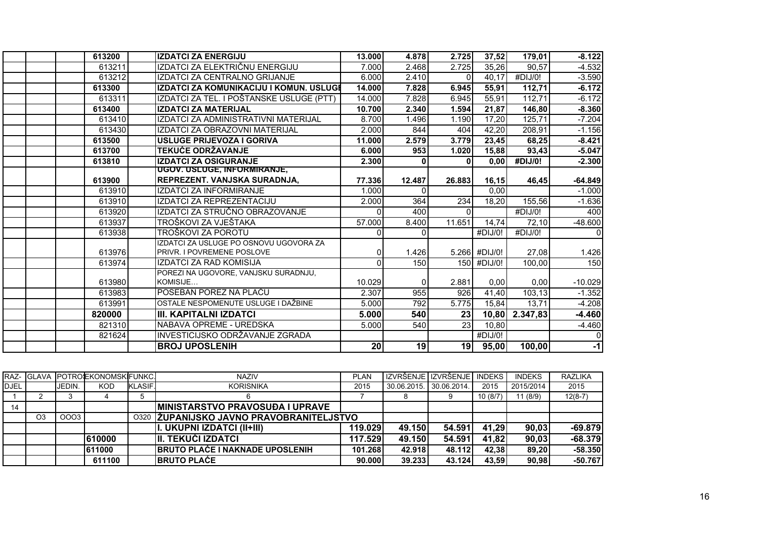| | | | | | | | | | | | |
|---|---|---|---|---|---|---|---|---|---|---|---|
| | | | **613200** | | **IZDATCI ZA ENERGIJU** | **13.000** | **4.878** | **2.725** | **37,52** | **179,01** | **-8.122** |
| | | | 613211 | | IZDATCI ZA ELEKTRIČNU ENERGIJU | 7.000 | 2.468 | 2.725 | 35,26 | 90,57 | -4.532 |
| | | | 613212 | | IZDATCI ZA CENTRALNO GRIJANJE | 6.000 | 2.410 | 0 | 40,17 | #DIJ/0! | -3.590 |
| | | | **613300** | | **IZDATCI ZA KOMUNIKACIJU I KOMUN. USLUGE** | **14.000** | **7.828** | **6.945** | **55,91** | **112,71** | **-6.172** |
| | | | 613311 | | IZDATCI ZA TEL. I POŠTANSKE USLUGE (PTT) | 14.000 | 7.828 | 6.945 | 55,91 | 112,71 | -6.172 |
| | | | **613400** | | **IZDATCI ZA MATERIJAL** | **10.700** | **2.340** | **1.594** | **21,87** | **146,80** | **-8.360** |
| | | | 613410 | | IZDATCI ZA ADMINISTRATIVNI MATERIJAL | 8.700 | 1.496 | 1.190 | 17,20 | 125,71 | -7.204 |
| | | | 613430 | | IZDATCI ZA OBRAZOVNI MATERIJAL | 2.000 | 844 | 404 | 42,20 | 208,91 | -1.156 |
| | | | **613500** | | **USLUGE PRIJEVOZA I GORIVA** | **11.000** | **2.579** | **3.779** | **23,45** | **68,25** | **-8.421** |
| | | | **613700** | | **TEKUĆE ODRŽAVANJE** | **6.000** | **953** | **1.020** | **15,88** | **93,43** | **-5.047** |
| | | | **613810** | | **IZDATCI ZA OSIGURANJE** | **2.300** | **0** | **0** | **0,00** | **#DIJ/0!** | **-2.300** |
| | | | **613900** | | **UGOV. USLUGE, INFORMIRANJE, REPREZENT. VANJSKA SURADNJA,** | **77.336** | **12.487** | **26.883** | **16,15** | **46,45** | **-64.849** |
| | | | 613910 | | IZDATCI ZA INFORMIRANJE | 1.000 | 0 | | 0,00 | | -1.000 |
| | | | 613910 | | IZDATCI ZA REPREZENTACIJU | 2.000 | 364 | 234 | 18,20 | 155,56 | -1.636 |
| | | | 613920 | | IZDATCI ZA STRUČNO OBRAZOVANJE | 0 | 400 | 0 | | #DIJ/0! | 400 |
| | | | 613937 | | TROŠKOVI ZA VJEŠTAKA | 57.000 | 8.400 | 11.651 | 14,74 | 72,10 | -48.600 |
| | | | 613938 | | TROŠKOVI ZA POROTU | 0 | 0 | | #DIJ/0! | #DIJ/0! | 0 |
| | | | 613976 | | IZDATCI ZA USLUGE PO OSNOVU UGOVORA ZA PRIVR. I POVREMENE POSLOVE | 0 | 1.426 | 5.266 | #DIJ/0! | 27,08 | 1.426 |
| | | | 613974 | | IZDATCI ZA RAD KOMISIJA | 0 | 150 | 150 | #DIJ/0! | 100,00 | 150 |
| | | | 613980 | | POREZI NA UGOVORE, VANJSKU SURADNJU, KOMISIJE… | 10.029 | 0 | 2.881 | 0,00 | 0,00 | -10.029 |
| | | | 613983 | | POSEBAN POREZ NA PLAĆU | 2.307 | 955 | 926 | 41,40 | 103,13 | -1.352 |
| | | | 613991 | | OSTALE NESPOMENUTE USLUGE I DAŽBINE | 5.000 | 792 | 5.775 | 15,84 | 13,71 | -4.208 |
| | | | **820000** | | **III. KAPITALNI IZDATCI** | **5.000** | **540** | **23** | **10,80** | **2.347,83** | **-4.460** |
| | | | 821310 | | NABAVA OPREME - UREDSKA | 5.000 | 540 | 23 | 10,80 | | -4.460 |
| | | | 821624 | | INVESTICIJSKO ODRŽAVANJE ZGRADA | | | | #DIJ/0! | | 0 |
| | | | | | **BROJ UPOSLENIH** | **20** | **19** | **19** | **95,00** | **100,00** | **-1** |

| RAZ-DJEL | GLAVA | POTROŠ. JEDIN. | EKONOMSKI KOD | FUNKC. KLASIF. | NAZIV KORISNIKA | PLAN 2015 | IZVRŠENJE 30.06.2015. | IZVRŠENJE 30.06.2014. | INDEKS 2015 | INDEKS 2015/2014 | RAZLIKA 2015 |
|---|---|---|---|---|---|---|---|---|---|---|---|
| 1 | 2 | 3 | 4 | 5 | 6 | 7 | 8 | 9 | 10 (8/7) | 11 (8/9) | 12(8-7) |
| 14 | | | | | **MINISTARSTVO PRAVOSUĐA I UPRAVE** | | | | | | |
| | O3 | OOO3 | | O320 | **ŽUPANIJSKO JAVNO PRAVOBRANITELJSTVO** | | | | | | |
| | | | | | **I. UKUPNI IZDATCI (II+III)** | **119.029** | **49.150** | **54.591** | **41,29** | **90,03** | **-69.879** |
| | | | **610000** | | **II. TEKUĆI IZDATCI** | **117.529** | **49.150** | **54.591** | **41,82** | **90,03** | **-68.379** |
| | | | **611000** | | **BRUTO PLAĆE I NAKNADE UPOSLENIH** | **101.268** | **42.918** | **48.112** | **42,38** | **89,20** | **-58.350** |
| | | | **611100** | | **BRUTO PLAĆE** | **90.000** | **39.233** | **43.124** | **43,59** | **90,98** | **-50.767** |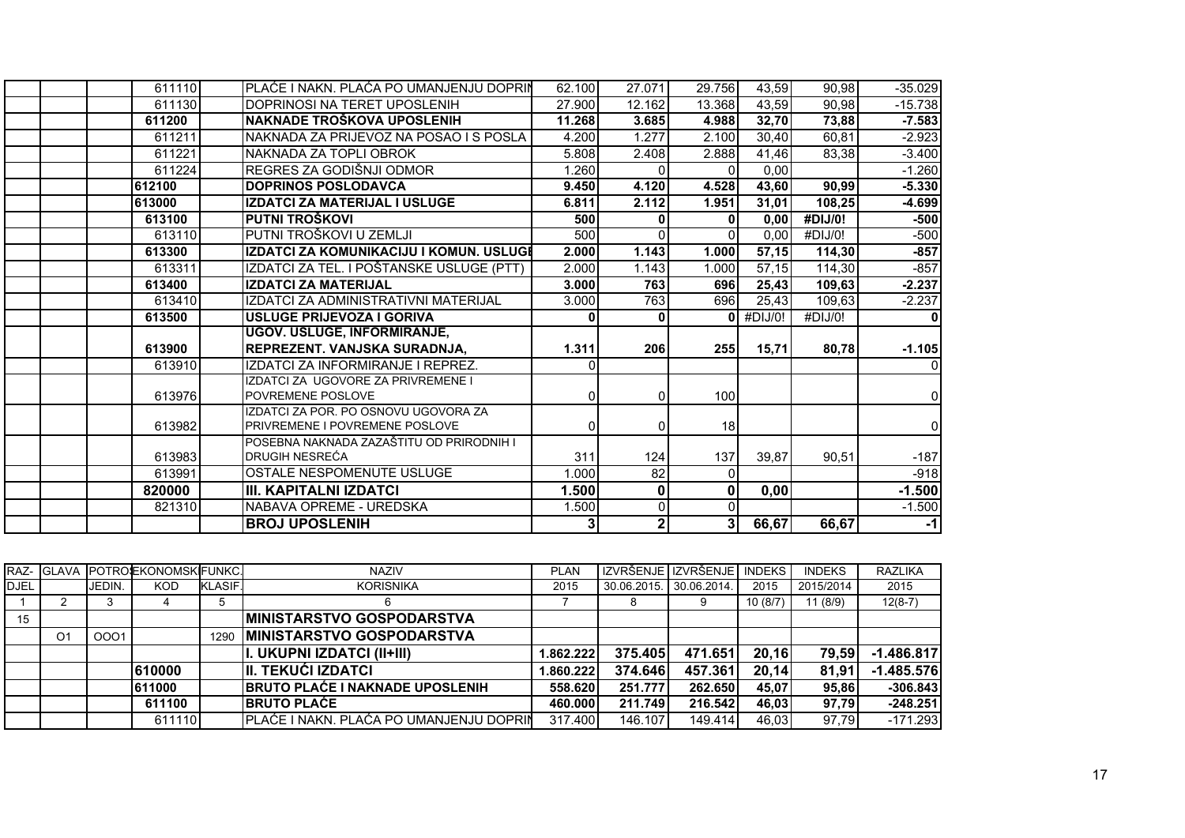| | | | | | | | | | | | |
|---|---|---|---|---|---|---|---|---|---|---|---|
| | | | 611110 | | PLAĆE I NAKN. PLAĆA PO UMANJENJU DOPRIN | 62.100 | 27.071 | 29.756 | 43,59 | 90,98 | -35.029 |
| | | | 611130 | | DOPRINOSI NA TERET UPOSLENIH | 27.900 | 12.162 | 13.368 | 43,59 | 90,98 | -15.738 |
| | | | **611200** | | **NAKNADE TROŠKOVA UPOSLENIH** | **11.268** | **3.685** | **4.988** | **32,70** | **73,88** | **-7.583** |
| | | | 611211 | | NAKNADA ZA PRIJEVOZ NA POSAO I S POSLA | 4.200 | 1.277 | 2.100 | 30,40 | 60,81 | -2.923 |
| | | | 611221 | | NAKNADA ZA TOPLI OBROK | 5.808 | 2.408 | 2.888 | 41,46 | 83,38 | -3.400 |
| | | | 611224 | | REGRES ZA GODIŠNJI ODMOR | 1.260 | 0 | 0 | 0,00 | | -1.260 |
| | | | **612100** | | **DOPRINOS POSLODAVCA** | **9.450** | **4.120** | **4.528** | **43,60** | **90,99** | **-5.330** |
| | | | **613000** | | **IZDATCI ZA MATERIJAL I USLUGE** | **6.811** | **2.112** | **1.951** | **31,01** | **108,25** | **-4.699** |
| | | | **613100** | | **PUTNI TROŠKOVI** | **500** | **0** | **0** | **0,00** | **#DIJ/0!** | **-500** |
| | | | 613110 | | PUTNI TROŠKOVI U ZEMLJI | 500 | 0 | 0 | 0,00 | #DIJ/0! | -500 |
| | | | **613300** | | **IZDATCI ZA KOMUNIKACIJU I KOMUN. USLUGE** | **2.000** | **1.143** | **1.000** | **57,15** | **114,30** | **-857** |
| | | | 613311 | | IZDATCI ZA TEL. I POŠTANSKE USLUGE (PTT) | 2.000 | 1.143 | 1.000 | 57,15 | 114,30 | -857 |
| | | | **613400** | | **IZDATCI ZA MATERIJAL** | **3.000** | **763** | **696** | **25,43** | **109,63** | **-2.237** |
| | | | 613410 | | IZDATCI ZA ADMINISTRATIVNI MATERIJAL | 3.000 | 763 | 696 | 25,43 | 109,63 | -2.237 |
| | | | **613500** | | **USLUGE PRIJEVOZA I GORIVA** | **0** | **0** | **0** | #DIJ/0! | #DIJ/0! | **0** |
| | | | **613900** | | **UGOV. USLUGE, INFORMIRANJE, REPREZENT. VANJSKA SURADNJA,** | **1.311** | **206** | **255** | **15,71** | **80,78** | **-1.105** |
| | | | 613910 | | IZDATCI ZA INFORMIRANJE I REPREZ. | 0 | | | | | 0 |
| | | | 613976 | | IZDATCI ZA UGOVORE ZA PRIVREMENE I POVREMENE POSLOVE | 0 | 0 | 100 | | | 0 |
| | | | 613982 | | IZDATCI ZA POR. PO OSNOVU UGOVORA ZA PRIVREMENE I POVREMENE POSLOVE | 0 | 0 | 18 | | | 0 |
| | | | 613983 | | POSEBNA NAKNADA ZAZAŠTITU OD PRIRODNIH I DRUGIH NESREĆA | 311 | 124 | 137 | 39,87 | 90,51 | -187 |
| | | | 613991 | | OSTALE NESPOMENUTE USLUGE | 1.000 | 82 | 0 | | | -918 |
| | | | **820000** | | **III. KAPITALNI IZDATCI** | **1.500** | **0** | **0** | **0,00** | | **-1.500** |
| | | | 821310 | | NABAVA OPREME - UREDSKA | 1.500 | 0 | 0 | | | -1.500 |
| | | | | | **BROJ UPOSLENIH** | **3** | **2** | **3** | **66,67** | **66,67** | **-1** |

| RAZ-DJEL | GLAVA | POTROŠ. JEDIN. | EKONOMSKI KOD | FUNKC. KLASIF. | NAZIV KORISNIKA | PLAN 2015 | IZVRŠENJE 30.06.2015. | IZVRŠENJE 30.06.2014. | INDEKS 2015 | INDEKS 2015/2014 | RAZLIKA 2015 |
|---|---|---|---|---|---|---|---|---|---|---|---|
| 1 | 2 | 3 | 4 | 5 | 6 | 7 | 8 | 9 | 10 (8/7) | 11 (8/9) | 12(8-7) |
| 15 | | | | | **MINISTARSTVO GOSPODARSTVA** | | | | | | |
| | O1 | OOO1 | | 1290 | **MINISTARSTVO GOSPODARSTVA** | | | | | | |
| | | | | | **I. UKUPNI IZDATCI (II+III)** | **1.862.222** | **375.405** | **471.651** | **20,16** | **79,59** | **-1.486.817** |
| | | | **610000** | | **II. TEKUĆI IZDATCI** | **1.860.222** | **374.646** | **457.361** | **20,14** | **81,91** | **-1.485.576** |
| | | | **611000** | | **BRUTO PLAĆE I NAKNADE UPOSLENIH** | **558.620** | **251.777** | **262.650** | **45,07** | **95,86** | **-306.843** |
| | | | **611100** | | **BRUTO PLAĆE** | **460.000** | **211.749** | **216.542** | **46,03** | **97,79** | **-248.251** |
| | | | 611110 | | PLAĆE I NAKN. PLAĆA PO UMANJENJU DOPRIN | 317.400 | 146.107 | 149.414 | 46,03 | 97,79 | -171.293 |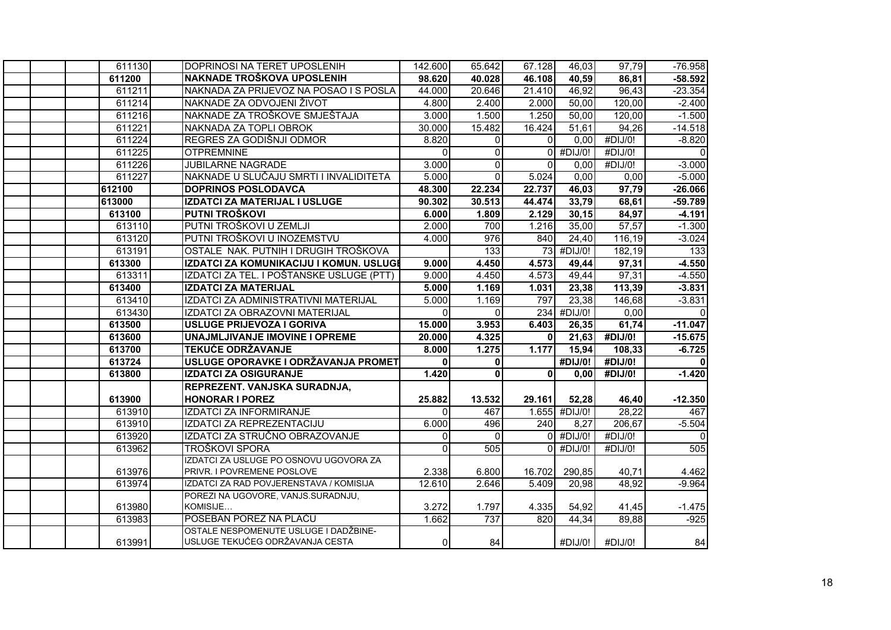| | | | | | | | |
|---|---|---|---|---|---|---|---|
| 611130 | DOPRINOSI NA TERET UPOSLENIH | 142.600 | 65.642 | 67.128 | 46,03 | 97,79 | -76.958 |
| **611200** | **NAKNADE TROŠKOVA UPOSLENIH** | **98.620** | **40.028** | **46.108** | **40,59** | **86,81** | **-58.592** |
| 611211 | NAKNADA ZA PRIJEVOZ NA POSAO I S POSLA | 44.000 | 20.646 | 21.410 | 46,92 | 96,43 | -23.354 |
| 611214 | NAKNADE ZA ODVOJENI ŽIVOT | 4.800 | 2.400 | 2.000 | 50,00 | 120,00 | -2.400 |
| 611216 | NAKNADE ZA TROŠKOVE SMJEŠTAJA | 3.000 | 1.500 | 1.250 | 50,00 | 120,00 | -1.500 |
| 611221 | NAKNADA ZA TOPLI OBROK | 30.000 | 15.482 | 16.424 | 51,61 | 94,26 | -14.518 |
| 611224 | REGRES ZA GODIŠNJI ODMOR | 8.820 | 0 | 0 | 0,00 | #DIJ/0! | -8.820 |
| 611225 | OTPREMNINE | 0 | 0 | 0 | #DIJ/0! | #DIJ/0! | 0 |
| 611226 | JUBILARNE NAGRADE | 3.000 | 0 | 0 | 0,00 | #DIJ/0! | -3.000 |
| 611227 | NAKNADE U SLUČAJU SMRTI I INVALIDITETA | 5.000 | 0 | 5.024 | 0,00 | 0,00 | -5.000 |
| **612100** | **DOPRINOS POSLODAVCA** | **48.300** | **22.234** | **22.737** | **46,03** | **97,79** | **-26.066** |
| **613000** | **IZDATCI ZA MATERIJAL I USLUGE** | **90.302** | **30.513** | **44.474** | **33,79** | **68,61** | **-59.789** |
| **613100** | **PUTNI TROŠKOVI** | **6.000** | **1.809** | **2.129** | **30,15** | **84,97** | **-4.191** |
| 613110 | PUTNI TROŠKOVI U ZEMLJI | 2.000 | 700 | 1.216 | 35,00 | 57,57 | -1.300 |
| 613120 | PUTNI TROŠKOVI U INOZEMSTVU | 4.000 | 976 | 840 | 24,40 | 116,19 | -3.024 |
| 613191 | OSTALE NAK. PUTNIH I DRUGIH TROŠKOVA | | 133 | 73 | #DIJ/0! | 182,19 | 133 |
| **613300** | **IZDATCI ZA KOMUNIKACIJU I KOMUN. USLUGI** | **9.000** | **4.450** | **4.573** | **49,44** | **97,31** | **-4.550** |
| 613311 | IZDATCI ZA TEL. I POŠTANSKE USLUGE (PTT) | 9.000 | 4.450 | 4.573 | 49,44 | 97,31 | -4.550 |
| **613400** | **IZDATCI ZA MATERIJAL** | **5.000** | **1.169** | **1.031** | **23,38** | **113,39** | **-3.831** |
| 613410 | IZDATCI ZA ADMINISTRATIVNI MATERIJAL | 5.000 | 1.169 | 797 | 23,38 | 146,68 | -3.831 |
| 613430 | IZDATCI ZA OBRAZOVNI MATERIJAL | 0 | 0 | 234 | #DIJ/0! | 0,00 | 0 |
| **613500** | **USLUGE PRIJEVOZA I GORIVA** | **15.000** | **3.953** | **6.403** | **26,35** | **61,74** | **-11.047** |
| **613600** | **UNAJMLJIVANJE IMOVINE I OPREME** | **20.000** | **4.325** | **0** | **21,63** | **#DIJ/0!** | **-15.675** |
| **613700** | **TEKUĆE ODRŽAVANJE** | **8.000** | **1.275** | **1.177** | **15,94** | **108,33** | **-6.725** |
| **613724** | **USLUGE OPORAVKE I ODRŽAVANJA PROMET** | **0** | **0** | | **#DIJ/0!** | **#DIJ/0!** | **0** |
| **613800** | **IZDATCI ZA OSIGURANJE** | **1.420** | **0** | **0** | **0,00** | **#DIJ/0!** | **-1.420** |
| **613900** | **REPREZENT. VANJSKA SURADNJA, HONORAR I POREZ** | **25.882** | **13.532** | **29.161** | **52,28** | **46,40** | **-12.350** |
| 613910 | IZDATCI ZA INFORMIRANJE | 0 | 467 | 1.655 | #DIJ/0! | 28,22 | 467 |
| 613910 | IZDATCI ZA REPREZENTACIJU | 6.000 | 496 | 240 | 8,27 | 206,67 | -5.504 |
| 613920 | IZDATCI ZA STRUČNO OBRAZOVANJE | 0 | 0 | 0 | #DIJ/0! | #DIJ/0! | 0 |
| 613962 | TROŠKOVI SPORA | 0 | 505 | 0 | #DIJ/0! | #DIJ/0! | 505 |
| 613976 | IZDATCI ZA USLUGE PO OSNOVU UGOVORA ZA PRIVR. I POVREMENE POSLOVE | 2.338 | 6.800 | 16.702 | 290,85 | 40,71 | 4.462 |
| 613974 | IZDATCI ZA RAD POVJERENSTAVA / KOMISIJA | 12.610 | 2.646 | 5.409 | 20,98 | 48,92 | -9.964 |
| 613980 | POREZI NA UGOVORE, VANJS.SURADNJU, KOMISIJE… | 3.272 | 1.797 | 4.335 | 54,92 | 41,45 | -1.475 |
| 613983 | POSEBAN POREZ NA PLAĆU | 1.662 | 737 | 820 | 44,34 | 89,88 | -925 |
| 613991 | OSTALE NESPOMENUTE USLUGE I DADŽBINE-USLUGE TEKUĆEG ODRŽAVANJA CESTA | 0 | 84 | | #DIJ/0! | #DIJ/0! | 84 |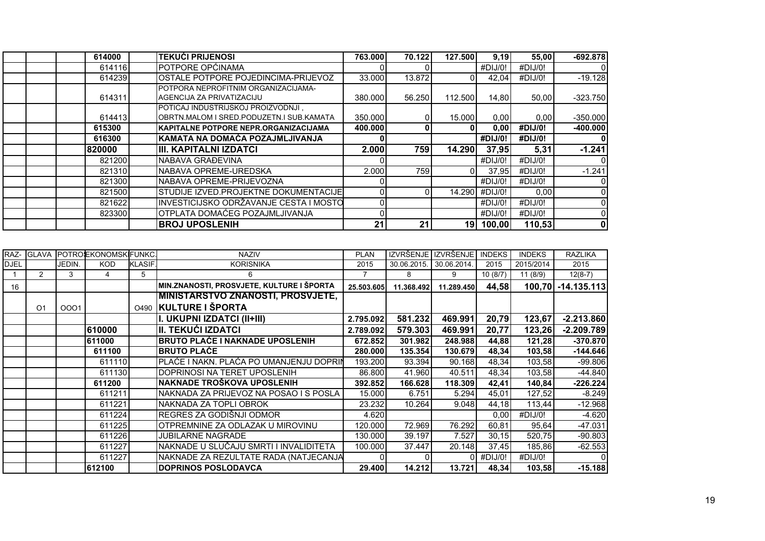| | | | | | | | | | | | |
|---|---|---|---|---|---|---|---|---|---|---|---|
| | | | **614000** | | **TEKUĆI PRIJENOSI** | **763.000** | **70.122** | **127.500** | **9,19** | **55,00** | **-692.878** |
| | | | 614116 | | POTPORE OPĆINAMA | 0 | 0 | | #DIJ/0! | #DIJ/0! | 0 |
| | | | 614239 | | OSTALE POTPORE POJEDINCIMA-PRIJEVOZ | 33.000 | 13.872 | 0 | 42,04 | #DIJ/0! | -19.128 |
| | | | 614311 | | POTPORA NEPROFITNIM ORGANIZACIJAMA-AGENCIJA ZA PRIVATIZACIJU | 380.000 | 56.250 | 112.500 | 14,80 | 50,00 | -323.750 |
| | | | 614413 | | POTICAJ INDUSTRIJSKOJ PROIZVODNJI , OBRTN.MALOM I SRED.PODUZETN.I SUB.KAMATA | 350.000 | 0 | 15.000 | 0,00 | 0,00 | -350.000 |
| | | | **615300** | | **KAPITALNE POTPORE NEPR.ORGANIZACIJAMA** | **400.000** | **0** | **0** | **0,00** | **#DIJ/0!** | **-400.000** |
| | | | **616300** | | **KAMATA NA DOMAĆA POZAJMLJIVANJA** | **0** | | | **#DIJ/0!** | **#DIJ/0!** | **0** |
| | | | **820000** | | **III. KAPITALNI IZDATCI** | **2.000** | **759** | **14.290** | **37,95** | **5,31** | **-1.241** |
| | | | 821200 | | NABAVA GRAĐEVINA | 0 | | | #DIJ/0! | #DIJ/0! | 0 |
| | | | 821310 | | NABAVA OPREME-UREDSKA | 2.000 | 759 | 0 | 37,95 | #DIJ/0! | -1.241 |
| | | | 821300 | | NABAVA OPREME-PRIJEVOZNA | 0 | | | #DIJ/0! | #DIJ/0! | 0 |
| | | | 821500 | | STUDIJE IZVED.PROJEKTNE DOKUMENTACIJE | 0 | 0 | 14.290 | #DIJ/0! | 0,00 | 0 |
| | | | 821622 | | INVESTICIJSKO ODRŽAVANJE CESTA I MOSTO | 0 | | | #DIJ/0! | #DIJ/0! | 0 |
| | | | 823300 | | OTPLATA DOMAĆEG POZAJMLJIVANJA | 0 | | | #DIJ/0! | #DIJ/0! | 0 |
| | | | | | **BROJ UPOSLENIH** | **21** | **21** | **19** | **100,00** | **110,53** | **0** |

| RAZ-DJEL | GLAVA | POTROŠ. JEDIN. | EKONOMSKI KOD | FUNKC. KLASIF. | NAZIV KORISNIKA | PLAN 2015 | IZVRŠENJE 30.06.2015. | IZVRŠENJE 30.06.2014. | INDEKS 2015 | INDEKS 2015/2014 | RAZLIKA 2015 |
|---|---|---|---|---|---|---|---|---|---|---|---|
| 1 | 2 | 3 | 4 | 5 | 6 | 7 | 8 | 9 | 10 (8/7) | 11 (8/9) | 12(8-7) |
| 16 | | | | | **MIN.ZNANOSTI, PROSVJETE, KULTURE I ŠPORTA** | **25.503.605** | **11.368.492** | **11.289.450** | **44,58** | **100,70** | **-14.135.113** |
| | O1 | OOO1 | | O490 | **MINISTARSTVO ZNANOSTI, PROSVJETE, KULTURE I ŠPORTA** | | | | | | |
| | | | | | **I. UKUPNI IZDATCI (II+III)** | **2.795.092** | **581.232** | **469.991** | **20,79** | **123,67** | **-2.213.860** |
| | | | **610000** | | **II. TEKUĆI IZDATCI** | **2.789.092** | **579.303** | **469.991** | **20,77** | **123,26** | **-2.209.789** |
| | | | **611000** | | **BRUTO PLAĆE I NAKNADE UPOSLENIH** | **672.852** | **301.982** | **248.988** | **44,88** | **121,28** | **-370.870** |
| | | | **611100** | | **BRUTO PLAĆE** | **280.000** | **135.354** | **130.679** | **48,34** | **103,58** | **-144.646** |
| | | | 611110 | | PLAĆE I NAKN. PLAĆA PO UMANJENJU DOPRIN | 193.200 | 93.394 | 90.168 | 48,34 | 103,58 | -99.806 |
| | | | 611130 | | DOPRINOSI NA TERET UPOSLENIH | 86.800 | 41.960 | 40.511 | 48,34 | 103,58 | -44.840 |
| | | | **611200** | | **NAKNADE TROŠKOVA UPOSLENIH** | **392.852** | **166.628** | **118.309** | **42,41** | **140,84** | **-226.224** |
| | | | 611211 | | NAKNADA ZA PRIJEVOZ NA POSAO I S POSLA | 15.000 | 6.751 | 5.294 | 45,01 | 127,52 | -8.249 |
| | | | 611221 | | NAKNADA ZA TOPLI OBROK | 23.232 | 10.264 | 9.048 | 44,18 | 113,44 | -12.968 |
| | | | 611224 | | REGRES ZA GODIŠNJI ODMOR | 4.620 | | | 0,00 | #DIJ/0! | -4.620 |
| | | | 611225 | | OTPREMNINE ZA ODLAZAK U MIROVINU | 120.000 | 72.969 | 76.292 | 60,81 | 95,64 | -47.031 |
| | | | 611226 | | JUBILARNE NAGRADE | 130.000 | 39.197 | 7.527 | 30,15 | 520,75 | -90.803 |
| | | | 611227 | | NAKNADE U SLUČAJU SMRTI I INVALIDITETA | 100.000 | 37.447 | 20.148 | 37,45 | 185,86 | -62.553 |
| | | | 611227 | | NAKNADE ZA REZULTATE RADA (NATJECANJA | 0 | 0 | 0 | #DIJ/0! | #DIJ/0! | 0 |
| | | | **612100** | | **DOPRINOS POSLODAVCA** | **29.400** | **14.212** | **13.721** | **48,34** | **103,58** | **-15.188** |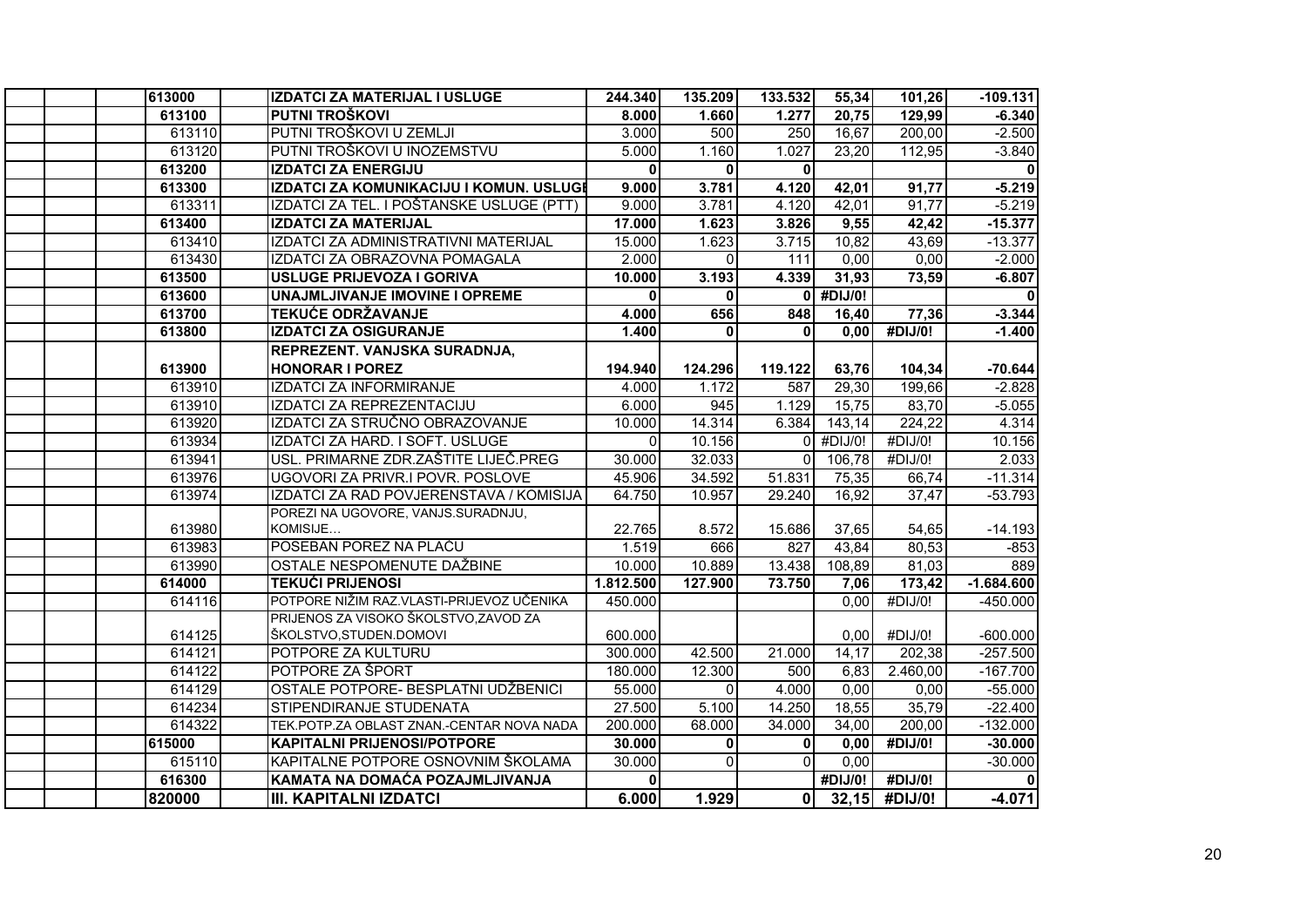| Konto | Naziv | | | | | | |
|---|---|---|---|---|---|---|---|
| **613000** | **IZDATCI ZA MATERIJAL I USLUGE** | **244.340** | **135.209** | **133.532** | **55,34** | **101,26** | **-109.131** |
| **613100** | **PUTNI TROŠKOVI** | **8.000** | **1.660** | **1.277** | **20,75** | **129,99** | **-6.340** |
| 613110 | PUTNI TROŠKOVI U ZEMLJI | 3.000 | 500 | 250 | 16,67 | 200,00 | -2.500 |
| 613120 | PUTNI TROŠKOVI U INOZEMSTVU | 5.000 | 1.160 | 1.027 | 23,20 | 112,95 | -3.840 |
| **613200** | **IZDATCI ZA ENERGIJU** | **0** | **0** | **0** | | | **0** |
| **613300** | **IZDATCI ZA KOMUNIKACIJU I KOMUN. USLUGE** | **9.000** | **3.781** | **4.120** | **42,01** | **91,77** | **-5.219** |
| 613311 | IZDATCI ZA TEL. I POŠTANSKE USLUGE (PTT) | 9.000 | 3.781 | 4.120 | 42,01 | 91,77 | -5.219 |
| **613400** | **IZDATCI ZA MATERIJAL** | **17.000** | **1.623** | **3.826** | **9,55** | **42,42** | **-15.377** |
| 613410 | IZDATCI ZA ADMINISTRATIVNI MATERIJAL | 15.000 | 1.623 | 3.715 | 10,82 | 43,69 | -13.377 |
| 613430 | IZDATCI ZA OBRAZOVNA POMAGALA | 2.000 | 0 | 111 | 0,00 | 0,00 | -2.000 |
| **613500** | **USLUGE PRIJEVOZA I GORIVA** | **10.000** | **3.193** | **4.339** | **31,93** | **73,59** | **-6.807** |
| **613600** | **UNAJMLJIVANJE IMOVINE I OPREME** | **0** | **0** | **0** | **#DIJ/0!** | | **0** |
| **613700** | **TEKUĆE ODRŽAVANJE** | **4.000** | **656** | **848** | **16,40** | **77,36** | **-3.344** |
| **613800** | **IZDATCI ZA OSIGURANJE** | **1.400** | **0** | **0** | **0,00** | **#DIJ/0!** | **-1.400** |
| **613900** | **REPREZENT. VANJSKA SURADNJA, HONORAR I POREZ** | **194.940** | **124.296** | **119.122** | **63,76** | **104,34** | **-70.644** |
| 613910 | IZDATCI ZA INFORMIRANJE | 4.000 | 1.172 | 587 | 29,30 | 199,66 | -2.828 |
| 613910 | IZDATCI ZA REPREZENTACIJU | 6.000 | 945 | 1.129 | 15,75 | 83,70 | -5.055 |
| 613920 | IZDATCI ZA STRUČNO OBRAZOVANJE | 10.000 | 14.314 | 6.384 | 143,14 | 224,22 | 4.314 |
| 613934 | IZDATCI ZA HARD. I SOFT. USLUGE | 0 | 10.156 | 0 | #DIJ/0! | #DIJ/0! | 10.156 |
| 613941 | USL. PRIMARNE ZDR.ZAŠTITE LIJEČ.PREG | 30.000 | 32.033 | 0 | 106,78 | #DIJ/0! | 2.033 |
| 613976 | UGOVORI ZA PRIVR.I POVR. POSLOVE | 45.906 | 34.592 | 51.831 | 75,35 | 66,74 | -11.314 |
| 613974 | IZDATCI ZA RAD POVJERENSTAVA / KOMISIJA | 64.750 | 10.957 | 29.240 | 16,92 | 37,47 | -53.793 |
| 613980 | POREZI NA UGOVORE, VANJS.SURADNJU, KOMISIJE… | 22.765 | 8.572 | 15.686 | 37,65 | 54,65 | -14.193 |
| 613983 | POSEBAN POREZ NA PLAĆU | 1.519 | 666 | 827 | 43,84 | 80,53 | -853 |
| 613990 | OSTALE NESPOMENUTE DAŽBINE | 10.000 | 10.889 | 13.438 | 108,89 | 81,03 | 889 |
| **614000** | **TEKUĆI PRIJENOSI** | **1.812.500** | **127.900** | **73.750** | **7,06** | **173,42** | **-1.684.600** |
| 614116 | POTPORE NIŽIM RAZ.VLASTI-PRIJEVOZ UČENIKA | 450.000 | | | 0,00 | #DIJ/0! | -450.000 |
| 614125 | PRIJENOS ZA VISOKO ŠKOLSTVO,ZAVOD ZA ŠKOLSTVO,STUDEN.DOMOVI | 600.000 | | | 0,00 | #DIJ/0! | -600.000 |
| 614121 | POTPORE ZA KULTURU | 300.000 | 42.500 | 21.000 | 14,17 | 202,38 | -257.500 |
| 614122 | POTPORE ZA ŠPORT | 180.000 | 12.300 | 500 | 6,83 | 2.460,00 | -167.700 |
| 614129 | OSTALE POTPORE- BESPLATNI UDŽBENICI | 55.000 | 0 | 4.000 | 0,00 | 0,00 | -55.000 |
| 614234 | STIPENDIRANJE STUDENATA | 27.500 | 5.100 | 14.250 | 18,55 | 35,79 | -22.400 |
| 614322 | TEK.POTP.ZA OBLAST ZNAN.-CENTAR NOVA NADA | 200.000 | 68.000 | 34.000 | 34,00 | 200,00 | -132.000 |
| **615000** | **KAPITALNI PRIJENOSI/POTPORE** | **30.000** | **0** | **0** | **0,00** | **#DIJ/0!** | **-30.000** |
| 615110 | KAPITALNE POTPORE OSNOVNIM ŠKOLAMA | 30.000 | 0 | 0 | 0,00 | | -30.000 |
| **616300** | **KAMATA NA DOMAĆA POZAJMLJIVANJA** | **0** | | | **#DIJ/0!** | **#DIJ/0!** | **0** |
| **820000** | **III. KAPITALNI IZDATCI** | **6.000** | **1.929** | **0** | **32,15** | **#DIJ/0!** | **-4.071** |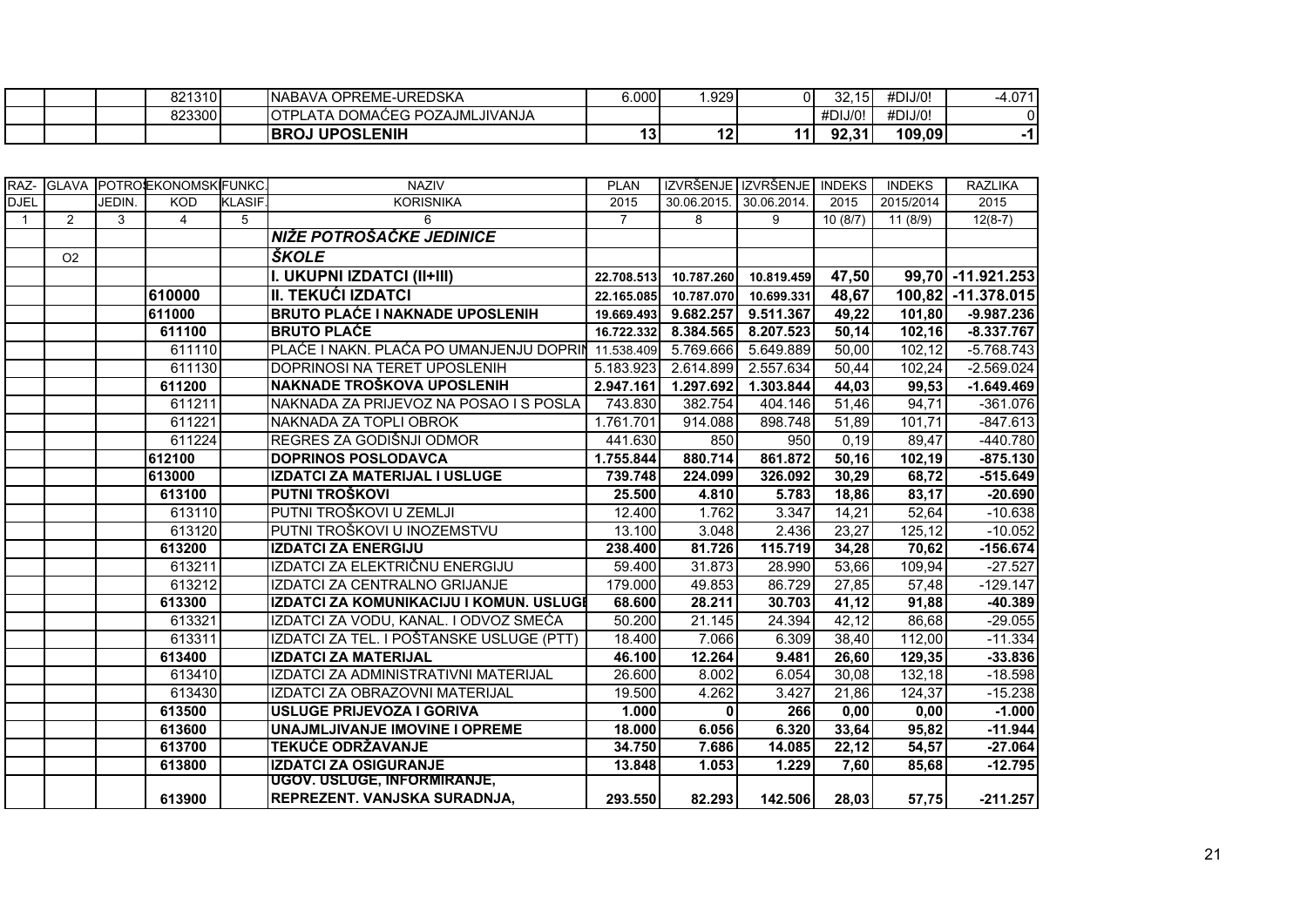| | | | | | | | | | | | |
|---|---|---|---|---|---|---|---|---|---|---|---|
| | | | 821310 | | NABAVA OPREME-UREDSKA | 6.000 | 1.929 | 0 | 32,15 | #DIJ/0! | -4.071 |
| | | | 823300 | | OTPLATA DOMAĆEG POZAJMLJIVANJA | | | | #DIJ/0! | #DIJ/0! | 0 |
| | | | | | **BROJ UPOSLENIH** | **13** | **12** | **11** | **92,31** | **109,09** | **-1** |

| RAZ-DJEL | GLAVA | POTROŠ. JEDIN. | EKONOMSKI KOD | FUNKC. KLASIF. | NAZIV KORISNIKA | PLAN 2015 | IZVRŠENJE 30.06.2015. | IZVRŠENJE 30.06.2014. | INDEKS 2015 | INDEKS 2015/2014 | RAZLIKA 2015 |
|---|---|---|---|---|---|---|---|---|---|---|---|
| 1 | 2 | 3 | 4 | 5 | 6 | 7 | 8 | 9 | 10 (8/7) | 11 (8/9) | 12(8-7) |
| | | | | | ***NIŽE POTROŠAČKE JEDINICE*** | | | | | | |
| | O2 | | | | ***ŠKOLE*** | | | | | | |
| | | | | | **I. UKUPNI IZDATCI (II+III)** | **22.708.513** | **10.787.260** | **10.819.459** | **47,50** | **99,70** | **-11.921.253** |
| | | | **610000** | | **II. TEKUĆI IZDATCI** | **22.165.085** | **10.787.070** | **10.699.331** | **48,67** | **100,82** | **-11.378.015** |
| | | | **611000** | | **BRUTO PLAĆE I NAKNADE UPOSLENIH** | **19.669.493** | **9.682.257** | **9.511.367** | **49,22** | **101,80** | **-9.987.236** |
| | | | **611100** | | **BRUTO PLAĆE** | **16.722.332** | **8.384.565** | **8.207.523** | **50,14** | **102,16** | **-8.337.767** |
| | | | 611110 | | PLAĆE I NAKN. PLAĆA PO UMANJENJU DOPRIN | 11.538.409 | 5.769.666 | 5.649.889 | 50,00 | 102,12 | -5.768.743 |
| | | | 611130 | | DOPRINOSI NA TERET UPOSLENIH | 5.183.923 | 2.614.899 | 2.557.634 | 50,44 | 102,24 | -2.569.024 |
| | | | **611200** | | **NAKNADE TROŠKOVA UPOSLENIH** | **2.947.161** | **1.297.692** | **1.303.844** | **44,03** | **99,53** | **-1.649.469** |
| | | | 611211 | | NAKNADA ZA PRIJEVOZ NA POSAO I S POSLA | 743.830 | 382.754 | 404.146 | 51,46 | 94,71 | -361.076 |
| | | | 611221 | | NAKNADA ZA TOPLI OBROK | 1.761.701 | 914.088 | 898.748 | 51,89 | 101,71 | -847.613 |
| | | | 611224 | | REGRES ZA GODIŠNJI ODMOR | 441.630 | 850 | 950 | 0,19 | 89,47 | -440.780 |
| | | | **612100** | | **DOPRINOS POSLODAVCA** | **1.755.844** | **880.714** | **861.872** | **50,16** | **102,19** | **-875.130** |
| | | | **613000** | | **IZDATCI ZA MATERIJAL I USLUGE** | **739.748** | **224.099** | **326.092** | **30,29** | **68,72** | **-515.649** |
| | | | **613100** | | **PUTNI TROŠKOVI** | **25.500** | **4.810** | **5.783** | **18,86** | **83,17** | **-20.690** |
| | | | 613110 | | PUTNI TROŠKOVI U ZEMLJI | 12.400 | 1.762 | 3.347 | 14,21 | 52,64 | -10.638 |
| | | | 613120 | | PUTNI TROŠKOVI U INOZEMSTVU | 13.100 | 3.048 | 2.436 | 23,27 | 125,12 | -10.052 |
| | | | **613200** | | **IZDATCI ZA ENERGIJU** | **238.400** | **81.726** | **115.719** | **34,28** | **70,62** | **-156.674** |
| | | | 613211 | | IZDATCI ZA ELEKTRIČNU ENERGIJU | 59.400 | 31.873 | 28.990 | 53,66 | 109,94 | -27.527 |
| | | | 613212 | | IZDATCI ZA CENTRALNO GRIJANJE | 179.000 | 49.853 | 86.729 | 27,85 | 57,48 | -129.147 |
| | | | **613300** | | **IZDATCI ZA KOMUNIKACIJU I KOMUN. USLUGE** | **68.600** | **28.211** | **30.703** | **41,12** | **91,88** | **-40.389** |
| | | | 613321 | | IZDATCI ZA VODU, KANAL. I ODVOZ SMEĆA | 50.200 | 21.145 | 24.394 | 42,12 | 86,68 | -29.055 |
| | | | 613311 | | IZDATCI ZA TEL. I POŠTANSKE USLUGE (PTT) | 18.400 | 7.066 | 6.309 | 38,40 | 112,00 | -11.334 |
| | | | **613400** | | **IZDATCI ZA MATERIJAL** | **46.100** | **12.264** | **9.481** | **26,60** | **129,35** | **-33.836** |
| | | | 613410 | | IZDATCI ZA ADMINISTRATIVNI MATERIJAL | 26.600 | 8.002 | 6.054 | 30,08 | 132,18 | -18.598 |
| | | | 613430 | | IZDATCI ZA OBRAZOVNI MATERIJAL | 19.500 | 4.262 | 3.427 | 21,86 | 124,37 | -15.238 |
| | | | **613500** | | **USLUGE PRIJEVOZA I GORIVA** | **1.000** | **0** | **266** | **0,00** | **0,00** | **-1.000** |
| | | | **613600** | | **UNAJMLJIVANJE IMOVINE I OPREME** | **18.000** | **6.056** | **6.320** | **33,64** | **95,82** | **-11.944** |
| | | | **613700** | | **TEKUĆE ODRŽAVANJE** | **34.750** | **7.686** | **14.085** | **22,12** | **54,57** | **-27.064** |
| | | | **613800** | | **IZDATCI ZA OSIGURANJE** | **13.848** | **1.053** | **1.229** | **7,60** | **85,68** | **-12.795** |
| | | | **613900** | | **UGOV. USLUGE, INFORMIRANJE, REPREZENT. VANJSKA SURADNJA,** | **293.550** | **82.293** | **142.506** | **28,03** | **57,75** | **-211.257** |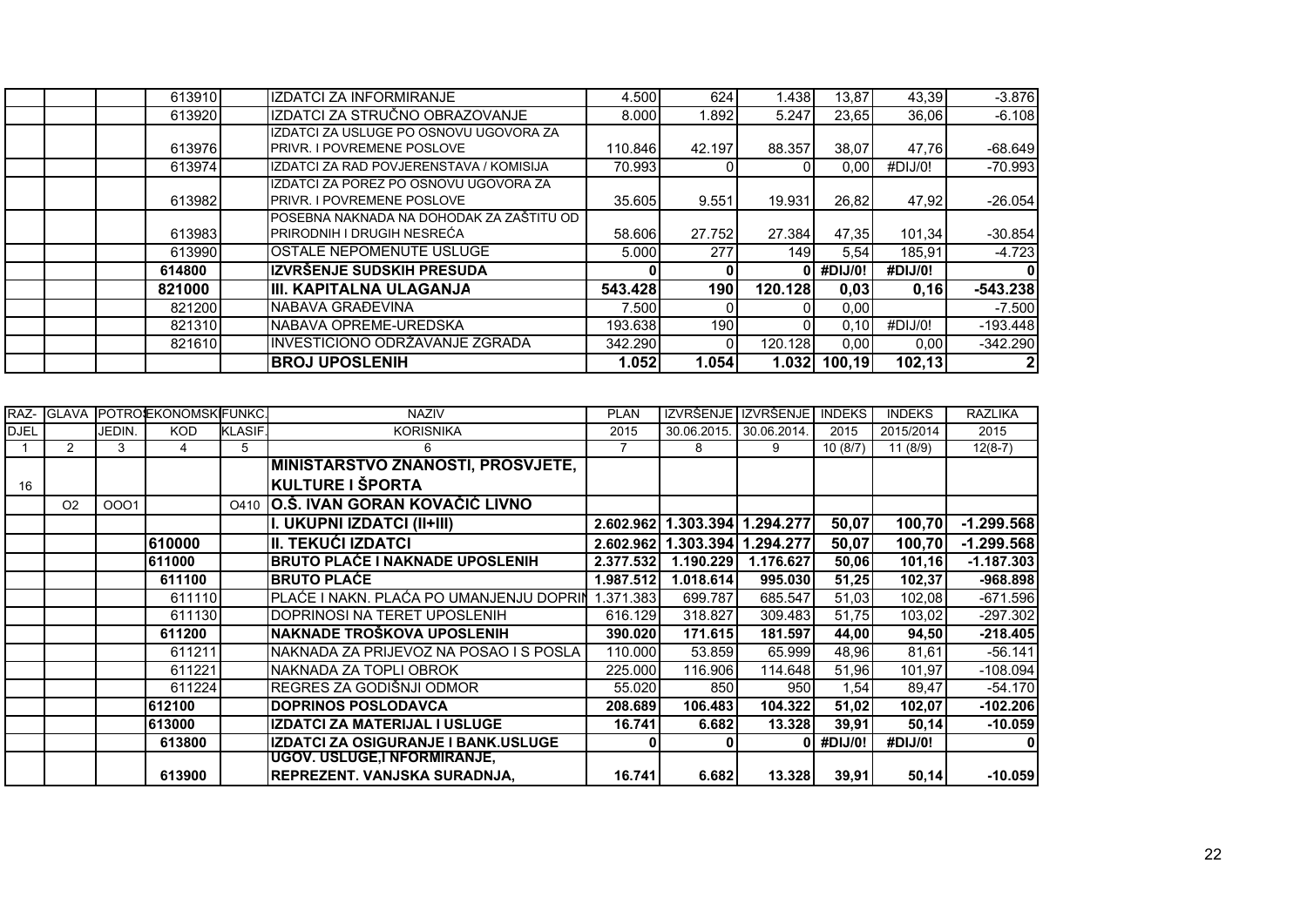| | | | | | | | | | | | |
|---|---|---|---|---|---|---|---|---|---|---|---|
| | | | 613910 | | IZDATCI ZA INFORMIRANJE | 4.500 | 624 | 1.438 | 13,87 | 43,39 | -3.876 |
| | | | 613920 | | IZDATCI ZA STRUČNO OBRAZOVANJE | 8.000 | 1.892 | 5.247 | 23,65 | 36,06 | -6.108 |
| | | | 613976 | | IZDATCI ZA USLUGE PO OSNOVU UGOVORA ZA PRIVR. I POVREMENE POSLOVE | 110.846 | 42.197 | 88.357 | 38,07 | 47,76 | -68.649 |
| | | | 613974 | | IZDATCI ZA RAD POVJERENSTAVA / KOMISIJA | 70.993 | 0 | 0 | 0,00 | #DIJ/0! | -70.993 |
| | | | 613982 | | IZDATCI ZA POREZ PO OSNOVU UGOVORA ZA PRIVR. I POVREMENE POSLOVE | 35.605 | 9.551 | 19.931 | 26,82 | 47,92 | -26.054 |
| | | | 613983 | | POSEBNA NAKNADA NA DOHODAK ZA ZAŠTITU OD PRIRODNIH I DRUGIH NESREĆA | 58.606 | 27.752 | 27.384 | 47,35 | 101,34 | -30.854 |
| | | | 613990 | | OSTALE NEPOMENUTE USLUGE | 5.000 | 277 | 149 | 5,54 | 185,91 | -4.723 |
| | | | **614800** | | **IZVRŠENJE SUDSKIH PRESUDA** | **0** | **0** | **0** | **#DIJ/0!** | **#DIJ/0!** | **0** |
| | | | **821000** | | **III. KAPITALNA ULAGANJA** | **543.428** | **190** | **120.128** | **0,03** | **0,16** | **-543.238** |
| | | | 821200 | | NABAVA GRAĐEVINA | 7.500 | 0 | 0 | 0,00 | | -7.500 |
| | | | 821310 | | NABAVA OPREME-UREDSKA | 193.638 | 190 | 0 | 0,10 | #DIJ/0! | -193.448 |
| | | | 821610 | | INVESTICIONO ODRŽAVANJE ZGRADA | 342.290 | 0 | 120.128 | 0,00 | 0,00 | -342.290 |
| | | | | | **BROJ UPOSLENIH** | **1.052** | **1.054** | **1.032** | **100,19** | **102,13** | **2** |

| RAZ-DJEL | GLAVA | POTROŠ. JEDIN. | EKONOMSKI KOD | FUNKC. KLASIF. | NAZIV KORISNIKA | PLAN 2015 | IZVRŠENJE 30.06.2015. | IZVRŠENJE 30.06.2014. | INDEKS 2015 | INDEKS 2015/2014 | RAZLIKA 2015 |
|---|---|---|---|---|---|---|---|---|---|---|---|
| 1 | 2 | 3 | 4 | 5 | 6 | 7 | 8 | 9 | 10 (8/7) | 11 (8/9) | 12(8-7) |
| 16 | | | | | **MINISTARSTVO ZNANOSTI, PROSVJETE, KULTURE I ŠPORTA** | | | | | | |
| | O2 | OOO1 | | O410 | **O.Š. IVAN GORAN KOVAČIĆ LIVNO** | | | | | | |
| | | | | | **I. UKUPNI IZDATCI (II+III)** | **2.602.962** | **1.303.394** | **1.294.277** | **50,07** | **100,70** | **-1.299.568** |
| | | | **610000** | | **II. TEKUĆI IZDATCI** | **2.602.962** | **1.303.394** | **1.294.277** | **50,07** | **100,70** | **-1.299.568** |
| | | | **611000** | | **BRUTO PLAĆE I NAKNADE UPOSLENIH** | **2.377.532** | **1.190.229** | **1.176.627** | **50,06** | **101,16** | **-1.187.303** |
| | | | **611100** | | **BRUTO PLAĆE** | **1.987.512** | **1.018.614** | **995.030** | **51,25** | **102,37** | **-968.898** |
| | | | 611110 | | PLAĆE I NAKN. PLAĆA PO UMANJENJU DOPRIN | 1.371.383 | 699.787 | 685.547 | 51,03 | 102,08 | -671.596 |
| | | | 611130 | | DOPRINOSI NA TERET UPOSLENIH | 616.129 | 318.827 | 309.483 | 51,75 | 103,02 | -297.302 |
| | | | **611200** | | **NAKNADE TROŠKOVA UPOSLENIH** | **390.020** | **171.615** | **181.597** | **44,00** | **94,50** | **-218.405** |
| | | | 611211 | | NAKNADA ZA PRIJEVOZ NA POSAO I S POSLA | 110.000 | 53.859 | 65.999 | 48,96 | 81,61 | -56.141 |
| | | | 611221 | | NAKNADA ZA TOPLI OBROK | 225.000 | 116.906 | 114.648 | 51,96 | 101,97 | -108.094 |
| | | | 611224 | | REGRES ZA GODIŠNJI ODMOR | 55.020 | 850 | 950 | 1,54 | 89,47 | -54.170 |
| | | | **612100** | | **DOPRINOS POSLODAVCA** | **208.689** | **106.483** | **104.322** | **51,02** | **102,07** | **-102.206** |
| | | | **613000** | | **IZDATCI ZA MATERIJAL I USLUGE** | **16.741** | **6.682** | **13.328** | **39,91** | **50,14** | **-10.059** |
| | | | **613800** | | **IZDATCI ZA OSIGURANJE I BANK.USLUGE** | **0** | **0** | **0** | **#DIJ/0!** | **#DIJ/0!** | **0** |
| | | | **613900** | | **UGOV. USLUGE,I NFORMIRANJE, REPREZENT. VANJSKA SURADNJA,** | **16.741** | **6.682** | **13.328** | **39,91** | **50,14** | **-10.059** |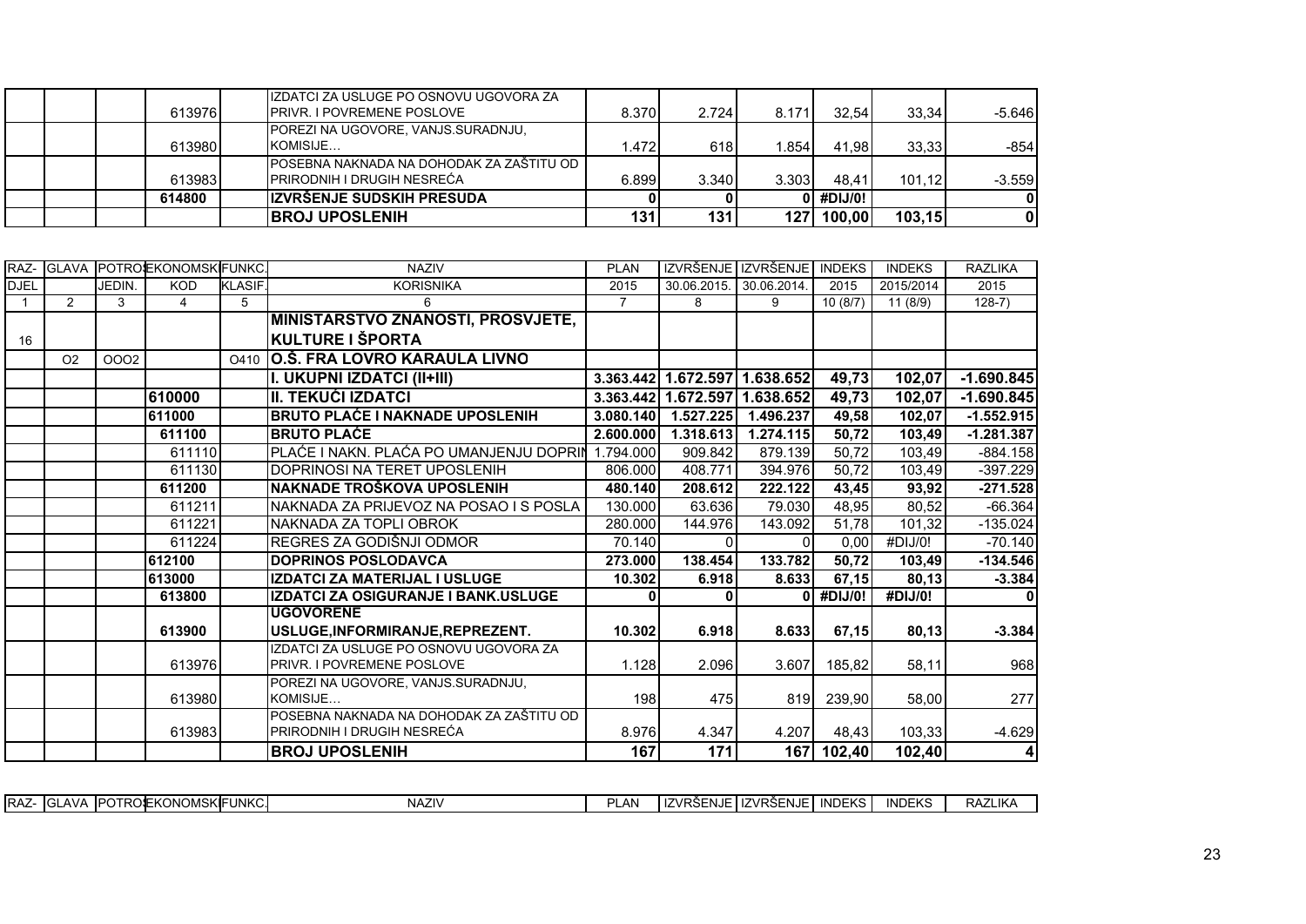| | | | | | | | | | | | |
|---|---|---|---|---|---|---|---|---|---|---|---|
| | | | 613976 | | IZDATCI ZA USLUGE PO OSNOVU UGOVORA ZA PRIVR. I POVREMENE POSLOVE | 8.370 | 2.724 | 8.171 | 32,54 | 33,34 | -5.646 |
| | | | 613980 | | POREZI NA UGOVORE, VANJS.SURADNJU, KOMISIJE… | 1.472 | 618 | 1.854 | 41,98 | 33,33 | -854 |
| | | | 613983 | | POSEBNA NAKNADA NA DOHODAK ZA ZAŠTITU OD PRIRODNIH I DRUGIH NESREĆA | 6.899 | 3.340 | 3.303 | 48,41 | 101,12 | -3.559 |
| | | | **614800** | | **IZVRŠENJE SUDSKIH PRESUDA** | **0** | **0** | **0** | **#DIJ/0!** | | **0** |
| | | | | | **BROJ UPOSLENIH** | **131** | **131** | **127** | **100,00** | **103,15** | **0** |

| RAZ-DJEL | GLAVA | POTROŠ JEDIN. | EKONOMSKI KOD | FUNKC. KLASIF. | NAZIV KORISNIKA | PLAN 2015 | IZVRŠENJE 30.06.2015. | IZVRŠENJE 30.06.2014. | INDEKS 2015 | INDEKS 2015/2014 | RAZLIKA 2015 |
|---|---|---|---|---|---|---|---|---|---|---|---|
| 1 | 2 | 3 | 4 | 5 | 6 | 7 | 8 | 9 | 10 (8/7) | 11 (8/9) | 128-7) |
| 16 | | | | | **MINISTARSTVO ZNANOSTI, PROSVJETE, KULTURE I ŠPORTA** | | | | | | |
| | O2 | OOO2 | | O410 | **O.Š. FRA LOVRO KARAULA LIVNO** | | | | | | |
| | | | | | **I. UKUPNI IZDATCI (II+III)** | **3.363.442** | **1.672.597** | **1.638.652** | **49,73** | **102,07** | **-1.690.845** |
| | | | **610000** | | **II. TEKUĆI IZDATCI** | **3.363.442** | **1.672.597** | **1.638.652** | **49,73** | **102,07** | **-1.690.845** |
| | | | **611000** | | **BRUTO PLAĆE I NAKNADE UPOSLENIH** | **3.080.140** | **1.527.225** | **1.496.237** | **49,58** | **102,07** | **-1.552.915** |
| | | | **611100** | | **BRUTO PLAĆE** | **2.600.000** | **1.318.613** | **1.274.115** | **50,72** | **103,49** | **-1.281.387** |
| | | | 611110 | | PLAĆE I NAKN. PLAĆA PO UMANJENJU DOPRIN | 1.794.000 | 909.842 | 879.139 | 50,72 | 103,49 | -884.158 |
| | | | 611130 | | DOPRINOSI NA TERET UPOSLENIH | 806.000 | 408.771 | 394.976 | 50,72 | 103,49 | -397.229 |
| | | | **611200** | | **NAKNADE TROŠKOVA UPOSLENIH** | **480.140** | **208.612** | **222.122** | **43,45** | **93,92** | **-271.528** |
| | | | 611211 | | NAKNADA ZA PRIJEVOZ NA POSAO I S POSLA | 130.000 | 63.636 | 79.030 | 48,95 | 80,52 | -66.364 |
| | | | 611221 | | NAKNADA ZA TOPLI OBROK | 280.000 | 144.976 | 143.092 | 51,78 | 101,32 | -135.024 |
| | | | 611224 | | REGRES ZA GODIŠNJI ODMOR | 70.140 | 0 | 0 | 0,00 | #DIJ/0! | -70.140 |
| | | | **612100** | | **DOPRINOS POSLODAVCA** | **273.000** | **138.454** | **133.782** | **50,72** | **103,49** | **-134.546** |
| | | | **613000** | | **IZDATCI ZA MATERIJAL I USLUGE** | **10.302** | **6.918** | **8.633** | **67,15** | **80,13** | **-3.384** |
| | | | **613800** | | **IZDATCI ZA OSIGURANJE I BANK.USLUGE** | **0** | **0** | **0** | **#DIJ/0!** | **#DIJ/0!** | **0** |
| | | | **613900** | | **UGOVORENE USLUGE,INFORMIRANJE,REPREZENT.** | **10.302** | **6.918** | **8.633** | **67,15** | **80,13** | **-3.384** |
| | | | 613976 | | IZDATCI ZA USLUGE PO OSNOVU UGOVORA ZA PRIVR. I POVREMENE POSLOVE | 1.128 | 2.096 | 3.607 | 185,82 | 58,11 | 968 |
| | | | 613980 | | POREZI NA UGOVORE, VANJS.SURADNJU, KOMISIJE… | 198 | 475 | 819 | 239,90 | 58,00 | 277 |
| | | | 613983 | | POSEBNA NAKNADA NA DOHODAK ZA ZAŠTITU OD PRIRODNIH I DRUGIH NESREĆA | 8.976 | 4.347 | 4.207 | 48,43 | 103,33 | -4.629 |
| | | | | | **BROJ UPOSLENIH** | **167** | **171** | **167** | **102,40** | **102,40** | **4** |

| RAZ- | GLAVA | POTROŠ | EKONOMSKI | FUNKC. | NAZIV | PLAN | IZVRŠENJE | IZVRŠENJE | INDEKS | INDEKS | RAZLIKA |
|---|---|---|---|---|---|---|---|---|---|---|---|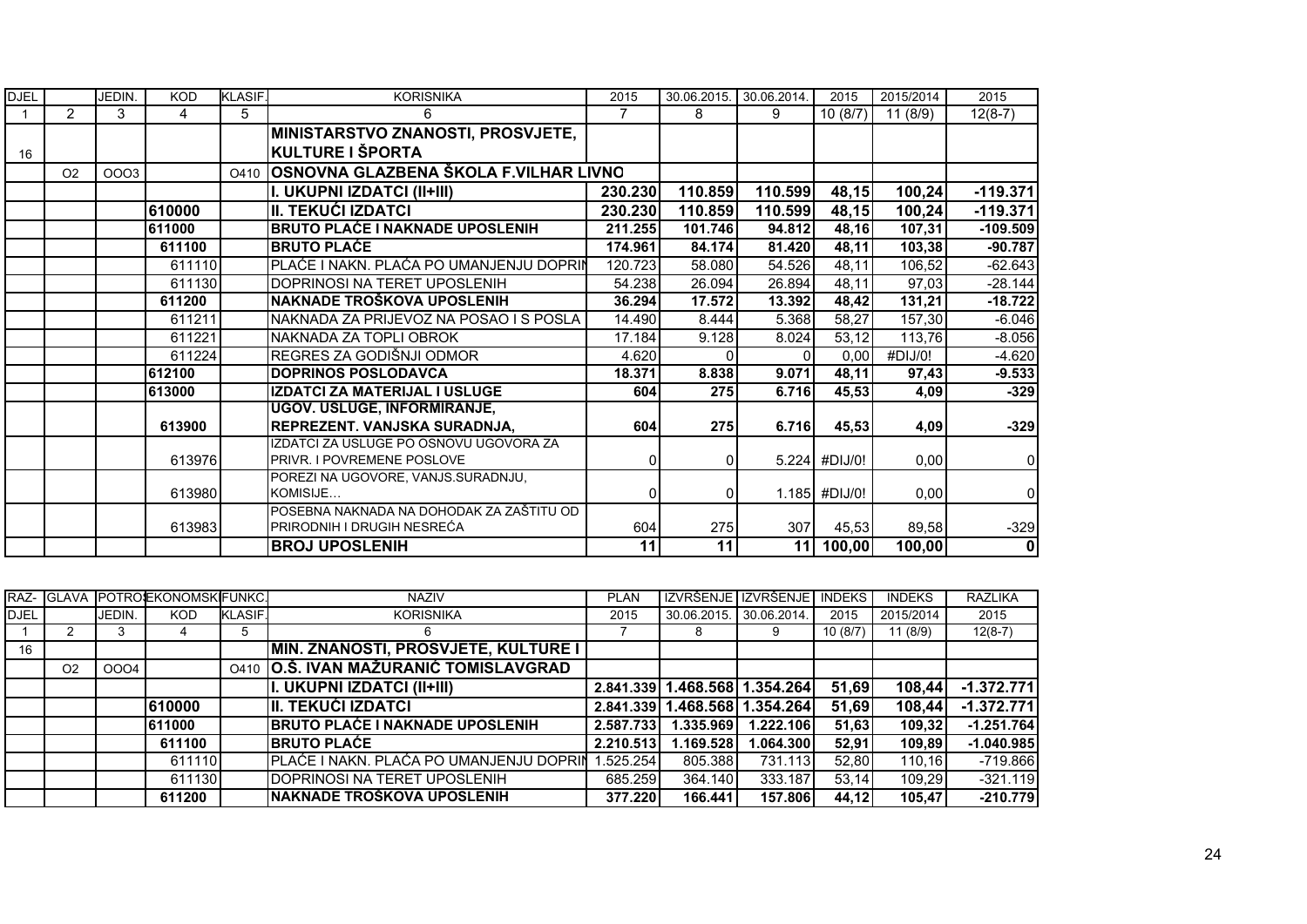| DJEL | | JEDIN. | KOD | KLASIF. | KORISNIKA | 2015 | 30.06.2015. | 30.06.2014. | 2015 | 2015/2014 | 2015 |
|---|---|---|---|---|---|---|---|---|---|---|---|
| 1 | 2 | 3 | 4 | 5 | 6 | 7 | 8 | 9 | 10 (8/7) | 11 (8/9) | 12(8-7) |
| 16 | | | | | **MINISTARSTVO ZNANOSTI, PROSVJETE, KULTURE I ŠPORTA** | | | | | | |
| | O2 | OOO3 | | O410 | **OSNOVNA GLAZBENA ŠKOLA F.VILHAR LIVNO** | | | | | | |
| | | | | | **I. UKUPNI IZDATCI (II+III)** | **230.230** | **110.859** | **110.599** | **48,15** | **100,24** | **-119.371** |
| | | | **610000** | | **II. TEKUĆI IZDATCI** | **230.230** | **110.859** | **110.599** | **48,15** | **100,24** | **-119.371** |
| | | | **611000** | | **BRUTO PLAĆE I NAKNADE UPOSLENIH** | **211.255** | **101.746** | **94.812** | **48,16** | **107,31** | **-109.509** |
| | | | **611100** | | **BRUTO PLAĆE** | **174.961** | **84.174** | **81.420** | **48,11** | **103,38** | **-90.787** |
| | | | 611110 | | PLAĆE I NAKN. PLAĆA PO UMANJENJU DOPRIN | 120.723 | 58.080 | 54.526 | 48,11 | 106,52 | -62.643 |
| | | | 611130 | | DOPRINOSI NA TERET UPOSLENIH | 54.238 | 26.094 | 26.894 | 48,11 | 97,03 | -28.144 |
| | | | **611200** | | **NAKNADE TROŠKOVA UPOSLENIH** | **36.294** | **17.572** | **13.392** | **48,42** | **131,21** | **-18.722** |
| | | | 611211 | | NAKNADA ZA PRIJEVOZ NA POSAO I S POSLA | 14.490 | 8.444 | 5.368 | 58,27 | 157,30 | -6.046 |
| | | | 611221 | | NAKNADA ZA TOPLI OBROK | 17.184 | 9.128 | 8.024 | 53,12 | 113,76 | -8.056 |
| | | | 611224 | | REGRES ZA GODIŠNJI ODMOR | 4.620 | 0 | 0 | 0,00 | #DIJ/0! | -4.620 |
| | | | **612100** | | **DOPRINOS POSLODAVCA** | **18.371** | **8.838** | **9.071** | **48,11** | **97,43** | **-9.533** |
| | | | **613000** | | **IZDATCI ZA MATERIJAL I USLUGE** | **604** | **275** | **6.716** | **45,53** | **4,09** | **-329** |
| | | | **613900** | | **UGOV. USLUGE, INFORMIRANJE, REPREZENT. VANJSKA SURADNJA,** | **604** | **275** | **6.716** | **45,53** | **4,09** | **-329** |
| | | | 613976 | | IZDATCI ZA USLUGE PO OSNOVU UGOVORA ZA PRIVR. I POVREMENE POSLOVE | 0 | 0 | 5.224 | #DIJ/0! | 0,00 | 0 |
| | | | 613980 | | POREZI NA UGOVORE, VANJS.SURADNJU, KOMISIJE… | 0 | 0 | 1.185 | #DIJ/0! | 0,00 | 0 |
| | | | 613983 | | POSEBNA NAKNADA NA DOHODAK ZA ZAŠTITU OD PRIRODNIH I DRUGIH NESREĆA | 604 | 275 | 307 | 45,53 | 89,58 | -329 |
| | | | | | **BROJ UPOSLENIH** | **11** | **11** | **11** | **100,00** | **100,00** | **0** |

| RAZ- | GLAVA | POTROŠ | EKONOMSK | FUNKC. | NAZIV | PLAN | IZVRŠENJE | IZVRŠENJE | INDEKS | INDEKS | RAZLIKA |
|---|---|---|---|---|---|---|---|---|---|---|---|
| DJEL | | JEDIN. | KOD | KLASIF. | KORISNIKA | 2015 | 30.06.2015. | 30.06.2014. | 2015 | 2015/2014 | 2015 |
| 1 | 2 | 3 | 4 | 5 | 6 | 7 | 8 | 9 | 10 (8/7) | 11 (8/9) | 12(8-7) |
| 16 | | | | | **MIN. ZNANOSTI, PROSVJETE, KULTURE I** | | | | | | |
| | O2 | OOO4 | | O410 | **O.Š. IVAN MAŽURANIĆ TOMISLAVGRAD** | | | | | | |
| | | | | | **I. UKUPNI IZDATCI (II+III)** | **2.841.339** | **1.468.568** | **1.354.264** | **51,69** | **108,44** | **-1.372.771** |
| | | | **610000** | | **II. TEKUĆI IZDATCI** | **2.841.339** | **1.468.568** | **1.354.264** | **51,69** | **108,44** | **-1.372.771** |
| | | | **611000** | | **BRUTO PLAĆE I NAKNADE UPOSLENIH** | **2.587.733** | **1.335.969** | **1.222.106** | **51,63** | **109,32** | **-1.251.764** |
| | | | **611100** | | **BRUTO PLAĆE** | **2.210.513** | **1.169.528** | **1.064.300** | **52,91** | **109,89** | **-1.040.985** |
| | | | 611110 | | PLAĆE I NAKN. PLAĆA PO UMANJENJU DOPRIN | 1.525.254 | 805.388 | 731.113 | 52,80 | 110,16 | -719.866 |
| | | | 611130 | | DOPRINOSI NA TERET UPOSLENIH | 685.259 | 364.140 | 333.187 | 53,14 | 109,29 | -321.119 |
| | | | **611200** | | **NAKNADE TROŠKOVA UPOSLENIH** | **377.220** | **166.441** | **157.806** | **44,12** | **105,47** | **-210.779** |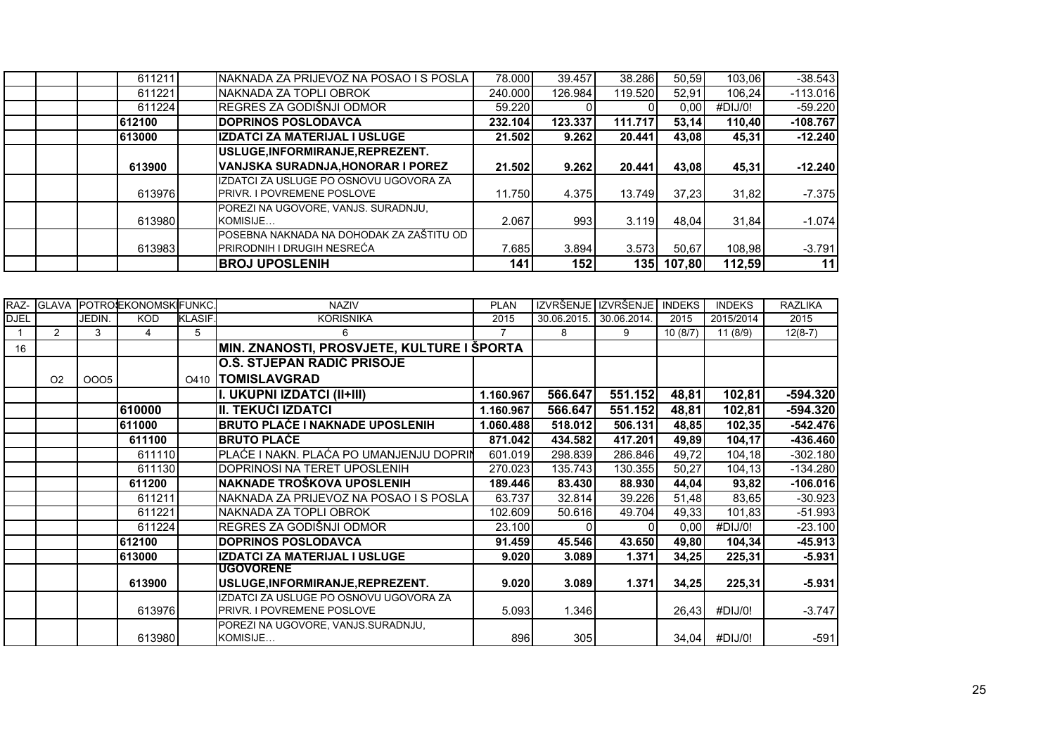| | | | | | | | | | | | |
|---|---|---|---|---|---|---|---|---|---|---|---|
| | | | 611211 | | NAKNADA ZA PRIJEVOZ NA POSAO I S POSLA | 78.000 | 39.457 | 38.286 | 50,59 | 103,06 | -38.543 |
| | | | 611221 | | NAKNADA ZA TOPLI OBROK | 240.000 | 126.984 | 119.520 | 52,91 | 106,24 | -113.016 |
| | | | 611224 | | REGRES ZA GODIŠNJI ODMOR | 59.220 | 0 | 0 | 0,00 | #DIJ/0! | -59.220 |
| | | | **612100** | | **DOPRINOS POSLODAVCA** | **232.104** | **123.337** | **111.717** | **53,14** | **110,40** | **-108.767** |
| | | | **613000** | | **IZDATCI ZA MATERIJAL I USLUGE** | **21.502** | **9.262** | **20.441** | **43,08** | **45,31** | **-12.240** |
| | | | **613900** | | **USLUGE,INFORMIRANJE,REPREZENT. VANJSKA SURADNJA,HONORAR I POREZ** | **21.502** | **9.262** | **20.441** | **43,08** | **45,31** | **-12.240** |
| | | | 613976 | | IZDATCI ZA USLUGE PO OSNOVU UGOVORA ZA PRIVR. I POVREMENE POSLOVE | 11.750 | 4.375 | 13.749 | 37,23 | 31,82 | -7.375 |
| | | | 613980 | | POREZI NA UGOVORE, VANJS. SURADNJU, KOMISIJE… | 2.067 | 993 | 3.119 | 48,04 | 31,84 | -1.074 |
| | | | 613983 | | POSEBNA NAKNADA NA DOHODAK ZA ZAŠTITU OD PRIRODNIH I DRUGIH NESREĆA | 7.685 | 3.894 | 3.573 | 50,67 | 108,98 | -3.791 |
| | | | | | **BROJ UPOSLENIH** | **141** | **152** | **135** | **107,80** | **112,59** | **11** |

| RAZ-DJEL | GLAVA | POTROŠ. JEDIN. | EKONOMSKI KOD | FUNKC. KLASIF. | NAZIV KORISNIKA | PLAN 2015 | IZVRŠENJE 30.06.2015. | IZVRŠENJE 30.06.2014. | INDEKS 2015 | INDEKS 2015/2014 | RAZLIKA 2015 |
|---|---|---|---|---|---|---|---|---|---|---|---|
| 1 | 2 | 3 | 4 | 5 | 6 | 7 | 8 | 9 | 10 (8/7) | 11 (8/9) | 12(8-7) |
| 16 | | | | | **MIN. ZNANOSTI, PROSVJETE, KULTURE I ŠPORTA** | | | | | | |
| | O2 | OOO5 | | O410 | **O.S. STJEPAN RADIĆ PRISOJE TOMISLAVGRAD** | | | | | | |
| | | | | | **I. UKUPNI IZDATCI (II+III)** | **1.160.967** | **566.647** | **551.152** | **48,81** | **102,81** | **-594.320** |
| | | | **610000** | | **II. TEKUĆI IZDATCI** | **1.160.967** | **566.647** | **551.152** | **48,81** | **102,81** | **-594.320** |
| | | | **611000** | | **BRUTO PLAĆE I NAKNADE UPOSLENIH** | **1.060.488** | **518.012** | **506.131** | **48,85** | **102,35** | **-542.476** |
| | | | **611100** | | **BRUTO PLAĆE** | **871.042** | **434.582** | **417.201** | **49,89** | **104,17** | **-436.460** |
| | | | 611110 | | PLAĆE I NAKN. PLAĆA PO UMANJENJU DOPRIN | 601.019 | 298.839 | 286.846 | 49,72 | 104,18 | -302.180 |
| | | | 611130 | | DOPRINOSI NA TERET UPOSLENIH | 270.023 | 135.743 | 130.355 | 50,27 | 104,13 | -134.280 |
| | | | **611200** | | **NAKNADE TROŠKOVA UPOSLENIH** | **189.446** | **83.430** | **88.930** | **44,04** | **93,82** | **-106.016** |
| | | | 611211 | | NAKNADA ZA PRIJEVOZ NA POSAO I S POSLA | 63.737 | 32.814 | 39.226 | 51,48 | 83,65 | -30.923 |
| | | | 611221 | | NAKNADA ZA TOPLI OBROK | 102.609 | 50.616 | 49.704 | 49,33 | 101,83 | -51.993 |
| | | | 611224 | | REGRES ZA GODIŠNJI ODMOR | 23.100 | 0 | 0 | 0,00 | #DIJ/0! | -23.100 |
| | | | **612100** | | **DOPRINOS POSLODAVCA** | **91.459** | **45.546** | **43.650** | **49,80** | **104,34** | **-45.913** |
| | | | **613000** | | **IZDATCI ZA MATERIJAL I USLUGE** | **9.020** | **3.089** | **1.371** | **34,25** | **225,31** | **-5.931** |
| | | | **613900** | | **UGOVORENE USLUGE,INFORMIRANJE,REPREZENT.** | **9.020** | **3.089** | **1.371** | **34,25** | **225,31** | **-5.931** |
| | | | 613976 | | IZDATCI ZA USLUGE PO OSNOVU UGOVORA ZA PRIVR. I POVREMENE POSLOVE | 5.093 | 1.346 | | 26,43 | #DIJ/0! | -3.747 |
| | | | 613980 | | POREZI NA UGOVORE, VANJS.SURADNJU, KOMISIJE… | 896 | 305 | | 34,04 | #DIJ/0! | -591 |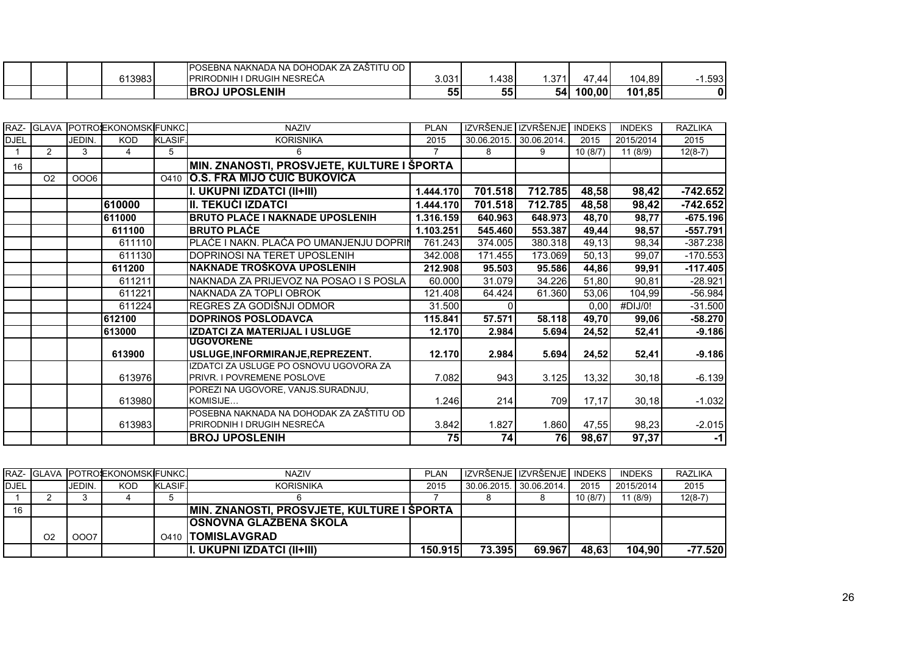|  |  |  |  |  | NAZIV |  |  |  |  |  |  |
|---|---|---|---|---|---|---|---|---|---|---|---|
|  |  |  | 613983 |  | POSEBNA NAKNADA NA DOHODAK ZA ZAŠTITU OD PRIRODNIH I DRUGIH NESREĆA | 3.031 | 1.438 | 1.371 | 47,44 | 104,89 | -1.593 |
|  |  |  |  |  | **BROJ UPOSLENIH** | **55** | **55** | **54** | **100,00** | **101,85** | **0** |

| RAZ-DJEL | GLAVA | POTROŠ. JEDIN. | EKONOMSKI KOD | FUNKC. KLASIF. | NAZIV KORISNIKA | PLAN 2015 | IZVRŠENJE 30.06.2015. | IZVRŠENJE 30.06.2014. | INDEKS 2015 | INDEKS 2015/2014 | RAZLIKA 2015 |
|---|---|---|---|---|---|---|---|---|---|---|---|
| 1 | 2 | 3 | 4 | 5 | 6 | 7 | 8 | 9 | 10 (8/7) | 11 (8/9) | 12(8-7) |
| 16 |  |  |  |  | **MIN. ZNANOSTI, PROSVJETE, KULTURE I ŠPORTA** |  |  |  |  |  |  |
|  | O2 | OOO6 |  | O410 | **O.S. FRA MIJO ČUIĆ BUKOVICA** |  |  |  |  |  |  |
|  |  |  |  |  | **I. UKUPNI IZDATCI (II+III)** | **1.444.170** | **701.518** | **712.785** | **48,58** | **98,42** | **-742.652** |
|  |  |  | **610000** |  | **II. TEKUĆI IZDATCI** | **1.444.170** | **701.518** | **712.785** | **48,58** | **98,42** | **-742.652** |
|  |  |  | **611000** |  | **BRUTO PLAĆE I NAKNADE UPOSLENIH** | **1.316.159** | **640.963** | **648.973** | **48,70** | **98,77** | **-675.196** |
|  |  |  | **611100** |  | **BRUTO PLAĆE** | **1.103.251** | **545.460** | **553.387** | **49,44** | **98,57** | **-557.791** |
|  |  |  | 611110 |  | PLAĆE I NAKN. PLAĆA PO UMANJENJU DOPRIN | 761.243 | 374.005 | 380.318 | 49,13 | 98,34 | -387.238 |
|  |  |  | 611130 |  | DOPRINOSI NA TERET UPOSLENIH | 342.008 | 171.455 | 173.069 | 50,13 | 99,07 | -170.553 |
|  |  |  | **611200** |  | **NAKNADE TROŠKOVA UPOSLENIH** | **212.908** | **95.503** | **95.586** | **44,86** | **99,91** | **-117.405** |
|  |  |  | 611211 |  | NAKNADA ZA PRIJEVOZ NA POSAO I S POSLA | 60.000 | 31.079 | 34.226 | 51,80 | 90,81 | -28.921 |
|  |  |  | 611221 |  | NAKNADA ZA TOPLI OBROK | 121.408 | 64.424 | 61.360 | 53,06 | 104,99 | -56.984 |
|  |  |  | 611224 |  | REGRES ZA GODIŠNJI ODMOR | 31.500 | 0 |  | 0,00 | #DIJ/0! | -31.500 |
|  |  |  | **612100** |  | **DOPRINOS POSLODAVCA** | **115.841** | **57.571** | **58.118** | **49,70** | **99,06** | **-58.270** |
|  |  |  | **613000** |  | **IZDATCI ZA MATERIJAL I USLUGE** | **12.170** | **2.984** | **5.694** | **24,52** | **52,41** | **-9.186** |
|  |  |  | **613900** |  | **UGOVORENE USLUGE,INFORMIRANJE,REPREZENT.** | **12.170** | **2.984** | **5.694** | **24,52** | **52,41** | **-9.186** |
|  |  |  | 613976 |  | IZDATCI ZA USLUGE PO OSNOVU UGOVORA ZA PRIVR. I POVREMENE POSLOVE | 7.082 | 943 | 3.125 | 13,32 | 30,18 | -6.139 |
|  |  |  | 613980 |  | POREZI NA UGOVORE, VANJS.SURADNJU, KOMISIJE… | 1.246 | 214 | 709 | 17,17 | 30,18 | -1.032 |
|  |  |  | 613983 |  | POSEBNA NAKNADA NA DOHODAK ZA ZAŠTITU OD PRIRODNIH I DRUGIH NESREĆA | 3.842 | 1.827 | 1.860 | 47,55 | 98,23 | -2.015 |
|  |  |  |  |  | **BROJ UPOSLENIH** | **75** | **74** | **76** | **98,67** | **97,37** | **-1** |

| RAZ-DJEL | GLAVA | POTROŠ. JEDIN. | EKONOMSKI KOD | FUNKC. KLASIF. | NAZIV KORISNIKA | PLAN 2015 | IZVRŠENJE 30.06.2015. | IZVRŠENJE 30.06.2014. | INDEKS 2015 | INDEKS 2015/2014 | RAZLIKA 2015 |
|---|---|---|---|---|---|---|---|---|---|---|---|
| 1 | 2 | 3 | 4 | 5 | 6 | 7 | 8 | 8 | 10 (8/7) | 11 (8/9) | 12(8-7) |
| 16 |  |  |  |  | **MIN. ZNANOSTI, PROSVJETE, KULTURE I ŠPORTA** |  |  |  |  |  |  |
|  | O2 | OOO7 |  | O410 | **OSNOVNA GLAZBENA ŠKOLA TOMISLAVGRAD** |  |  |  |  |  |  |
|  |  |  |  |  | **I. UKUPNI IZDATCI (II+III)** | **150.915** | **73.395** | **69.967** | **48,63** | **104,90** | **-77.520** |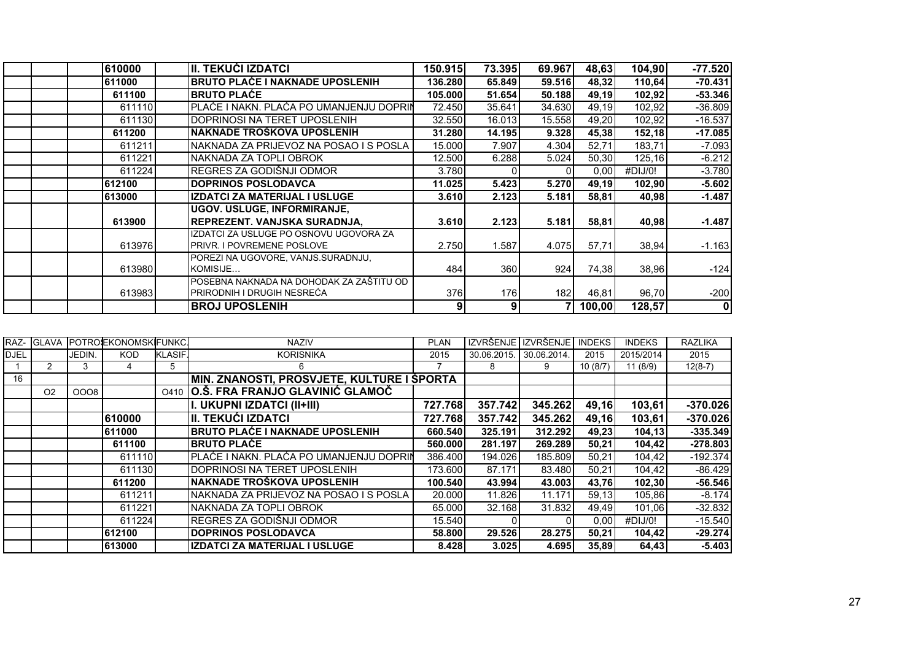| | | | | | | | | | | | |
|---|---|---|---|---|---|---|---|---|---|---|---|
| | | | **610000** | | **II. TEKUĆI IZDATCI** | **150.915** | **73.395** | **69.967** | **48,63** | **104,90** | **-77.520** |
| | | | **611000** | | **BRUTO PLAĆE I NAKNADE UPOSLENIH** | **136.280** | **65.849** | **59.516** | **48,32** | **110,64** | **-70.431** |
| | | | **611100** | | **BRUTO PLAĆE** | **105.000** | **51.654** | **50.188** | **49,19** | **102,92** | **-53.346** |
| | | | 611110 | | PLAĆE I NAKN. PLAĆA PO UMANJENJU DOPRIN | 72.450 | 35.641 | 34.630 | 49,19 | 102,92 | -36.809 |
| | | | 611130 | | DOPRINOSI NA TERET UPOSLENIH | 32.550 | 16.013 | 15.558 | 49,20 | 102,92 | -16.537 |
| | | | **611200** | | **NAKNADE TROŠKOVA UPOSLENIH** | **31.280** | **14.195** | **9.328** | **45,38** | **152,18** | **-17.085** |
| | | | 611211 | | NAKNADA ZA PRIJEVOZ NA POSAO I S POSLA | 15.000 | 7.907 | 4.304 | 52,71 | 183,71 | -7.093 |
| | | | 611221 | | NAKNADA ZA TOPLI OBROK | 12.500 | 6.288 | 5.024 | 50,30 | 125,16 | -6.212 |
| | | | 611224 | | REGRES ZA GODIŠNJI ODMOR | 3.780 | 0 | 0 | 0,00 | #DIJ/0! | -3.780 |
| | | | **612100** | | **DOPRINOS POSLODAVCA** | **11.025** | **5.423** | **5.270** | **49,19** | **102,90** | **-5.602** |
| | | | **613000** | | **IZDATCI ZA MATERIJAL I USLUGE** | **3.610** | **2.123** | **5.181** | **58,81** | **40,98** | **-1.487** |
| | | | **613900** | | **UGOV. USLUGE, INFORMIRANJE, REPREZENT. VANJSKA SURADNJA,** | **3.610** | **2.123** | **5.181** | **58,81** | **40,98** | **-1.487** |
| | | | 613976 | | IZDATCI ZA USLUGE PO OSNOVU UGOVORA ZA PRIVR. I POVREMENE POSLOVE | 2.750 | 1.587 | 4.075 | 57,71 | 38,94 | -1.163 |
| | | | 613980 | | POREZI NA UGOVORE, VANJS.SURADNJU, KOMISIJE… | 484 | 360 | 924 | 74,38 | 38,96 | -124 |
| | | | 613983 | | POSEBNA NAKNADA NA DOHODAK ZA ZAŠTITU OD PRIRODNIH I DRUGIH NESREĆA | 376 | 176 | 182 | 46,81 | 96,70 | -200 |
| | | | | | **BROJ UPOSLENIH** | **9** | **9** | **7** | **100,00** | **128,57** | **0** |

| RAZ-DJEL | GLAVA | POTROŠ. JEDIN. | EKONOMSKI KOD | FUNKC. KLASIF. | NAZIV KORISNIKA | PLAN 2015 | IZVRŠENJE 30.06.2015. | IZVRŠENJE 30.06.2014. | INDEKS 2015 | INDEKS 2015/2014 | RAZLIKA 2015 |
|---|---|---|---|---|---|---|---|---|---|---|---|
| 1 | 2 | 3 | 4 | 5 | 6 | 7 | 8 | 9 | 10 (8/7) | 11 (8/9) | 12(8-7) |
| 16 | | | | | **MIN. ZNANOSTI, PROSVJETE, KULTURE I ŠPORTA** | | | | | | |
| | O2 | OOO8 | | O410 | **O.Š. FRA FRANJO GLAVINIĆ GLAMOČ** | | | | | | |
| | | | | | **I. UKUPNI IZDATCI (II+III)** | **727.768** | **357.742** | **345.262** | **49,16** | **103,61** | **-370.026** |
| | | | **610000** | | **II. TEKUĆI IZDATCI** | **727.768** | **357.742** | **345.262** | **49,16** | **103,61** | **-370.026** |
| | | | **611000** | | **BRUTO PLAĆE I NAKNADE UPOSLENIH** | **660.540** | **325.191** | **312.292** | **49,23** | **104,13** | **-335.349** |
| | | | **611100** | | **BRUTO PLAĆE** | **560.000** | **281.197** | **269.289** | **50,21** | **104,42** | **-278.803** |
| | | | 611110 | | PLAĆE I NAKN. PLAĆA PO UMANJENJU DOPRIN | 386.400 | 194.026 | 185.809 | 50,21 | 104,42 | -192.374 |
| | | | 611130 | | DOPRINOSI NA TERET UPOSLENIH | 173.600 | 87.171 | 83.480 | 50,21 | 104,42 | -86.429 |
| | | | **611200** | | **NAKNADE TROŠKOVA UPOSLENIH** | **100.540** | **43.994** | **43.003** | **43,76** | **102,30** | **-56.546** |
| | | | 611211 | | NAKNADA ZA PRIJEVOZ NA POSAO I S POSLA | 20.000 | 11.826 | 11.171 | 59,13 | 105,86 | -8.174 |
| | | | 611221 | | NAKNADA ZA TOPLI OBROK | 65.000 | 32.168 | 31.832 | 49,49 | 101,06 | -32.832 |
| | | | 611224 | | REGRES ZA GODIŠNJI ODMOR | 15.540 | 0 | 0 | 0,00 | #DIJ/0! | -15.540 |
| | | | **612100** | | **DOPRINOS POSLODAVCA** | **58.800** | **29.526** | **28.275** | **50,21** | **104,42** | **-29.274** |
| | | | **613000** | | **IZDATCI ZA MATERIJAL I USLUGE** | **8.428** | **3.025** | **4.695** | **35,89** | **64,43** | **-5.403** |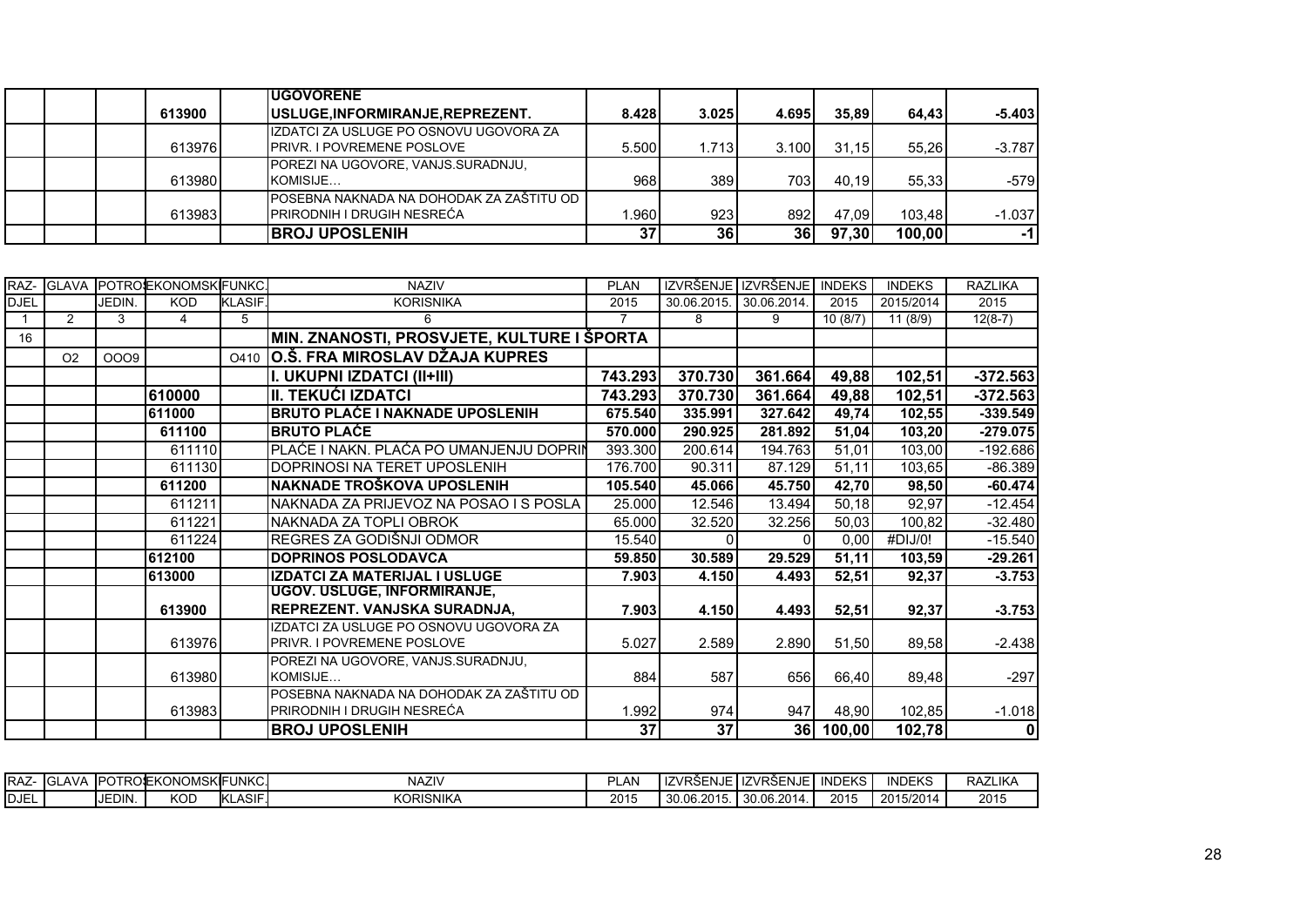| | | | | | | | | | | | |
|---|---|---|---|---|---|---|---|---|---|---|---|
| | | | 613900 | | **UGOVORENE USLUGE,INFORMIRANJE,REPREZENT.** | **8.428** | **3.025** | **4.695** | **35,89** | **64,43** | **-5.403** |
| | | | 613976 | | IZDATCI ZA USLUGE PO OSNOVU UGOVORA ZA PRIVR. I POVREMENE POSLOVE | 5.500 | 1.713 | 3.100 | 31,15 | 55,26 | -3.787 |
| | | | 613980 | | POREZI NA UGOVORE, VANJS.SURADNJU, KOMISIJE… | 968 | 389 | 703 | 40,19 | 55,33 | -579 |
| | | | 613983 | | POSEBNA NAKNADA NA DOHODAK ZA ZAŠTITU OD PRIRODNIH I DRUGIH NESREĆA | 1.960 | 923 | 892 | 47,09 | 103,48 | -1.037 |
| | | | | | **BROJ UPOSLENIH** | **37** | **36** | **36** | **97,30** | **100,00** | **-1** |

| RAZ-DJEL | GLAVA | POTROŠ. JEDIN. | EKONOMSKI KOD | FUNKC. KLASIF. | NAZIV KORISNIKA | PLAN 2015 | IZVRŠENJE 30.06.2015. | IZVRŠENJE 30.06.2014. | INDEKS 2015 | INDEKS 2015/2014 | RAZLIKA 2015 |
|---|---|---|---|---|---|---|---|---|---|---|---|
| 1 | 2 | 3 | 4 | 5 | 6 | 7 | 8 | 9 | 10 (8/7) | 11 (8/9) | 12(8-7) |
| 16 | | | | | **MIN. ZNANOSTI, PROSVJETE, KULTURE I ŠPORTA** | | | | | | |
| | O2 | OOO9 | | O410 | **O.Š. FRA MIROSLAV DŽAJA KUPRES** | | | | | | |
| | | | | | **I. UKUPNI IZDATCI (II+III)** | **743.293** | **370.730** | **361.664** | **49,88** | **102,51** | **-372.563** |
| | | | **610000** | | **II. TEKUĆI IZDATCI** | **743.293** | **370.730** | **361.664** | **49,88** | **102,51** | **-372.563** |
| | | | **611000** | | **BRUTO PLAĆE I NAKNADE UPOSLENIH** | **675.540** | **335.991** | **327.642** | **49,74** | **102,55** | **-339.549** |
| | | | **611100** | | **BRUTO PLAĆE** | **570.000** | **290.925** | **281.892** | **51,04** | **103,20** | **-279.075** |
| | | | 611110 | | PLAĆE I NAKN. PLAĆA PO UMANJENJU DOPRIN | 393.300 | 200.614 | 194.763 | 51,01 | 103,00 | -192.686 |
| | | | 611130 | | DOPRINOSI NA TERET UPOSLENIH | 176.700 | 90.311 | 87.129 | 51,11 | 103,65 | -86.389 |
| | | | **611200** | | **NAKNADE TROŠKOVA UPOSLENIH** | **105.540** | **45.066** | **45.750** | **42,70** | **98,50** | **-60.474** |
| | | | 611211 | | NAKNADA ZA PRIJEVOZ NA POSAO I S POSLA | 25.000 | 12.546 | 13.494 | 50,18 | 92,97 | -12.454 |
| | | | 611221 | | NAKNADA ZA TOPLI OBROK | 65.000 | 32.520 | 32.256 | 50,03 | 100,82 | -32.480 |
| | | | 611224 | | REGRES ZA GODIŠNJI ODMOR | 15.540 | 0 | 0 | 0,00 | #DIJ/0! | -15.540 |
| | | | **612100** | | **DOPRINOS POSLODAVCA** | **59.850** | **30.589** | **29.529** | **51,11** | **103,59** | **-29.261** |
| | | | **613000** | | **IZDATCI ZA MATERIJAL I USLUGE** | **7.903** | **4.150** | **4.493** | **52,51** | **92,37** | **-3.753** |
| | | | **613900** | | **UGOV. USLUGE, INFORMIRANJE, REPREZENT. VANJSKA SURADNJA,** | **7.903** | **4.150** | **4.493** | **52,51** | **92,37** | **-3.753** |
| | | | 613976 | | IZDATCI ZA USLUGE PO OSNOVU UGOVORA ZA PRIVR. I POVREMENE POSLOVE | 5.027 | 2.589 | 2.890 | 51,50 | 89,58 | -2.438 |
| | | | 613980 | | POREZI NA UGOVORE, VANJS.SURADNJU, KOMISIJE… | 884 | 587 | 656 | 66,40 | 89,48 | -297 |
| | | | 613983 | | POSEBNA NAKNADA NA DOHODAK ZA ZAŠTITU OD PRIRODNIH I DRUGIH NESREĆA | 1.992 | 974 | 947 | 48,90 | 102,85 | -1.018 |
| | | | | | **BROJ UPOSLENIH** | **37** | **37** | **36** | **100,00** | **102,78** | **0** |

| RAZ-DJEL | GLAVA | POTROŠ. JEDIN. | EKONOMSKI KOD | FUNKC. KLASIF. | NAZIV KORISNIKA | PLAN 2015 | IZVRŠENJE 30.06.2015. | IZVRŠENJE 30.06.2014. | INDEKS 2015 | INDEKS 2015/2014 | RAZLIKA 2015 |
|---|---|---|---|---|---|---|---|---|---|---|---|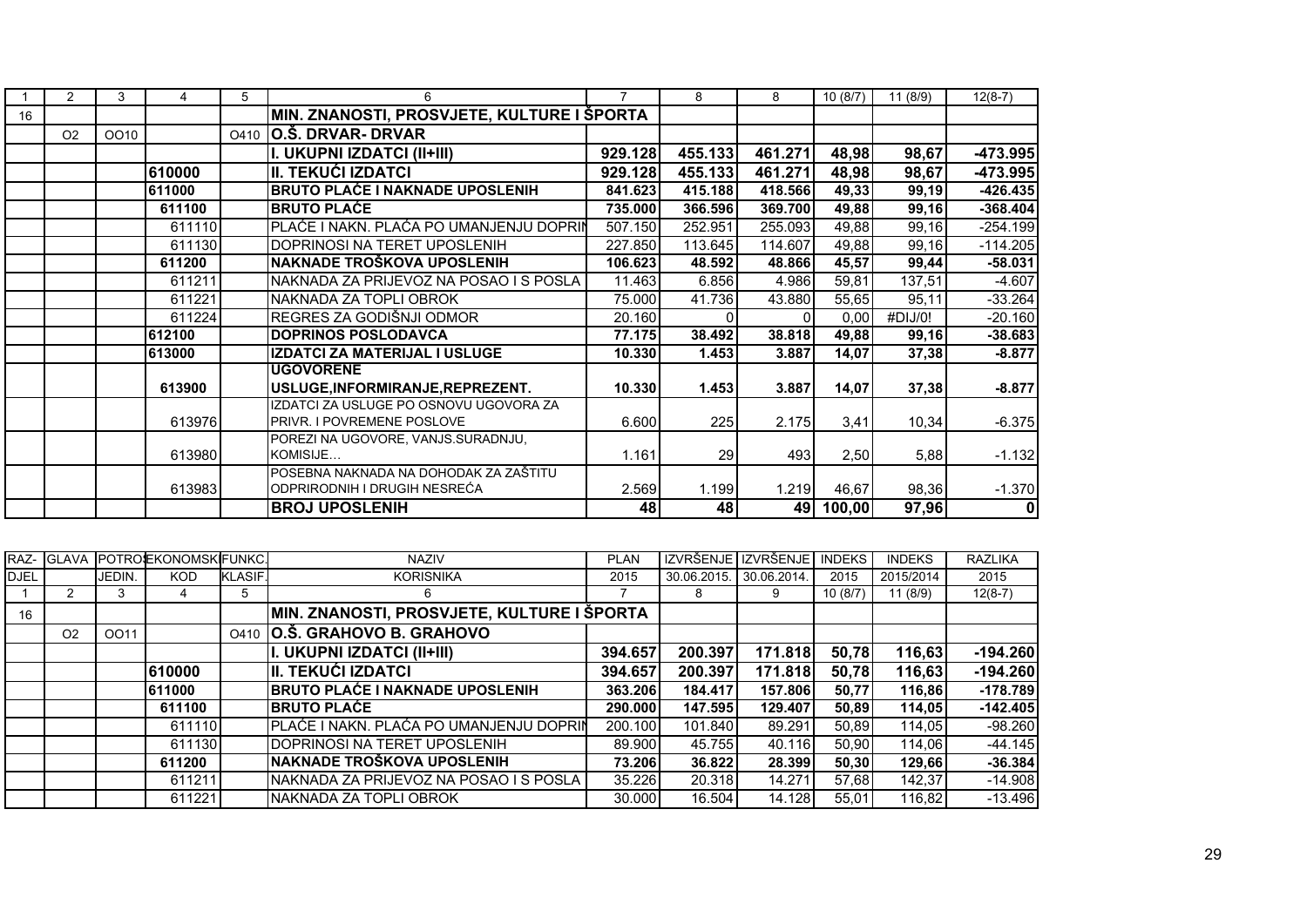| 1 | 2 | 3 | 4 | 5 | 6 | 7 | 8 | 8 | 10 (8/7) | 11 (8/9) | 12(8-7) |
|---|---|---|---|---|---|---|---|---|---|---|---|
| 16 | | | | | **MIN. ZNANOSTI, PROSVJETE, KULTURE I ŠPORTA** | | | | | | |
| | O2 | OO10 | | O410 | **O.Š. DRVAR- DRVAR** | | | | | | |
| | | | | | **I. UKUPNI IZDATCI (II+III)** | **929.128** | **455.133** | **461.271** | **48,98** | **98,67** | **-473.995** |
| | | | **610000** | | **II. TEKUĆI IZDATCI** | **929.128** | **455.133** | **461.271** | **48,98** | **98,67** | **-473.995** |
| | | | **611000** | | **BRUTO PLAĆE I NAKNADE UPOSLENIH** | **841.623** | **415.188** | **418.566** | **49,33** | **99,19** | **-426.435** |
| | | | **611100** | | **BRUTO PLAĆE** | **735.000** | **366.596** | **369.700** | **49,88** | **99,16** | **-368.404** |
| | | | 611110 | | PLAĆE I NAKN. PLAĆA PO UMANJENJU DOPRIN | 507.150 | 252.951 | 255.093 | 49,88 | 99,16 | -254.199 |
| | | | 611130 | | DOPRINOSI NA TERET UPOSLENIH | 227.850 | 113.645 | 114.607 | 49,88 | 99,16 | -114.205 |
| | | | **611200** | | **NAKNADE TROŠKOVA UPOSLENIH** | **106.623** | **48.592** | **48.866** | **45,57** | **99,44** | **-58.031** |
| | | | 611211 | | NAKNADA ZA PRIJEVOZ NA POSAO I S POSLA | 11.463 | 6.856 | 4.986 | 59,81 | 137,51 | -4.607 |
| | | | 611221 | | NAKNADA ZA TOPLI OBROK | 75.000 | 41.736 | 43.880 | 55,65 | 95,11 | -33.264 |
| | | | 611224 | | REGRES ZA GODIŠNJI ODMOR | 20.160 | 0 | 0 | 0,00 | #DIJ/0! | -20.160 |
| | | | **612100** | | **DOPRINOS POSLODAVCA** | **77.175** | **38.492** | **38.818** | **49,88** | **99,16** | **-38.683** |
| | | | **613000** | | **IZDATCI ZA MATERIJAL I USLUGE** | **10.330** | **1.453** | **3.887** | **14,07** | **37,38** | **-8.877** |
| | | | **613900** | | **UGOVORENE USLUGE,INFORMIRANJE,REPREZENT.** | **10.330** | **1.453** | **3.887** | **14,07** | **37,38** | **-8.877** |
| | | | 613976 | | IZDATCI ZA USLUGE PO OSNOVU UGOVORA ZA PRIVR. I POVREMENE POSLOVE | 6.600 | 225 | 2.175 | 3,41 | 10,34 | -6.375 |
| | | | 613980 | | POREZI NA UGOVORE, VANJS.SURADNJU, KOMISIJE… | 1.161 | 29 | 493 | 2,50 | 5,88 | -1.132 |
| | | | 613983 | | POSEBNA NAKNADA NA DOHODAK ZA ZAŠTITU ODPRIRODNIH I DRUGIH NESREĆA | 2.569 | 1.199 | 1.219 | 46,67 | 98,36 | -1.370 |
| | | | | | **BROJ UPOSLENIH** | **48** | **48** | **49** | **100,00** | **97,96** | **0** |

| RAZ-DJEL | GLAVA | POTROŠ. JEDIN. | EKONOMSKI KOD | FUNKC. KLASIF. | NAZIV KORISNIKA | PLAN 2015 | IZVRŠENJE 30.06.2015. | IZVRŠENJE 30.06.2014. | INDEKS 2015 | INDEKS 2015/2014 | RAZLIKA 2015 |
|---|---|---|---|---|---|---|---|---|---|---|---|
| 1 | 2 | 3 | 4 | 5 | 6 | 7 | 8 | 9 | 10 (8/7) | 11 (8/9) | 12(8-7) |
| 16 | | | | | **MIN. ZNANOSTI, PROSVJETE, KULTURE I ŠPORTA** | | | | | | |
| | O2 | OO11 | | O410 | **O.Š. GRAHOVO B. GRAHOVO** | | | | | | |
| | | | | | **I. UKUPNI IZDATCI (II+III)** | **394.657** | **200.397** | **171.818** | **50,78** | **116,63** | **-194.260** |
| | | | **610000** | | **II. TEKUĆI IZDATCI** | **394.657** | **200.397** | **171.818** | **50,78** | **116,63** | **-194.260** |
| | | | **611000** | | **BRUTO PLAĆE I NAKNADE UPOSLENIH** | **363.206** | **184.417** | **157.806** | **50,77** | **116,86** | **-178.789** |
| | | | **611100** | | **BRUTO PLAĆE** | **290.000** | **147.595** | **129.407** | **50,89** | **114,05** | **-142.405** |
| | | | 611110 | | PLAĆE I NAKN. PLAĆA PO UMANJENJU DOPRIN | 200.100 | 101.840 | 89.291 | 50,89 | 114,05 | -98.260 |
| | | | 611130 | | DOPRINOSI NA TERET UPOSLENIH | 89.900 | 45.755 | 40.116 | 50,90 | 114,06 | -44.145 |
| | | | **611200** | | **NAKNADE TROŠKOVA UPOSLENIH** | **73.206** | **36.822** | **28.399** | **50,30** | **129,66** | **-36.384** |
| | | | 611211 | | NAKNADA ZA PRIJEVOZ NA POSAO I S POSLA | 35.226 | 20.318 | 14.271 | 57,68 | 142,37 | -14.908 |
| | | | 611221 | | NAKNADA ZA TOPLI OBROK | 30.000 | 16.504 | 14.128 | 55,01 | 116,82 | -13.496 |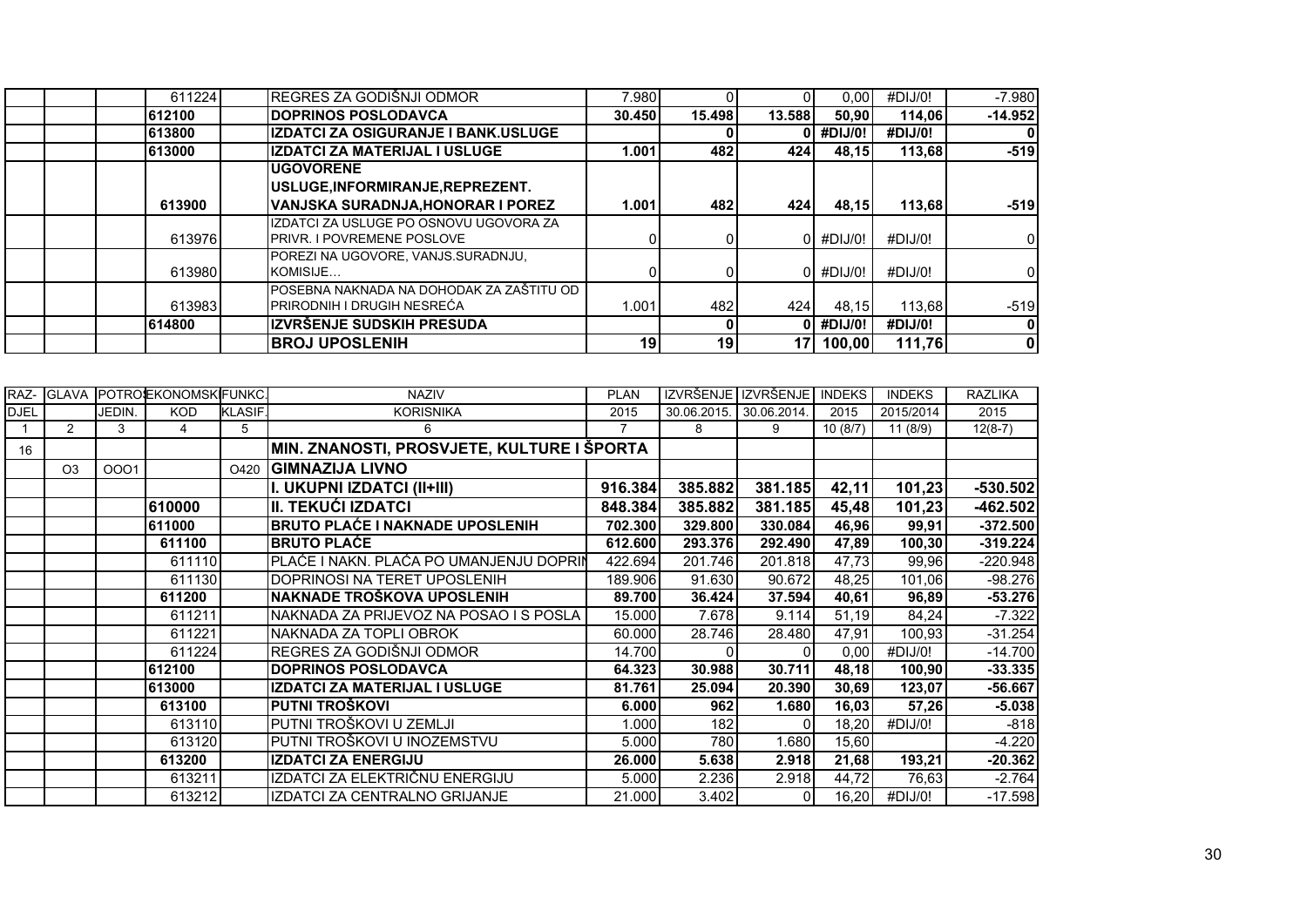| | | | | | | | | | | | |
|---|---|---|---|---|---|---|---|---|---|---|---|
| | | | 611224 | | REGRES ZA GODIŠNJI ODMOR | 7.980 | 0 | 0 | 0,00 | #DIJ/0! | -7.980 |
| | | | **612100** | | **DOPRINOS POSLODAVCA** | **30.450** | **15.498** | **13.588** | **50,90** | **114,06** | **-14.952** |
| | | | **613800** | | **IZDATCI ZA OSIGURANJE I BANK.USLUGE** | | **0** | **0** | **#DIJ/0!** | **#DIJ/0!** | **0** |
| | | | **613000** | | **IZDATCI ZA MATERIJAL I USLUGE** | **1.001** | **482** | **424** | **48,15** | **113,68** | **-519** |
| | | | **613900** | | **UGOVORENE USLUGE,INFORMIRANJE,REPREZENT. VANJSKA SURADNJA,HONORAR I POREZ** | **1.001** | **482** | **424** | **48,15** | **113,68** | **-519** |
| | | | 613976 | | IZDATCI ZA USLUGE PO OSNOVU UGOVORA ZA PRIVR. I POVREMENE POSLOVE | 0 | 0 | 0 | #DIJ/0! | #DIJ/0! | 0 |
| | | | 613980 | | POREZI NA UGOVORE, VANJS.SURADNJU, KOMISIJE… | 0 | 0 | 0 | #DIJ/0! | #DIJ/0! | 0 |
| | | | 613983 | | POSEBNA NAKNADA NA DOHODAK ZA ZAŠTITU OD PRIRODNIH I DRUGIH NESREĆA | 1.001 | 482 | 424 | 48,15 | 113,68 | -519 |
| | | | **614800** | | **IZVRŠENJE SUDSKIH PRESUDA** | | **0** | **0** | **#DIJ/0!** | **#DIJ/0!** | **0** |
| | | | | | **BROJ UPOSLENIH** | **19** | **19** | **17** | **100,00** | **111,76** | **0** |

| RAZ-DJEL | GLAVA | POTROŠ. JEDIN. | EKONOMSKI KOD | FUNKC. KLASIF. | NAZIV KORISNIKA | PLAN 2015 | IZVRŠENJE 30.06.2015. | IZVRŠENJE 30.06.2014. | INDEKS 2015 | INDEKS 2015/2014 | RAZLIKA 2015 |
|---|---|---|---|---|---|---|---|---|---|---|---|
| 1 | 2 | 3 | 4 | 5 | 6 | 7 | 8 | 9 | 10 (8/7) | 11 (8/9) | 12(8-7) |
| 16 | | | | | **MIN. ZNANOSTI, PROSVJETE, KULTURE I ŠPORTA** | | | | | | |
| | O3 | OOO1 | | O420 | **GIMNAZIJA LIVNO** | | | | | | |
| | | | | | **I. UKUPNI IZDATCI (II+III)** | **916.384** | **385.882** | **381.185** | **42,11** | **101,23** | **-530.502** |
| | | | **610000** | | **II. TEKUĆI IZDATCI** | **848.384** | **385.882** | **381.185** | **45,48** | **101,23** | **-462.502** |
| | | | **611000** | | **BRUTO PLAĆE I NAKNADE UPOSLENIH** | **702.300** | **329.800** | **330.084** | **46,96** | **99,91** | **-372.500** |
| | | | **611100** | | **BRUTO PLAĆE** | **612.600** | **293.376** | **292.490** | **47,89** | **100,30** | **-319.224** |
| | | | 611110 | | PLAĆE I NAKN. PLAĆA PO UMANJENJU DOPRIN | 422.694 | 201.746 | 201.818 | 47,73 | 99,96 | -220.948 |
| | | | 611130 | | DOPRINOSI NA TERET UPOSLENIH | 189.906 | 91.630 | 90.672 | 48,25 | 101,06 | -98.276 |
| | | | **611200** | | **NAKNADE TROŠKOVA UPOSLENIH** | **89.700** | **36.424** | **37.594** | **40,61** | **96,89** | **-53.276** |
| | | | 611211 | | NAKNADA ZA PRIJEVOZ NA POSAO I S POSLA | 15.000 | 7.678 | 9.114 | 51,19 | 84,24 | -7.322 |
| | | | 611221 | | NAKNADA ZA TOPLI OBROK | 60.000 | 28.746 | 28.480 | 47,91 | 100,93 | -31.254 |
| | | | 611224 | | REGRES ZA GODIŠNJI ODMOR | 14.700 | 0 | 0 | 0,00 | #DIJ/0! | -14.700 |
| | | | **612100** | | **DOPRINOS POSLODAVCA** | **64.323** | **30.988** | **30.711** | **48,18** | **100,90** | **-33.335** |
| | | | **613000** | | **IZDATCI ZA MATERIJAL I USLUGE** | **81.761** | **25.094** | **20.390** | **30,69** | **123,07** | **-56.667** |
| | | | **613100** | | **PUTNI TROŠKOVI** | **6.000** | **962** | **1.680** | **16,03** | **57,26** | **-5.038** |
| | | | 613110 | | PUTNI TROŠKOVI U ZEMLJI | 1.000 | 182 | 0 | 18,20 | #DIJ/0! | -818 |
| | | | 613120 | | PUTNI TROŠKOVI U INOZEMSTVU | 5.000 | 780 | 1.680 | 15,60 | | -4.220 |
| | | | **613200** | | **IZDATCI ZA ENERGIJU** | **26.000** | **5.638** | **2.918** | **21,68** | **193,21** | **-20.362** |
| | | | 613211 | | IZDATCI ZA ELEKTRIČNU ENERGIJU | 5.000 | 2.236 | 2.918 | 44,72 | 76,63 | -2.764 |
| | | | 613212 | | IZDATCI ZA CENTRALNO GRIJANJE | 21.000 | 3.402 | 0 | 16,20 | #DIJ/0! | -17.598 |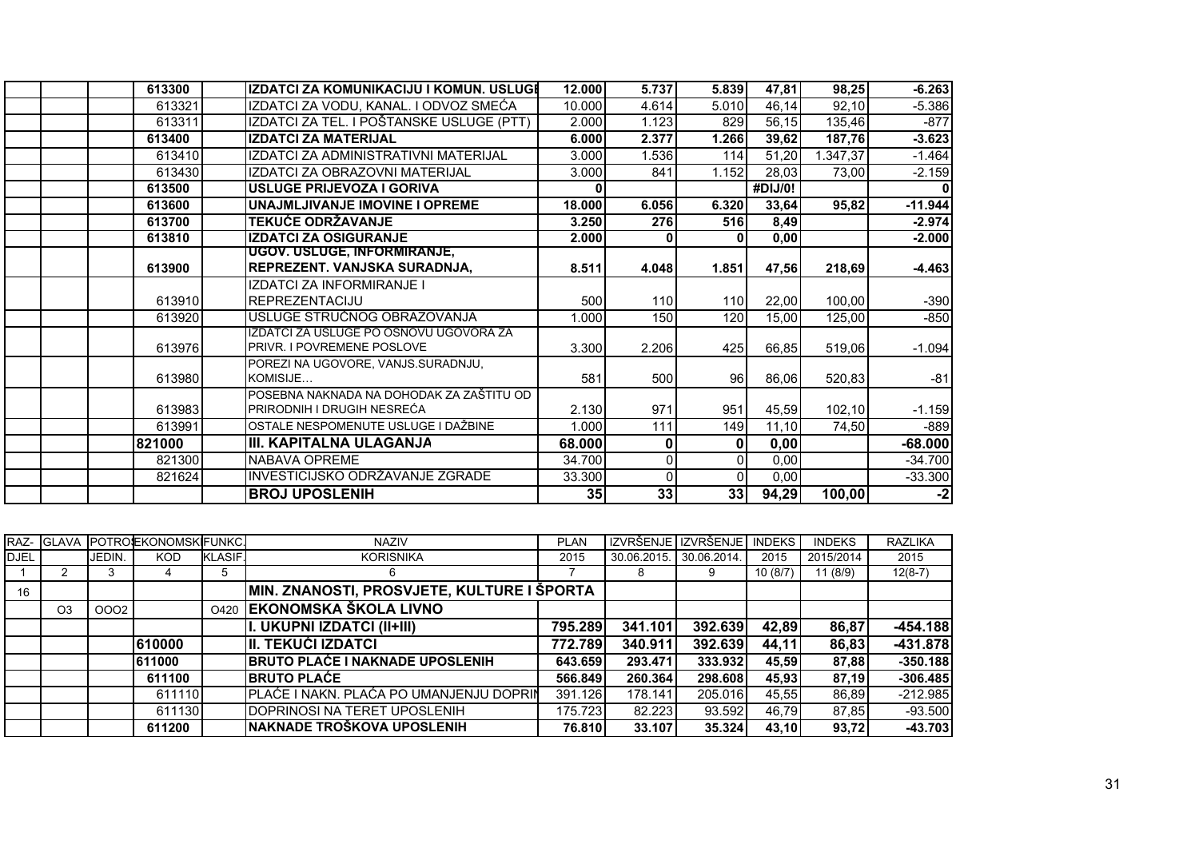| | | | | | | | | | | | |
|---|---|---|---|---|---|---|---|---|---|---|---|
| | | | **613300** | | **IZDATCI ZA KOMUNIKACIJU I KOMUN. USLUGE** | **12.000** | **5.737** | **5.839** | **47,81** | **98,25** | **-6.263** |
| | | | 613321 | | IZDATCI ZA VODU, KANAL. I ODVOZ SMEĆA | 10.000 | 4.614 | 5.010 | 46,14 | 92,10 | -5.386 |
| | | | 613311 | | IZDATCI ZA TEL. I POŠTANSKE USLUGE (PTT) | 2.000 | 1.123 | 829 | 56,15 | 135,46 | -877 |
| | | | **613400** | | **IZDATCI ZA MATERIJAL** | **6.000** | **2.377** | **1.266** | **39,62** | **187,76** | **-3.623** |
| | | | 613410 | | IZDATCI ZA ADMINISTRATIVNI MATERIJAL | 3.000 | 1.536 | 114 | 51,20 | 1.347,37 | -1.464 |
| | | | 613430 | | IZDATCI ZA OBRAZOVNI MATERIJAL | 3.000 | 841 | 1.152 | 28,03 | 73,00 | -2.159 |
| | | | **613500** | | **USLUGE PRIJEVOZA I GORIVA** | **0** | | | **#DIJ/0!** | | **0** |
| | | | **613600** | | **UNAJMLJIVANJE IMOVINE I OPREME** | **18.000** | **6.056** | **6.320** | **33,64** | **95,82** | **-11.944** |
| | | | **613700** | | **TEKUĆE ODRŽAVANJE** | **3.250** | **276** | **516** | **8,49** | | **-2.974** |
| | | | **613810** | | **IZDATCI ZA OSIGURANJE** | **2.000** | **0** | **0** | **0,00** | | **-2.000** |
| | | | **613900** | | **UGOV. USLUGE, INFORMIRANJE, REPREZENT. VANJSKA SURADNJA,** | **8.511** | **4.048** | **1.851** | **47,56** | **218,69** | **-4.463** |
| | | | 613910 | | IZDATCI ZA INFORMIRANJE I REPREZENTACIJU | 500 | 110 | 110 | 22,00 | 100,00 | -390 |
| | | | 613920 | | USLUGE STRUČNOG OBRAZOVANJA | 1.000 | 150 | 120 | 15,00 | 125,00 | -850 |
| | | | 613976 | | IZDATCI ZA USLUGE PO OSNOVU UGOVORA ZA PRIVR. I POVREMENE POSLOVE | 3.300 | 2.206 | 425 | 66,85 | 519,06 | -1.094 |
| | | | 613980 | | POREZI NA UGOVORE, VANJS.SURADNJU, KOMISIJE… | 581 | 500 | 96 | 86,06 | 520,83 | -81 |
| | | | 613983 | | POSEBNA NAKNADA NA DOHODAK ZA ZAŠTITU OD PRIRODNIH I DRUGIH NESREĆA | 2.130 | 971 | 951 | 45,59 | 102,10 | -1.159 |
| | | | 613991 | | OSTALE NESPOMENUTE USLUGE I DAŽBINE | 1.000 | 111 | 149 | 11,10 | 74,50 | -889 |
| | | | **821000** | | **III. KAPITALNA ULAGANJA** | **68.000** | **0** | **0** | **0,00** | | **-68.000** |
| | | | 821300 | | NABAVA OPREME | 34.700 | 0 | 0 | 0,00 | | -34.700 |
| | | | 821624 | | INVESTICIJSKO ODRŽAVANJE ZGRADE | 33.300 | 0 | 0 | 0,00 | | -33.300 |
| | | | | | **BROJ UPOSLENIH** | **35** | **33** | **33** | **94,29** | **100,00** | **-2** |

| RAZ-DJEL | GLAVA | POTROŠ. JEDIN. | EKONOMSKI KOD | FUNKC. KLASIF. | NAZIV KORISNIKA | PLAN 2015 | IZVRŠENJE 30.06.2015. | IZVRŠENJE 30.06.2014. | INDEKS 2015 | INDEKS 2015/2014 | RAZLIKA 2015 |
|---|---|---|---|---|---|---|---|---|---|---|---|
| 1 | 2 | 3 | 4 | 5 | 6 | 7 | 8 | 9 | 10 (8/7) | 11 (8/9) | 12(8-7) |
| 16 | | | | | **MIN. ZNANOSTI, PROSVJETE, KULTURE I ŠPORTA** | | | | | | |
| | O3 | OOO2 | | O420 | **EKONOMSKA ŠKOLA LIVNO** | | | | | | |
| | | | | | **I. UKUPNI IZDATCI (II+III)** | **795.289** | **341.101** | **392.639** | **42,89** | **86,87** | **-454.188** |
| | | | **610000** | | **II. TEKUĆI IZDATCI** | **772.789** | **340.911** | **392.639** | **44,11** | **86,83** | **-431.878** |
| | | | **611000** | | **BRUTO PLAĆE I NAKNADE UPOSLENIH** | **643.659** | **293.471** | **333.932** | **45,59** | **87,88** | **-350.188** |
| | | | **611100** | | **BRUTO PLAĆE** | **566.849** | **260.364** | **298.608** | **45,93** | **87,19** | **-306.485** |
| | | | 611110 | | PLAĆE I NAKN. PLAĆA PO UMANJENJU DOPRIN | 391.126 | 178.141 | 205.016 | 45,55 | 86,89 | -212.985 |
| | | | 611130 | | DOPRINOSI NA TERET UPOSLENIH | 175.723 | 82.223 | 93.592 | 46,79 | 87,85 | -93.500 |
| | | | **611200** | | **NAKNADE TROŠKOVA UPOSLENIH** | **76.810** | **33.107** | **35.324** | **43,10** | **93,72** | **-43.703** |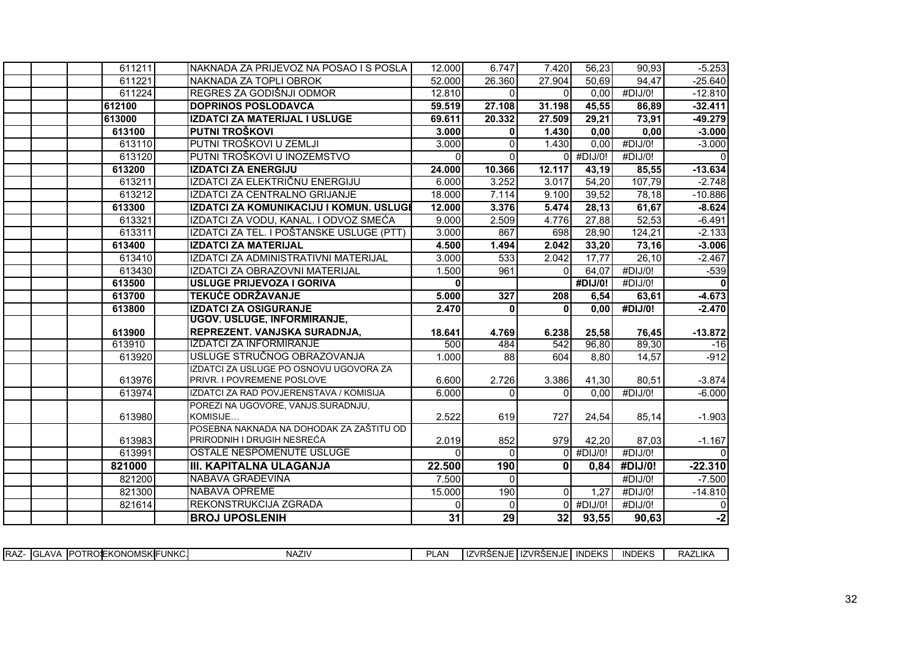| RAZ- | GLAVA | POTROŠ | EKONOMSK | FUNKC. | NAZIV | PLAN | IZVRŠENJE | IZVRŠENJE | INDEKS | INDEKS | RAZLIKA |
|---|---|---|---|---|---|---|---|---|---|---|---|
| | | | 611211 | | NAKNADA ZA PRIJEVOZ NA POSAO I S POSLA | 12.000 | 6.747 | 7.420 | 56,23 | 90,93 | -5.253 |
| | | | 611221 | | NAKNADA ZA TOPLI OBROK | 52.000 | 26.360 | 27.904 | 50,69 | 94,47 | -25.640 |
| | | | 611224 | | REGRES ZA GODIŠNJI ODMOR | 12.810 | 0 | 0 | 0,00 | #DIJ/0! | -12.810 |
| | | | **612100** | | **DOPRINOS POSLODAVCA** | **59.519** | **27.108** | **31.198** | **45,55** | **86,89** | **-32.411** |
| | | | **613000** | | **IZDATCI ZA MATERIJAL I USLUGE** | **69.611** | **20.332** | **27.509** | **29,21** | **73,91** | **-49.279** |
| | | | **613100** | | **PUTNI TROŠKOVI** | **3.000** | **0** | **1.430** | **0,00** | **0,00** | **-3.000** |
| | | | 613110 | | PUTNI TROŠKOVI U ZEMLJI | 3.000 | 0 | 1.430 | 0,00 | #DIJ/0! | -3.000 |
| | | | 613120 | | PUTNI TROŠKOVI U INOZEMSTVO | 0 | 0 | 0 | #DIJ/0! | #DIJ/0! | 0 |
| | | | **613200** | | **IZDATCI ZA ENERGIJU** | **24.000** | **10.366** | **12.117** | **43,19** | **85,55** | **-13.634** |
| | | | 613211 | | IZDATCI ZA ELEKTRIČNU ENERGIJU | 6.000 | 3.252 | 3.017 | 54,20 | 107,79 | -2.748 |
| | | | 613212 | | IZDATCI ZA CENTRALNO GRIJANJE | 18.000 | 7.114 | 9.100 | 39,52 | 78,18 | -10.886 |
| | | | **613300** | | **IZDATCI ZA KOMUNIKACIJU I KOMUN. USLUGE** | **12.000** | **3.376** | **5.474** | **28,13** | **61,67** | **-8.624** |
| | | | 613321 | | IZDATCI ZA VODU, KANAL. I ODVOZ SMEĆA | 9.000 | 2.509 | 4.776 | 27,88 | 52,53 | -6.491 |
| | | | 613311 | | IZDATCI ZA TEL. I POŠTANSKE USLUGE (PTT) | 3.000 | 867 | 698 | 28,90 | 124,21 | -2.133 |
| | | | **613400** | | **IZDATCI ZA MATERIJAL** | **4.500** | **1.494** | **2.042** | **33,20** | **73,16** | **-3.006** |
| | | | 613410 | | IZDATCI ZA ADMINISTRATIVNI MATERIJAL | 3.000 | 533 | 2.042 | 17,77 | 26,10 | -2.467 |
| | | | 613430 | | IZDATCI ZA OBRAZOVNI MATERIJAL | 1.500 | 961 | 0 | 64,07 | #DIJ/0! | -539 |
| | | | **613500** | | **USLUGE PRIJEVOZA I GORIVA** | **0** | | | **#DIJ/0!** | #DIJ/0! | **0** |
| | | | **613700** | | **TEKUĆE ODRŽAVANJE** | **5.000** | **327** | **208** | **6,54** | **63,61** | **-4.673** |
| | | | **613800** | | **IZDATCI ZA OSIGURANJE** | **2.470** | **0** | **0** | **0,00** | **#DIJ/0!** | **-2.470** |
| | | | **613900** | | **UGOV. USLUGE, INFORMIRANJE, REPREZENT. VANJSKA SURADNJA,** | **18.641** | **4.769** | **6.238** | **25,58** | **76,45** | **-13.872** |
| | | | 613910 | | IZDATCI ZA INFORMIRANJE | 500 | 484 | 542 | 96,80 | 89,30 | -16 |
| | | | 613920 | | USLUGE STRUČNOG OBRAZOVANJA | 1.000 | 88 | 604 | 8,80 | 14,57 | -912 |
| | | | 613976 | | IZDATCI ZA USLUGE PO OSNOVU UGOVORA ZA PRIVR. I POVREMENE POSLOVE | 6.600 | 2.726 | 3.386 | 41,30 | 80,51 | -3.874 |
| | | | 613974 | | IZDATCI ZA RAD POVJERENSTAVA / KOMISIJA | 6.000 | 0 | 0 | 0,00 | #DIJ/0! | -6.000 |
| | | | 613980 | | POREZI NA UGOVORE, VANJS.SURADNJU, KOMISIJE… | 2.522 | 619 | 727 | 24,54 | 85,14 | -1.903 |
| | | | 613983 | | POSEBNA NAKNADA NA DOHODAK ZA ZAŠTITU OD PRIRODNIH I DRUGIH NESREĆA | 2.019 | 852 | 979 | 42,20 | 87,03 | -1.167 |
| | | | 613991 | | OSTALE NESPOMENUTE USLUGE | 0 | 0 | 0 | #DIJ/0! | #DIJ/0! | 0 |
| | | | **821000** | | **III. KAPITALNA ULAGANJA** | **22.500** | **190** | **0** | **0,84** | **#DIJ/0!** | **-22.310** |
| | | | 821200 | | NABAVA GRAĐEVINA | 7.500 | 0 | | | #DIJ/0! | -7.500 |
| | | | 821300 | | NABAVA OPREME | 15.000 | 190 | 0 | 1,27 | #DIJ/0! | -14.810 |
| | | | 821614 | | REKONSTRUKCIJA ZGRADA | 0 | 0 | 0 | #DIJ/0! | #DIJ/0! | 0 |
| | | | | | **BROJ UPOSLENIH** | **31** | **29** | **32** | **93,55** | **90,63** | **-2** |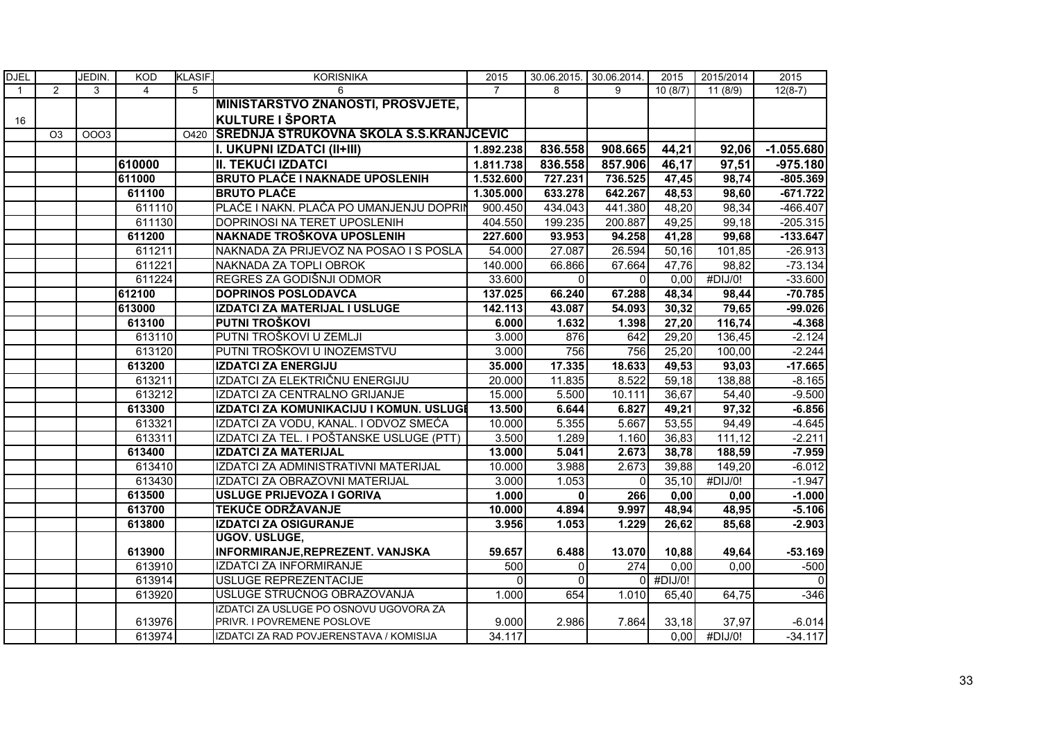| DJEL | | JEDIN. | KOD | KLASIF. | KORISNIKA | 2015 | 30.06.2015. | 30.06.2014. | 2015 | 2015/2014 | 2015 |
|---|---|---|---|---|---|---|---|---|---|---|---|
| 1 | 2 | 3 | 4 | 5 | 6 | 7 | 8 | 9 | 10 (8/7) | 11 (8/9) | 12(8-7) |
| 16 | | | | | **MINISTARSTVO ZNANOSTI, PROSVJETE, KULTURE I ŠPORTA** | | | | | | |
| | O3 | OOO3 | | O420 | **SREDNJA STRUKOVNA ŠKOLA S.S.KRANJČEVIĆ** | | | | | | |
| | | | | | **I. UKUPNI IZDATCI (II+III)** | **1.892.238** | **836.558** | **908.665** | **44,21** | **92,06** | **-1.055.680** |
| | | | **610000** | | **II. TEKUĆI IZDATCI** | **1.811.738** | **836.558** | **857.906** | **46,17** | **97,51** | **-975.180** |
| | | | **611000** | | **BRUTO PLAĆE I NAKNADE UPOSLENIH** | **1.532.600** | **727.231** | **736.525** | **47,45** | **98,74** | **-805.369** |
| | | | **611100** | | **BRUTO PLAĆE** | **1.305.000** | **633.278** | **642.267** | **48,53** | **98,60** | **-671.722** |
| | | | 611110 | | PLAĆE I NAKN. PLAĆA PO UMANJENJU DOPRIN | 900.450 | 434.043 | 441.380 | 48,20 | 98,34 | -466.407 |
| | | | 611130 | | DOPRINOSI NA TERET UPOSLENIH | 404.550 | 199.235 | 200.887 | 49,25 | 99,18 | -205.315 |
| | | | **611200** | | **NAKNADE TROŠKOVA UPOSLENIH** | **227.600** | **93.953** | **94.258** | **41,28** | **99,68** | **-133.647** |
| | | | 611211 | | NAKNADA ZA PRIJEVOZ NA POSAO I S POSLA | 54.000 | 27.087 | 26.594 | 50,16 | 101,85 | -26.913 |
| | | | 611221 | | NAKNADA ZA TOPLI OBROK | 140.000 | 66.866 | 67.664 | 47,76 | 98,82 | -73.134 |
| | | | 611224 | | REGRES ZA GODIŠNJI ODMOR | 33.600 | 0 | 0 | 0,00 | #DIJ/0! | -33.600 |
| | | | **612100** | | **DOPRINOS POSLODAVCA** | **137.025** | **66.240** | **67.288** | **48,34** | **98,44** | **-70.785** |
| | | | **613000** | | **IZDATCI ZA MATERIJAL I USLUGE** | **142.113** | **43.087** | **54.093** | **30,32** | **79,65** | **-99.026** |
| | | | **613100** | | **PUTNI TROŠKOVI** | **6.000** | **1.632** | **1.398** | **27,20** | **116,74** | **-4.368** |
| | | | 613110 | | PUTNI TROŠKOVI U ZEMLJI | 3.000 | 876 | 642 | 29,20 | 136,45 | -2.124 |
| | | | 613120 | | PUTNI TROŠKOVI U INOZEMSTVU | 3.000 | 756 | 756 | 25,20 | 100,00 | -2.244 |
| | | | **613200** | | **IZDATCI ZA ENERGIJU** | **35.000** | **17.335** | **18.633** | **49,53** | **93,03** | **-17.665** |
| | | | 613211 | | IZDATCI ZA ELEKTRIČNU ENERGIJU | 20.000 | 11.835 | 8.522 | 59,18 | 138,88 | -8.165 |
| | | | 613212 | | IZDATCI ZA CENTRALNO GRIJANJE | 15.000 | 5.500 | 10.111 | 36,67 | 54,40 | -9.500 |
| | | | **613300** | | **IZDATCI ZA KOMUNIKACIJU I KOMUN. USLUGE** | **13.500** | **6.644** | **6.827** | **49,21** | **97,32** | **-6.856** |
| | | | 613321 | | IZDATCI ZA VODU, KANAL. I ODVOZ SMEĆA | 10.000 | 5.355 | 5.667 | 53,55 | 94,49 | -4.645 |
| | | | 613311 | | IZDATCI ZA TEL. I POŠTANSKE USLUGE (PTT) | 3.500 | 1.289 | 1.160 | 36,83 | 111,12 | -2.211 |
| | | | **613400** | | **IZDATCI ZA MATERIJAL** | **13.000** | **5.041** | **2.673** | **38,78** | **188,59** | **-7.959** |
| | | | 613410 | | IZDATCI ZA ADMINISTRATIVNI MATERIJAL | 10.000 | 3.988 | 2.673 | 39,88 | 149,20 | -6.012 |
| | | | 613430 | | IZDATCI ZA OBRAZOVNI MATERIJAL | 3.000 | 1.053 | 0 | 35,10 | #DIJ/0! | -1.947 |
| | | | **613500** | | **USLUGE PRIJEVOZA I GORIVA** | **1.000** | **0** | **266** | **0,00** | **0,00** | **-1.000** |
| | | | **613700** | | **TEKUĆE ODRŽAVANJE** | **10.000** | **4.894** | **9.997** | **48,94** | **48,95** | **-5.106** |
| | | | **613800** | | **IZDATCI ZA OSIGURANJE** | **3.956** | **1.053** | **1.229** | **26,62** | **85,68** | **-2.903** |
| | | | **613900** | | **UGOV. USLUGE, INFORMIRANJE,REPREZENT. VANJSKA** | **59.657** | **6.488** | **13.070** | **10,88** | **49,64** | **-53.169** |
| | | | 613910 | | IZDATCI ZA INFORMIRANJE | 500 | 0 | 274 | 0,00 | 0,00 | -500 |
| | | | 613914 | | USLUGE REPREZENTACIJE | 0 | 0 | 0 | #DIJ/0! | | 0 |
| | | | 613920 | | USLUGE STRUČNOG OBRAZOVANJA | 1.000 | 654 | 1.010 | 65,40 | 64,75 | -346 |
| | | | 613976 | | IZDATCI ZA USLUGE PO OSNOVU UGOVORA ZA PRIVR. I POVREMENE POSLOVE | 9.000 | 2.986 | 7.864 | 33,18 | 37,97 | -6.014 |
| | | | 613974 | | IZDATCI ZA RAD POVJERENSTAVA / KOMISIJA | 34.117 | | | 0,00 | #DIJ/0! | -34.117 |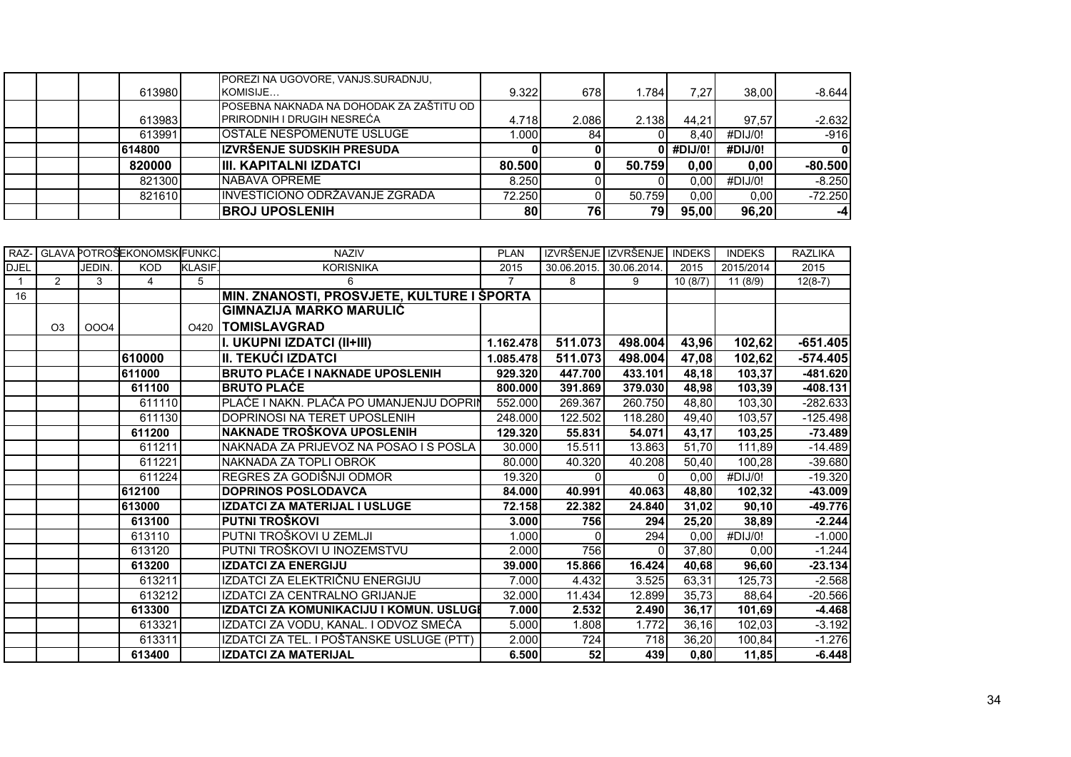| | | | | | | | | | | | |
|---|---|---|---|---|---|---|---|---|---|---|---|
| | | | 613980 | | POREZI NA UGOVORE, VANJS.SURADNJU, KOMISIJE… | 9.322 | 678 | 1.784 | 7,27 | 38,00 | -8.644 |
| | | | 613983 | | POSEBNA NAKNADA NA DOHODAK ZA ZAŠTITU OD PRIRODNIH I DRUGIH NESREĆA | 4.718 | 2.086 | 2.138 | 44,21 | 97,57 | -2.632 |
| | | | 613991 | | OSTALE NESPOMENUTE USLUGE | 1.000 | 84 | 0 | 8,40 | #DIJ/0! | -916 |
| | | | **614800** | | **IZVRŠENJE SUDSKIH PRESUDA** | **0** | **0** | **0** | **#DIJ/0!** | **#DIJ/0!** | **0** |
| | | | **820000** | | **III. KAPITALNI IZDATCI** | **80.500** | **0** | **50.759** | **0,00** | **0,00** | **-80.500** |
| | | | 821300 | | NABAVA OPREME | 8.250 | 0 | 0 | 0,00 | #DIJ/0! | -8.250 |
| | | | 821610 | | INVESTICIONO ODRŽAVANJE ZGRADA | 72.250 | 0 | 50.759 | 0,00 | 0,00 | -72.250 |
| | | | | | **BROJ UPOSLENIH** | **80** | **76** | **79** | **95,00** | **96,20** | **-4** |

| RAZ-DJEL | GLAVA | POTROŠ. JEDIN. | EKONOMSK KOD | FUNKC. KLASIF. | NAZIV KORISNIKA | PLAN 2015 | IZVRŠENJE 30.06.2015. | IZVRŠENJE 30.06.2014. | INDEKS 2015 | INDEKS 2015/2014 | RAZLIKA 2015 |
|---|---|---|---|---|---|---|---|---|---|---|---|
| 1 | 2 | 3 | 4 | 5 | 6 | 7 | 8 | 9 | 10 (8/7) | 11 (8/9) | 12(8-7) |
| 16 | | | | | **MIN. ZNANOSTI, PROSVJETE, KULTURE I ŠPORTA** | | | | | | |
| | O3 | OOO4 | | O420 | **GIMNAZIJA MARKO MARULIĆ TOMISLAVGRAD** | | | | | | |
| | | | | | **I. UKUPNI IZDATCI (II+III)** | **1.162.478** | **511.073** | **498.004** | **43,96** | **102,62** | **-651.405** |
| | | | **610000** | | **II. TEKUĆI IZDATCI** | **1.085.478** | **511.073** | **498.004** | **47,08** | **102,62** | **-574.405** |
| | | | **611000** | | **BRUTO PLAĆE I NAKNADE UPOSLENIH** | **929.320** | **447.700** | **433.101** | **48,18** | **103,37** | **-481.620** |
| | | | **611100** | | **BRUTO PLAĆE** | **800.000** | **391.869** | **379.030** | **48,98** | **103,39** | **-408.131** |
| | | | 611110 | | PLAĆE I NAKN. PLAĆA PO UMANJENJU DOPRIN | 552.000 | 269.367 | 260.750 | 48,80 | 103,30 | -282.633 |
| | | | 611130 | | DOPRINOSI NA TERET UPOSLENIH | 248.000 | 122.502 | 118.280 | 49,40 | 103,57 | -125.498 |
| | | | **611200** | | **NAKNADE TROŠKOVA UPOSLENIH** | **129.320** | **55.831** | **54.071** | **43,17** | **103,25** | **-73.489** |
| | | | 611211 | | NAKNADA ZA PRIJEVOZ NA POSAO I S POSLA | 30.000 | 15.511 | 13.863 | 51,70 | 111,89 | -14.489 |
| | | | 611221 | | NAKNADA ZA TOPLI OBROK | 80.000 | 40.320 | 40.208 | 50,40 | 100,28 | -39.680 |
| | | | 611224 | | REGRES ZA GODIŠNJI ODMOR | 19.320 | 0 | 0 | 0,00 | #DIJ/0! | -19.320 |
| | | | **612100** | | **DOPRINOS POSLODAVCA** | **84.000** | **40.991** | **40.063** | **48,80** | **102,32** | **-43.009** |
| | | | **613000** | | **IZDATCI ZA MATERIJAL I USLUGE** | **72.158** | **22.382** | **24.840** | **31,02** | **90,10** | **-49.776** |
| | | | **613100** | | **PUTNI TROŠKOVI** | **3.000** | **756** | **294** | **25,20** | **38,89** | **-2.244** |
| | | | 613110 | | PUTNI TROŠKOVI U ZEMLJI | 1.000 | 0 | 294 | 0,00 | #DIJ/0! | -1.000 |
| | | | 613120 | | PUTNI TROŠKOVI U INOZEMSTVU | 2.000 | 756 | 0 | 37,80 | 0,00 | -1.244 |
| | | | **613200** | | **IZDATCI ZA ENERGIJU** | **39.000** | **15.866** | **16.424** | **40,68** | **96,60** | **-23.134** |
| | | | 613211 | | IZDATCI ZA ELEKTRIČNU ENERGIJU | 7.000 | 4.432 | 3.525 | 63,31 | 125,73 | -2.568 |
| | | | 613212 | | IZDATCI ZA CENTRALNO GRIJANJE | 32.000 | 11.434 | 12.899 | 35,73 | 88,64 | -20.566 |
| | | | **613300** | | **IZDATCI ZA KOMUNIKACIJU I KOMUN. USLUGE** | **7.000** | **2.532** | **2.490** | **36,17** | **101,69** | **-4.468** |
| | | | 613321 | | IZDATCI ZA VODU, KANAL. I ODVOZ SMEĆA | 5.000 | 1.808 | 1.772 | 36,16 | 102,03 | -3.192 |
| | | | 613311 | | IZDATCI ZA TEL. I POŠTANSKE USLUGE (PTT) | 2.000 | 724 | 718 | 36,20 | 100,84 | -1.276 |
| | | | **613400** | | **IZDATCI ZA MATERIJAL** | **6.500** | **52** | **439** | **0,80** | **11,85** | **-6.448** |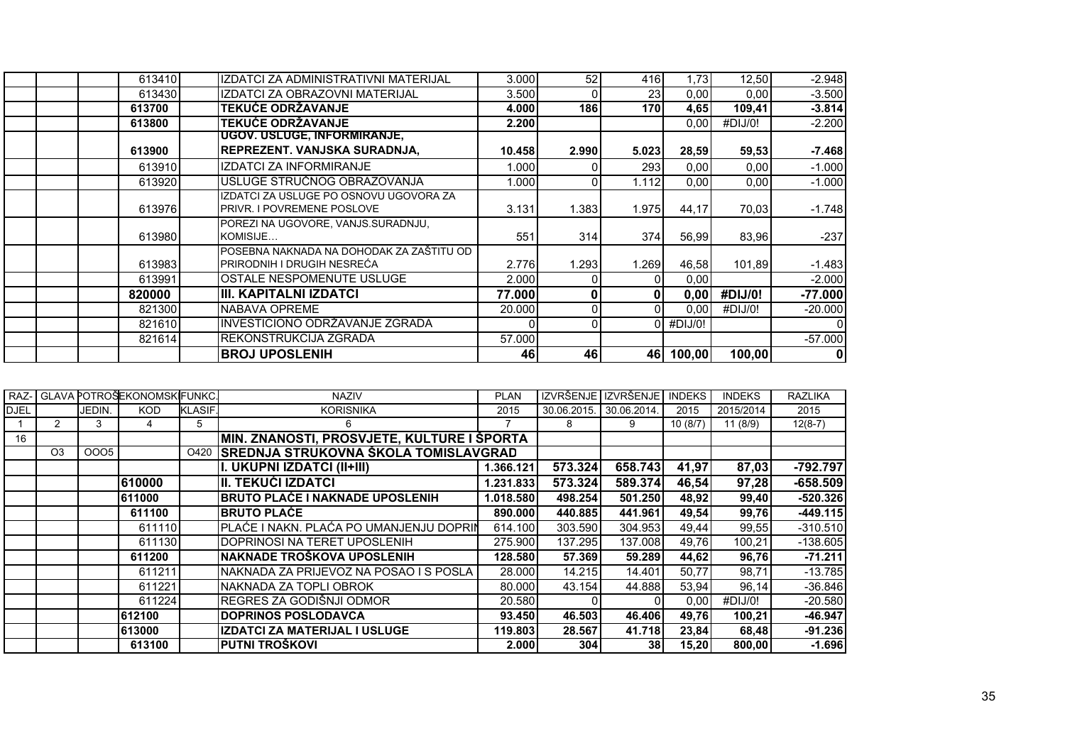| | | | | | | | | | | | |
|---|---|---|---|---|---|---|---|---|---|---|---|
| | | | 613410 | | IZDATCI ZA ADMINISTRATIVNI MATERIJAL | 3.000 | 52 | 416 | 1,73 | 12,50 | -2.948 |
| | | | 613430 | | IZDATCI ZA OBRAZOVNI MATERIJAL | 3.500 | 0 | 23 | 0,00 | 0,00 | -3.500 |
| | | | **613700** | | **TEKUĆE ODRŽAVANJE** | **4.000** | **186** | **170** | **4,65** | **109,41** | **-3.814** |
| | | | **613800** | | **TEKUĆE ODRŽAVANJE** | **2.200** | | | 0,00 | #DIJ/0! | -2.200 |
| | | | **613900** | | **UGOV. USLUGE, INFORMIRANJE, REPREZENT. VANJSKA SURADNJA,** | **10.458** | **2.990** | **5.023** | **28,59** | **59,53** | **-7.468** |
| | | | 613910 | | IZDATCI ZA INFORMIRANJE | 1.000 | 0 | 293 | 0,00 | 0,00 | -1.000 |
| | | | 613920 | | USLUGE STRUČNOG OBRAZOVANJA | 1.000 | 0 | 1.112 | 0,00 | 0,00 | -1.000 |
| | | | 613976 | | IZDATCI ZA USLUGE PO OSNOVU UGOVORA ZA PRIVR. I POVREMENE POSLOVE | 3.131 | 1.383 | 1.975 | 44,17 | 70,03 | -1.748 |
| | | | 613980 | | POREZI NA UGOVORE, VANJS.SURADNJU, KOMISIJE… | 551 | 314 | 374 | 56,99 | 83,96 | -237 |
| | | | 613983 | | POSEBNA NAKNADA NA DOHODAK ZA ZAŠTITU OD PRIRODNIH I DRUGIH NESREĆA | 2.776 | 1.293 | 1.269 | 46,58 | 101,89 | -1.483 |
| | | | 613991 | | OSTALE NESPOMENUTE USLUGE | 2.000 | 0 | 0 | 0,00 | | -2.000 |
| | | | **820000** | | **III. KAPITALNI IZDATCI** | **77.000** | **0** | **0** | **0,00** | **#DIJ/0!** | **-77.000** |
| | | | 821300 | | NABAVA OPREME | 20.000 | 0 | 0 | 0,00 | #DIJ/0! | -20.000 |
| | | | 821610 | | INVESTICIONO ODRŽAVANJE ZGRADA | 0 | 0 | 0 | #DIJ/0! | | 0 |
| | | | 821614 | | REKONSTRUKCIJA ZGRADA | 57.000 | | | | | -57.000 |
| | | | | | **BROJ UPOSLENIH** | **46** | **46** | **46** | **100,00** | **100,00** | **0** |

| RAZ-DJEL | GLAVA | POTROŠ. JEDIN. | EKONOMSKI KOD | FUNKC. KLASIF. | NAZIV KORISNIKA | PLAN 2015 | IZVRŠENJE 30.06.2015. | IZVRŠENJE 30.06.2014. | INDEKS 2015 | INDEKS 2015/2014 | RAZLIKA 2015 |
|---|---|---|---|---|---|---|---|---|---|---|---|
| 1 | 2 | 3 | 4 | 5 | 6 | 7 | 8 | 9 | 10 (8/7) | 11 (8/9) | 12(8-7) |
| 16 | | | | | **MIN. ZNANOSTI, PROSVJETE, KULTURE I ŠPORTA** | | | | | | |
| | O3 | OOO5 | | O420 | **SREDNJA STRUKOVNA ŠKOLA TOMISLAVGRAD** | | | | | | |
| | | | | | **I. UKUPNI IZDATCI (II+III)** | **1.366.121** | **573.324** | **658.743** | **41,97** | **87,03** | **-792.797** |
| | | | **610000** | | **II. TEKUĆI IZDATCI** | **1.231.833** | **573.324** | **589.374** | **46,54** | **97,28** | **-658.509** |
| | | | **611000** | | **BRUTO PLAĆE I NAKNADE UPOSLENIH** | **1.018.580** | **498.254** | **501.250** | **48,92** | **99,40** | **-520.326** |
| | | | **611100** | | **BRUTO PLAĆE** | **890.000** | **440.885** | **441.961** | **49,54** | **99,76** | **-449.115** |
| | | | 611110 | | PLAĆE I NAKN. PLAĆA PO UMANJENJU DOPRIN | 614.100 | 303.590 | 304.953 | 49,44 | 99,55 | -310.510 |
| | | | 611130 | | DOPRINOSI NA TERET UPOSLENIH | 275.900 | 137.295 | 137.008 | 49,76 | 100,21 | -138.605 |
| | | | **611200** | | **NAKNADE TROŠKOVA UPOSLENIH** | **128.580** | **57.369** | **59.289** | **44,62** | **96,76** | **-71.211** |
| | | | 611211 | | NAKNADA ZA PRIJEVOZ NA POSAO I S POSLA | 28.000 | 14.215 | 14.401 | 50,77 | 98,71 | -13.785 |
| | | | 611221 | | NAKNADA ZA TOPLI OBROK | 80.000 | 43.154 | 44.888 | 53,94 | 96,14 | -36.846 |
| | | | 611224 | | REGRES ZA GODIŠNJI ODMOR | 20.580 | 0 | 0 | 0,00 | #DIJ/0! | -20.580 |
| | | | **612100** | | **DOPRINOS POSLODAVCA** | **93.450** | **46.503** | **46.406** | **49,76** | **100,21** | **-46.947** |
| | | | **613000** | | **IZDATCI ZA MATERIJAL I USLUGE** | **119.803** | **28.567** | **41.718** | **23,84** | **68,48** | **-91.236** |
| | | | **613100** | | **PUTNI TROŠKOVI** | **2.000** | **304** | **38** | **15,20** | **800,00** | **-1.696** |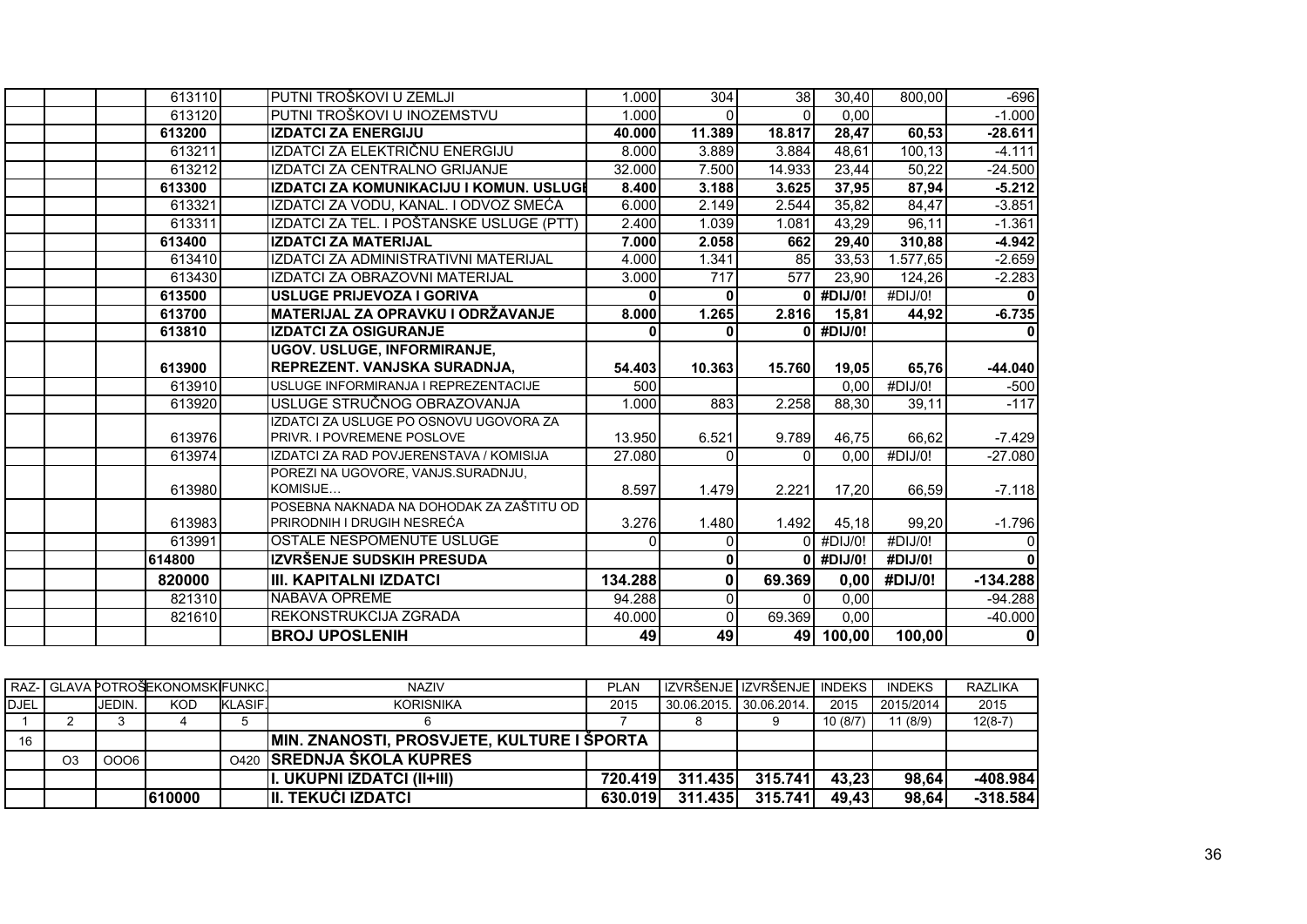| | | | 613110 | | PUTNI TROŠKOVI U ZEMLJI | 1.000 | 304 | 38 | 30,40 | 800,00 | -696 |
|---|---|---|---|---|---|---|---|---|---|---|---|
| | | | 613120 | | PUTNI TROŠKOVI U INOZEMSTVU | 1.000 | 0 | 0 | 0,00 | | -1.000 |
| | | | **613200** | | **IZDATCI ZA ENERGIJU** | **40.000** | **11.389** | **18.817** | **28,47** | **60,53** | **-28.611** |
| | | | 613211 | | IZDATCI ZA ELEKTRIČNU ENERGIJU | 8.000 | 3.889 | 3.884 | 48,61 | 100,13 | -4.111 |
| | | | 613212 | | IZDATCI ZA CENTRALNO GRIJANJE | 32.000 | 7.500 | 14.933 | 23,44 | 50,22 | -24.500 |
| | | | **613300** | | **IZDATCI ZA KOMUNIKACIJU I KOMUN. USLUGE** | **8.400** | **3.188** | **3.625** | **37,95** | **87,94** | **-5.212** |
| | | | 613321 | | IZDATCI ZA VODU, KANAL. I ODVOZ SMEĆA | 6.000 | 2.149 | 2.544 | 35,82 | 84,47 | -3.851 |
| | | | 613311 | | IZDATCI ZA TEL. I POŠTANSKE USLUGE (PTT) | 2.400 | 1.039 | 1.081 | 43,29 | 96,11 | -1.361 |
| | | | **613400** | | **IZDATCI ZA MATERIJAL** | **7.000** | **2.058** | **662** | **29,40** | **310,88** | **-4.942** |
| | | | 613410 | | IZDATCI ZA ADMINISTRATIVNI MATERIJAL | 4.000 | 1.341 | 85 | 33,53 | 1.577,65 | -2.659 |
| | | | 613430 | | IZDATCI ZA OBRAZOVNI MATERIJAL | 3.000 | 717 | 577 | 23,90 | 124,26 | -2.283 |
| | | | **613500** | | **USLUGE PRIJEVOZA I GORIVA** | **0** | **0** | **0** | **#DIJ/0!** | #DIJ/0! | **0** |
| | | | **613700** | | **MATERIJAL ZA OPRAVKU I ODRŽAVANJE** | **8.000** | **1.265** | **2.816** | **15,81** | **44,92** | **-6.735** |
| | | | **613810** | | **IZDATCI ZA OSIGURANJE** | **0** | **0** | **0** | **#DIJ/0!** | | **0** |
| | | | **613900** | | **UGOV. USLUGE, INFORMIRANJE, REPREZENT. VANJSKA SURADNJA,** | **54.403** | **10.363** | **15.760** | **19,05** | **65,76** | **-44.040** |
| | | | 613910 | | USLUGE INFORMIRANJA I REPREZENTACIJE | 500 | | | 0,00 | #DIJ/0! | -500 |
| | | | 613920 | | USLUGE STRUČNOG OBRAZOVANJA | 1.000 | 883 | 2.258 | 88,30 | 39,11 | -117 |
| | | | 613976 | | IZDATCI ZA USLUGE PO OSNOVU UGOVORA ZA PRIVR. I POVREMENE POSLOVE | 13.950 | 6.521 | 9.789 | 46,75 | 66,62 | -7.429 |
| | | | 613974 | | IZDATCI ZA RAD POVJERENSTAVA / KOMISIJA | 27.080 | 0 | 0 | 0,00 | #DIJ/0! | -27.080 |
| | | | 613980 | | POREZI NA UGOVORE, VANJS.SURADNJU, KOMISIJE… | 8.597 | 1.479 | 2.221 | 17,20 | 66,59 | -7.118 |
| | | | 613983 | | POSEBNA NAKNADA NA DOHODAK ZA ZAŠTITU OD PRIRODNIH I DRUGIH NESREĆA | 3.276 | 1.480 | 1.492 | 45,18 | 99,20 | -1.796 |
| | | | 613991 | | OSTALE NESPOMENUTE USLUGE | 0 | 0 | 0 | #DIJ/0! | #DIJ/0! | 0 |
| | | | **614800** | | **IZVRŠENJE SUDSKIH PRESUDA** | | **0** | **0** | **#DIJ/0!** | **#DIJ/0!** | **0** |
| | | | **820000** | | **III. KAPITALNI IZDATCI** | **134.288** | **0** | **69.369** | **0,00** | **#DIJ/0!** | **-134.288** |
| | | | 821310 | | NABAVA OPREME | 94.288 | 0 | 0 | 0,00 | | -94.288 |
| | | | 821610 | | REKONSTRUKCIJA ZGRADA | 40.000 | 0 | 69.369 | 0,00 | | -40.000 |
| | | | | | **BROJ UPOSLENIH** | **49** | **49** | **49** | **100,00** | **100,00** | **0** |

| RAZ-DJEL | GLAVA | POTROŠ. JEDIN. | EKONOMSKI KOD | FUNKC. KLASIF. | NAZIV KORISNIKA | PLAN 2015 | IZVRŠENJE 30.06.2015. | IZVRŠENJE 30.06.2014. | INDEKS 2015 | INDEKS 2015/2014 | RAZLIKA 2015 |
|---|---|---|---|---|---|---|---|---|---|---|---|
| 1 | 2 | 3 | 4 | 5 | 6 | 7 | 8 | 9 | 10 (8/7) | 11 (8/9) | 12(8-7) |
| 16 | | | | | **MIN. ZNANOSTI, PROSVJETE, KULTURE I ŠPORTA** | | | | | | |
| | O3 | OOO6 | | O420 | **SREDNJA ŠKOLA KUPRES** | | | | | | |
| | | | | | **I. UKUPNI IZDATCI (II+III)** | **720.419** | **311.435** | **315.741** | **43,23** | **98,64** | **-408.984** |
| | | | **610000** | | **II. TEKUĆI IZDATCI** | **630.019** | **311.435** | **315.741** | **49,43** | **98,64** | **-318.584** |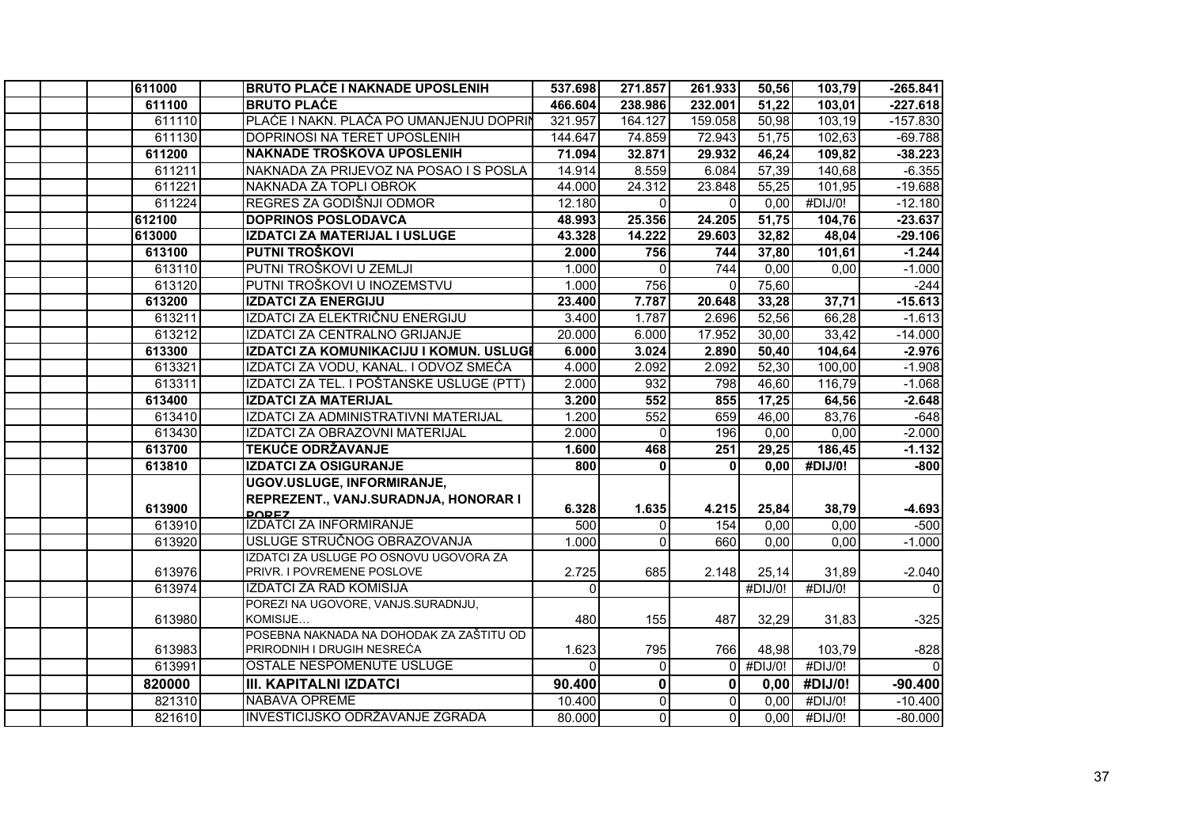| | | | | | | | | | | |
|---|---|---|---|---|---|---|---|---|---|---|
| | | | **611000** | **BRUTO PLAĆE I NAKNADE UPOSLENIH** | **537.698** | **271.857** | **261.933** | **50,56** | **103,79** | **-265.841** |
| | | | **611100** | **BRUTO PLAĆE** | **466.604** | **238.986** | **232.001** | **51,22** | **103,01** | **-227.618** |
| | | | 611110 | PLAĆE I NAKN. PLAĆA PO UMANJENJU DOPRIN | 321.957 | 164.127 | 159.058 | 50,98 | 103,19 | -157.830 |
| | | | 611130 | DOPRINOSI NA TERET UPOSLENIH | 144.647 | 74.859 | 72.943 | 51,75 | 102,63 | -69.788 |
| | | | **611200** | **NAKNADE TROŠKOVA UPOSLENIH** | **71.094** | **32.871** | **29.932** | **46,24** | **109,82** | **-38.223** |
| | | | 611211 | NAKNADA ZA PRIJEVOZ NA POSAO I S POSLA | 14.914 | 8.559 | 6.084 | 57,39 | 140,68 | -6.355 |
| | | | 611221 | NAKNADA ZA TOPLI OBROK | 44.000 | 24.312 | 23.848 | 55,25 | 101,95 | -19.688 |
| | | | 611224 | REGRES ZA GODIŠNJI ODMOR | 12.180 | 0 | 0 | 0,00 | #DIJ/0! | -12.180 |
| | | | **612100** | **DOPRINOS POSLODAVCA** | **48.993** | **25.356** | **24.205** | **51,75** | **104,76** | **-23.637** |
| | | | **613000** | **IZDATCI ZA MATERIJAL I USLUGE** | **43.328** | **14.222** | **29.603** | **32,82** | **48,04** | **-29.106** |
| | | | **613100** | **PUTNI TROŠKOVI** | **2.000** | **756** | **744** | **37,80** | **101,61** | **-1.244** |
| | | | 613110 | PUTNI TROŠKOVI U ZEMLJI | 1.000 | 0 | 744 | 0,00 | 0,00 | -1.000 |
| | | | 613120 | PUTNI TROŠKOVI U INOZEMSTVU | 1.000 | 756 | 0 | 75,60 | | -244 |
| | | | **613200** | **IZDATCI ZA ENERGIJU** | **23.400** | **7.787** | **20.648** | **33,28** | **37,71** | **-15.613** |
| | | | 613211 | IZDATCI ZA ELEKTRIČNU ENERGIJU | 3.400 | 1.787 | 2.696 | 52,56 | 66,28 | -1.613 |
| | | | 613212 | IZDATCI ZA CENTRALNO GRIJANJE | 20.000 | 6.000 | 17.952 | 30,00 | 33,42 | -14.000 |
| | | | **613300** | **IZDATCI ZA KOMUNIKACIJU I KOMUN. USLUGE** | **6.000** | **3.024** | **2.890** | **50,40** | **104,64** | **-2.976** |
| | | | 613321 | IZDATCI ZA VODU, KANAL. I ODVOZ SMEĆA | 4.000 | 2.092 | 2.092 | 52,30 | 100,00 | -1.908 |
| | | | 613311 | IZDATCI ZA TEL. I POŠTANSKE USLUGE (PTT) | 2.000 | 932 | 798 | 46,60 | 116,79 | -1.068 |
| | | | **613400** | **IZDATCI ZA MATERIJAL** | **3.200** | **552** | **855** | **17,25** | **64,56** | **-2.648** |
| | | | 613410 | IZDATCI ZA ADMINISTRATIVNI MATERIJAL | 1.200 | 552 | 659 | 46,00 | 83,76 | -648 |
| | | | 613430 | IZDATCI ZA OBRAZOVNI MATERIJAL | 2.000 | 0 | 196 | 0,00 | 0,00 | -2.000 |
| | | | **613700** | **TEKUĆE ODRŽAVANJE** | **1.600** | **468** | **251** | **29,25** | **186,45** | **-1.132** |
| | | | **613810** | **IZDATCI ZA OSIGURANJE** | **800** | **0** | **0** | **0,00** | **#DIJ/0!** | **-800** |
| | | | **613900** | **UGOV.USLUGE, INFORMIRANJE, REPREZENT., VANJ.SURADNJA, HONORAR I POREZ** | **6.328** | **1.635** | **4.215** | **25,84** | **38,79** | **-4.693** |
| | | | 613910 | IZDATCI ZA INFORMIRANJE | 500 | 0 | 154 | 0,00 | 0,00 | -500 |
| | | | 613920 | USLUGE STRUČNOG OBRAZOVANJA | 1.000 | 0 | 660 | 0,00 | 0,00 | -1.000 |
| | | | 613976 | IZDATCI ZA USLUGE PO OSNOVU UGOVORA ZA PRIVR. I POVREMENE POSLOVE | 2.725 | 685 | 2.148 | 25,14 | 31,89 | -2.040 |
| | | | 613974 | IZDATCI ZA RAD KOMISIJA | 0 | | | #DIJ/0! | #DIJ/0! | 0 |
| | | | 613980 | POREZI NA UGOVORE, VANJS.SURADNJU, KOMISIJE… | 480 | 155 | 487 | 32,29 | 31,83 | -325 |
| | | | 613983 | POSEBNA NAKNADA NA DOHODAK ZA ZAŠTITU OD PRIRODNIH I DRUGIH NESREĆA | 1.623 | 795 | 766 | 48,98 | 103,79 | -828 |
| | | | 613991 | OSTALE NESPOMENUTE USLUGE | 0 | 0 | 0 | #DIJ/0! | #DIJ/0! | 0 |
| | | | **820000** | **III. KAPITALNI IZDATCI** | **90.400** | **0** | **0** | **0,00** | **#DIJ/0!** | **-90.400** |
| | | | 821310 | NABAVA OPREME | 10.400 | 0 | 0 | 0,00 | #DIJ/0! | -10.400 |
| | | | 821610 | INVESTICIJSKO ODRŽAVANJE ZGRADA | 80.000 | 0 | 0 | 0,00 | #DIJ/0! | -80.000 |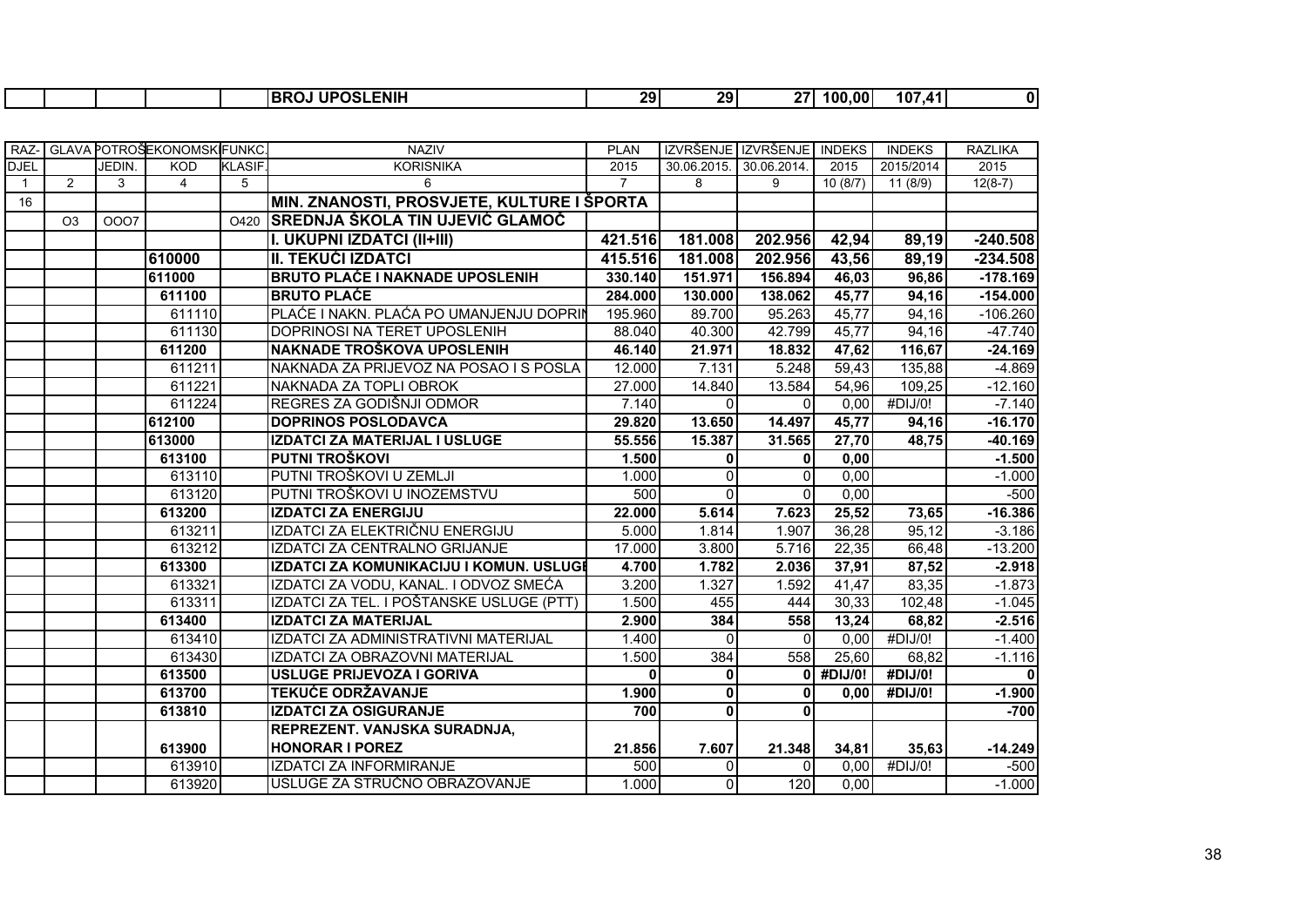| | | | | | BROJ UPOSLENIH | 29 | 29 | 27 | 100,00 | 107,41 | 0 |
|---|---|---|---|---|---|---|---|---|---|---|---|

| RAZ-DJEL | GLAVA | POTROŠ. JEDIN. | EKONOMSKI KOD | FUNKC. KLASIF. | NAZIV KORISNIKA | PLAN 2015 | IZVRŠENJE 30.06.2015. | IZVRŠENJE 30.06.2014. | INDEKS 2015 | INDEKS 2015/2014 | RAZLIKA 2015 |
|---|---|---|---|---|---|---|---|---|---|---|---|
| 1 | 2 | 3 | 4 | 5 | 6 | 7 | 8 | 9 | 10 (8/7) | 11 (8/9) | 12(8-7) |
| 16 | | | | | **MIN. ZNANOSTI, PROSVJETE, KULTURE I ŠPORTA** | | | | | | |
| | O3 | OOO7 | | O420 | **SREDNJA ŠKOLA TIN UJEVIĆ GLAMOČ** | | | | | | |
| | | | | | **I. UKUPNI IZDATCI (II+III)** | **421.516** | **181.008** | **202.956** | **42,94** | **89,19** | **-240.508** |
| | | | **610000** | | **II. TEKUĆI IZDATCI** | **415.516** | **181.008** | **202.956** | **43,56** | **89,19** | **-234.508** |
| | | | **611000** | | **BRUTO PLAĆE I NAKNADE UPOSLENIH** | **330.140** | **151.971** | **156.894** | **46,03** | **96,86** | **-178.169** |
| | | | **611100** | | **BRUTO PLAĆE** | **284.000** | **130.000** | **138.062** | **45,77** | **94,16** | **-154.000** |
| | | | 611110 | | PLAĆE I NAKN. PLAĆA PO UMANJENJU DOPRIN | 195.960 | 89.700 | 95.263 | 45,77 | 94,16 | -106.260 |
| | | | 611130 | | DOPRINOSI NA TERET UPOSLENIH | 88.040 | 40.300 | 42.799 | 45,77 | 94,16 | -47.740 |
| | | | **611200** | | **NAKNADE TROŠKOVA UPOSLENIH** | **46.140** | **21.971** | **18.832** | **47,62** | **116,67** | **-24.169** |
| | | | 611211 | | NAKNADA ZA PRIJEVOZ NA POSAO I S POSLA | 12.000 | 7.131 | 5.248 | 59,43 | 135,88 | -4.869 |
| | | | 611221 | | NAKNADA ZA TOPLI OBROK | 27.000 | 14.840 | 13.584 | 54,96 | 109,25 | -12.160 |
| | | | 611224 | | REGRES ZA GODIŠNJI ODMOR | 7.140 | 0 | 0 | 0,00 | #DIJ/0! | -7.140 |
| | | | **612100** | | **DOPRINOS POSLODAVCA** | **29.820** | **13.650** | **14.497** | **45,77** | **94,16** | **-16.170** |
| | | | **613000** | | **IZDATCI ZA MATERIJAL I USLUGE** | **55.556** | **15.387** | **31.565** | **27,70** | **48,75** | **-40.169** |
| | | | **613100** | | **PUTNI TROŠKOVI** | **1.500** | **0** | **0** | **0,00** | | **-1.500** |
| | | | 613110 | | PUTNI TROŠKOVI U ZEMLJI | 1.000 | 0 | 0 | 0,00 | | -1.000 |
| | | | 613120 | | PUTNI TROŠKOVI U INOZEMSTVU | 500 | 0 | 0 | 0,00 | | -500 |
| | | | **613200** | | **IZDATCI ZA ENERGIJU** | **22.000** | **5.614** | **7.623** | **25,52** | **73,65** | **-16.386** |
| | | | 613211 | | IZDATCI ZA ELEKTRIČNU ENERGIJU | 5.000 | 1.814 | 1.907 | 36,28 | 95,12 | -3.186 |
| | | | 613212 | | IZDATCI ZA CENTRALNO GRIJANJE | 17.000 | 3.800 | 5.716 | 22,35 | 66,48 | -13.200 |
| | | | **613300** | | **IZDATCI ZA KOMUNIKACIJU I KOMUN. USLUGI** | **4.700** | **1.782** | **2.036** | **37,91** | **87,52** | **-2.918** |
| | | | 613321 | | IZDATCI ZA VODU, KANAL. I ODVOZ SMEĆA | 3.200 | 1.327 | 1.592 | 41,47 | 83,35 | -1.873 |
| | | | 613311 | | IZDATCI ZA TEL. I POŠTANSKE USLUGE (PTT) | 1.500 | 455 | 444 | 30,33 | 102,48 | -1.045 |
| | | | **613400** | | **IZDATCI ZA MATERIJAL** | **2.900** | **384** | **558** | **13,24** | **68,82** | **-2.516** |
| | | | 613410 | | IZDATCI ZA ADMINISTRATIVNI MATERIJAL | 1.400 | 0 | 0 | 0,00 | #DIJ/0! | -1.400 |
| | | | 613430 | | IZDATCI ZA OBRAZOVNI MATERIJAL | 1.500 | 384 | 558 | 25,60 | 68,82 | -1.116 |
| | | | **613500** | | **USLUGE PRIJEVOZA I GORIVA** | **0** | **0** | **0** | **#DIJ/0!** | **#DIJ/0!** | **0** |
| | | | **613700** | | **TEKUĆE ODRŽAVANJE** | **1.900** | **0** | **0** | **0,00** | **#DIJ/0!** | **-1.900** |
| | | | **613810** | | **IZDATCI ZA OSIGURANJE** | **700** | **0** | **0** | | | **-700** |
| | | | **613900** | | **REPREZENT. VANJSKA SURADNJA, HONORAR I POREZ** | **21.856** | **7.607** | **21.348** | **34,81** | **35,63** | **-14.249** |
| | | | 613910 | | IZDATCI ZA INFORMIRANJE | 500 | 0 | 0 | 0,00 | #DIJ/0! | -500 |
| | | | 613920 | | USLUGE ZA STRUČNO OBRAZOVANJE | 1.000 | 0 | 120 | 0,00 | | -1.000 |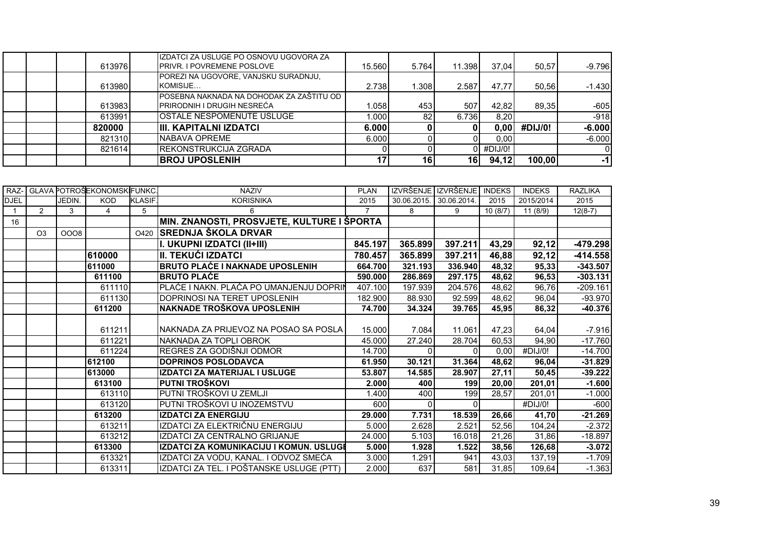| | | | | | | | | | | | |
|---|---|---|---|---|---|---|---|---|---|---|---|
| | | | 613976 | | IZDATCI ZA USLUGE PO OSNOVU UGOVORA ZA PRIVR. I POVREMENE POSLOVE | 15.560 | 5.764 | 11.398 | 37,04 | 50,57 | -9.796 |
| | | | 613980 | | POREZI NA UGOVORE, VANJSKU SURADNJU, KOMISIJE… | 2.738 | 1.308 | 2.587 | 47,77 | 50,56 | -1.430 |
| | | | 613983 | | POSEBNA NAKNADA NA DOHODAK ZA ZAŠTITU OD PRIRODNIH I DRUGIH NESREĆA | 1.058 | 453 | 507 | 42,82 | 89,35 | -605 |
| | | | 613991 | | OSTALE NESPOMENUTE USLUGE | 1.000 | 82 | 6.736 | 8,20 | | -918 |
| | | | **820000** | | **III. KAPITALNI IZDATCI** | **6.000** | **0** | **0** | **0,00** | **#DIJ/0!** | **-6.000** |
| | | | 821310 | | NABAVA OPREME | 6.000 | 0 | 0 | 0,00 | | -6.000 |
| | | | 821614 | | REKONSTRUKCIJA ZGRADA | 0 | 0 | 0 | #DIJ/0! | | 0 |
| | | | | | **BROJ UPOSLENIH** | **17** | **16** | **16** | **94,12** | **100,00** | **-1** |

| RAZ-DJEL | GLAVA | POTROŠ. JEDIN. | EKONOMSKI KOD | FUNKC. KLASIF. | NAZIV KORISNIKA | PLAN 2015 | IZVRŠENJE 30.06.2015. | IZVRŠENJE 30.06.2014. | INDEKS 2015 | INDEKS 2015/2014 | RAZLIKA 2015 |
|---|---|---|---|---|---|---|---|---|---|---|---|
| 1 | 2 | 3 | 4 | 5 | 6 | 7 | 8 | 9 | 10 (8/7) | 11 (8/9) | 12(8-7) |
| 16 | | | | | **MIN. ZNANOSTI, PROSVJETE, KULTURE I ŠPORTA** | | | | | | |
| | O3 | OOO8 | | O420 | **SREDNJA ŠKOLA DRVAR** | | | | | | |
| | | | | | **I. UKUPNI IZDATCI (II+III)** | **845.197** | **365.899** | **397.211** | **43,29** | **92,12** | **-479.298** |
| | | | **610000** | | **II. TEKUĆI IZDATCI** | **780.457** | **365.899** | **397.211** | **46,88** | **92,12** | **-414.558** |
| | | | **611000** | | **BRUTO PLAĆE I NAKNADE UPOSLENIH** | **664.700** | **321.193** | **336.940** | **48,32** | **95,33** | **-343.507** |
| | | | **611100** | | **BRUTO PLAĆE** | **590.000** | **286.869** | **297.175** | **48,62** | **96,53** | **-303.131** |
| | | | 611110 | | PLAĆE I NAKN. PLAĆA PO UMANJENJU DOPRIN | 407.100 | 197.939 | 204.576 | 48,62 | 96,76 | -209.161 |
| | | | 611130 | | DOPRINOSI NA TERET UPOSLENIH | 182.900 | 88.930 | 92.599 | 48,62 | 96,04 | -93.970 |
| | | | **611200** | | **NAKNADE TROŠKOVA UPOSLENIH** | **74.700** | **34.324** | **39.765** | **45,95** | **86,32** | **-40.376** |
| | | | 611211 | | NAKNADA ZA PRIJEVOZ NA POSAO SA POSLA | 15.000 | 7.084 | 11.061 | 47,23 | 64,04 | -7.916 |
| | | | 611221 | | NAKNADA ZA TOPLI OBROK | 45.000 | 27.240 | 28.704 | 60,53 | 94,90 | -17.760 |
| | | | 611224 | | REGRES ZA GODIŠNJI ODMOR | 14.700 | 0 | 0 | 0,00 | #DIJ/0! | -14.700 |
| | | | **612100** | | **DOPRINOS POSLODAVCA** | **61.950** | **30.121** | **31.364** | **48,62** | **96,04** | **-31.829** |
| | | | **613000** | | **IZDATCI ZA MATERIJAL I USLUGE** | **53.807** | **14.585** | **28.907** | **27,11** | **50,45** | **-39.222** |
| | | | **613100** | | **PUTNI TROŠKOVI** | **2.000** | **400** | **199** | **20,00** | **201,01** | **-1.600** |
| | | | 613110 | | PUTNI TROŠKOVI U ZEMLJI | 1.400 | 400 | 199 | 28,57 | 201,01 | -1.000 |
| | | | 613120 | | PUTNI TROŠKOVI U INOZEMSTVU | 600 | 0 | 0 | | #DIJ/0! | -600 |
| | | | **613200** | | **IZDATCI ZA ENERGIJU** | **29.000** | **7.731** | **18.539** | **26,66** | **41,70** | **-21.269** |
| | | | 613211 | | IZDATCI ZA ELEKTRIČNU ENERGIJU | 5.000 | 2.628 | 2.521 | 52,56 | 104,24 | -2.372 |
| | | | 613212 | | IZDATCI ZA CENTRALNO GRIJANJE | 24.000 | 5.103 | 16.018 | 21,26 | 31,86 | -18.897 |
| | | | **613300** | | **IZDATCI ZA KOMUNIKACIJU I KOMUN. USLUGE** | **5.000** | **1.928** | **1.522** | **38,56** | **126,68** | **-3.072** |
| | | | 613321 | | IZDATCI ZA VODU, KANAL. I ODVOZ SMEĆA | 3.000 | 1.291 | 941 | 43,03 | 137,19 | -1.709 |
| | | | 613311 | | IZDATCI ZA TEL. I POŠTANSKE USLUGE (PTT) | 2.000 | 637 | 581 | 31,85 | 109,64 | -1.363 |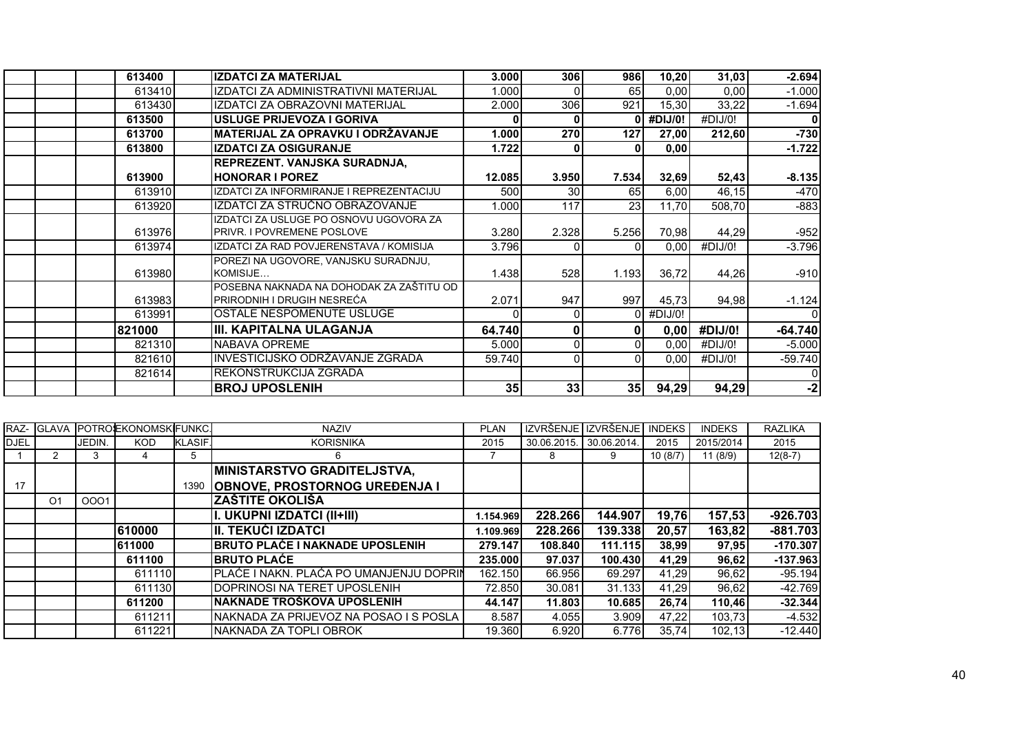| | | | | | | | | | | | |
|---|---|---|---|---|---|---|---|---|---|---|---|
| | | | **613400** | | **IZDATCI ZA MATERIJAL** | **3.000** | **306** | **986** | **10,20** | **31,03** | **-2.694** |
| | | | 613410 | | IZDATCI ZA ADMINISTRATIVNI MATERIJAL | 1.000 | 0 | 65 | 0,00 | 0,00 | -1.000 |
| | | | 613430 | | IZDATCI ZA OBRAZOVNI MATERIJAL | 2.000 | 306 | 921 | 15,30 | 33,22 | -1.694 |
| | | | **613500** | | **USLUGE PRIJEVOZA I GORIVA** | **0** | **0** | **0** | **#DIJ/0!** | #DIJ/0! | **0** |
| | | | **613700** | | **MATERIJAL ZA OPRAVKU I ODRŽAVANJE** | **1.000** | **270** | **127** | **27,00** | **212,60** | **-730** |
| | | | **613800** | | **IZDATCI ZA OSIGURANJE** | **1.722** | **0** | **0** | **0,00** | | **-1.722** |
| | | | **613900** | | **REPREZENT. VANJSKA SURADNJA, HONORAR I POREZ** | **12.085** | **3.950** | **7.534** | **32,69** | **52,43** | **-8.135** |
| | | | 613910 | | IZDATCI ZA INFORMIRANJE I REPREZENTACIJU | 500 | 30 | 65 | 6,00 | 46,15 | -470 |
| | | | 613920 | | IZDATCI ZA STRUČNO OBRAZOVANJE | 1.000 | 117 | 23 | 11,70 | 508,70 | -883 |
| | | | 613976 | | IZDATCI ZA USLUGE PO OSNOVU UGOVORA ZA PRIVR. I POVREMENE POSLOVE | 3.280 | 2.328 | 5.256 | 70,98 | 44,29 | -952 |
| | | | 613974 | | IZDATCI ZA RAD POVJERENSTAVA / KOMISIJA | 3.796 | 0 | 0 | 0,00 | #DIJ/0! | -3.796 |
| | | | 613980 | | POREZI NA UGOVORE, VANJSKU SURADNJU, KOMISIJE… | 1.438 | 528 | 1.193 | 36,72 | 44,26 | -910 |
| | | | 613983 | | POSEBNA NAKNADA NA DOHODAK ZA ZAŠTITU OD PRIRODNIH I DRUGIH NESREĆA | 2.071 | 947 | 997 | 45,73 | 94,98 | -1.124 |
| | | | 613991 | | OSTALE NESPOMENUTE USLUGE | 0 | 0 | 0 | #DIJ/0! | | 0 |
| | | | **821000** | | **III. KAPITALNA ULAGANJA** | **64.740** | **0** | **0** | **0,00** | **#DIJ/0!** | **-64.740** |
| | | | 821310 | | NABAVA OPREME | 5.000 | 0 | 0 | 0,00 | #DIJ/0! | -5.000 |
| | | | 821610 | | INVESTICIJSKO ODRŽAVANJE ZGRADA | 59.740 | 0 | 0 | 0,00 | #DIJ/0! | -59.740 |
| | | | 821614 | | REKONSTRUKCIJA ZGRADA | | | | | | 0 |
| | | | | | **BROJ UPOSLENIH** | **35** | **33** | **35** | **94,29** | **94,29** | **-2** |

| RAZ-DJEL | GLAVA | POTROŠ. JEDIN. | EKONOMSKI KOD | FUNKC. KLASIF. | NAZIV KORISNIKA | PLAN 2015 | IZVRŠENJE 30.06.2015. | IZVRŠENJE 30.06.2014. | INDEKS 2015 | INDEKS 2015/2014 | RAZLIKA 2015 |
|---|---|---|---|---|---|---|---|---|---|---|---|
| 1 | 2 | 3 | 4 | 5 | 6 | 7 | 8 | 9 | 10 (8/7) | 11 (8/9) | 12(8-7) |
| 17 | O1 | OOO1 | | 1390 | **MINISTARSTVO GRADITELJSTVA, OBNOVE, PROSTORNOG UREĐENJA I ZAŠTITE OKOLIŠA** | | | | | | |
| | | | | | **I. UKUPNI IZDATCI (II+III)** | **1.154.969** | **228.266** | **144.907** | **19,76** | **157,53** | **-926.703** |
| | | | **610000** | | **II. TEKUĆI IZDATCI** | **1.109.969** | **228.266** | **139.338** | **20,57** | **163,82** | **-881.703** |
| | | | **611000** | | **BRUTO PLAĆE I NAKNADE UPOSLENIH** | **279.147** | **108.840** | **111.115** | **38,99** | **97,95** | **-170.307** |
| | | | **611100** | | **BRUTO PLAĆE** | **235.000** | **97.037** | **100.430** | **41,29** | **96,62** | **-137.963** |
| | | | 611110 | | PLAĆE I NAKN. PLAĆA PO UMANJENJU DOPRIN | 162.150 | 66.956 | 69.297 | 41,29 | 96,62 | -95.194 |
| | | | 611130 | | DOPRINOSI NA TERET UPOSLENIH | 72.850 | 30.081 | 31.133 | 41,29 | 96,62 | -42.769 |
| | | | **611200** | | **NAKNADE TROŠKOVA UPOSLENIH** | **44.147** | **11.803** | **10.685** | **26,74** | **110,46** | **-32.344** |
| | | | 611211 | | NAKNADA ZA PRIJEVOZ NA POSAO I S POSLA | 8.587 | 4.055 | 3.909 | 47,22 | 103,73 | -4.532 |
| | | | 611221 | | NAKNADA ZA TOPLI OBROK | 19.360 | 6.920 | 6.776 | 35,74 | 102,13 | -12.440 |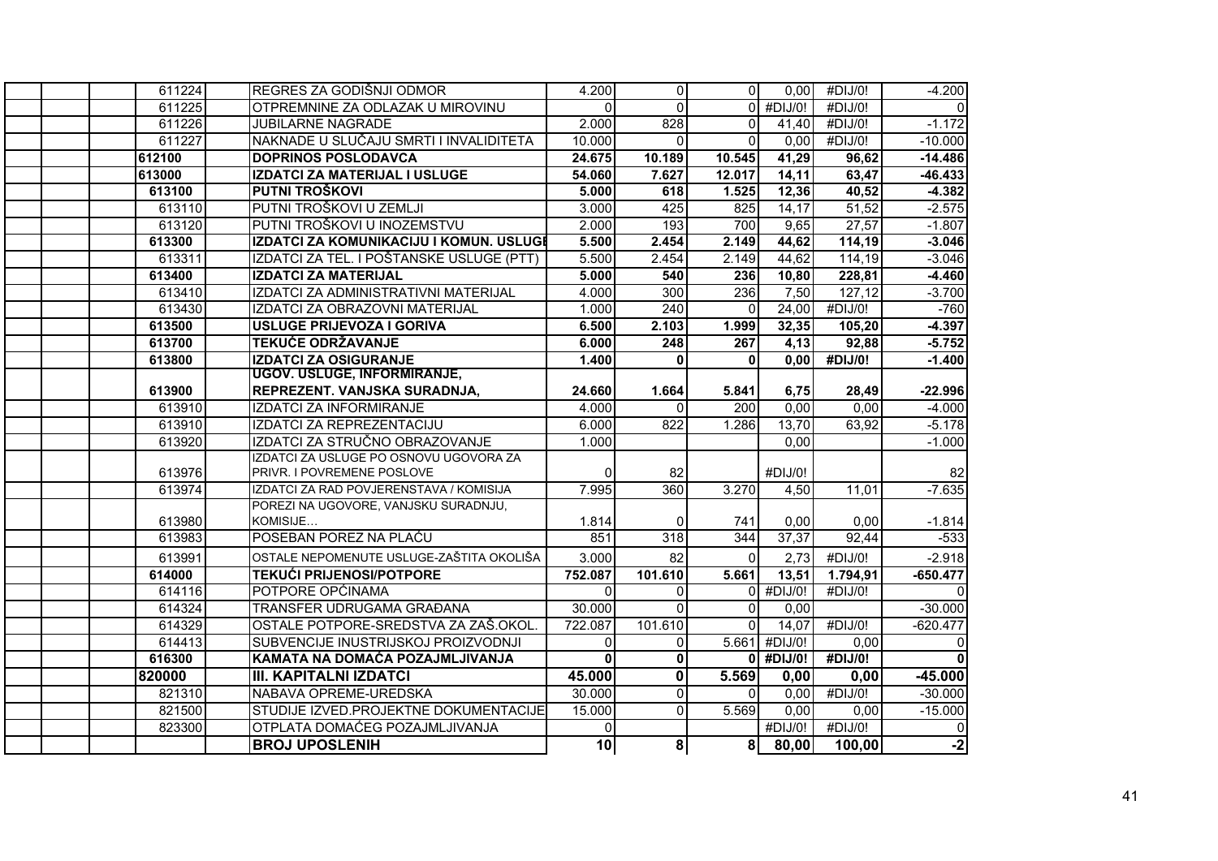| | | | | | | | | | |
|---|---|---|---|---|---|---|---|---|---|
| | | 611224 | | REGRES ZA GODIŠNJI ODMOR | 4.200 | 0 | 0 | 0,00 | #DIJ/0! | -4.200 |
| | | 611225 | | OTPREMNINE ZA ODLAZAK U MIROVINU | 0 | 0 | 0 | #DIJ/0! | #DIJ/0! | 0 |
| | | 611226 | | JUBILARNE NAGRADE | 2.000 | 828 | 0 | 41,40 | #DIJ/0! | -1.172 |
| | | 611227 | | NAKNADE U SLUČAJU SMRTI I INVALIDITETA | 10.000 | 0 | 0 | 0,00 | #DIJ/0! | -10.000 |
| | | **612100** | | **DOPRINOS POSLODAVCA** | **24.675** | **10.189** | **10.545** | **41,29** | **96,62** | **-14.486** |
| | | **613000** | | **IZDATCI ZA MATERIJAL I USLUGE** | **54.060** | **7.627** | **12.017** | **14,11** | **63,47** | **-46.433** |
| | | **613100** | | **PUTNI TROŠKOVI** | **5.000** | **618** | **1.525** | **12,36** | **40,52** | **-4.382** |
| | | 613110 | | PUTNI TROŠKOVI U ZEMLJI | 3.000 | 425 | 825 | 14,17 | 51,52 | -2.575 |
| | | 613120 | | PUTNI TROŠKOVI U INOZEMSTVU | 2.000 | 193 | 700 | 9,65 | 27,57 | -1.807 |
| | | **613300** | | **IZDATCI ZA KOMUNIKACIJU I KOMUN. USLUGI** | **5.500** | **2.454** | **2.149** | **44,62** | **114,19** | **-3.046** |
| | | 613311 | | IZDATCI ZA TEL. I POŠTANSKE USLUGE (PTT) | 5.500 | 2.454 | 2.149 | 44,62 | 114,19 | -3.046 |
| | | **613400** | | **IZDATCI ZA MATERIJAL** | **5.000** | **540** | **236** | **10,80** | **228,81** | **-4.460** |
| | | 613410 | | IZDATCI ZA ADMINISTRATIVNI MATERIJAL | 4.000 | 300 | 236 | 7,50 | 127,12 | -3.700 |
| | | 613430 | | IZDATCI ZA OBRAZOVNI MATERIJAL | 1.000 | 240 | 0 | 24,00 | #DIJ/0! | -760 |
| | | **613500** | | **USLUGE PRIJEVOZA I GORIVA** | **6.500** | **2.103** | **1.999** | **32,35** | **105,20** | **-4.397** |
| | | **613700** | | **TEKUĆE ODRŽAVANJE** | **6.000** | **248** | **267** | **4,13** | **92,88** | **-5.752** |
| | | **613800** | | **IZDATCI ZA OSIGURANJE** | **1.400** | **0** | **0** | **0,00** | **#DIJ/0!** | **-1.400** |
| | | **613900** | | **UGOV. USLUGE, INFORMIRANJE, REPREZENT. VANJSKA SURADNJA,** | **24.660** | **1.664** | **5.841** | **6,75** | **28,49** | **-22.996** |
| | | 613910 | | IZDATCI ZA INFORMIRANJE | 4.000 | 0 | 200 | 0,00 | 0,00 | -4.000 |
| | | 613910 | | IZDATCI ZA REPREZENTACIJU | 6.000 | 822 | 1.286 | 13,70 | 63,92 | -5.178 |
| | | 613920 | | IZDATCI ZA STRUČNO OBRAZOVANJE | 1.000 | | | 0,00 | | -1.000 |
| | | 613976 | | IZDATCI ZA USLUGE PO OSNOVU UGOVORA ZA PRIVR. I POVREMENE POSLOVE | 0 | 82 | | #DIJ/0! | | 82 |
| | | 613974 | | IZDATCI ZA RAD POVJERENSTAVA / KOMISIJA | 7.995 | 360 | 3.270 | 4,50 | 11,01 | -7.635 |
| | | 613980 | | POREZI NA UGOVORE, VANJSKU SURADNJU, KOMISIJE… | 1.814 | 0 | 741 | 0,00 | 0,00 | -1.814 |
| | | 613983 | | POSEBAN POREZ NA PLAĆU | 851 | 318 | 344 | 37,37 | 92,44 | -533 |
| | | 613991 | | OSTALE NEPOMENUTE USLUGE-ZAŠTITA OKOLIŠA | 3.000 | 82 | 0 | 2,73 | #DIJ/0! | -2.918 |
| | | **614000** | | **TEKUĆI PRIJENOSI/POTPORE** | **752.087** | **101.610** | **5.661** | **13,51** | **1.794,91** | **-650.477** |
| | | 614116 | | POTPORE OPĆINAMA | 0 | 0 | 0 | #DIJ/0! | #DIJ/0! | 0 |
| | | 614324 | | TRANSFER UDRUGAMA GRAĐANA | 30.000 | 0 | 0 | 0,00 | | -30.000 |
| | | 614329 | | OSTALE POTPORE-SREDSTVA ZA ZAŠ.OKOL. | 722.087 | 101.610 | 0 | 14,07 | #DIJ/0! | -620.477 |
| | | 614413 | | SUBVENCIJE INUSTRIJSKOJ PROIZVODNJI | 0 | 0 | 5.661 | #DIJ/0! | 0,00 | 0 |
| | | **616300** | | **KAMATA NA DOMAĆA POZAJMLJIVANJA** | **0** | **0** | **0** | **#DIJ/0!** | **#DIJ/0!** | **0** |
| | | **820000** | | **III. KAPITALNI IZDATCI** | **45.000** | **0** | **5.569** | **0,00** | **0,00** | **-45.000** |
| | | 821310 | | NABAVA OPREME-UREDSKA | 30.000 | 0 | 0 | 0,00 | #DIJ/0! | -30.000 |
| | | 821500 | | STUDIJE IZVED.PROJEKTNE DOKUMENTACIJE | 15.000 | 0 | 5.569 | 0,00 | 0,00 | -15.000 |
| | | 823300 | | OTPLATA DOMAĆEG POZAJMLJIVANJA | 0 | | | #DIJ/0! | #DIJ/0! | 0 |
| | | | | **BROJ UPOSLENIH** | **10** | **8** | **8** | **80,00** | **100,00** | **-2** |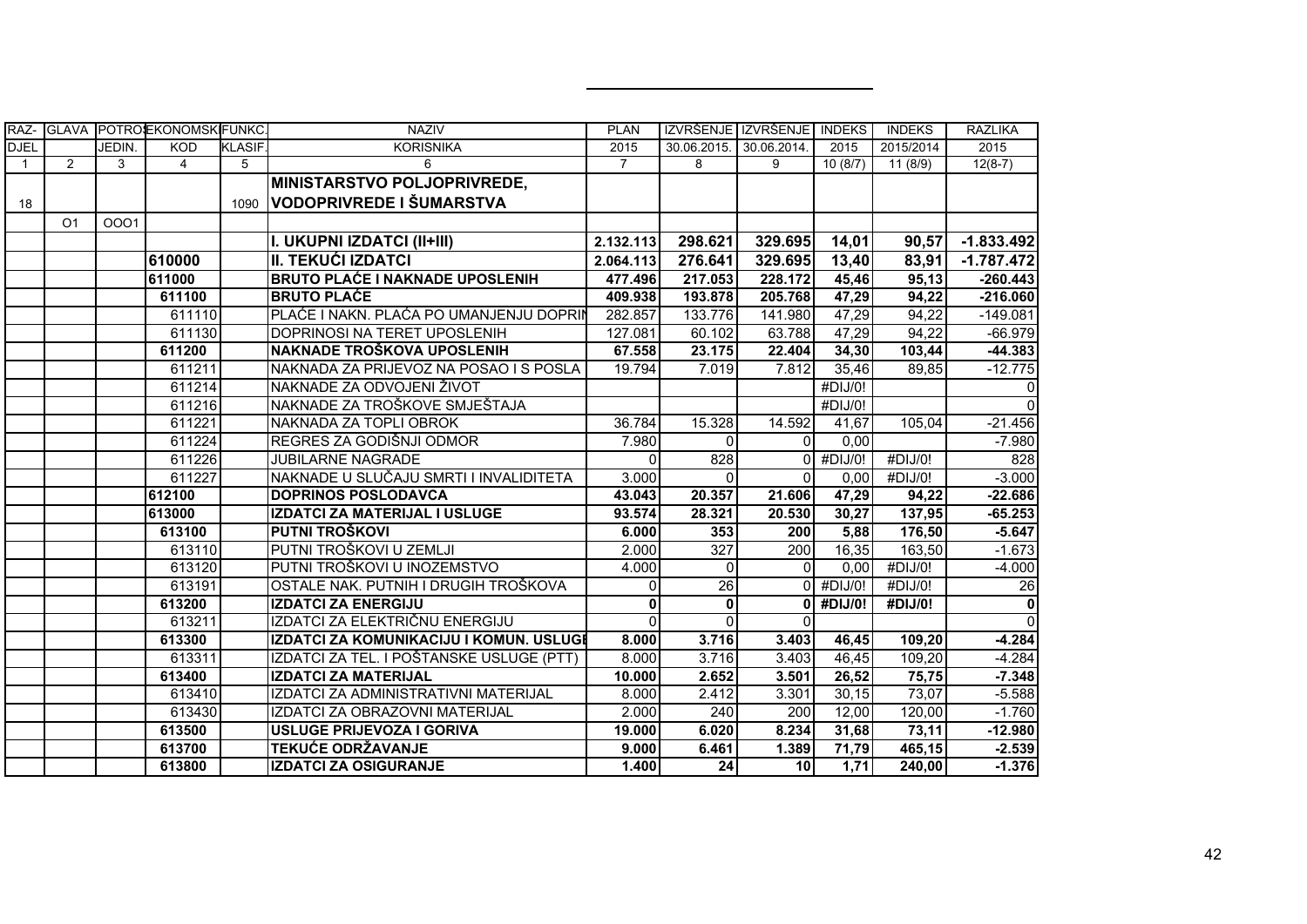| RAZ- DJEL | GLAVA | POTROŠ JEDIN. | EKONOMSKI KOD | FUNKC. KLASIF. | NAZIV KORISNIKA | PLAN 2015 | IZVRŠENJE 30.06.2015. | IZVRŠENJE 30.06.2014. | INDEKS 2015 | INDEKS 2015/2014 | RAZLIKA 2015 |
|---|---|---|---|---|---|---|---|---|---|---|---|
| 1 | 2 | 3 | 4 | 5 | 6 | 7 | 8 | 9 | 10 (8/7) | 11 (8/9) | 12(8-7) |
| 18 | | | | 1090 | **MINISTARSTVO POLJOPRIVREDE, VODOPRIVREDE I ŠUMARSTVA** | | | | | | |
| | O1 | OOO1 | | | | | | | | | |
| | | | | | **I. UKUPNI IZDATCI (II+III)** | **2.132.113** | **298.621** | **329.695** | **14,01** | **90,57** | **-1.833.492** |
| | | | **610000** | | **II. TEKUĆI IZDATCI** | **2.064.113** | **276.641** | **329.695** | **13,40** | **83,91** | **-1.787.472** |
| | | | **611000** | | **BRUTO PLAĆE I NAKNADE UPOSLENIH** | **477.496** | **217.053** | **228.172** | **45,46** | **95,13** | **-260.443** |
| | | | **611100** | | **BRUTO PLAĆE** | **409.938** | **193.878** | **205.768** | **47,29** | **94,22** | **-216.060** |
| | | | 611110 | | PLAĆE I NAKN. PLAĆA PO UMANJENJU DOPRIN | 282.857 | 133.776 | 141.980 | 47,29 | 94,22 | -149.081 |
| | | | 611130 | | DOPRINOSI NA TERET UPOSLENIH | 127.081 | 60.102 | 63.788 | 47,29 | 94,22 | -66.979 |
| | | | **611200** | | **NAKNADE TROŠKOVA UPOSLENIH** | **67.558** | **23.175** | **22.404** | **34,30** | **103,44** | **-44.383** |
| | | | 611211 | | NAKNADA ZA PRIJEVOZ NA POSAO I S POSLA | 19.794 | 7.019 | 7.812 | 35,46 | 89,85 | -12.775 |
| | | | 611214 | | NAKNADE ZA ODVOJENI ŽIVOT | | | | #DIJ/0! | | 0 |
| | | | 611216 | | NAKNADE ZA TROŠKOVE SMJEŠTAJA | | | | #DIJ/0! | | 0 |
| | | | 611221 | | NAKNADA ZA TOPLI OBROK | 36.784 | 15.328 | 14.592 | 41,67 | 105,04 | -21.456 |
| | | | 611224 | | REGRES ZA GODIŠNJI ODMOR | 7.980 | 0 | 0 | 0,00 | | -7.980 |
| | | | 611226 | | JUBILARNE NAGRADE | 0 | 828 | 0 | #DIJ/0! | #DIJ/0! | 828 |
| | | | 611227 | | NAKNADE U SLUČAJU SMRTI I INVALIDITETA | 3.000 | 0 | 0 | 0,00 | #DIJ/0! | -3.000 |
| | | | **612100** | | **DOPRINOS POSLODAVCA** | **43.043** | **20.357** | **21.606** | **47,29** | **94,22** | **-22.686** |
| | | | **613000** | | **IZDATCI ZA MATERIJAL I USLUGE** | **93.574** | **28.321** | **20.530** | **30,27** | **137,95** | **-65.253** |
| | | | **613100** | | **PUTNI TROŠKOVI** | **6.000** | **353** | **200** | **5,88** | **176,50** | **-5.647** |
| | | | 613110 | | PUTNI TROŠKOVI U ZEMLJI | 2.000 | 327 | 200 | 16,35 | 163,50 | -1.673 |
| | | | 613120 | | PUTNI TROŠKOVI U INOZEMSTVO | 4.000 | 0 | 0 | 0,00 | #DIJ/0! | -4.000 |
| | | | 613191 | | OSTALE NAK. PUTNIH I DRUGIH TROŠKOVA | 0 | 26 | 0 | #DIJ/0! | #DIJ/0! | 26 |
| | | | **613200** | | **IZDATCI ZA ENERGIJU** | **0** | **0** | **0** | **#DIJ/0!** | **#DIJ/0!** | **0** |
| | | | 613211 | | IZDATCI ZA ELEKTRIČNU ENERGIJU | 0 | 0 | 0 | | | 0 |
| | | | **613300** | | **IZDATCI ZA KOMUNIKACIJU I KOMUN. USLUGE** | **8.000** | **3.716** | **3.403** | **46,45** | **109,20** | **-4.284** |
| | | | 613311 | | IZDATCI ZA TEL. I POŠTANSKE USLUGE (PTT) | 8.000 | 3.716 | 3.403 | 46,45 | 109,20 | -4.284 |
| | | | **613400** | | **IZDATCI ZA MATERIJAL** | **10.000** | **2.652** | **3.501** | **26,52** | **75,75** | **-7.348** |
| | | | 613410 | | IZDATCI ZA ADMINISTRATIVNI MATERIJAL | 8.000 | 2.412 | 3.301 | 30,15 | 73,07 | -5.588 |
| | | | 613430 | | IZDATCI ZA OBRAZOVNI MATERIJAL | 2.000 | 240 | 200 | 12,00 | 120,00 | -1.760 |
| | | | **613500** | | **USLUGE PRIJEVOZA I GORIVA** | **19.000** | **6.020** | **8.234** | **31,68** | **73,11** | **-12.980** |
| | | | **613700** | | **TEKUĆE ODRŽAVANJE** | **9.000** | **6.461** | **1.389** | **71,79** | **465,15** | **-2.539** |
| | | | **613800** | | **IZDATCI ZA OSIGURANJE** | **1.400** | **24** | **10** | **1,71** | **240,00** | **-1.376** |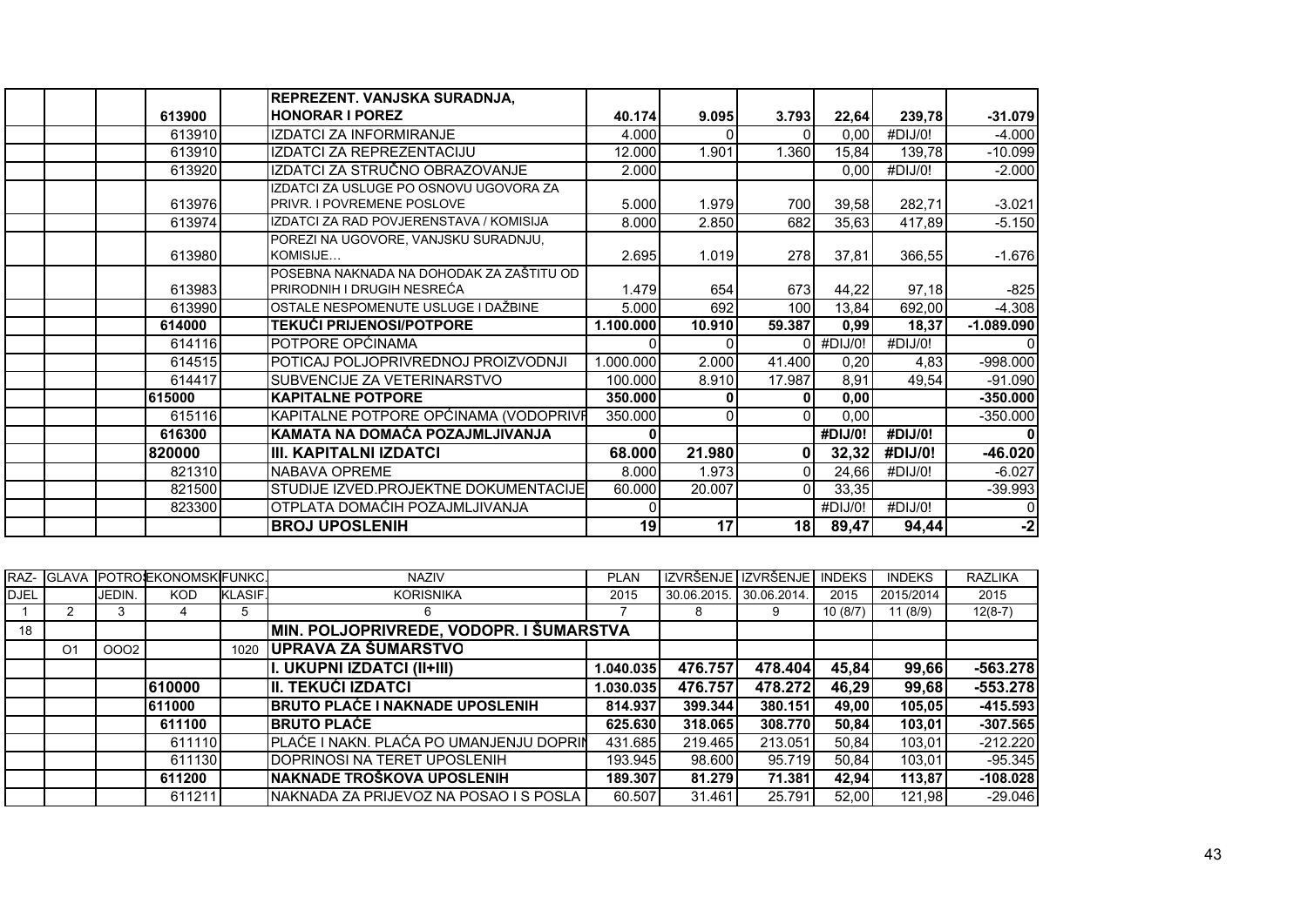| | | | | | | | | | | | |
|---|---|---|---|---|---|---|---|---|---|---|---|
| | | | **613900** | | **REPREZENT. VANJSKA SURADNJA, HONORAR I POREZ** | **40.174** | **9.095** | **3.793** | **22,64** | **239,78** | **-31.079** |
| | | | 613910 | | IZDATCI ZA INFORMIRANJE | 4.000 | 0 | 0 | 0,00 | #DIJ/0! | -4.000 |
| | | | 613910 | | IZDATCI ZA REPREZENTACIJU | 12.000 | 1.901 | 1.360 | 15,84 | 139,78 | -10.099 |
| | | | 613920 | | IZDATCI ZA STRUČNO OBRAZOVANJE | 2.000 | | | 0,00 | #DIJ/0! | -2.000 |
| | | | 613976 | | IZDATCI ZA USLUGE PO OSNOVU UGOVORA ZA PRIVR. I POVREMENE POSLOVE | 5.000 | 1.979 | 700 | 39,58 | 282,71 | -3.021 |
| | | | 613974 | | IZDATCI ZA RAD POVJERENSTAVA / KOMISIJA | 8.000 | 2.850 | 682 | 35,63 | 417,89 | -5.150 |
| | | | 613980 | | POREZI NA UGOVORE, VANJSKU SURADNJU, KOMISIJE… | 2.695 | 1.019 | 278 | 37,81 | 366,55 | -1.676 |
| | | | 613983 | | POSEBNA NAKNADA NA DOHODAK ZA ZAŠTITU OD PRIRODNIH I DRUGIH NESREĆA | 1.479 | 654 | 673 | 44,22 | 97,18 | -825 |
| | | | 613990 | | OSTALE NESPOMENUTE USLUGE I DAŽBINE | 5.000 | 692 | 100 | 13,84 | 692,00 | -4.308 |
| | | | **614000** | | **TEKUĆI PRIJENOSI/POTPORE** | **1.100.000** | **10.910** | **59.387** | **0,99** | **18,37** | **-1.089.090** |
| | | | 614116 | | POTPORE OPĆINAMA | 0 | 0 | 0 | #DIJ/0! | #DIJ/0! | 0 |
| | | | 614515 | | POTICAJ POLJOPRIVREDNOJ PROIZVODNJI | 1.000.000 | 2.000 | 41.400 | 0,20 | 4,83 | -998.000 |
| | | | 614417 | | SUBVENCIJE ZA VETERINARSTVO | 100.000 | 8.910 | 17.987 | 8,91 | 49,54 | -91.090 |
| | | | **615000** | | **KAPITALNE POTPORE** | **350.000** | **0** | **0** | **0,00** | | **-350.000** |
| | | | 615116 | | KAPITALNE POTPORE OPĆINAMA (VODOPRIVF | 350.000 | 0 | 0 | 0,00 | | -350.000 |
| | | | **616300** | | **KAMATA NA DOMAĆA POZAJMLJIVANJA** | **0** | | | **#DIJ/0!** | **#DIJ/0!** | **0** |
| | | | **820000** | | **III. KAPITALNI IZDATCI** | **68.000** | **21.980** | **0** | **32,32** | **#DIJ/0!** | **-46.020** |
| | | | 821310 | | NABAVA OPREME | 8.000 | 1.973 | 0 | 24,66 | #DIJ/0! | -6.027 |
| | | | 821500 | | STUDIJE IZVED.PROJEKTNE DOKUMENTACIJE | 60.000 | 20.007 | 0 | 33,35 | | -39.993 |
| | | | 823300 | | OTPLATA DOMAĆIH POZAJMLJIVANJA | 0 | | | #DIJ/0! | #DIJ/0! | 0 |
| | | | | | **BROJ UPOSLENIH** | **19** | **17** | **18** | **89,47** | **94,44** | **-2** |

| RAZ-DJEL | GLAVA | POTROŠ. JEDIN. | EKONOMSKI KOD | FUNKC. KLASIF. | NAZIV KORISNIKA | PLAN 2015 | IZVRŠENJE 30.06.2015. | IZVRŠENJE 30.06.2014. | INDEKS 2015 | INDEKS 2015/2014 | RAZLIKA 2015 |
|---|---|---|---|---|---|---|---|---|---|---|---|
| 1 | 2 | 3 | 4 | 5 | 6 | 7 | 8 | 9 | 10 (8/7) | 11 (8/9) | 12(8-7) |
| 18 | | | | | **MIN. POLJOPRIVREDE, VODOPR. I ŠUMARSTVA** | | | | | | |
| | O1 | OOO2 | | 1020 | **UPRAVA ZA ŠUMARSTVO** | | | | | | |
| | | | | | **I. UKUPNI IZDATCI (II+III)** | **1.040.035** | **476.757** | **478.404** | **45,84** | **99,66** | **-563.278** |
| | | | **610000** | | **II. TEKUĆI IZDATCI** | **1.030.035** | **476.757** | **478.272** | **46,29** | **99,68** | **-553.278** |
| | | | **611000** | | **BRUTO PLAĆE I NAKNADE UPOSLENIH** | **814.937** | **399.344** | **380.151** | **49,00** | **105,05** | **-415.593** |
| | | | **611100** | | **BRUTO PLAĆE** | **625.630** | **318.065** | **308.770** | **50,84** | **103,01** | **-307.565** |
| | | | 611110 | | PLAĆE I NAKN. PLAĆA PO UMANJENJU DOPRIN | 431.685 | 219.465 | 213.051 | 50,84 | 103,01 | -212.220 |
| | | | 611130 | | DOPRINOSI NA TERET UPOSLENIH | 193.945 | 98.600 | 95.719 | 50,84 | 103,01 | -95.345 |
| | | | **611200** | | **NAKNADE TROŠKOVA UPOSLENIH** | **189.307** | **81.279** | **71.381** | **42,94** | **113,87** | **-108.028** |
| | | | 611211 | | NAKNADA ZA PRIJEVOZ NA POSAO I S POSLA | 60.507 | 31.461 | 25.791 | 52,00 | 121,98 | -29.046 |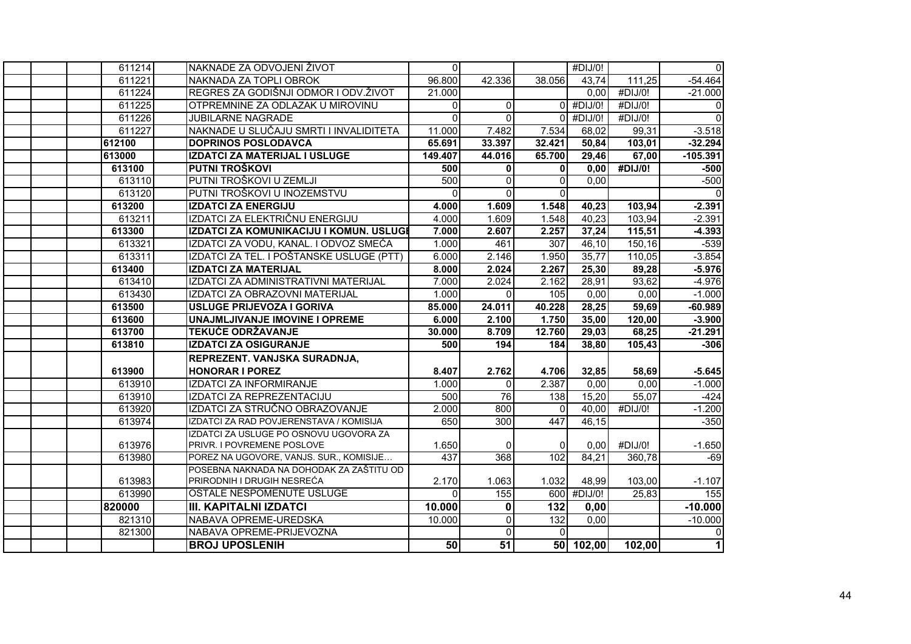| | | | | | | | | |
|---|---|---|---|---|---|---|---|---|
| | | 611214 | NAKNADE ZA ODVOJENI ŽIVOT | 0 | | | #DIJ/0! | | 0 |
| | | 611221 | NAKNADA ZA TOPLI OBROK | 96.800 | 42.336 | 38.056 | 43,74 | 111,25 | -54.464 |
| | | 611224 | REGRES ZA GODIŠNJI ODMOR I ODV.ŽIVOT | 21.000 | | | 0,00 | #DIJ/0! | -21.000 |
| | | 611225 | OTPREMNINE ZA ODLAZAK U MIROVINU | 0 | 0 | 0 | #DIJ/0! | #DIJ/0! | 0 |
| | | 611226 | JUBILARNE NAGRADE | 0 | 0 | 0 | #DIJ/0! | #DIJ/0! | 0 |
| | | 611227 | NAKNADE U SLUČAJU SMRTI I INVALIDITETA | 11.000 | 7.482 | 7.534 | 68,02 | 99,31 | -3.518 |
| | | **612100** | **DOPRINOS POSLODAVCA** | **65.691** | **33.397** | **32.421** | **50,84** | **103,01** | **-32.294** |
| | | **613000** | **IZDATCI ZA MATERIJAL I USLUGE** | **149.407** | **44.016** | **65.700** | **29,46** | **67,00** | **-105.391** |
| | | **613100** | **PUTNI TROŠKOVI** | **500** | **0** | **0** | **0,00** | **#DIJ/0!** | **-500** |
| | | 613110 | PUTNI TROŠKOVI U ZEMLJI | 500 | 0 | 0 | 0,00 | | -500 |
| | | 613120 | PUTNI TROŠKOVI U INOZEMSTVU | 0 | 0 | 0 | | | 0 |
| | | **613200** | **IZDATCI ZA ENERGIJU** | **4.000** | **1.609** | **1.548** | **40,23** | **103,94** | **-2.391** |
| | | 613211 | IZDATCI ZA ELEKTRIČNU ENERGIJU | 4.000 | 1.609 | 1.548 | 40,23 | 103,94 | -2.391 |
| | | **613300** | **IZDATCI ZA KOMUNIKACIJU I KOMUN. USLUGE** | **7.000** | **2.607** | **2.257** | **37,24** | **115,51** | **-4.393** |
| | | 613321 | IZDATCI ZA VODU, KANAL. I ODVOZ SMEĆA | 1.000 | 461 | 307 | 46,10 | 150,16 | -539 |
| | | 613311 | IZDATCI ZA TEL. I POŠTANSKE USLUGE (PTT) | 6.000 | 2.146 | 1.950 | 35,77 | 110,05 | -3.854 |
| | | **613400** | **IZDATCI ZA MATERIJAL** | **8.000** | **2.024** | **2.267** | **25,30** | **89,28** | **-5.976** |
| | | 613410 | IZDATCI ZA ADMINISTRATIVNI MATERIJAL | 7.000 | 2.024 | 2.162 | 28,91 | 93,62 | -4.976 |
| | | 613430 | IZDATCI ZA OBRAZOVNI MATERIJAL | 1.000 | 0 | 105 | 0,00 | 0,00 | -1.000 |
| | | **613500** | **USLUGE PRIJEVOZA I GORIVA** | **85.000** | **24.011** | **40.228** | **28,25** | **59,69** | **-60.989** |
| | | **613600** | **UNAJMLJIVANJE IMOVINE I OPREME** | **6.000** | **2.100** | **1.750** | **35,00** | **120,00** | **-3.900** |
| | | **613700** | **TEKUĆE ODRŽAVANJE** | **30.000** | **8.709** | **12.760** | **29,03** | **68,25** | **-21.291** |
| | | **613810** | **IZDATCI ZA OSIGURANJE** | **500** | **194** | **184** | **38,80** | **105,43** | **-306** |
| | | **613900** | **REPREZENT. VANJSKA SURADNJA, HONORAR I POREZ** | **8.407** | **2.762** | **4.706** | **32,85** | **58,69** | **-5.645** |
| | | 613910 | IZDATCI ZA INFORMIRANJE | 1.000 | 0 | 2.387 | 0,00 | 0,00 | -1.000 |
| | | 613910 | IZDATCI ZA REPREZENTACIJU | 500 | 76 | 138 | 15,20 | 55,07 | -424 |
| | | 613920 | IZDATCI ZA STRUČNO OBRAZOVANJE | 2.000 | 800 | 0 | 40,00 | #DIJ/0! | -1.200 |
| | | 613974 | IZDATCI ZA RAD POVJERENSTAVA / KOMISIJA | 650 | 300 | 447 | 46,15 | | -350 |
| | | 613976 | IZDATCI ZA USLUGE PO OSNOVU UGOVORA ZA PRIVR. I POVREMENE POSLOVE | 1.650 | 0 | 0 | 0,00 | #DIJ/0! | -1.650 |
| | | 613980 | POREZ NA UGOVORE, VANJS. SUR., KOMISIJE… | 437 | 368 | 102 | 84,21 | 360,78 | -69 |
| | | 613983 | POSEBNA NAKNADA NA DOHODAK ZA ZAŠTITU OD PRIRODNIH I DRUGIH NESREĆA | 2.170 | 1.063 | 1.032 | 48,99 | 103,00 | -1.107 |
| | | 613990 | OSTALE NESPOMENUTE USLUGE | 0 | 155 | 600 | #DIJ/0! | 25,83 | 155 |
| | | **820000** | **III. KAPITALNI IZDATCI** | **10.000** | **0** | **132** | **0,00** | | **-10.000** |
| | | 821310 | NABAVA OPREME-UREDSKA | 10.000 | 0 | 132 | 0,00 | | -10.000 |
| | | 821300 | NABAVA OPREME-PRIJEVOZNA | | 0 | 0 | | | 0 |
| | | | **BROJ UPOSLENIH** | **50** | **51** | **50** | **102,00** | **102,00** | **1** |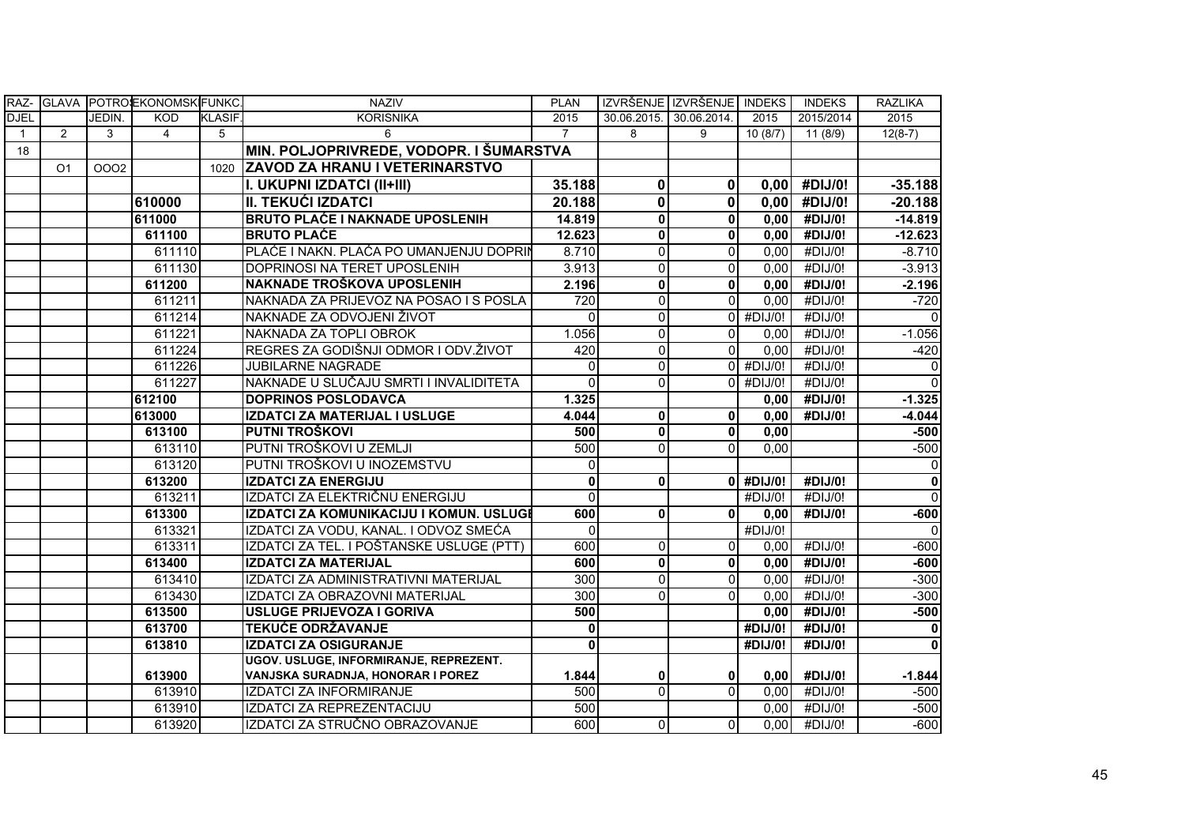| RAZ-DJEL | GLAVA | POTROŠ. JEDIN. | EKONOMSKI KOD | FUNKC. KLASIF. | NAZIV KORISNIKA | PLAN 2015 | IZVRŠENJE 30.06.2015. | IZVRŠENJE 30.06.2014. | INDEKS 2015 | INDEKS 2015/2014 | RAZLIKA 2015 |
|---|---|---|---|---|---|---|---|---|---|---|---|
| 1 | 2 | 3 | 4 | 5 | 6 | 7 | 8 | 9 | 10 (8/7) | 11 (8/9) | 12(8-7) |
| 18 | | | | | **MIN. POLJOPRIVREDE, VODOPR. I ŠUMARSTVA** | | | | | | |
| | O1 | OOO2 | | 1020 | **ZAVOD ZA HRANU I VETERINARSTVO** | | | | | | |
| | | | | | **I. UKUPNI IZDATCI (II+III)** | **35.188** | **0** | **0** | **0,00** | **#DIJ/0!** | **-35.188** |
| | | | **610000** | | **II. TEKUĆI IZDATCI** | **20.188** | **0** | **0** | **0,00** | **#DIJ/0!** | **-20.188** |
| | | | **611000** | | **BRUTO PLAĆE I NAKNADE UPOSLENIH** | **14.819** | **0** | **0** | **0,00** | **#DIJ/0!** | **-14.819** |
| | | | **611100** | | **BRUTO PLAĆE** | **12.623** | **0** | **0** | **0,00** | **#DIJ/0!** | **-12.623** |
| | | | 611110 | | PLAĆE I NAKN. PLAĆA PO UMANJENJU DOPRIN | 8.710 | 0 | 0 | 0,00 | #DIJ/0! | -8.710 |
| | | | 611130 | | DOPRINOSI NA TERET UPOSLENIH | 3.913 | 0 | 0 | 0,00 | #DIJ/0! | -3.913 |
| | | | **611200** | | **NAKNADE TROŠKOVA UPOSLENIH** | **2.196** | **0** | **0** | **0,00** | **#DIJ/0!** | **-2.196** |
| | | | 611211 | | NAKNADA ZA PRIJEVOZ NA POSAO I S POSLA | 720 | 0 | 0 | 0,00 | #DIJ/0! | -720 |
| | | | 611214 | | NAKNADE ZA ODVOJENI ŽIVOT | 0 | 0 | 0 | #DIJ/0! | #DIJ/0! | 0 |
| | | | 611221 | | NAKNADA ZA TOPLI OBROK | 1.056 | 0 | 0 | 0,00 | #DIJ/0! | -1.056 |
| | | | 611224 | | REGRES ZA GODIŠNJI ODMOR I ODV.ŽIVOT | 420 | 0 | 0 | 0,00 | #DIJ/0! | -420 |
| | | | 611226 | | JUBILARNE NAGRADE | 0 | 0 | 0 | #DIJ/0! | #DIJ/0! | 0 |
| | | | 611227 | | NAKNADE U SLUČAJU SMRTI I INVALIDITETA | 0 | 0 | 0 | #DIJ/0! | #DIJ/0! | 0 |
| | | | **612100** | | **DOPRINOS POSLODAVCA** | **1.325** | | | **0,00** | **#DIJ/0!** | **-1.325** |
| | | | **613000** | | **IZDATCI ZA MATERIJAL I USLUGE** | **4.044** | **0** | **0** | **0,00** | **#DIJ/0!** | **-4.044** |
| | | | **613100** | | **PUTNI TROŠKOVI** | **500** | **0** | **0** | **0,00** | | **-500** |
| | | | 613110 | | PUTNI TROŠKOVI U ZEMLJI | 500 | 0 | 0 | 0,00 | | -500 |
| | | | 613120 | | PUTNI TROŠKOVI U INOZEMSTVU | 0 | | | | | 0 |
| | | | **613200** | | **IZDATCI ZA ENERGIJU** | **0** | **0** | **0** | **#DIJ/0!** | **#DIJ/0!** | **0** |
| | | | 613211 | | IZDATCI ZA ELEKTRIČNU ENERGIJU | 0 | | | #DIJ/0! | #DIJ/0! | 0 |
| | | | **613300** | | **IZDATCI ZA KOMUNIKACIJU I KOMUN. USLUGE** | **600** | **0** | **0** | **0,00** | **#DIJ/0!** | **-600** |
| | | | 613321 | | IZDATCI ZA VODU, KANAL. I ODVOZ SMEĆA | 0 | | | #DIJ/0! | | 0 |
| | | | 613311 | | IZDATCI ZA TEL. I POŠTANSKE USLUGE (PTT) | 600 | 0 | 0 | 0,00 | #DIJ/0! | -600 |
| | | | **613400** | | **IZDATCI ZA MATERIJAL** | **600** | **0** | **0** | **0,00** | **#DIJ/0!** | **-600** |
| | | | 613410 | | IZDATCI ZA ADMINISTRATIVNI MATERIJAL | 300 | 0 | 0 | 0,00 | #DIJ/0! | -300 |
| | | | 613430 | | IZDATCI ZA OBRAZOVNI MATERIJAL | 300 | 0 | 0 | 0,00 | #DIJ/0! | -300 |
| | | | **613500** | | **USLUGE PRIJEVOZA I GORIVA** | **500** | | | **0,00** | **#DIJ/0!** | **-500** |
| | | | **613700** | | **TEKUĆE ODRŽAVANJE** | **0** | | | **#DIJ/0!** | **#DIJ/0!** | **0** |
| | | | **613810** | | **IZDATCI ZA OSIGURANJE** | **0** | | | **#DIJ/0!** | **#DIJ/0!** | **0** |
| | | | **613900** | | **UGOV. USLUGE, INFORMIRANJE, REPREZENT. VANJSKA SURADNJA, HONORAR I POREZ** | **1.844** | **0** | **0** | **0,00** | **#DIJ/0!** | **-1.844** |
| | | | 613910 | | IZDATCI ZA INFORMIRANJE | 500 | 0 | 0 | 0,00 | #DIJ/0! | -500 |
| | | | 613910 | | IZDATCI ZA REPREZENTACIJU | 500 | | | 0,00 | #DIJ/0! | -500 |
| | | | 613920 | | IZDATCI ZA STRUČNO OBRAZOVANJE | 600 | 0 | 0 | 0,00 | #DIJ/0! | -600 |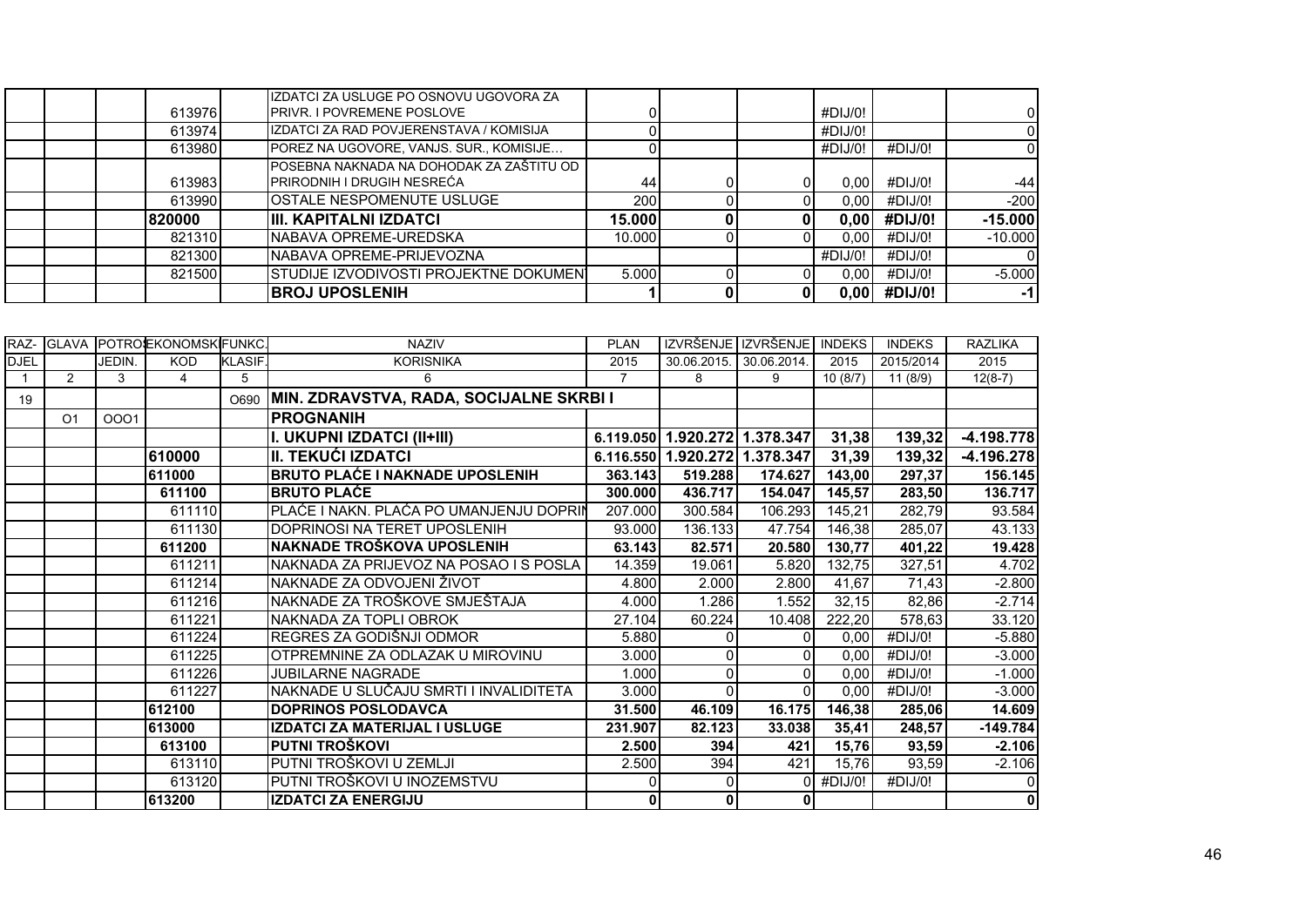|  |  |  |  |  |  |  |  |  |  |  |  |
|---|---|---|---|---|---|---|---|---|---|---|---|
|  |  |  | 613976 |  | IZDATCI ZA USLUGE PO OSNOVU UGOVORA ZA PRIVR. I POVREMENE POSLOVE | 0 |  |  | #DIJ/0! |  | 0 |
|  |  |  | 613974 |  | IZDATCI ZA RAD POVJERENSTAVA / KOMISIJA | 0 |  |  | #DIJ/0! |  | 0 |
|  |  |  | 613980 |  | POREZ NA UGOVORE, VANJS. SUR., KOMISIJE… | 0 |  |  | #DIJ/0! | #DIJ/0! | 0 |
|  |  |  | 613983 |  | POSEBNA NAKNADA NA DOHODAK ZA ZAŠTITU OD PRIRODNIH I DRUGIH NESREĆA | 44 | 0 | 0 | 0,00 | #DIJ/0! | -44 |
|  |  |  | 613990 |  | OSTALE NESPOMENUTE USLUGE | 200 | 0 | 0 | 0,00 | #DIJ/0! | -200 |
|  |  |  | **820000** |  | **III. KAPITALNI IZDATCI** | **15.000** | **0** | **0** | **0,00** | **#DIJ/0!** | **-15.000** |
|  |  |  | 821310 |  | NABAVA OPREME-UREDSKA | 10.000 | 0 | 0 | 0,00 | #DIJ/0! | -10.000 |
|  |  |  | 821300 |  | NABAVA OPREME-PRIJEVOZNA |  |  |  | #DIJ/0! | #DIJ/0! | 0 |
|  |  |  | 821500 |  | STUDIJE IZVODIVOSTI PROJEKTNE DOKUMEN | 5.000 | 0 | 0 | 0,00 | #DIJ/0! | -5.000 |
|  |  |  |  |  | **BROJ UPOSLENIH** | **1** | **0** | **0** | **0,00** | **#DIJ/0!** | **-1** |

| RAZ-DJEL | GLAVA | POTROŠ. JEDIN. | EKONOMSKI KOD | FUNKC. KLASIF. | NAZIV KORISNIKA | PLAN 2015 | IZVRŠENJE 30.06.2015. | IZVRŠENJE 30.06.2014. | INDEKS 2015 | INDEKS 2015/2014 | RAZLIKA 2015 |
|---|---|---|---|---|---|---|---|---|---|---|---|
| 1 | 2 | 3 | 4 | 5 | 6 | 7 | 8 | 9 | 10 (8/7) | 11 (8/9) | 12(8-7) |
| 19 |  |  |  | O690 | **MIN. ZDRAVSTVA, RADA, SOCIJALNE SKRBI I** |  |  |  |  |  |  |
|  | O1 | OOO1 |  |  | **PROGNANIH** |  |  |  |  |  |  |
|  |  |  |  |  | **I. UKUPNI IZDATCI (II+III)** | **6.119.050** | **1.920.272** | **1.378.347** | **31,38** | **139,32** | **-4.198.778** |
|  |  |  | **610000** |  | **II. TEKUĆI IZDATCI** | **6.116.550** | **1.920.272** | **1.378.347** | **31,39** | **139,32** | **-4.196.278** |
|  |  |  | **611000** |  | **BRUTO PLAĆE I NAKNADE UPOSLENIH** | **363.143** | **519.288** | **174.627** | **143,00** | **297,37** | **156.145** |
|  |  |  | **611100** |  | **BRUTO PLAĆE** | **300.000** | **436.717** | **154.047** | **145,57** | **283,50** | **136.717** |
|  |  |  | 611110 |  | PLAĆE I NAKN. PLAĆA PO UMANJENJU DOPRIN | 207.000 | 300.584 | 106.293 | 145,21 | 282,79 | 93.584 |
|  |  |  | 611130 |  | DOPRINOSI NA TERET UPOSLENIH | 93.000 | 136.133 | 47.754 | 146,38 | 285,07 | 43.133 |
|  |  |  | **611200** |  | **NAKNADE TROŠKOVA UPOSLENIH** | **63.143** | **82.571** | **20.580** | **130,77** | **401,22** | **19.428** |
|  |  |  | 611211 |  | NAKNADA ZA PRIJEVOZ NA POSAO I S POSLA | 14.359 | 19.061 | 5.820 | 132,75 | 327,51 | 4.702 |
|  |  |  | 611214 |  | NAKNADE ZA ODVOJENI ŽIVOT | 4.800 | 2.000 | 2.800 | 41,67 | 71,43 | -2.800 |
|  |  |  | 611216 |  | NAKNADE ZA TROŠKOVE SMJEŠTAJA | 4.000 | 1.286 | 1.552 | 32,15 | 82,86 | -2.714 |
|  |  |  | 611221 |  | NAKNADA ZA TOPLI OBROK | 27.104 | 60.224 | 10.408 | 222,20 | 578,63 | 33.120 |
|  |  |  | 611224 |  | REGRES ZA GODIŠNJI ODMOR | 5.880 | 0 | 0 | 0,00 | #DIJ/0! | -5.880 |
|  |  |  | 611225 |  | OTPREMNINE ZA ODLAZAK U MIROVINU | 3.000 | 0 | 0 | 0,00 | #DIJ/0! | -3.000 |
|  |  |  | 611226 |  | JUBILARNE NAGRADE | 1.000 | 0 | 0 | 0,00 | #DIJ/0! | -1.000 |
|  |  |  | 611227 |  | NAKNADE U SLUČAJU SMRTI I INVALIDITETA | 3.000 | 0 | 0 | 0,00 | #DIJ/0! | -3.000 |
|  |  |  | **612100** |  | **DOPRINOS POSLODAVCA** | **31.500** | **46.109** | **16.175** | **146,38** | **285,06** | **14.609** |
|  |  |  | **613000** |  | **IZDATCI ZA MATERIJAL I USLUGE** | **231.907** | **82.123** | **33.038** | **35,41** | **248,57** | **-149.784** |
|  |  |  | **613100** |  | **PUTNI TROŠKOVI** | **2.500** | **394** | **421** | **15,76** | **93,59** | **-2.106** |
|  |  |  | 613110 |  | PUTNI TROŠKOVI U ZEMLJI | 2.500 | 394 | 421 | 15,76 | 93,59 | -2.106 |
|  |  |  | 613120 |  | PUTNI TROŠKOVI U INOZEMSTVU | 0 | 0 | 0 | #DIJ/0! | #DIJ/0! | 0 |
|  |  |  | **613200** |  | **IZDATCI ZA ENERGIJU** | **0** | **0** | **0** |  |  | **0** |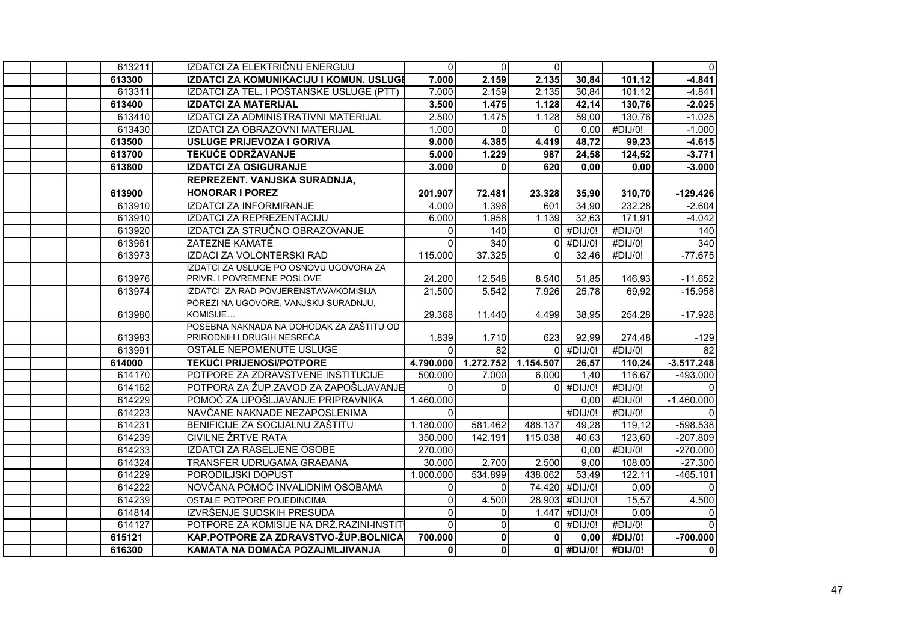| | | | | | | | |
|---|---|---|---|---|---|---|---|
| 613211 | IZDATCI ZA ELEKTRIČNU ENERGIJU | 0 | 0 | 0 | | | 0 |
| **613300** | **IZDATCI ZA KOMUNIKACIJU I KOMUN. USLUGE** | **7.000** | **2.159** | **2.135** | **30,84** | **101,12** | **-4.841** |
| 613311 | IZDATCI ZA TEL. I POŠTANSKE USLUGE (PTT) | 7.000 | 2.159 | 2.135 | 30,84 | 101,12 | -4.841 |
| **613400** | **IZDATCI ZA MATERIJAL** | **3.500** | **1.475** | **1.128** | **42,14** | **130,76** | **-2.025** |
| 613410 | IZDATCI ZA ADMINISTRATIVNI MATERIJAL | 2.500 | 1.475 | 1.128 | 59,00 | 130,76 | -1.025 |
| 613430 | IZDATCI ZA OBRAZOVNI MATERIJAL | 1.000 | 0 | 0 | 0,00 | #DIJ/0! | -1.000 |
| **613500** | **USLUGE PRIJEVOZA I GORIVA** | **9.000** | **4.385** | **4.419** | **48,72** | **99,23** | **-4.615** |
| **613700** | **TEKUĆE ODRŽAVANJE** | **5.000** | **1.229** | **987** | **24,58** | **124,52** | **-3.771** |
| **613800** | **IZDATCI ZA OSIGURANJE** | **3.000** | **0** | **620** | **0,00** | **0,00** | **-3.000** |
| **613900** | **REPREZENT. VANJSKA SURADNJA, HONORAR I POREZ** | **201.907** | **72.481** | **23.328** | **35,90** | **310,70** | **-129.426** |
| 613910 | IZDATCI ZA INFORMIRANJE | 4.000 | 1.396 | 601 | 34,90 | 232,28 | -2.604 |
| 613910 | IZDATCI ZA REPREZENTACIJU | 6.000 | 1.958 | 1.139 | 32,63 | 171,91 | -4.042 |
| 613920 | IZDATCI ZA STRUČNO OBRAZOVANJE | 0 | 140 | 0 | #DIJ/0! | #DIJ/0! | 140 |
| 613961 | ZATEZNE KAMATE | 0 | 340 | 0 | #DIJ/0! | #DIJ/0! | 340 |
| 613973 | IZDACI ZA VOLONTERSKI RAD | 115.000 | 37.325 | 0 | 32,46 | #DIJ/0! | -77.675 |
| 613976 | IZDATCI ZA USLUGE PO OSNOVU UGOVORA ZA PRIVR. I POVREMENE POSLOVE | 24.200 | 12.548 | 8.540 | 51,85 | 146,93 | -11.652 |
| 613974 | IZDATCI ZA RAD POVJERENSTAVA/KOMISIJA | 21.500 | 5.542 | 7.926 | 25,78 | 69,92 | -15.958 |
| 613980 | POREZI NA UGOVORE, VANJSKU SURADNJU, KOMISIJE… | 29.368 | 11.440 | 4.499 | 38,95 | 254,28 | -17.928 |
| 613983 | POSEBNA NAKNADA NA DOHODAK ZA ZAŠTITU OD PRIRODNIH I DRUGIH NESREĆA | 1.839 | 1.710 | 623 | 92,99 | 274,48 | -129 |
| 613991 | OSTALE NEPOMENUTE USLUGE | 0 | 82 | 0 | #DIJ/0! | #DIJ/0! | 82 |
| **614000** | **TEKUĆI PRIJENOSI/POTPORE** | **4.790.000** | **1.272.752** | **1.154.507** | **26,57** | **110,24** | **-3.517.248** |
| 614170 | POTPORE ZA ZDRAVSTVENE INSTITUCIJE | 500.000 | 7.000 | 6.000 | 1,40 | 116,67 | -493.000 |
| 614162 | POTPORA ZA ŽUP.ZAVOD ZA ZAPOŠLJAVANJE | 0 | 0 | 0 | #DIJ/0! | #DIJ/0! | 0 |
| 614229 | POMOĆ ZA UPOŠLJAVANJE PRIPRAVNIKA | 1.460.000 | | | 0,00 | #DIJ/0! | -1.460.000 |
| 614223 | NAVČANE NAKNADE NEZAPOSLENIMA | 0 | | | #DIJ/0! | #DIJ/0! | 0 |
| 614231 | BENIFICIJE ZA SOCIJALNU ZAŠTITU | 1.180.000 | 581.462 | 488.137 | 49,28 | 119,12 | -598.538 |
| 614239 | CIVILNE ŽRTVE RATA | 350.000 | 142.191 | 115.038 | 40,63 | 123,60 | -207.809 |
| 614233 | IZDATCI ZA RASELJENE OSOBE | 270.000 | | | 0,00 | #DIJ/0! | -270.000 |
| 614324 | TRANSFER UDRUGAMA GRAĐANA | 30.000 | 2.700 | 2.500 | 9,00 | 108,00 | -27.300 |
| 614229 | PORODILJSKI DOPUST | 1.000.000 | 534.899 | 438.062 | 53,49 | 122,11 | -465.101 |
| 614222 | NOVČANA POMOĆ INVALIDNIM OSOBAMA | 0 | 0 | 74.420 | #DIJ/0! | 0,00 | 0 |
| 614239 | OSTALE POTPORE POJEDINCIMA | 0 | 4.500 | 28.903 | #DIJ/0! | 15,57 | 4.500 |
| 614814 | IZVRŠENJE SUDSKIH PRESUDA | 0 | 0 | 1.447 | #DIJ/0! | 0,00 | 0 |
| 614127 | POTPORE ZA KOMISIJE NA DRŽ.RAZINI-INSTIT | 0 | 0 | 0 | #DIJ/0! | #DIJ/0! | 0 |
| **615121** | **KAP.POTPORE ZA ZDRAVSTVO-ŽUP.BOLNICA** | **700.000** | **0** | **0** | **0,00** | **#DIJ/0!** | **-700.000** |
| **616300** | **KAMATA NA DOMAĆA POZAJMLJIVANJA** | **0** | **0** | **0** | **#DIJ/0!** | **#DIJ/0!** | **0** |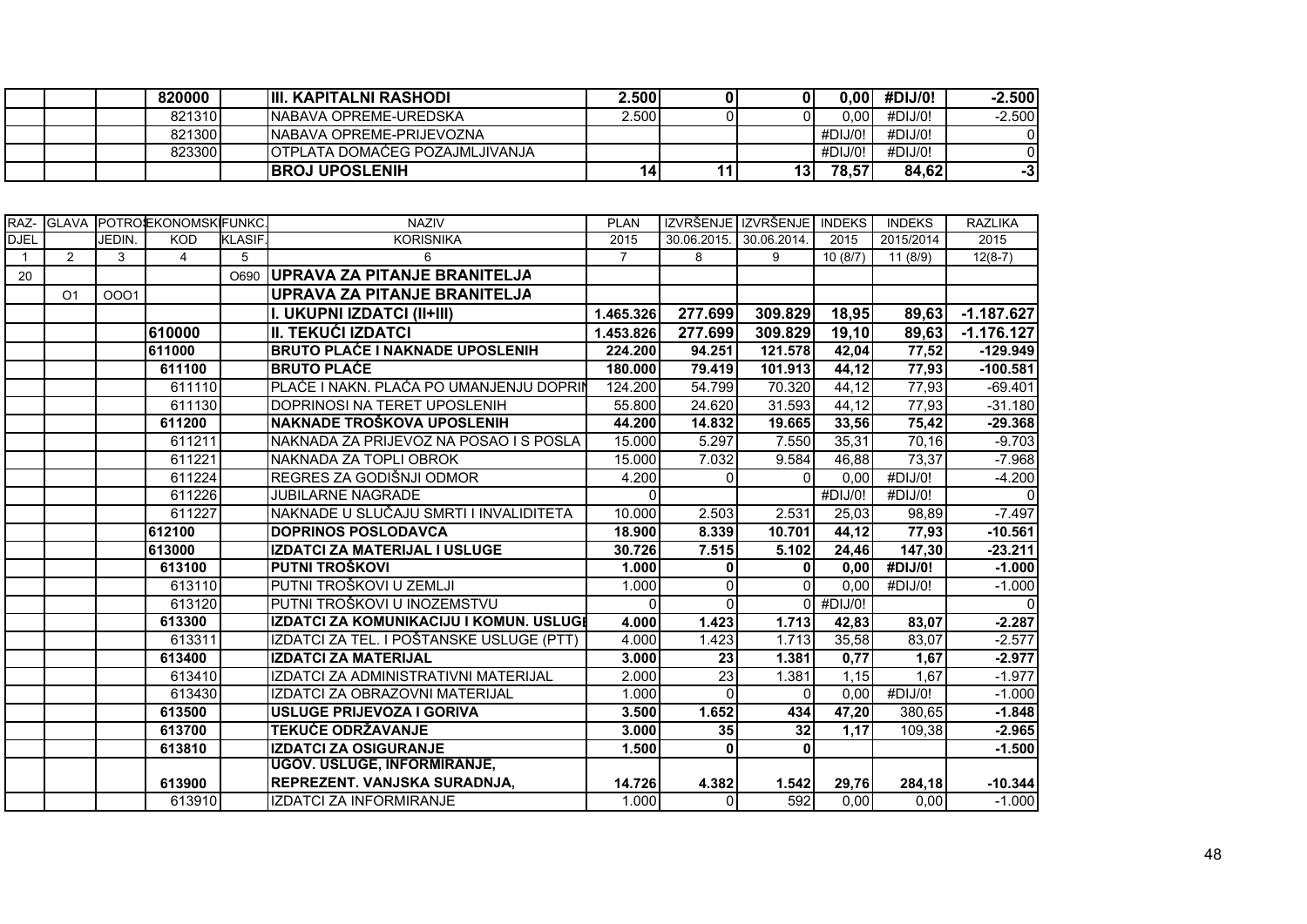|  |  |  | 820000 |  | **III. KAPITALNI RASHODI** | **2.500** | **0** | **0** | **0,00** | **#DIJ/0!** | **-2.500** |
|---|---|---|---|---|---|---|---|---|---|---|---|
|  |  |  | 821310 |  | NABAVA OPREME-UREDSKA | 2.500 | 0 | 0 | 0,00 | #DIJ/0! | -2.500 |
|  |  |  | 821300 |  | NABAVA OPREME-PRIJEVOZNA |  |  |  | #DIJ/0! | #DIJ/0! | 0 |
|  |  |  | 823300 |  | OTPLATA DOMAĆEG POZAJMLJIVANJA |  |  |  | #DIJ/0! | #DIJ/0! | 0 |
|  |  |  |  |  | **BROJ UPOSLENIH** | **14** | **11** | **13** | **78,57** | **84,62** | **-3** |

| RAZ-DJEL | GLAVA | POTROŠ. JEDIN. | EKONOMSKI KOD | FUNKC. KLASIF. | NAZIV KORISNIKA | PLAN 2015 | IZVRŠENJE 30.06.2015. | IZVRŠENJE 30.06.2014. | INDEKS 2015 | INDEKS 2015/2014 | RAZLIKA 2015 |
|---|---|---|---|---|---|---|---|---|---|---|---|
| 1 | 2 | 3 | 4 | 5 | 6 | 7 | 8 | 9 | 10 (8/7) | 11 (8/9) | 12(8-7) |
| 20 |  |  |  | O690 | **UPRAVA ZA PITANJE BRANITELJA** |  |  |  |  |  |  |
|  | O1 | OOO1 |  |  | **UPRAVA ZA PITANJE BRANITELJA** |  |  |  |  |  |  |
|  |  |  |  |  | **I. UKUPNI IZDATCI (II+III)** | **1.465.326** | **277.699** | **309.829** | **18,95** | **89,63** | **-1.187.627** |
|  |  |  | **610000** |  | **II. TEKUĆI IZDATCI** | **1.453.826** | **277.699** | **309.829** | **19,10** | **89,63** | **-1.176.127** |
|  |  |  | **611000** |  | **BRUTO PLAĆE I NAKNADE UPOSLENIH** | **224.200** | **94.251** | **121.578** | **42,04** | **77,52** | **-129.949** |
|  |  |  | **611100** |  | **BRUTO PLAĆE** | **180.000** | **79.419** | **101.913** | **44,12** | **77,93** | **-100.581** |
|  |  |  | 611110 |  | PLAĆE I NAKN. PLAĆA PO UMANJENJU DOPRIN | 124.200 | 54.799 | 70.320 | 44,12 | 77,93 | -69.401 |
|  |  |  | 611130 |  | DOPRINOSI NA TERET UPOSLENIH | 55.800 | 24.620 | 31.593 | 44,12 | 77,93 | -31.180 |
|  |  |  | **611200** |  | **NAKNADE TROŠKOVA UPOSLENIH** | **44.200** | **14.832** | **19.665** | **33,56** | **75,42** | **-29.368** |
|  |  |  | 611211 |  | NAKNADA ZA PRIJEVOZ NA POSAO I S POSLA | 15.000 | 5.297 | 7.550 | 35,31 | 70,16 | -9.703 |
|  |  |  | 611221 |  | NAKNADA ZA TOPLI OBROK | 15.000 | 7.032 | 9.584 | 46,88 | 73,37 | -7.968 |
|  |  |  | 611224 |  | REGRES ZA GODIŠNJI ODMOR | 4.200 | 0 | 0 | 0,00 | #DIJ/0! | -4.200 |
|  |  |  | 611226 |  | JUBILARNE NAGRADE | 0 |  |  | #DIJ/0! | #DIJ/0! | 0 |
|  |  |  | 611227 |  | NAKNADE U SLUČAJU SMRTI I INVALIDITETA | 10.000 | 2.503 | 2.531 | 25,03 | 98,89 | -7.497 |
|  |  |  | **612100** |  | **DOPRINOS POSLODAVCA** | **18.900** | **8.339** | **10.701** | **44,12** | **77,93** | **-10.561** |
|  |  |  | **613000** |  | **IZDATCI ZA MATERIJAL I USLUGE** | **30.726** | **7.515** | **5.102** | **24,46** | **147,30** | **-23.211** |
|  |  |  | **613100** |  | **PUTNI TROŠKOVI** | **1.000** | **0** | **0** | **0,00** | **#DIJ/0!** | **-1.000** |
|  |  |  | 613110 |  | PUTNI TROŠKOVI U ZEMLJI | 1.000 | 0 | 0 | 0,00 | #DIJ/0! | -1.000 |
|  |  |  | 613120 |  | PUTNI TROŠKOVI U INOZEMSTVU | 0 | 0 | 0 | #DIJ/0! |  | 0 |
|  |  |  | **613300** |  | **IZDATCI ZA KOMUNIKACIJU I KOMUN. USLUGE** | **4.000** | **1.423** | **1.713** | **42,83** | **83,07** | **-2.287** |
|  |  |  | 613311 |  | IZDATCI ZA TEL. I POŠTANSKE USLUGE (PTT) | 4.000 | 1.423 | 1.713 | 35,58 | 83,07 | -2.577 |
|  |  |  | **613400** |  | **IZDATCI ZA MATERIJAL** | **3.000** | **23** | **1.381** | **0,77** | **1,67** | **-2.977** |
|  |  |  | 613410 |  | IZDATCI ZA ADMINISTRATIVNI MATERIJAL | 2.000 | 23 | 1.381 | 1,15 | 1,67 | -1.977 |
|  |  |  | 613430 |  | IZDATCI ZA OBRAZOVNI MATERIJAL | 1.000 | 0 | 0 | 0,00 | #DIJ/0! | -1.000 |
|  |  |  | **613500** |  | **USLUGE PRIJEVOZA I GORIVA** | **3.500** | **1.652** | **434** | **47,20** | 380,65 | **-1.848** |
|  |  |  | **613700** |  | **TEKUĆE ODRŽAVANJE** | **3.000** | **35** | **32** | **1,17** | 109,38 | **-2.965** |
|  |  |  | **613810** |  | **IZDATCI ZA OSIGURANJE** | **1.500** | **0** | **0** |  |  | **-1.500** |
|  |  |  | **613900** |  | **UGOV. USLUGE, INFORMIRANJE, REPREZENT. VANJSKA SURADNJA,** | **14.726** | **4.382** | **1.542** | **29,76** | **284,18** | **-10.344** |
|  |  |  | 613910 |  | IZDATCI ZA INFORMIRANJE | 1.000 | 0 | 592 | 0,00 | 0,00 | -1.000 |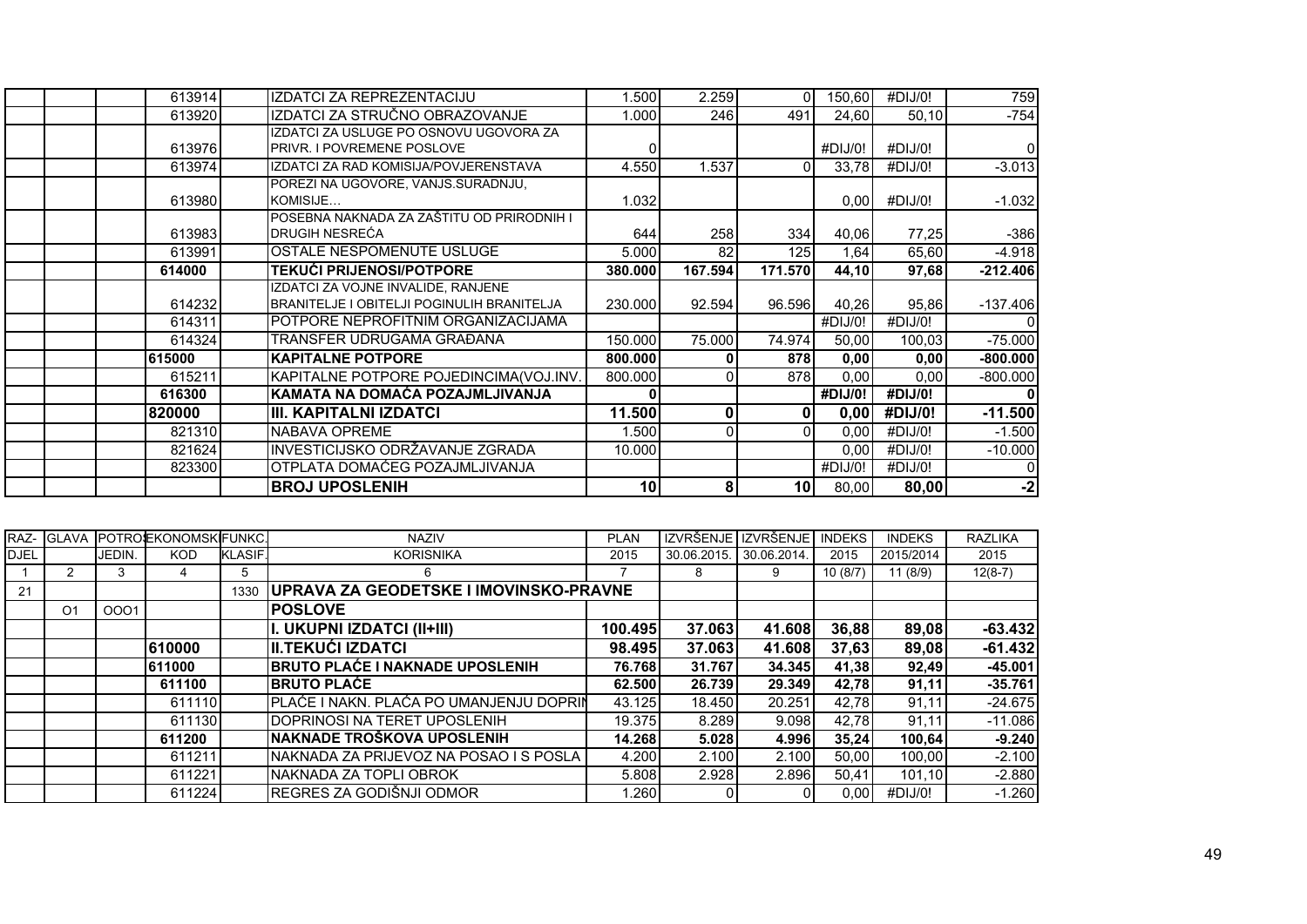| | | | | | | | | | | | |
|---|---|---|---|---|---|---|---|---|---|---|---|
| | | | 613914 | | IZDATCI ZA REPREZENTACIJU | 1.500 | 2.259 | 0 | 150,60 | #DIJ/0! | 759 |
| | | | 613920 | | IZDATCI ZA STRUČNO OBRAZOVANJE | 1.000 | 246 | 491 | 24,60 | 50,10 | -754 |
| | | | 613976 | | IZDATCI ZA USLUGE PO OSNOVU UGOVORA ZA PRIVR. I POVREMENE POSLOVE | 0 | | | #DIJ/0! | #DIJ/0! | 0 |
| | | | 613974 | | IZDATCI ZA RAD KOMISIJA/POVJERENSTAVA | 4.550 | 1.537 | 0 | 33,78 | #DIJ/0! | -3.013 |
| | | | 613980 | | POREZI NA UGOVORE, VANJS.SURADNJU, KOMISIJE… | 1.032 | | | 0,00 | #DIJ/0! | -1.032 |
| | | | 613983 | | POSEBNA NAKNADA ZA ZAŠTITU OD PRIRODNIH I DRUGIH NESREĆA | 644 | 258 | 334 | 40,06 | 77,25 | -386 |
| | | | 613991 | | OSTALE NESPOMENUTE USLUGE | 5.000 | 82 | 125 | 1,64 | 65,60 | -4.918 |
| | | | **614000** | | **TEKUĆI PRIJENOSI/POTPORE** | **380.000** | **167.594** | **171.570** | **44,10** | **97,68** | **-212.406** |
| | | | 614232 | | IZDATCI ZA VOJNE INVALIDE, RANJENE BRANITELJE I OBITELJI POGINULIH BRANITELJA | 230.000 | 92.594 | 96.596 | 40,26 | 95,86 | -137.406 |
| | | | 614311 | | POTPORE NEPROFITNIM ORGANIZACIJAMA | | | | #DIJ/0! | #DIJ/0! | 0 |
| | | | 614324 | | TRANSFER UDRUGAMA GRAĐANA | 150.000 | 75.000 | 74.974 | 50,00 | 100,03 | -75.000 |
| | | | **615000** | | **KAPITALNE POTPORE** | **800.000** | **0** | **878** | **0,00** | **0,00** | **-800.000** |
| | | | 615211 | | KAPITALNE POTPORE POJEDINCIMA(VOJ.INV. | 800.000 | 0 | 878 | 0,00 | 0,00 | -800.000 |
| | | | **616300** | | **KAMATA NA DOMAĆA POZAJMLJIVANJA** | **0** | | | **#DIJ/0!** | **#DIJ/0!** | **0** |
| | | | **820000** | | **III. KAPITALNI IZDATCI** | **11.500** | **0** | **0** | **0,00** | **#DIJ/0!** | **-11.500** |
| | | | 821310 | | NABAVA OPREME | 1.500 | 0 | 0 | 0,00 | #DIJ/0! | -1.500 |
| | | | 821624 | | INVESTICIJSKO ODRŽAVANJE ZGRADA | 10.000 | | | 0,00 | #DIJ/0! | -10.000 |
| | | | 823300 | | OTPLATA DOMAĆEG POZAJMLJIVANJA | | | | #DIJ/0! | #DIJ/0! | 0 |
| | | | | | **BROJ UPOSLENIH** | **10** | **8** | **10** | 80,00 | **80,00** | **-2** |

| RAZ-DJEL | GLAVA | POTROŠ. JEDIN. | EKONOMSKI KOD | FUNKC. KLASIF. | NAZIV KORISNIKA | PLAN 2015 | IZVRŠENJE 30.06.2015. | IZVRŠENJE 30.06.2014. | INDEKS 2015 | INDEKS 2015/2014 | RAZLIKA 2015 |
|---|---|---|---|---|---|---|---|---|---|---|---|
| 1 | 2 | 3 | 4 | 5 | 6 | 7 | 8 | 9 | 10 (8/7) | 11 (8/9) | 12(8-7) |
| 21 | | | | 1330 | **UPRAVA ZA GEODETSKE I IMOVINSKO-PRAVNE** | | | | | | |
| | O1 | OOO1 | | | **POSLOVE** | | | | | | |
| | | | | | **I. UKUPNI IZDATCI (II+III)** | **100.495** | **37.063** | **41.608** | **36,88** | **89,08** | **-63.432** |
| | | | **610000** | | **II.TEKUĆI IZDATCI** | **98.495** | **37.063** | **41.608** | **37,63** | **89,08** | **-61.432** |
| | | | **611000** | | **BRUTO PLAĆE I NAKNADE UPOSLENIH** | **76.768** | **31.767** | **34.345** | **41,38** | **92,49** | **-45.001** |
| | | | **611100** | | **BRUTO PLAĆE** | **62.500** | **26.739** | **29.349** | **42,78** | **91,11** | **-35.761** |
| | | | 611110 | | PLAĆE I NAKN. PLAĆA PO UMANJENJU DOPRIN | 43.125 | 18.450 | 20.251 | 42,78 | 91,11 | -24.675 |
| | | | 611130 | | DOPRINOSI NA TERET UPOSLENIH | 19.375 | 8.289 | 9.098 | 42,78 | 91,11 | -11.086 |
| | | | **611200** | | **NAKNADE TROŠKOVA UPOSLENIH** | **14.268** | **5.028** | **4.996** | **35,24** | **100,64** | **-9.240** |
| | | | 611211 | | NAKNADA ZA PRIJEVOZ NA POSAO I S POSLA | 4.200 | 2.100 | 2.100 | 50,00 | 100,00 | -2.100 |
| | | | 611221 | | NAKNADA ZA TOPLI OBROK | 5.808 | 2.928 | 2.896 | 50,41 | 101,10 | -2.880 |
| | | | 611224 | | REGRES ZA GODIŠNJI ODMOR | 1.260 | 0 | 0 | 0,00 | #DIJ/0! | -1.260 |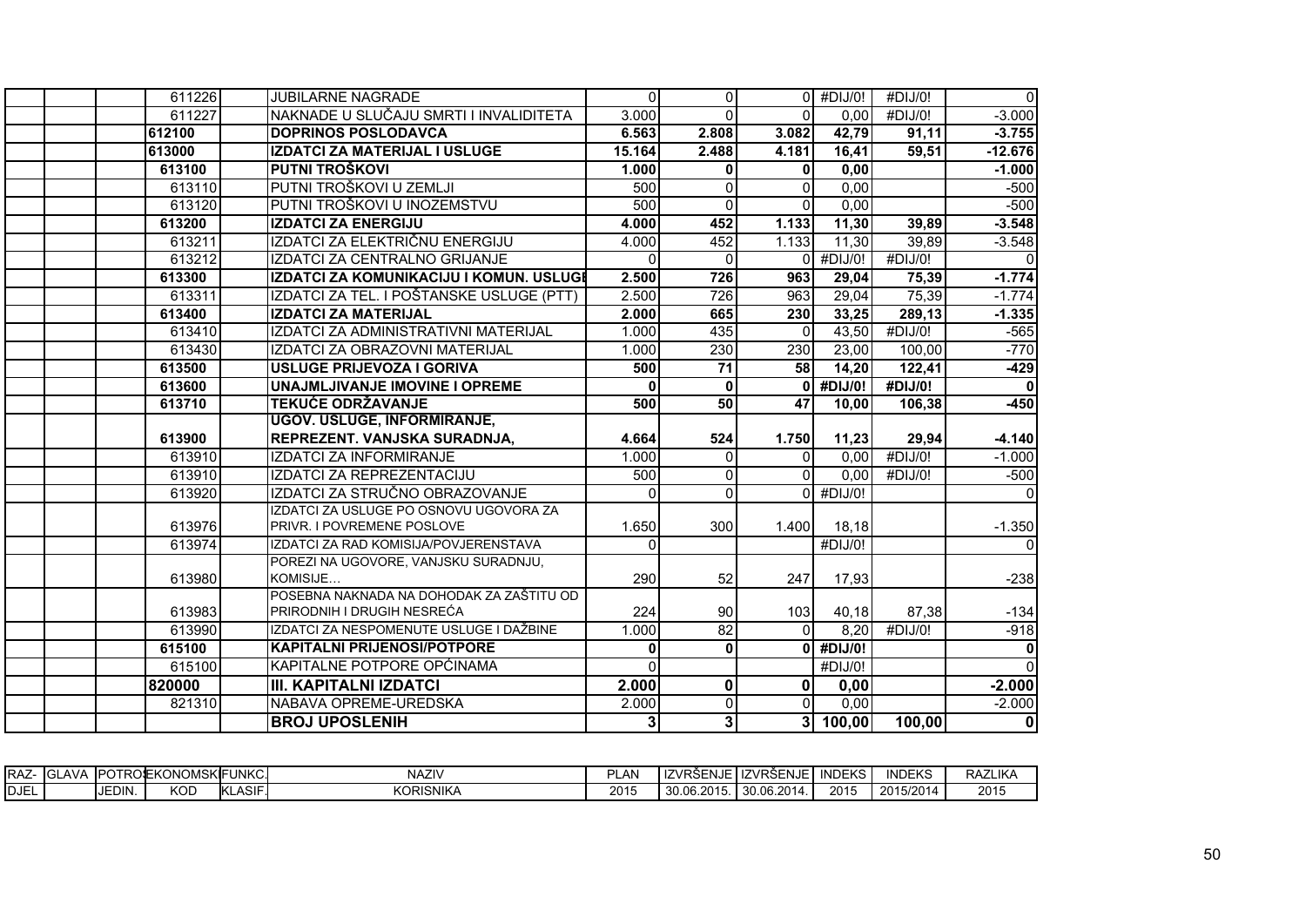| RAZ-DJEL | GLAVA | POTROŠ. JEDIN. | EKONOMSKI KOD | FUNKC. KLASIF. | NAZIV KORISNIKA | PLAN 2015 | IZVRŠENJE 30.06.2015. | IZVRŠENJE 30.06.2014. | INDEKS 2015 | INDEKS 2015/2014 | RAZLIKA 2015 |
|---|---|---|---|---|---|---|---|---|---|---|---|
| | | | 611226 | | JUBILARNE NAGRADE | 0 | 0 | 0 | #DIJ/0! | #DIJ/0! | 0 |
| | | | 611227 | | NAKNADE U SLUČAJU SMRTI I INVALIDITETA | 3.000 | 0 | 0 | 0,00 | #DIJ/0! | -3.000 |
| | | | **612100** | | **DOPRINOS POSLODAVCA** | **6.563** | **2.808** | **3.082** | **42,79** | **91,11** | **-3.755** |
| | | | **613000** | | **IZDATCI ZA MATERIJAL I USLUGE** | **15.164** | **2.488** | **4.181** | **16,41** | **59,51** | **-12.676** |
| | | | **613100** | | **PUTNI TROŠKOVI** | **1.000** | **0** | **0** | **0,00** | | **-1.000** |
| | | | 613110 | | PUTNI TROŠKOVI U ZEMLJI | 500 | 0 | 0 | 0,00 | | -500 |
| | | | 613120 | | PUTNI TROŠKOVI U INOZEMSTVU | 500 | 0 | 0 | 0,00 | | -500 |
| | | | **613200** | | **IZDATCI ZA ENERGIJU** | **4.000** | **452** | **1.133** | **11,30** | **39,89** | **-3.548** |
| | | | 613211 | | IZDATCI ZA ELEKTRIČNU ENERGIJU | 4.000 | 452 | 1.133 | 11,30 | 39,89 | -3.548 |
| | | | 613212 | | IZDATCI ZA CENTRALNO GRIJANJE | 0 | 0 | 0 | #DIJ/0! | #DIJ/0! | 0 |
| | | | **613300** | | **IZDATCI ZA KOMUNIKACIJU I KOMUN. USLUGE** | **2.500** | **726** | **963** | **29,04** | **75,39** | **-1.774** |
| | | | 613311 | | IZDATCI ZA TEL. I POŠTANSKE USLUGE (PTT) | 2.500 | 726 | 963 | 29,04 | 75,39 | -1.774 |
| | | | **613400** | | **IZDATCI ZA MATERIJAL** | **2.000** | **665** | **230** | **33,25** | **289,13** | **-1.335** |
| | | | 613410 | | IZDATCI ZA ADMINISTRATIVNI MATERIJAL | 1.000 | 435 | 0 | 43,50 | #DIJ/0! | -565 |
| | | | 613430 | | IZDATCI ZA OBRAZOVNI MATERIJAL | 1.000 | 230 | 230 | 23,00 | 100,00 | -770 |
| | | | **613500** | | **USLUGE PRIJEVOZA I GORIVA** | **500** | **71** | **58** | **14,20** | **122,41** | **-429** |
| | | | **613600** | | **UNAJMLJIVANJE IMOVINE I OPREME** | **0** | **0** | **0** | **#DIJ/0!** | **#DIJ/0!** | **0** |
| | | | **613710** | | **TEKUĆE ODRŽAVANJE** | **500** | **50** | **47** | **10,00** | **106,38** | **-450** |
| | | | **613900** | | **UGOV. USLUGE, INFORMIRANJE, REPREZENT. VANJSKA SURADNJA,** | **4.664** | **524** | **1.750** | **11,23** | **29,94** | **-4.140** |
| | | | 613910 | | IZDATCI ZA INFORMIRANJE | 1.000 | 0 | 0 | 0,00 | #DIJ/0! | -1.000 |
| | | | 613910 | | IZDATCI ZA REPREZENTACIJU | 500 | 0 | 0 | 0,00 | #DIJ/0! | -500 |
| | | | 613920 | | IZDATCI ZA STRUČNO OBRAZOVANJE | 0 | 0 | 0 | #DIJ/0! | | 0 |
| | | | 613976 | | IZDATCI ZA USLUGE PO OSNOVU UGOVORA ZA PRIVR. I POVREMENE POSLOVE | 1.650 | 300 | 1.400 | 18,18 | | -1.350 |
| | | | 613974 | | IZDATCI ZA RAD KOMISIJA/POVJERENSTAVA | 0 | | | #DIJ/0! | | 0 |
| | | | 613980 | | POREZI NA UGOVORE, VANJSKU SURADNJU, KOMISIJE… | 290 | 52 | 247 | 17,93 | | -238 |
| | | | 613983 | | POSEBNA NAKNADA NA DOHODAK ZA ZAŠTITU OD PRIRODNIH I DRUGIH NESREĆA | 224 | 90 | 103 | 40,18 | 87,38 | -134 |
| | | | 613990 | | IZDATCI ZA NESPOMENUTE USLUGE I DAŽBINE | 1.000 | 82 | 0 | 8,20 | #DIJ/0! | -918 |
| | | | **615100** | | **KAPITALNI PRIJENOSI/POTPORE** | **0** | **0** | **0** | **#DIJ/0!** | | **0** |
| | | | 615100 | | KAPITALNE POTPORE OPĆINAMA | 0 | | | #DIJ/0! | | 0 |
| | | | **820000** | | **III. KAPITALNI IZDATCI** | **2.000** | **0** | **0** | **0,00** | | **-2.000** |
| | | | 821310 | | NABAVA OPREME-UREDSKA | 2.000 | 0 | 0 | 0,00 | | -2.000 |
| | | | | | **BROJ UPOSLENIH** | **3** | **3** | **3** | **100,00** | **100,00** | **0** |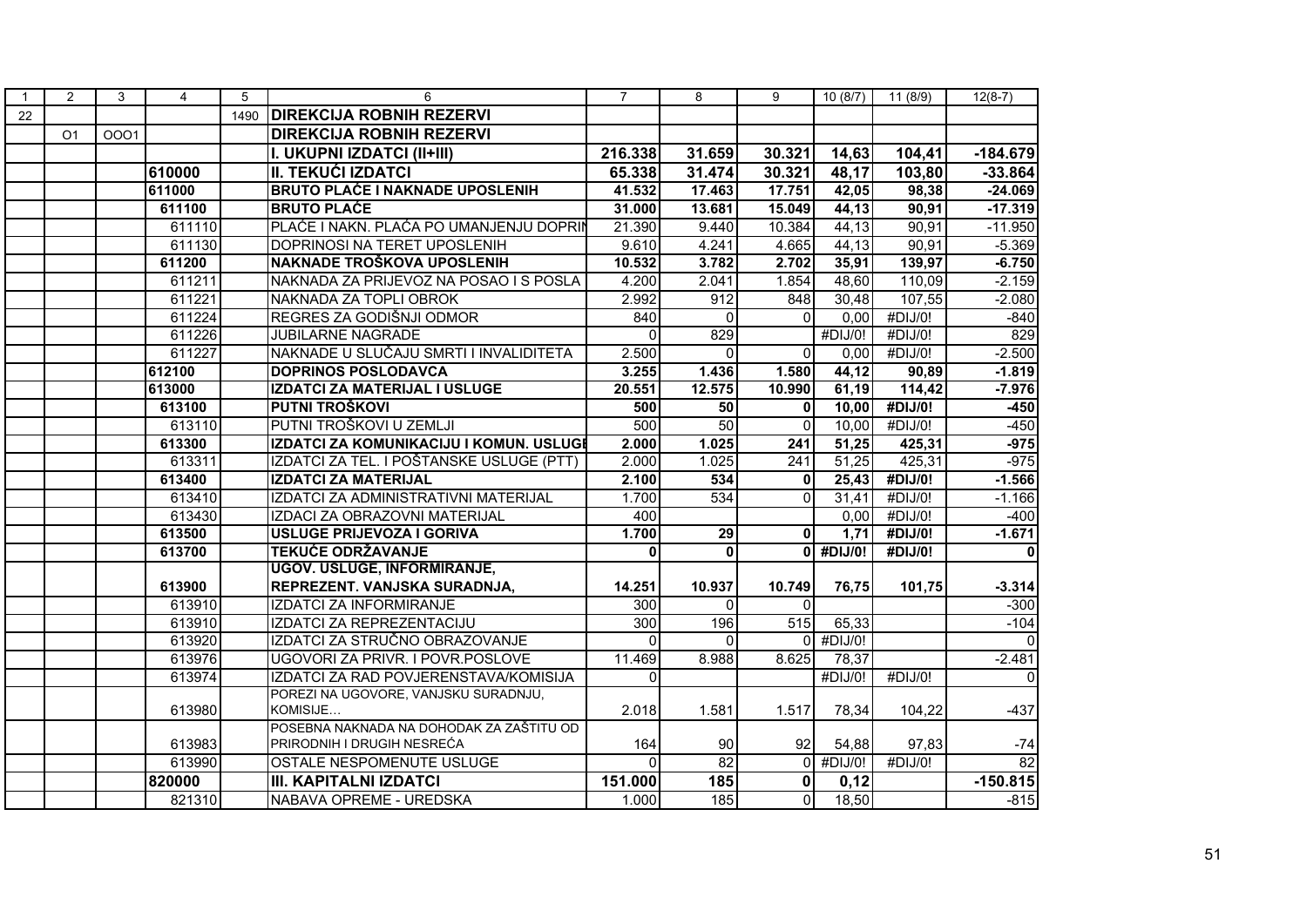| 1 | 2 | 3 | 4 | 5 | 6 | 7 | 8 | 9 | 10 (8/7) | 11 (8/9) | 12(8-7) |
|---|---|---|---|---|---|---|---|---|---|---|---|
| 22 | | | | 1490 | **DIREKCIJA ROBNIH REZERVI** | | | | | | |
| | O1 | OOO1 | | | **DIREKCIJA ROBNIH REZERVI** | | | | | | |
| | | | | | **I. UKUPNI IZDATCI (II+III)** | **216.338** | **31.659** | **30.321** | **14,63** | **104,41** | **-184.679** |
| | | | **610000** | | **II. TEKUĆI IZDATCI** | **65.338** | **31.474** | **30.321** | **48,17** | **103,80** | **-33.864** |
| | | | **611000** | | **BRUTO PLAĆE I NAKNADE UPOSLENIH** | **41.532** | **17.463** | **17.751** | **42,05** | **98,38** | **-24.069** |
| | | | **611100** | | **BRUTO PLAĆE** | **31.000** | **13.681** | **15.049** | **44,13** | **90,91** | **-17.319** |
| | | | 611110 | | PLAĆE I NAKN. PLAĆA PO UMANJENJU DOPRIN | 21.390 | 9.440 | 10.384 | 44,13 | 90,91 | -11.950 |
| | | | 611130 | | DOPRINOSI NA TERET UPOSLENIH | 9.610 | 4.241 | 4.665 | 44,13 | 90,91 | -5.369 |
| | | | **611200** | | **NAKNADE TROŠKOVA UPOSLENIH** | **10.532** | **3.782** | **2.702** | **35,91** | **139,97** | **-6.750** |
| | | | 611211 | | NAKNADA ZA PRIJEVOZ NA POSAO I S POSLA | 4.200 | 2.041 | 1.854 | 48,60 | 110,09 | -2.159 |
| | | | 611221 | | NAKNADA ZA TOPLI OBROK | 2.992 | 912 | 848 | 30,48 | 107,55 | -2.080 |
| | | | 611224 | | REGRES ZA GODIŠNJI ODMOR | 840 | 0 | 0 | 0,00 | #DIJ/0! | -840 |
| | | | 611226 | | JUBILARNE NAGRADE | 0 | 829 | | #DIJ/0! | #DIJ/0! | 829 |
| | | | 611227 | | NAKNADE U SLUČAJU SMRTI I INVALIDITETA | 2.500 | 0 | 0 | 0,00 | #DIJ/0! | -2.500 |
| | | | **612100** | | **DOPRINOS POSLODAVCA** | **3.255** | **1.436** | **1.580** | **44,12** | **90,89** | **-1.819** |
| | | | **613000** | | **IZDATCI ZA MATERIJAL I USLUGE** | **20.551** | **12.575** | **10.990** | **61,19** | **114,42** | **-7.976** |
| | | | **613100** | | **PUTNI TROŠKOVI** | **500** | **50** | **0** | **10,00** | **#DIJ/0!** | **-450** |
| | | | 613110 | | PUTNI TROŠKOVI U ZEMLJI | 500 | 50 | 0 | 10,00 | #DIJ/0! | -450 |
| | | | **613300** | | **IZDATCI ZA KOMUNIKACIJU I KOMUN. USLUGE** | **2.000** | **1.025** | **241** | **51,25** | **425,31** | **-975** |
| | | | 613311 | | IZDATCI ZA TEL. I POŠTANSKE USLUGE (PTT) | 2.000 | 1.025 | 241 | 51,25 | 425,31 | -975 |
| | | | **613400** | | **IZDATCI ZA MATERIJAL** | **2.100** | **534** | **0** | **25,43** | **#DIJ/0!** | **-1.566** |
| | | | 613410 | | IZDATCI ZA ADMINISTRATIVNI MATERIJAL | 1.700 | 534 | 0 | 31,41 | #DIJ/0! | -1.166 |
| | | | 613430 | | IZDACI ZA OBRAZOVNI MATERIJAL | 400 | | | 0,00 | #DIJ/0! | -400 |
| | | | **613500** | | **USLUGE PRIJEVOZA I GORIVA** | **1.700** | **29** | **0** | **1,71** | **#DIJ/0!** | **-1.671** |
| | | | **613700** | | **TEKUĆE ODRŽAVANJE** | **0** | **0** | **0** | **#DIJ/0!** | **#DIJ/0!** | **0** |
| | | | **613900** | | **UGOV. USLUGE, INFORMIRANJE, REPREZENT. VANJSKA SURADNJA,** | **14.251** | **10.937** | **10.749** | **76,75** | **101,75** | **-3.314** |
| | | | 613910 | | IZDATCI ZA INFORMIRANJE | 300 | 0 | 0 | | | -300 |
| | | | 613910 | | IZDATCI ZA REPREZENTACIJU | 300 | 196 | 515 | 65,33 | | -104 |
| | | | 613920 | | IZDATCI ZA STRUČNO OBRAZOVANJE | 0 | 0 | 0 | #DIJ/0! | | 0 |
| | | | 613976 | | UGOVORI ZA PRIVR. I POVR.POSLOVE | 11.469 | 8.988 | 8.625 | 78,37 | | -2.481 |
| | | | 613974 | | IZDATCI ZA RAD POVJERENSTAVA/KOMISIJA | 0 | | | #DIJ/0! | #DIJ/0! | 0 |
| | | | 613980 | | POREZI NA UGOVORE, VANJSKU SURADNJU, KOMISIJE… | 2.018 | 1.581 | 1.517 | 78,34 | 104,22 | -437 |
| | | | 613983 | | POSEBNA NAKNADA NA DOHODAK ZA ZAŠTITU OD PRIRODNIH I DRUGIH NESREĆA | 164 | 90 | 92 | 54,88 | 97,83 | -74 |
| | | | 613990 | | OSTALE NESPOMENUTE USLUGE | 0 | 82 | 0 | #DIJ/0! | #DIJ/0! | 82 |
| | | | **820000** | | **III. KAPITALNI IZDATCI** | **151.000** | **185** | **0** | **0,12** | | **-150.815** |
| | | | 821310 | | NABAVA OPREME - UREDSKA | 1.000 | 185 | 0 | 18,50 | | -815 |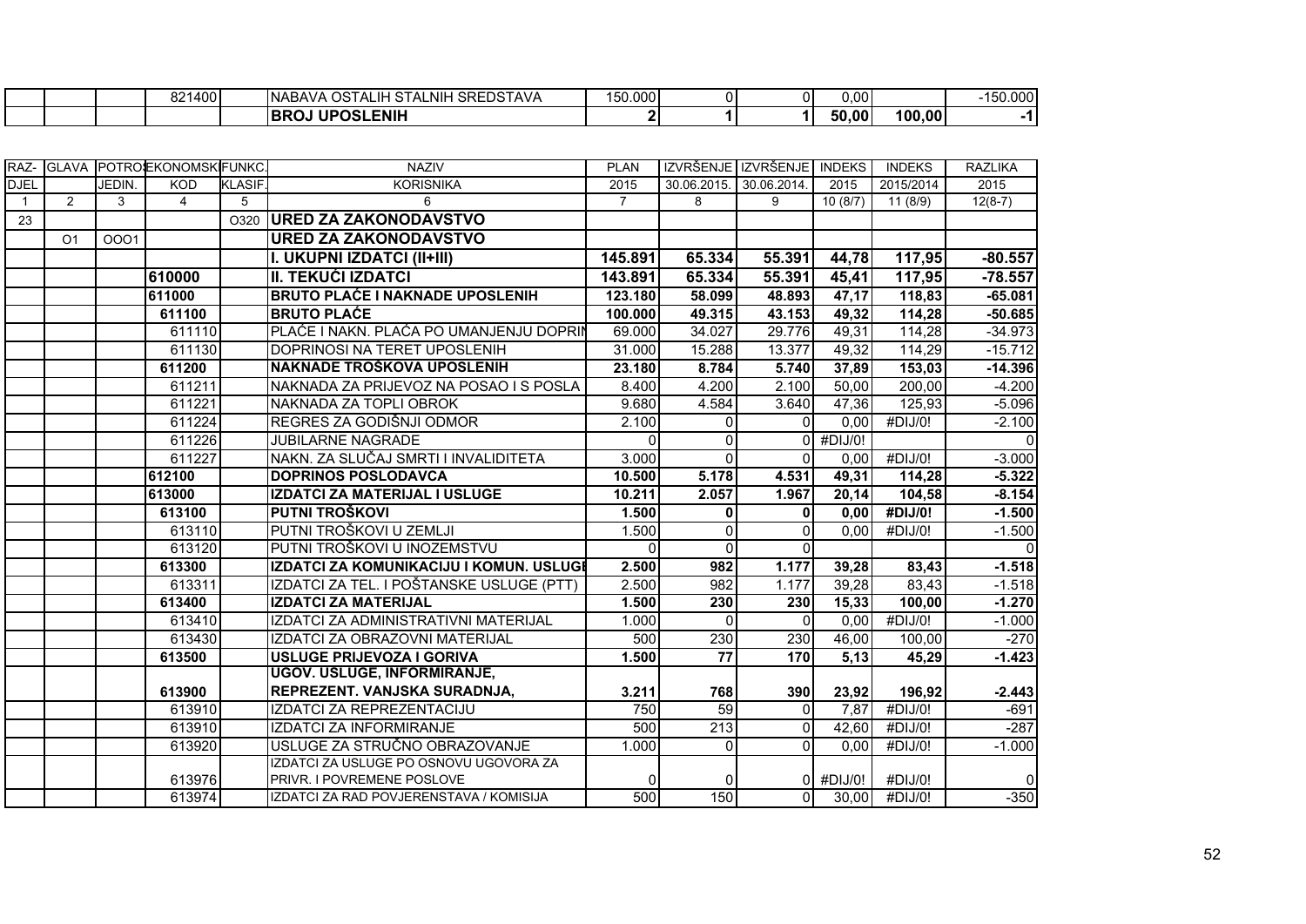| | | | 821400 | | NABAVA OSTALIH STALNIH SREDSTAVA | 150.000 | 0 | 0 | 0,00 | | -150.000 |
|---|---|---|---|---|---|---|---|---|---|---|---|
| | | | | | **BROJ UPOSLENIH** | **2** | **1** | **1** | **50,00** | **100,00** | **-1** |

| RAZ-DJEL | GLAVA | POTROŠ. JEDIN. | EKONOMSKI KOD | FUNKC. KLASIF. | NAZIV KORISNIKA | PLAN 2015 | IZVRŠENJE 30.06.2015. | IZVRŠENJE 30.06.2014. | INDEKS 2015 | INDEKS 2015/2014 | RAZLIKA 2015 |
|---|---|---|---|---|---|---|---|---|---|---|---|
| 1 | 2 | 3 | 4 | 5 | 6 | 7 | 8 | 9 | 10 (8/7) | 11 (8/9) | 12(8-7) |
| 23 | | | | O320 | **URED ZA ZAKONODAVSTVO** | | | | | | |
| | O1 | OOO1 | | | **URED ZA ZAKONODAVSTVO** | | | | | | |
| | | | | | **I. UKUPNI IZDATCI (II+III)** | **145.891** | **65.334** | **55.391** | **44,78** | **117,95** | **-80.557** |
| | | | **610000** | | **II. TEKUĆI IZDATCI** | **143.891** | **65.334** | **55.391** | **45,41** | **117,95** | **-78.557** |
| | | | **611000** | | **BRUTO PLAĆE I NAKNADE UPOSLENIH** | **123.180** | **58.099** | **48.893** | **47,17** | **118,83** | **-65.081** |
| | | | **611100** | | **BRUTO PLAĆE** | **100.000** | **49.315** | **43.153** | **49,32** | **114,28** | **-50.685** |
| | | | 611110 | | PLAĆE I NAKN. PLAĆA PO UMANJENJU DOPRIN | 69.000 | 34.027 | 29.776 | 49,31 | 114,28 | -34.973 |
| | | | 611130 | | DOPRINOSI NA TERET UPOSLENIH | 31.000 | 15.288 | 13.377 | 49,32 | 114,29 | -15.712 |
| | | | **611200** | | **NAKNADE TROŠKOVA UPOSLENIH** | **23.180** | **8.784** | **5.740** | **37,89** | **153,03** | **-14.396** |
| | | | 611211 | | NAKNADA ZA PRIJEVOZ NA POSAO I S POSLA | 8.400 | 4.200 | 2.100 | 50,00 | 200,00 | -4.200 |
| | | | 611221 | | NAKNADA ZA TOPLI OBROK | 9.680 | 4.584 | 3.640 | 47,36 | 125,93 | -5.096 |
| | | | 611224 | | REGRES ZA GODIŠNJI ODMOR | 2.100 | 0 | 0 | 0,00 | #DIJ/0! | -2.100 |
| | | | 611226 | | JUBILARNE NAGRADE | 0 | 0 | 0 | #DIJ/0! | | 0 |
| | | | 611227 | | NAKN. ZA SLUČAJ SMRTI I INVALIDITETA | 3.000 | 0 | 0 | 0,00 | #DIJ/0! | -3.000 |
| | | | **612100** | | **DOPRINOS POSLODAVCA** | **10.500** | **5.178** | **4.531** | **49,31** | **114,28** | **-5.322** |
| | | | **613000** | | **IZDATCI ZA MATERIJAL I USLUGE** | **10.211** | **2.057** | **1.967** | **20,14** | **104,58** | **-8.154** |
| | | | **613100** | | **PUTNI TROŠKOVI** | **1.500** | **0** | **0** | **0,00** | **#DIJ/0!** | **-1.500** |
| | | | 613110 | | PUTNI TROŠKOVI U ZEMLJI | 1.500 | 0 | 0 | 0,00 | #DIJ/0! | -1.500 |
| | | | 613120 | | PUTNI TROŠKOVI U INOZEMSTVU | 0 | 0 | 0 | | | 0 |
| | | | **613300** | | **IZDATCI ZA KOMUNIKACIJU I KOMUN. USLUGE** | **2.500** | **982** | **1.177** | **39,28** | **83,43** | **-1.518** |
| | | | 613311 | | IZDATCI ZA TEL. I POŠTANSKE USLUGE (PTT) | 2.500 | 982 | 1.177 | 39,28 | 83,43 | -1.518 |
| | | | **613400** | | **IZDATCI ZA MATERIJAL** | **1.500** | **230** | **230** | **15,33** | **100,00** | **-1.270** |
| | | | 613410 | | IZDATCI ZA ADMINISTRATIVNI MATERIJAL | 1.000 | 0 | 0 | 0,00 | #DIJ/0! | -1.000 |
| | | | 613430 | | IZDATCI ZA OBRAZOVNI MATERIJAL | 500 | 230 | 230 | 46,00 | 100,00 | -270 |
| | | | **613500** | | **USLUGE PRIJEVOZA I GORIVA** | **1.500** | **77** | **170** | **5,13** | **45,29** | **-1.423** |
| | | | **613900** | | **UGOV. USLUGE, INFORMIRANJE, REPREZENT. VANJSKA SURADNJA,** | **3.211** | **768** | **390** | **23,92** | **196,92** | **-2.443** |
| | | | 613910 | | IZDATCI ZA REPREZENTACIJU | 750 | 59 | 0 | 7,87 | #DIJ/0! | -691 |
| | | | 613910 | | IZDATCI ZA INFORMIRANJE | 500 | 213 | 0 | 42,60 | #DIJ/0! | -287 |
| | | | 613920 | | USLUGE ZA STRUČNO OBRAZOVANJE | 1.000 | 0 | 0 | 0,00 | #DIJ/0! | -1.000 |
| | | | 613976 | | IZDATCI ZA USLUGE PO OSNOVU UGOVORA ZA PRIVR. I POVREMENE POSLOVE | 0 | 0 | 0 | #DIJ/0! | #DIJ/0! | 0 |
| | | | 613974 | | IZDATCI ZA RAD POVJERENSTAVA / KOMISIJA | 500 | 150 | 0 | 30,00 | #DIJ/0! | -350 |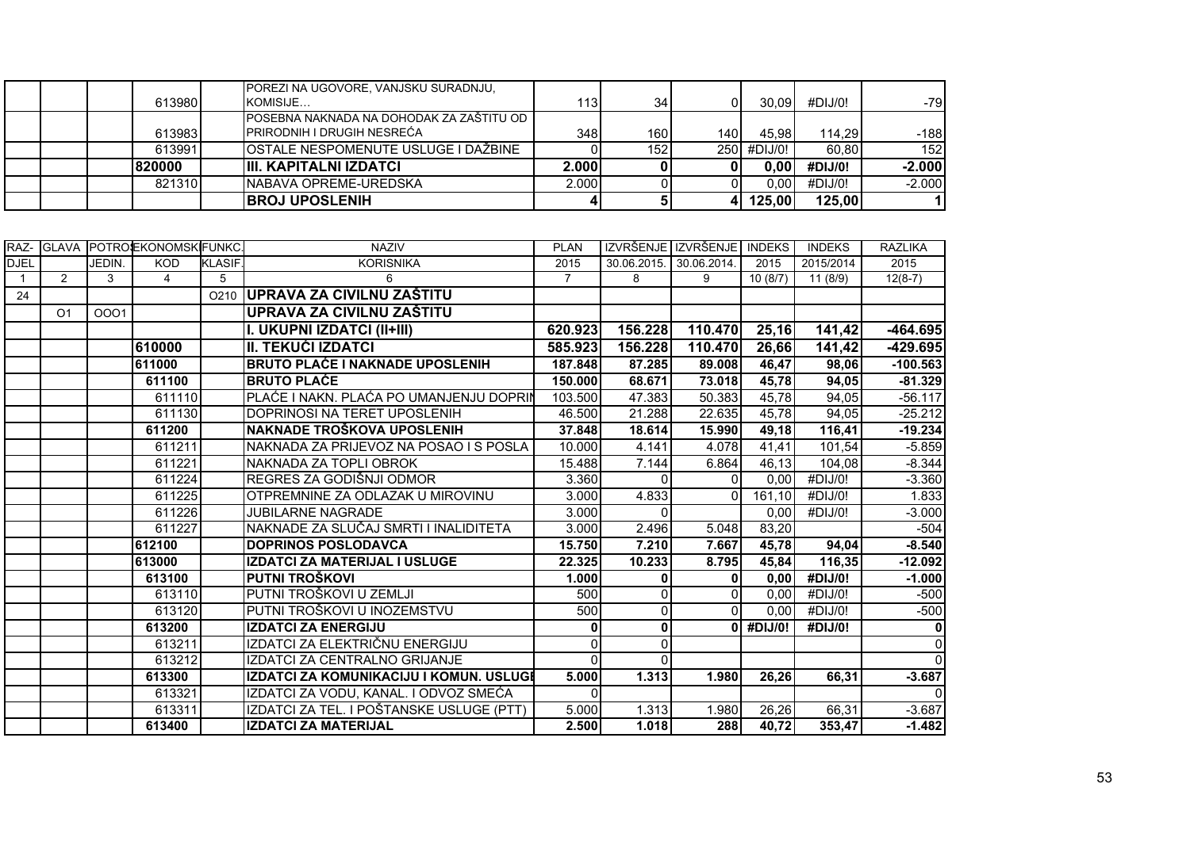| | | | | | | | | | | | |
|---|---|---|---|---|---|---|---|---|---|---|---|
| | | | 613980 | | POREZI NA UGOVORE, VANJSKU SURADNJU, KOMISIJE… | 113 | 34 | 0 | 30,09 | #DIJ/0! | -79 |
| | | | 613983 | | POSEBNA NAKNADA NA DOHODAK ZA ZAŠTITU OD PRIRODNIH I DRUGIH NESREĆA | 348 | 160 | 140 | 45,98 | 114,29 | -188 |
| | | | 613991 | | OSTALE NESPOMENUTE USLUGE I DAŽBINE | 0 | 152 | 250 | #DIJ/0! | 60,80 | 152 |
| | | | **820000** | | **III. KAPITALNI IZDATCI** | **2.000** | **0** | **0** | **0,00** | **#DIJ/0!** | **-2.000** |
| | | | 821310 | | NABAVA OPREME-UREDSKA | 2.000 | 0 | 0 | 0,00 | #DIJ/0! | -2.000 |
| | | | | | **BROJ UPOSLENIH** | **4** | **5** | **4** | **125,00** | **125,00** | **1** |

| RAZ-DJEL | GLAVA | POTROŠ. JEDIN. | EKONOMSKI KOD | FUNKC. KLASIF. | NAZIV KORISNIKA | PLAN 2015 | IZVRŠENJE 30.06.2015. | IZVRŠENJE 30.06.2014. | INDEKS 2015 | INDEKS 2015/2014 | RAZLIKA 2015 |
|---|---|---|---|---|---|---|---|---|---|---|---|
| 1 | 2 | 3 | 4 | 5 | 6 | 7 | 8 | 9 | 10 (8/7) | 11 (8/9) | 12(8-7) |
| 24 | | | | O210 | **UPRAVA ZA CIVILNU ZAŠTITU** | | | | | | |
| | O1 | OOO1 | | | **UPRAVA ZA CIVILNU ZAŠTITU** | | | | | | |
| | | | | | **I. UKUPNI IZDATCI (II+III)** | **620.923** | **156.228** | **110.470** | **25,16** | **141,42** | **-464.695** |
| | | | **610000** | | **II. TEKUĆI IZDATCI** | **585.923** | **156.228** | **110.470** | **26,66** | **141,42** | **-429.695** |
| | | | **611000** | | **BRUTO PLAĆE I NAKNADE UPOSLENIH** | **187.848** | **87.285** | **89.008** | **46,47** | **98,06** | **-100.563** |
| | | | **611100** | | **BRUTO PLAĆE** | **150.000** | **68.671** | **73.018** | **45,78** | **94,05** | **-81.329** |
| | | | 611110 | | PLAĆE I NAKN. PLAĆA PO UMANJENJU DOPRIN | 103.500 | 47.383 | 50.383 | 45,78 | 94,05 | -56.117 |
| | | | 611130 | | DOPRINOSI NA TERET UPOSLENIH | 46.500 | 21.288 | 22.635 | 45,78 | 94,05 | -25.212 |
| | | | **611200** | | **NAKNADE TROŠKOVA UPOSLENIH** | **37.848** | **18.614** | **15.990** | **49,18** | **116,41** | **-19.234** |
| | | | 611211 | | NAKNADA ZA PRIJEVOZ NA POSAO I S POSLA | 10.000 | 4.141 | 4.078 | 41,41 | 101,54 | -5.859 |
| | | | 611221 | | NAKNADA ZA TOPLI OBROK | 15.488 | 7.144 | 6.864 | 46,13 | 104,08 | -8.344 |
| | | | 611224 | | REGRES ZA GODIŠNJI ODMOR | 3.360 | 0 | 0 | 0,00 | #DIJ/0! | -3.360 |
| | | | 611225 | | OTPREMNINE ZA ODLAZAK U MIROVINU | 3.000 | 4.833 | 0 | 161,10 | #DIJ/0! | 1.833 |
| | | | 611226 | | JUBILARNE NAGRADE | 3.000 | 0 | | 0,00 | #DIJ/0! | -3.000 |
| | | | 611227 | | NAKNADE ZA SLUČAJ SMRTI I INALIDITETA | 3.000 | 2.496 | 5.048 | 83,20 | | -504 |
| | | | **612100** | | **DOPRINOS POSLODAVCA** | **15.750** | **7.210** | **7.667** | **45,78** | **94,04** | **-8.540** |
| | | | **613000** | | **IZDATCI ZA MATERIJAL I USLUGE** | **22.325** | **10.233** | **8.795** | **45,84** | **116,35** | **-12.092** |
| | | | **613100** | | **PUTNI TROŠKOVI** | **1.000** | **0** | **0** | **0,00** | **#DIJ/0!** | **-1.000** |
| | | | 613110 | | PUTNI TROŠKOVI U ZEMLJI | 500 | 0 | 0 | 0,00 | #DIJ/0! | -500 |
| | | | 613120 | | PUTNI TROŠKOVI U INOZEMSTVU | 500 | 0 | 0 | 0,00 | #DIJ/0! | -500 |
| | | | **613200** | | **IZDATCI ZA ENERGIJU** | **0** | **0** | **0** | **#DIJ/0!** | **#DIJ/0!** | **0** |
| | | | 613211 | | IZDATCI ZA ELEKTRIČNU ENERGIJU | 0 | 0 | | | | 0 |
| | | | 613212 | | IZDATCI ZA CENTRALNO GRIJANJE | 0 | 0 | | | | 0 |
| | | | **613300** | | **IZDATCI ZA KOMUNIKACIJU I KOMUN. USLUGE** | **5.000** | **1.313** | **1.980** | **26,26** | **66,31** | **-3.687** |
| | | | 613321 | | IZDATCI ZA VODU, KANAL. I ODVOZ SMEĆA | 0 | | | | | 0 |
| | | | 613311 | | IZDATCI ZA TEL. I POŠTANSKE USLUGE (PTT) | 5.000 | 1.313 | 1.980 | 26,26 | 66,31 | -3.687 |
| | | | **613400** | | **IZDATCI ZA MATERIJAL** | **2.500** | **1.018** | **288** | **40,72** | **353,47** | **-1.482** |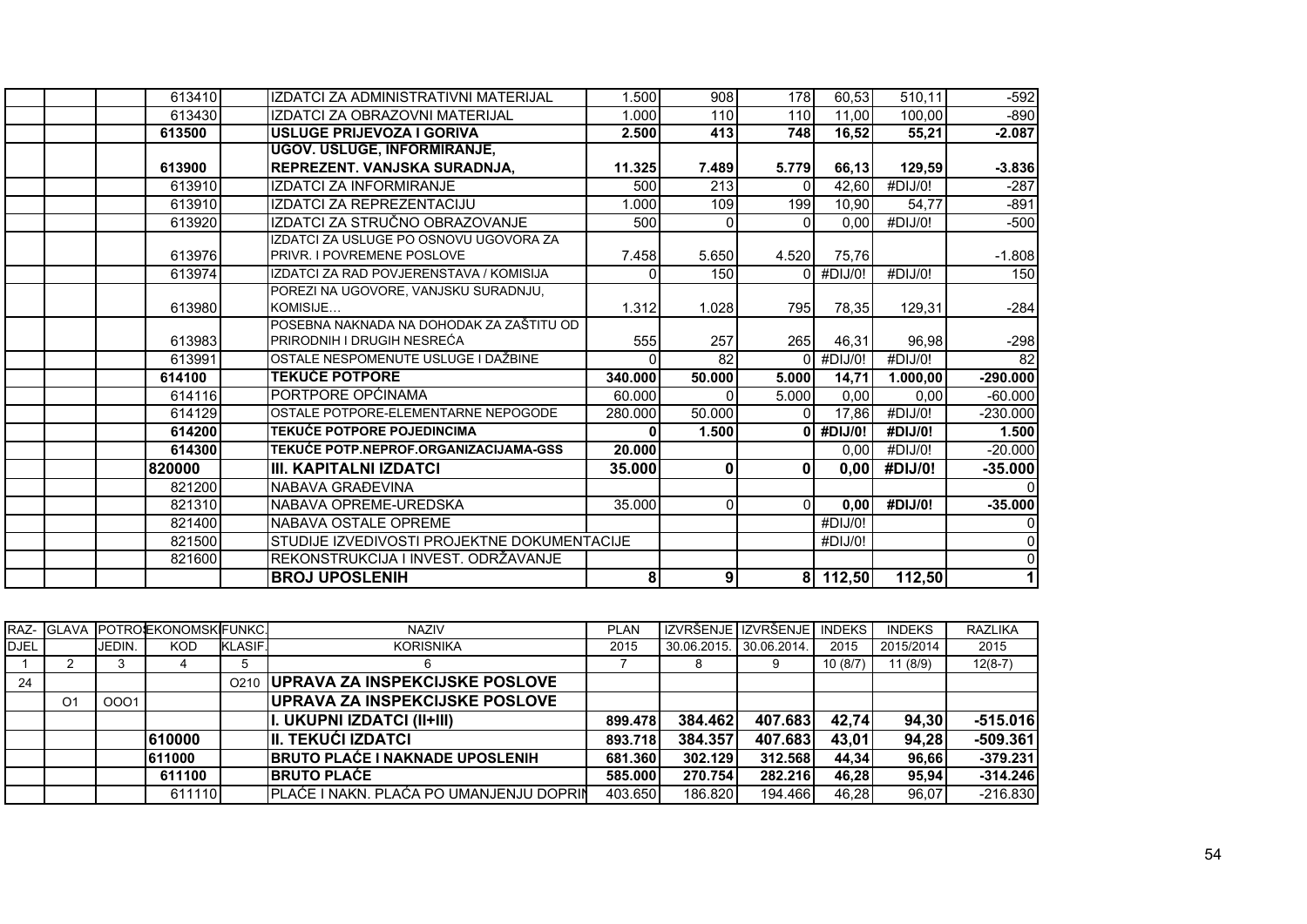| | | | | | | | | | | | |
|---|---|---|---|---|---|---|---|---|---|---|---|
| | | | 613410 | | IZDATCI ZA ADMINISTRATIVNI MATERIJAL | 1.500 | 908 | 178 | 60,53 | 510,11 | -592 |
| | | | 613430 | | IZDATCI ZA OBRAZOVNI MATERIJAL | 1.000 | 110 | 110 | 11,00 | 100,00 | -890 |
| | | | **613500** | | **USLUGE PRIJEVOZA I GORIVA** | **2.500** | **413** | **748** | **16,52** | **55,21** | **-2.087** |
| | | | **613900** | | **UGOV. USLUGE, INFORMIRANJE, REPREZENT. VANJSKA SURADNJA,** | **11.325** | **7.489** | **5.779** | **66,13** | **129,59** | **-3.836** |
| | | | 613910 | | IZDATCI ZA INFORMIRANJE | 500 | 213 | 0 | 42,60 | #DIJ/0! | -287 |
| | | | 613910 | | IZDATCI ZA REPREZENTACIJU | 1.000 | 109 | 199 | 10,90 | 54,77 | -891 |
| | | | 613920 | | IZDATCI ZA STRUČNO OBRAZOVANJE | 500 | 0 | 0 | 0,00 | #DIJ/0! | -500 |
| | | | 613976 | | IZDATCI ZA USLUGE PO OSNOVU UGOVORA ZA PRIVR. I POVREMENE POSLOVE | 7.458 | 5.650 | 4.520 | 75,76 | | -1.808 |
| | | | 613974 | | IZDATCI ZA RAD POVJERENSTAVA / KOMISIJA | 0 | 150 | 0 | #DIJ/0! | #DIJ/0! | 150 |
| | | | 613980 | | POREZI NA UGOVORE, VANJSKU SURADNJU, KOMISIJE… | 1.312 | 1.028 | 795 | 78,35 | 129,31 | -284 |
| | | | 613983 | | POSEBNA NAKNADA NA DOHODAK ZA ZAŠTITU OD PRIRODNIH I DRUGIH NESREĆA | 555 | 257 | 265 | 46,31 | 96,98 | -298 |
| | | | 613991 | | OSTALE NESPOMENUTE USLUGE I DAŽBINE | 0 | 82 | 0 | #DIJ/0! | #DIJ/0! | 82 |
| | | | **614100** | | **TEKUĆE POTPORE** | **340.000** | **50.000** | **5.000** | **14,71** | **1.000,00** | **-290.000** |
| | | | 614116 | | PORTPORE OPĆINAMA | 60.000 | 0 | 5.000 | 0,00 | 0,00 | -60.000 |
| | | | 614129 | | OSTALE POTPORE-ELEMENTARNE NEPOGODE | 280.000 | 50.000 | 0 | 17,86 | #DIJ/0! | -230.000 |
| | | | **614200** | | **TEKUĆE POTPORE POJEDINCIMA** | **0** | **1.500** | **0** | **#DIJ/0!** | **#DIJ/0!** | **1.500** |
| | | | **614300** | | **TEKUĆE POTP.NEPROF.ORGANIZACIJAMA-GSS** | **20.000** | | | 0,00 | #DIJ/0! | -20.000 |
| | | | **820000** | | **III. KAPITALNI IZDATCI** | **35.000** | **0** | **0** | **0,00** | **#DIJ/0!** | **-35.000** |
| | | | 821200 | | NABAVA GRAĐEVINA | | | | | | 0 |
| | | | 821310 | | NABAVA OPREME-UREDSKA | 35.000 | 0 | 0 | **0,00** | **#DIJ/0!** | **-35.000** |
| | | | 821400 | | NABAVA OSTALE OPREME | | | | #DIJ/0! | | 0 |
| | | | 821500 | | STUDIJE IZVEDIVOSTI PROJEKTNE DOKUMENTACIJE | | | | #DIJ/0! | | 0 |
| | | | 821600 | | REKONSTRUKCIJA I INVEST. ODRŽAVANJE | | | | | | 0 |
| | | | | | **BROJ UPOSLENIH** | **8** | **9** | **8** | **112,50** | **112,50** | **1** |

| RAZ-DJEL | GLAVA | POTROŠ. JEDIN. | EKONOMSKI KOD | FUNKC. KLASIF. | NAZIV KORISNIKA | PLAN 2015 | IZVRŠENJE 30.06.2015. | IZVRŠENJE 30.06.2014. | INDEKS 2015 | INDEKS 2015/2014 | RAZLIKA 2015 |
|---|---|---|---|---|---|---|---|---|---|---|---|
| 1 | 2 | 3 | 4 | 5 | 6 | 7 | 8 | 9 | 10 (8/7) | 11 (8/9) | 12(8-7) |
| 24 | | | | O210 | **UPRAVA ZA INSPEKCIJSKE POSLOVE** | | | | | | |
| | O1 | OOO1 | | | **UPRAVA ZA INSPEKCIJSKE POSLOVE** | | | | | | |
| | | | | | **I. UKUPNI IZDATCI (II+III)** | **899.478** | **384.462** | **407.683** | **42,74** | **94,30** | **-515.016** |
| | | | **610000** | | **II. TEKUĆI IZDATCI** | **893.718** | **384.357** | **407.683** | **43,01** | **94,28** | **-509.361** |
| | | | **611000** | | **BRUTO PLAĆE I NAKNADE UPOSLENIH** | **681.360** | **302.129** | **312.568** | **44,34** | **96,66** | **-379.231** |
| | | | **611100** | | **BRUTO PLAĆE** | **585.000** | **270.754** | **282.216** | **46,28** | **95,94** | **-314.246** |
| | | | 611110 | | PLAĆE I NAKN. PLAĆA PO UMANJENJU DOPRIN | 403.650 | 186.820 | 194.466 | 46,28 | 96,07 | -216.830 |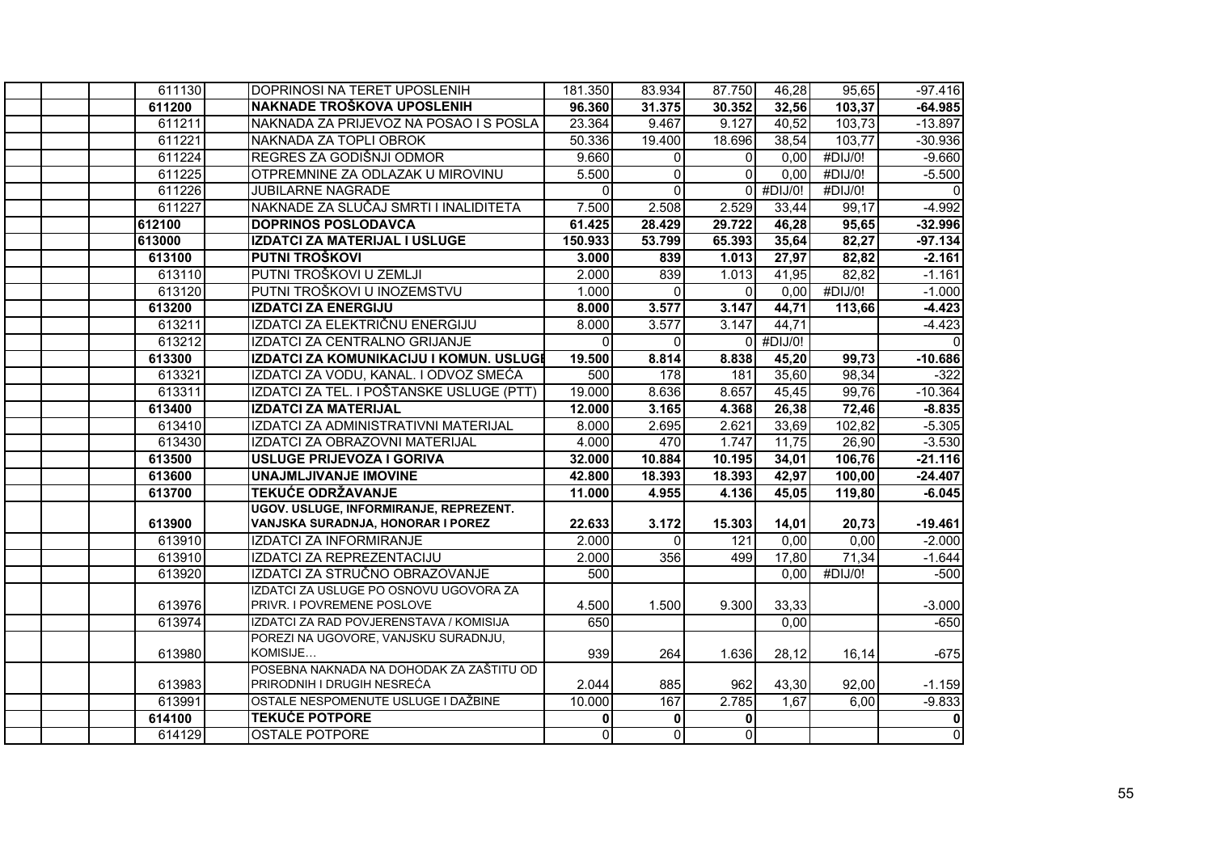| | | | | | | | | | |
|---|---|---|---|---|---|---|---|---|---|
| | | 611130 | DOPRINOSI NA TERET UPOSLENIH | 181.350 | 83.934 | 87.750 | 46,28 | 95,65 | -97.416 |
| | | **611200** | **NAKNADE TROŠKOVA UPOSLENIH** | **96.360** | **31.375** | **30.352** | **32,56** | **103,37** | **-64.985** |
| | | 611211 | NAKNADA ZA PRIJEVOZ NA POSAO I S POSLA | 23.364 | 9.467 | 9.127 | 40,52 | 103,73 | -13.897 |
| | | 611221 | NAKNADA ZA TOPLI OBROK | 50.336 | 19.400 | 18.696 | 38,54 | 103,77 | -30.936 |
| | | 611224 | REGRES ZA GODIŠNJI ODMOR | 9.660 | 0 | 0 | 0,00 | #DIJ/0! | -9.660 |
| | | 611225 | OTPREMNINE ZA ODLAZAK U MIROVINU | 5.500 | 0 | 0 | 0,00 | #DIJ/0! | -5.500 |
| | | 611226 | JUBILARNE NAGRADE | 0 | 0 | 0 | #DIJ/0! | #DIJ/0! | 0 |
| | | 611227 | NAKNADE ZA SLUČAJ SMRTI I INALIDITETA | 7.500 | 2.508 | 2.529 | 33,44 | 99,17 | -4.992 |
| | | **612100** | **DOPRINOS POSLODAVCA** | **61.425** | **28.429** | **29.722** | **46,28** | **95,65** | **-32.996** |
| | | **613000** | **IZDATCI ZA MATERIJAL I USLUGE** | **150.933** | **53.799** | **65.393** | **35,64** | **82,27** | **-97.134** |
| | | **613100** | **PUTNI TROŠKOVI** | **3.000** | **839** | **1.013** | **27,97** | **82,82** | **-2.161** |
| | | 613110 | PUTNI TROŠKOVI U ZEMLJI | 2.000 | 839 | 1.013 | 41,95 | 82,82 | -1.161 |
| | | 613120 | PUTNI TROŠKOVI U INOZEMSTVU | 1.000 | 0 | 0 | 0,00 | #DIJ/0! | -1.000 |
| | | **613200** | **IZDATCI ZA ENERGIJU** | **8.000** | **3.577** | **3.147** | **44,71** | **113,66** | **-4.423** |
| | | 613211 | IZDATCI ZA ELEKTRIČNU ENERGIJU | 8.000 | 3.577 | 3.147 | 44,71 | | -4.423 |
| | | 613212 | IZDATCI ZA CENTRALNO GRIJANJE | 0 | 0 | 0 | #DIJ/0! | | 0 |
| | | **613300** | **IZDATCI ZA KOMUNIKACIJU I KOMUN. USLUGE** | **19.500** | **8.814** | **8.838** | **45,20** | **99,73** | **-10.686** |
| | | 613321 | IZDATCI ZA VODU, KANAL. I ODVOZ SMEĆA | 500 | 178 | 181 | 35,60 | 98,34 | -322 |
| | | 613311 | IZDATCI ZA TEL. I POŠTANSKE USLUGE (PTT) | 19.000 | 8.636 | 8.657 | 45,45 | 99,76 | -10.364 |
| | | **613400** | **IZDATCI ZA MATERIJAL** | **12.000** | **3.165** | **4.368** | **26,38** | **72,46** | **-8.835** |
| | | 613410 | IZDATCI ZA ADMINISTRATIVNI MATERIJAL | 8.000 | 2.695 | 2.621 | 33,69 | 102,82 | -5.305 |
| | | 613430 | IZDATCI ZA OBRAZOVNI MATERIJAL | 4.000 | 470 | 1.747 | 11,75 | 26,90 | -3.530 |
| | | **613500** | **USLUGE PRIJEVOZA I GORIVA** | **32.000** | **10.884** | **10.195** | **34,01** | **106,76** | **-21.116** |
| | | **613600** | **UNAJMLJIVANJE IMOVINE** | **42.800** | **18.393** | **18.393** | **42,97** | **100,00** | **-24.407** |
| | | **613700** | **TEKUĆE ODRŽAVANJE** | **11.000** | **4.955** | **4.136** | **45,05** | **119,80** | **-6.045** |
| | | **613900** | **UGOV. USLUGE, INFORMIRANJE, REPREZENT. VANJSKA SURADNJA, HONORAR I POREZ** | **22.633** | **3.172** | **15.303** | **14,01** | **20,73** | **-19.461** |
| | | 613910 | IZDATCI ZA INFORMIRANJE | 2.000 | 0 | 121 | 0,00 | 0,00 | -2.000 |
| | | 613910 | IZDATCI ZA REPREZENTACIJU | 2.000 | 356 | 499 | 17,80 | 71,34 | -1.644 |
| | | 613920 | IZDATCI ZA STRUČNO OBRAZOVANJE | 500 | | | 0,00 | #DIJ/0! | -500 |
| | | 613976 | IZDATCI ZA USLUGE PO OSNOVU UGOVORA ZA PRIVR. I POVREMENE POSLOVE | 4.500 | 1.500 | 9.300 | 33,33 | | -3.000 |
| | | 613974 | IZDATCI ZA RAD POVJERENSTAVA / KOMISIJA | 650 | | | 0,00 | | -650 |
| | | 613980 | POREZI NA UGOVORE, VANJSKU SURADNJU, KOMISIJE… | 939 | 264 | 1.636 | 28,12 | 16,14 | -675 |
| | | 613983 | POSEBNA NAKNADA NA DOHODAK ZA ZAŠTITU OD PRIRODNIH I DRUGIH NESREĆA | 2.044 | 885 | 962 | 43,30 | 92,00 | -1.159 |
| | | 613991 | OSTALE NESPOMENUTE USLUGE I DAŽBINE | 10.000 | 167 | 2.785 | 1,67 | 6,00 | -9.833 |
| | | **614100** | **TEKUĆE POTPORE** | **0** | **0** | **0** | | | **0** |
| | | 614129 | OSTALE POTPORE | 0 | 0 | 0 | | | 0 |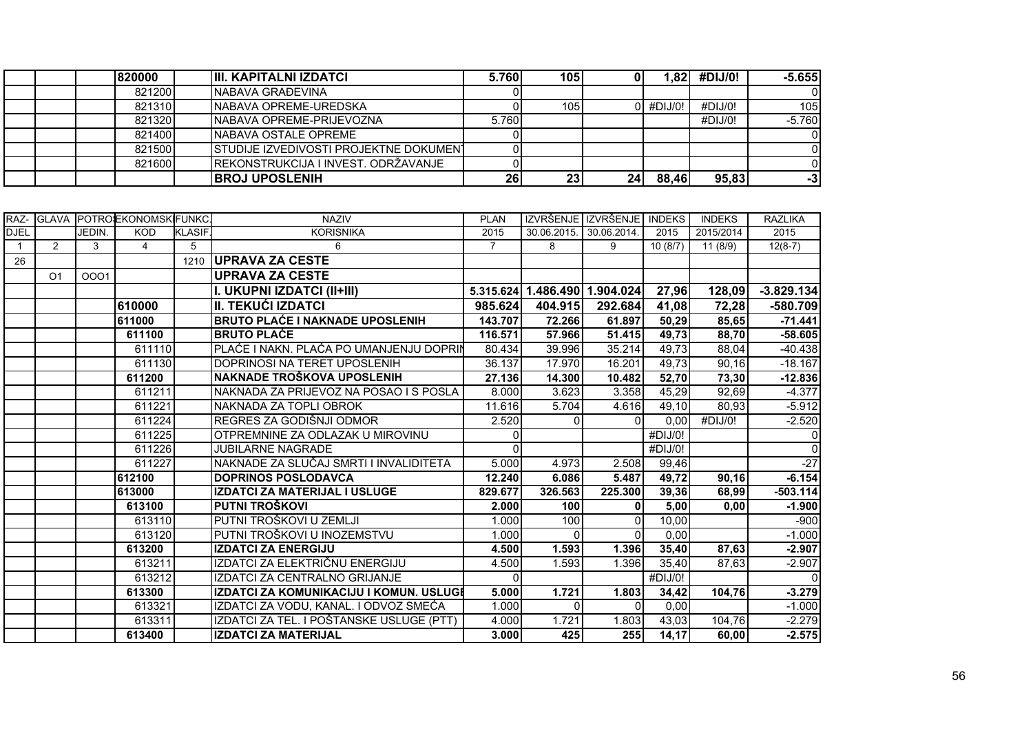| | | | 820000 | | III. KAPITALNI IZDATCI | 5.760 | 105 | 0 | 1,82 | #DIJ/0! | -5.655 |
|---|---|---|---|---|---|---|---|---|---|---|---|
| | | | 821200 | | NABAVA GRAĐEVINA | 0 | | | | | 0 |
| | | | 821310 | | NABAVA OPREME-UREDSKA | 0 | 105 | 0 | #DIJ/0! | #DIJ/0! | 105 |
| | | | 821320 | | NABAVA OPREME-PRIJEVOZNA | 5.760 | | | | #DIJ/0! | -5.760 |
| | | | 821400 | | NABAVA OSTALE OPREME | 0 | | | | | 0 |
| | | | 821500 | | STUDIJE IZVEDIVOSTI PROJEKTNE DOKUMENT | 0 | | | | | 0 |
| | | | 821600 | | REKONSTRUKCIJA I INVEST. ODRŽAVANJE | 0 | | | | | 0 |
| | | | | | BROJ UPOSLENIH | 26 | 23 | 24 | 88,46 | 95,83 | -3 |

| RAZ-DJEL | GLAVA | POTROŠ. JEDIN. | EKONOMSKI KOD | FUNKC. KLASIF. | NAZIV KORISNIKA | PLAN 2015 | IZVRŠENJE 30.06.2015. | IZVRŠENJE 30.06.2014. | INDEKS 2015 | INDEKS 2015/2014 | RAZLIKA 2015 |
|---|---|---|---|---|---|---|---|---|---|---|---|
| 1 | 2 | 3 | 4 | 5 | 6 | 7 | 8 | 9 | 10 (8/7) | 11 (8/9) | 12(8-7) |
| 26 | | | | 1210 | **UPRAVA ZA CESTE** | | | | | | |
| | O1 | OOO1 | | | **UPRAVA ZA CESTE** | | | | | | |
| | | | | | **I. UKUPNI IZDATCI (II+III)** | **5.315.624** | **1.486.490** | **1.904.024** | **27,96** | **128,09** | **-3.829.134** |
| | | | **610000** | | **II. TEKUĆI IZDATCI** | **985.624** | **404.915** | **292.684** | **41,08** | **72,28** | **-580.709** |
| | | | **611000** | | **BRUTO PLAĆE I NAKNADE UPOSLENIH** | **143.707** | **72.266** | **61.897** | **50,29** | **85,65** | **-71.441** |
| | | | **611100** | | **BRUTO PLAĆE** | **116.571** | **57.966** | **51.415** | **49,73** | **88,70** | **-58.605** |
| | | | 611110 | | PLAĆE I NAKN. PLAĆA PO UMANJENJU DOPRIN | 80.434 | 39.996 | 35.214 | 49,73 | 88,04 | -40.438 |
| | | | 611130 | | DOPRINOSI NA TERET UPOSLENIH | 36.137 | 17.970 | 16.201 | 49,73 | 90,16 | -18.167 |
| | | | **611200** | | **NAKNADE TROŠKOVA UPOSLENIH** | **27.136** | **14.300** | **10.482** | **52,70** | **73,30** | **-12.836** |
| | | | 611211 | | NAKNADA ZA PRIJEVOZ NA POSAO I S POSLA | 8.000 | 3.623 | 3.358 | 45,29 | 92,69 | -4.377 |
| | | | 611221 | | NAKNADA ZA TOPLI OBROK | 11.616 | 5.704 | 4.616 | 49,10 | 80,93 | -5.912 |
| | | | 611224 | | REGRES ZA GODIŠNJI ODMOR | 2.520 | 0 | 0 | 0,00 | #DIJ/0! | -2.520 |
| | | | 611225 | | OTPREMNINE ZA ODLAZAK U MIROVINU | 0 | | | #DIJ/0! | | 0 |
| | | | 611226 | | JUBILARNE NAGRADE | 0 | | | #DIJ/0! | | 0 |
| | | | 611227 | | NAKNADE ZA SLUČAJ SMRTI I INVALIDITETA | 5.000 | 4.973 | 2.508 | 99,46 | | -27 |
| | | | **612100** | | **DOPRINOS POSLODAVCA** | **12.240** | **6.086** | **5.487** | **49,72** | **90,16** | **-6.154** |
| | | | **613000** | | **IZDATCI ZA MATERIJAL I USLUGE** | **829.677** | **326.563** | **225.300** | **39,36** | **68,99** | **-503.114** |
| | | | **613100** | | **PUTNI TROŠKOVI** | **2.000** | **100** | **0** | **5,00** | **0,00** | **-1.900** |
| | | | 613110 | | PUTNI TROŠKOVI U ZEMLJI | 1.000 | 100 | 0 | 10,00 | | -900 |
| | | | 613120 | | PUTNI TROŠKOVI U INOZEMSTVU | 1.000 | 0 | 0 | 0,00 | | -1.000 |
| | | | **613200** | | **IZDATCI ZA ENERGIJU** | **4.500** | **1.593** | **1.396** | **35,40** | **87,63** | **-2.907** |
| | | | 613211 | | IZDATCI ZA ELEKTRIČNU ENERGIJU | 4.500 | 1.593 | 1.396 | 35,40 | 87,63 | -2.907 |
| | | | 613212 | | IZDATCI ZA CENTRALNO GRIJANJE | 0 | | | #DIJ/0! | | 0 |
| | | | **613300** | | **IZDATCI ZA KOMUNIKACIJU I KOMUN. USLUGE** | **5.000** | **1.721** | **1.803** | **34,42** | **104,76** | **-3.279** |
| | | | 613321 | | IZDATCI ZA VODU, KANAL. I ODVOZ SMEĆA | 1.000 | 0 | 0 | 0,00 | | -1.000 |
| | | | 613311 | | IZDATCI ZA TEL. I POŠTANSKE USLUGE (PTT) | 4.000 | 1.721 | 1.803 | 43,03 | 104,76 | -2.279 |
| | | | **613400** | | **IZDATCI ZA MATERIJAL** | **3.000** | **425** | **255** | **14,17** | **60,00** | **-2.575** |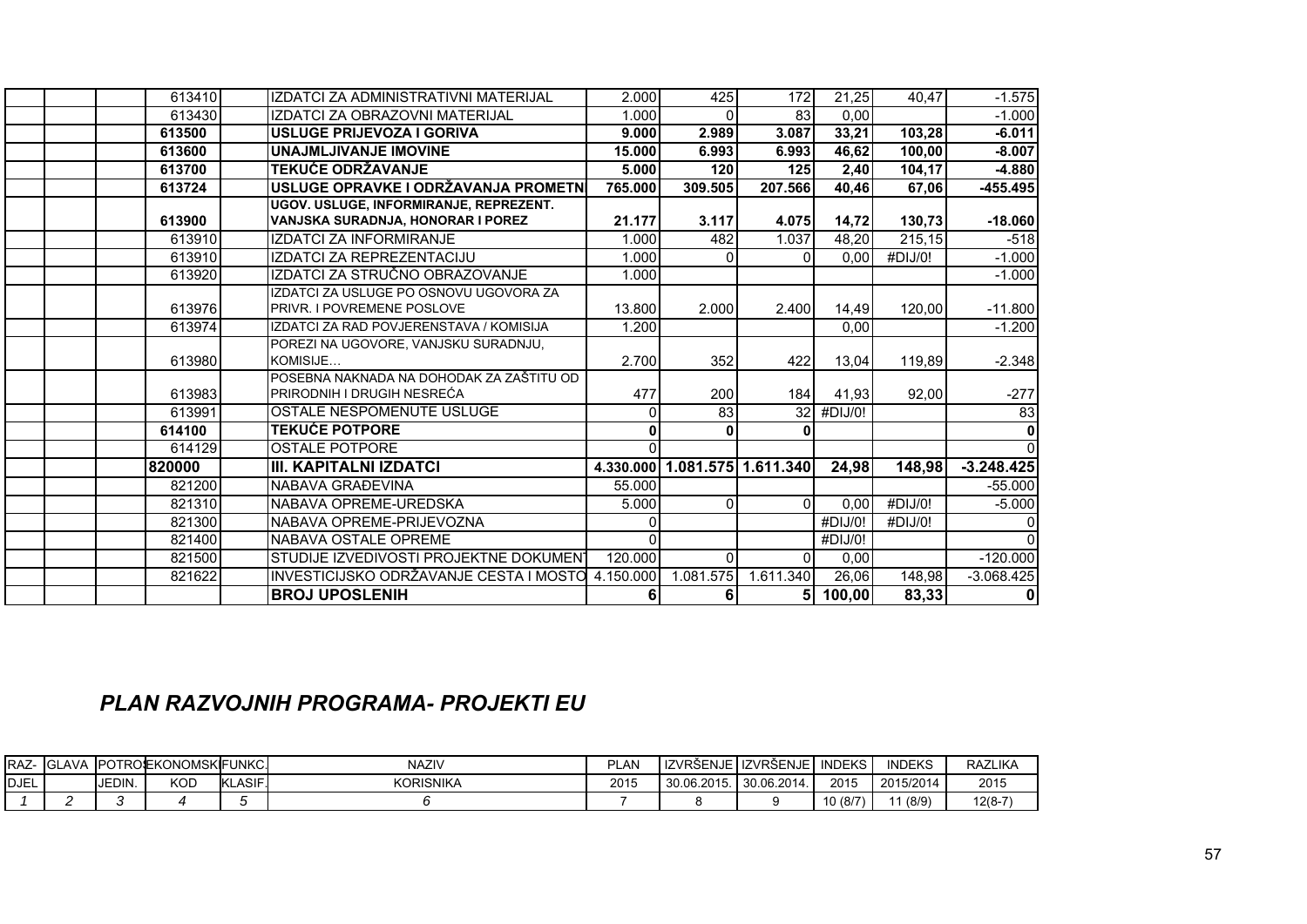| | | | | | | | | | | | |
|---|---|---|---|---|---|---|---|---|---|---|---|
| | | | 613410 | | IZDATCI ZA ADMINISTRATIVNI MATERIJAL | 2.000 | 425 | 172 | 21,25 | 40,47 | -1.575 |
| | | | 613430 | | IZDATCI ZA OBRAZOVNI MATERIJAL | 1.000 | 0 | 83 | 0,00 | | -1.000 |
| | | | **613500** | | **USLUGE PRIJEVOZA I GORIVA** | **9.000** | **2.989** | **3.087** | **33,21** | **103,28** | **-6.011** |
| | | | **613600** | | **UNAJMLJIVANJE IMOVINE** | **15.000** | **6.993** | **6.993** | **46,62** | **100,00** | **-8.007** |
| | | | **613700** | | **TEKUĆE ODRŽAVANJE** | **5.000** | **120** | **125** | **2,40** | **104,17** | **-4.880** |
| | | | **613724** | | **USLUGE OPRAVKE I ODRŽAVANJA PROMETN** | **765.000** | **309.505** | **207.566** | **40,46** | **67,06** | **-455.495** |
| | | | **613900** | | **UGOV. USLUGE, INFORMIRANJE, REPREZENT. VANJSKA SURADNJA, HONORAR I POREZ** | **21.177** | **3.117** | **4.075** | **14,72** | **130,73** | **-18.060** |
| | | | 613910 | | IZDATCI ZA INFORMIRANJE | 1.000 | 482 | 1.037 | 48,20 | 215,15 | -518 |
| | | | 613910 | | IZDATCI ZA REPREZENTACIJU | 1.000 | 0 | 0 | 0,00 | #DIJ/0! | -1.000 |
| | | | 613920 | | IZDATCI ZA STRUČNO OBRAZOVANJE | 1.000 | | | | | -1.000 |
| | | | 613976 | | IZDATCI ZA USLUGE PO OSNOVU UGOVORA ZA PRIVR. I POVREMENE POSLOVE | 13.800 | 2.000 | 2.400 | 14,49 | 120,00 | -11.800 |
| | | | 613974 | | IZDATCI ZA RAD POVJERENSTAVA / KOMISIJA | 1.200 | | | 0,00 | | -1.200 |
| | | | 613980 | | POREZI NA UGOVORE, VANJSKU SURADNJU, KOMISIJE… | 2.700 | 352 | 422 | 13,04 | 119,89 | -2.348 |
| | | | 613983 | | POSEBNA NAKNADA NA DOHODAK ZA ZAŠTITU OD PRIRODNIH I DRUGIH NESREĆA | 477 | 200 | 184 | 41,93 | 92,00 | -277 |
| | | | 613991 | | OSTALE NESPOMENUTE USLUGE | 0 | 83 | 32 | #DIJ/0! | | 83 |
| | | | **614100** | | **TEKUĆE POTPORE** | **0** | **0** | **0** | | | **0** |
| | | | 614129 | | OSTALE POTPORE | 0 | | | | | 0 |
| | | | **820000** | | **III. KAPITALNI IZDATCI** | **4.330.000** | **1.081.575** | **1.611.340** | **24,98** | **148,98** | **-3.248.425** |
| | | | 821200 | | NABAVA GRAĐEVINA | 55.000 | | | | | -55.000 |
| | | | 821310 | | NABAVA OPREME-UREDSKA | 5.000 | 0 | 0 | 0,00 | #DIJ/0! | -5.000 |
| | | | 821300 | | NABAVA OPREME-PRIJEVOZNA | 0 | | | #DIJ/0! | #DIJ/0! | 0 |
| | | | 821400 | | NABAVA OSTALE OPREME | 0 | | | #DIJ/0! | | 0 |
| | | | 821500 | | STUDIJE IZVEDIVOSTI PROJEKTNE DOKUMENT | 120.000 | 0 | 0 | 0,00 | | -120.000 |
| | | | 821622 | | INVESTICIJSKO ODRŽAVANJE CESTA I MOSTO | 4.150.000 | 1.081.575 | 1.611.340 | 26,06 | 148,98 | -3.068.425 |
| | | | | | **BROJ UPOSLENIH** | **6** | **6** | **5** | **100,00** | **83,33** | **0** |

## *PLAN RAZVOJNIH PROGRAMA- PROJEKTI EU*

| RAZ-DJEL | GLAVA | POTROŠ. JEDIN. | EKONOMSKI KOD | FUNKC. KLASIF. | NAZIV KORISNIKA | PLAN 2015 | IZVRŠENJE 30.06.2015. | IZVRŠENJE 30.06.2014. | INDEKS 2015 | INDEKS 2015/2014 | RAZLIKA 2015 |
|---|---|---|---|---|---|---|---|---|---|---|---|
| *1* | *2* | *3* | *4* | *5* | *6* | 7 | 8 | 9 | 10 (8/7) | 11 (8/9) | 12(8-7) |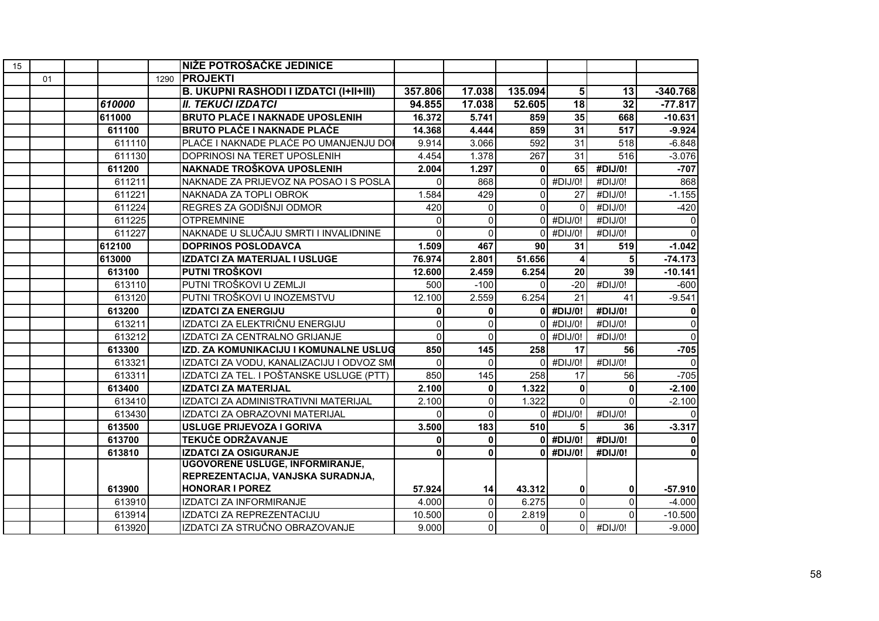| | | | | | | | | | | |
|---|---|---|---|---|---|---|---|---|---|---|
| 15 | | | | **NIŽE POTROŠAČKE JEDINICE** | | | | | | |
| | 01 | | 1290 | **PROJEKTI** | | | | | | |
| | | | | **B. UKUPNI RASHODI I IZDATCI (I+II+III)** | **357.806** | **17.038** | **135.094** | **5** | **13** | **-340.768** |
| | | ***610000*** | | ***II. TEKUĆI IZDATCI*** | **94.855** | **17.038** | **52.605** | **18** | **32** | **-77.817** |
| | | **611000** | | **BRUTO PLAĆE I NAKNADE UPOSLENIH** | **16.372** | **5.741** | **859** | **35** | **668** | **-10.631** |
| | | **611100** | | **BRUTO PLAĆE I NAKNADE PLAĆE** | **14.368** | **4.444** | **859** | **31** | **517** | **-9.924** |
| | | 611110 | | PLAĆE I NAKNADE PLAĆE PO UMANJENJU DO | 9.914 | 3.066 | 592 | 31 | 518 | -6.848 |
| | | 611130 | | DOPRINOSI NA TERET UPOSLENIH | 4.454 | 1.378 | 267 | 31 | 516 | -3.076 |
| | | **611200** | | **NAKNADE TROŠKOVA UPOSLENIH** | **2.004** | **1.297** | **0** | **65** | **#DIJ/0!** | **-707** |
| | | 611211 | | NAKNADE ZA PRIJEVOZ NA POSAO I S POSLA | 0 | 868 | 0 | #DIJ/0! | #DIJ/0! | 868 |
| | | 611221 | | NAKNADA ZA TOPLI OBROK | 1.584 | 429 | 0 | 27 | #DIJ/0! | -1.155 |
| | | 611224 | | REGRES ZA GODIŠNJI ODMOR | 420 | 0 | 0 | 0 | #DIJ/0! | -420 |
| | | 611225 | | OTPREMNINE | 0 | 0 | 0 | #DIJ/0! | #DIJ/0! | 0 |
| | | 611227 | | NAKNADE U SLUČAJU SMRTI I INVALIDNINE | 0 | 0 | 0 | #DIJ/0! | #DIJ/0! | 0 |
| | | **612100** | | **DOPRINOS POSLODAVCA** | **1.509** | **467** | **90** | **31** | **519** | **-1.042** |
| | | **613000** | | **IZDATCI ZA MATERIJAL I USLUGE** | **76.974** | **2.801** | **51.656** | **4** | **5** | **-74.173** |
| | | **613100** | | **PUTNI TROŠKOVI** | **12.600** | **2.459** | **6.254** | **20** | **39** | **-10.141** |
| | | 613110 | | PUTNI TROŠKOVI U ZEMLJI | 500 | -100 | 0 | -20 | #DIJ/0! | -600 |
| | | 613120 | | PUTNI TROŠKOVI U INOZEMSTVU | 12.100 | 2.559 | 6.254 | 21 | 41 | -9.541 |
| | | **613200** | | **IZDATCI ZA ENERGIJU** | **0** | **0** | **0** | **#DIJ/0!** | **#DIJ/0!** | **0** |
| | | 613211 | | IZDATCI ZA ELEKTRIČNU ENERGIJU | 0 | 0 | 0 | #DIJ/0! | #DIJ/0! | 0 |
| | | 613212 | | IZDATCI ZA CENTRALNO GRIJANJE | 0 | 0 | 0 | #DIJ/0! | #DIJ/0! | 0 |
| | | **613300** | | **IZD. ZA KOMUNIKACIJU I KOMUNALNE USLUG** | **850** | **145** | **258** | **17** | **56** | **-705** |
| | | 613321 | | IZDATCI ZA VODU, KANALIZACIJU I ODVOZ SM | 0 | 0 | 0 | #DIJ/0! | #DIJ/0! | 0 |
| | | 613311 | | IZDATCI ZA TEL. I POŠTANSKE USLUGE (PTT) | 850 | 145 | 258 | 17 | 56 | -705 |
| | | **613400** | | **IZDATCI ZA MATERIJAL** | **2.100** | **0** | **1.322** | **0** | **0** | **-2.100** |
| | | 613410 | | IZDATCI ZA ADMINISTRATIVNI MATERIJAL | 2.100 | 0 | 1.322 | 0 | 0 | -2.100 |
| | | 613430 | | IZDATCI ZA OBRAZOVNI MATERIJAL | 0 | 0 | 0 | #DIJ/0! | #DIJ/0! | 0 |
| | | **613500** | | **USLUGE PRIJEVOZA I GORIVA** | **3.500** | **183** | **510** | **5** | **36** | **-3.317** |
| | | **613700** | | **TEKUĆE ODRŽAVANJE** | **0** | **0** | **0** | **#DIJ/0!** | **#DIJ/0!** | **0** |
| | | **613810** | | **IZDATCI ZA OSIGURANJE** | **0** | **0** | **0** | **#DIJ/0!** | **#DIJ/0!** | **0** |
| | | **613900** | | **UGOVORENE USLUGE, INFORMIRANJE, REPREZENTACIJA, VANJSKA SURADNJA, HONORAR I POREZ** | **57.924** | **14** | **43.312** | **0** | **0** | **-57.910** |
| | | 613910 | | IZDATCI ZA INFORMIRANJE | 4.000 | 0 | 6.275 | 0 | 0 | -4.000 |
| | | 613914 | | IZDATCI ZA REPREZENTACIJU | 10.500 | 0 | 2.819 | 0 | 0 | -10.500 |
| | | 613920 | | IZDATCI ZA STRUČNO OBRAZOVANJE | 9.000 | 0 | 0 | 0 | #DIJ/0! | -9.000 |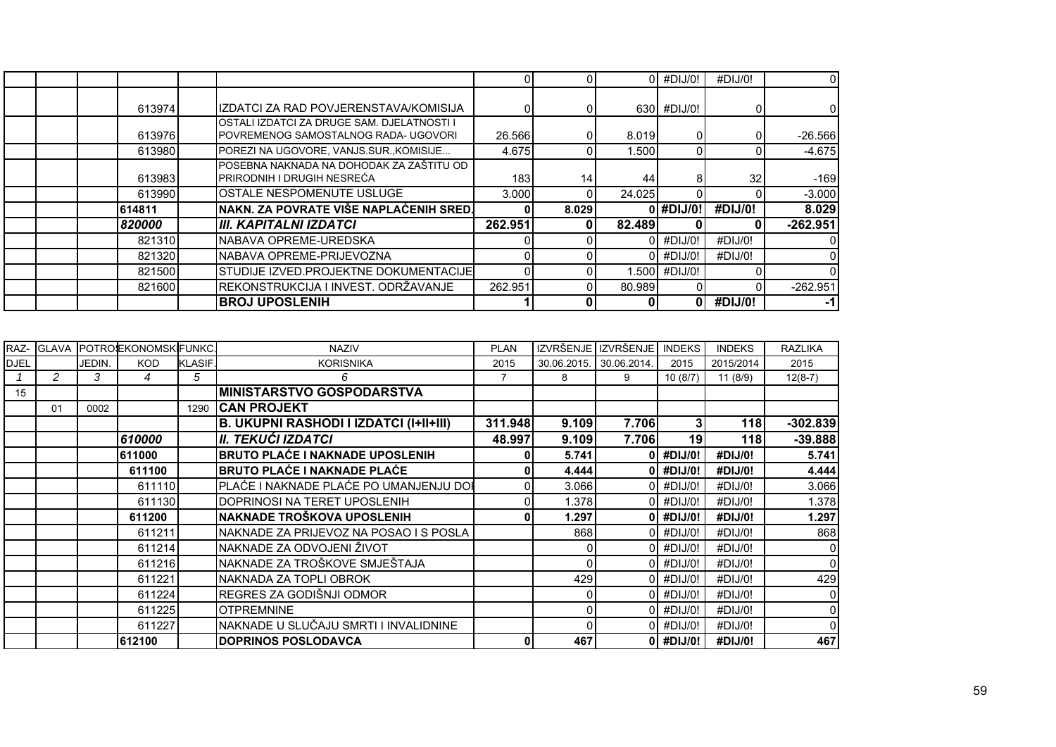| | | | | | | | | | | | |
|---|---|---|---|---|---|---|---|---|---|---|---|
| | | | | | | 0 | 0 | 0 | #DIJ/0! | #DIJ/0! | 0 |
| | | | 613974 | | IZDATCI ZA RAD POVJERENSTAVA/KOMISIJA | 0 | 0 | 630 | #DIJ/0! | 0 | 0 |
| | | | 613976 | | OSTALI IZDATCI ZA DRUGE SAM. DJELATNOSTI I POVREMENOG SAMOSTALNOG RADA- UGOVORI | 26.566 | 0 | 8.019 | 0 | 0 | -26.566 |
| | | | 613980 | | POREZI NA UGOVORE, VANJS.SUR.,KOMISIJE... | 4.675 | 0 | 1.500 | 0 | 0 | -4.675 |
| | | | 613983 | | POSEBNA NAKNADA NA DOHODAK ZA ZAŠTITU OD PRIRODNIH I DRUGIH NESREĆA | 183 | 14 | 44 | 8 | 32 | -169 |
| | | | 613990 | | OSTALE NESPOMENUTE USLUGE | 3.000 | 0 | 24.025 | 0 | 0 | -3.000 |
| | | | **614811** | | **NAKN. ZA POVRATE VIŠE NAPLAĆENIH SRED.** | **0** | **8.029** | **0** | **#DIJ/0!** | **#DIJ/0!** | **8.029** |
| | | | ***820000*** | | ***III. KAPITALNI IZDATCI*** | **262.951** | **0** | **82.489** | **0** | **0** | **-262.951** |
| | | | 821310 | | NABAVA OPREME-UREDSKA | 0 | 0 | 0 | #DIJ/0! | #DIJ/0! | 0 |
| | | | 821320 | | NABAVA OPREME-PRIJEVOZNA | 0 | 0 | 0 | #DIJ/0! | #DIJ/0! | 0 |
| | | | 821500 | | STUDIJE IZVED.PROJEKTNE DOKUMENTACIJE | 0 | 0 | 1.500 | #DIJ/0! | 0 | 0 |
| | | | 821600 | | REKONSTRUKCIJA I INVEST. ODRŽAVANJE | 262.951 | 0 | 80.989 | 0 | 0 | -262.951 |
| | | | | | **BROJ UPOSLENIH** | **1** | **0** | **0** | **0** | **#DIJ/0!** | **-1** |

| RAZ-DJEL | GLAVA | POTROŠ. JEDIN. | EKONOMSKI KOD | FUNKC. KLASIF. | NAZIV KORISNIKA | PLAN 2015 | IZVRŠENJE 30.06.2015. | IZVRŠENJE 30.06.2014. | INDEKS 2015 | INDEKS 2015/2014 | RAZLIKA 2015 |
|---|---|---|---|---|---|---|---|---|---|---|---|
| *1* | *2* | *3* | *4* | *5* | *6* | 7 | 8 | 9 | 10 (8/7) | 11 (8/9) | 12(8-7) |
| 15 | | | | | **MINISTARSTVO GOSPODARSTVA** | | | | | | |
| | 01 | 0002 | | 1290 | **CAN PROJEKT** | | | | | | |
| | | | | | **B. UKUPNI RASHODI I IZDATCI (I+II+III)** | **311.948** | **9.109** | **7.706** | **3** | **118** | **-302.839** |
| | | | ***610000*** | | ***II. TEKUĆI IZDATCI*** | **48.997** | **9.109** | **7.706** | **19** | **118** | **-39.888** |
| | | | **611000** | | **BRUTO PLAĆE I NAKNADE UPOSLENIH** | **0** | **5.741** | **0** | **#DIJ/0!** | **#DIJ/0!** | **5.741** |
| | | | **611100** | | **BRUTO PLAĆE I NAKNADE PLAĆE** | **0** | **4.444** | **0** | **#DIJ/0!** | **#DIJ/0!** | **4.444** |
| | | | 611110 | | PLAĆE I NAKNADE PLAĆE PO UMANJENJU DO | 0 | 3.066 | 0 | #DIJ/0! | #DIJ/0! | 3.066 |
| | | | 611130 | | DOPRINOSI NA TERET UPOSLENIH | 0 | 1.378 | 0 | #DIJ/0! | #DIJ/0! | 1.378 |
| | | | **611200** | | **NAKNADE TROŠKOVA UPOSLENIH** | **0** | **1.297** | **0** | **#DIJ/0!** | **#DIJ/0!** | **1.297** |
| | | | 611211 | | NAKNADE ZA PRIJEVOZ NA POSAO I S POSLA | | 868 | 0 | #DIJ/0! | #DIJ/0! | 868 |
| | | | 611214 | | NAKNADE ZA ODVOJENI ŽIVOT | | 0 | 0 | #DIJ/0! | #DIJ/0! | 0 |
| | | | 611216 | | NAKNADE ZA TROŠKOVE SMJEŠTAJA | | 0 | 0 | #DIJ/0! | #DIJ/0! | 0 |
| | | | 611221 | | NAKNADA ZA TOPLI OBROK | | 429 | 0 | #DIJ/0! | #DIJ/0! | 429 |
| | | | 611224 | | REGRES ZA GODIŠNJI ODMOR | | 0 | 0 | #DIJ/0! | #DIJ/0! | 0 |
| | | | 611225 | | OTPREMNINE | | 0 | 0 | #DIJ/0! | #DIJ/0! | 0 |
| | | | 611227 | | NAKNADE U SLUČAJU SMRTI I INVALIDNINE | | 0 | 0 | #DIJ/0! | #DIJ/0! | 0 |
| | | | **612100** | | **DOPRINOS POSLODAVCA** | **0** | **467** | **0** | **#DIJ/0!** | **#DIJ/0!** | **467** |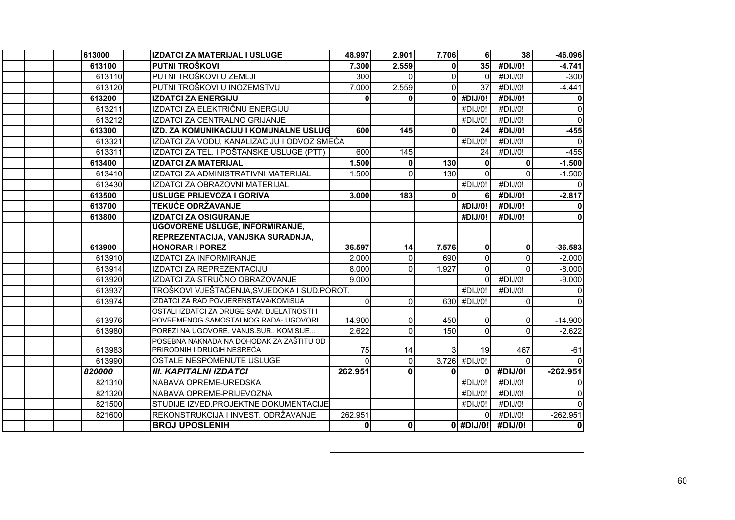| | | | | | | | | | | |
|---|---|---|---|---|---|---|---|---|---|---|
| | | 613000 | | **IZDATCI ZA MATERIJAL I USLUGE** | **48.997** | **2.901** | **7.706** | **6** | **38** | **-46.096** |
| | | **613100** | | **PUTNI TROŠKOVI** | **7.300** | **2.559** | **0** | **35** | **#DIJ/0!** | **-4.741** |
| | | 613110 | | PUTNI TROŠKOVI U ZEMLJI | 300 | 0 | 0 | 0 | #DIJ/0! | -300 |
| | | 613120 | | PUTNI TROŠKOVI U INOZEMSTVU | 7.000 | 2.559 | 0 | 37 | #DIJ/0! | -4.441 |
| | | **613200** | | **IZDATCI ZA ENERGIJU** | **0** | **0** | **0** | **#DIJ/0!** | **#DIJ/0!** | **0** |
| | | 613211 | | IZDATCI ZA ELEKTRIČNU ENERGIJU | | | | #DIJ/0! | #DIJ/0! | 0 |
| | | 613212 | | IZDATCI ZA CENTRALNO GRIJANJE | | | | #DIJ/0! | #DIJ/0! | 0 |
| | | **613300** | | **IZD. ZA KOMUNIKACIJU I KOMUNALNE USLUG** | **600** | **145** | **0** | **24** | **#DIJ/0!** | **-455** |
| | | 613321 | | IZDATCI ZA VODU, KANALIZACIJU I ODVOZ SMEĆA | | | | #DIJ/0! | #DIJ/0! | 0 |
| | | 613311 | | IZDATCI ZA TEL. I POŠTANSKE USLUGE (PTT) | 600 | 145 | | 24 | #DIJ/0! | -455 |
| | | **613400** | | **IZDATCI ZA MATERIJAL** | **1.500** | **0** | **130** | **0** | **0** | **-1.500** |
| | | 613410 | | IZDATCI ZA ADMINISTRATIVNI MATERIJAL | 1.500 | 0 | 130 | 0 | 0 | -1.500 |
| | | 613430 | | IZDATCI ZA OBRAZOVNI MATERIJAL | | | | #DIJ/0! | #DIJ/0! | 0 |
| | | **613500** | | **USLUGE PRIJEVOZA I GORIVA** | **3.000** | **183** | **0** | **6** | **#DIJ/0!** | **-2.817** |
| | | **613700** | | **TEKUĆE ODRŽAVANJE** | | | | **#DIJ/0!** | **#DIJ/0!** | **0** |
| | | **613800** | | **IZDATCI ZA OSIGURANJE** | | | | **#DIJ/0!** | **#DIJ/0!** | **0** |
| | | **613900** | | **UGOVORENE USLUGE, INFORMIRANJE, REPREZENTACIJA, VANJSKA SURADNJA, HONORAR I POREZ** | **36.597** | **14** | **7.576** | **0** | **0** | **-36.583** |
| | | 613910 | | IZDATCI ZA INFORMIRANJE | 2.000 | 0 | 690 | 0 | 0 | -2.000 |
| | | 613914 | | IZDATCI ZA REPREZENTACIJU | 8.000 | 0 | 1.927 | 0 | 0 | -8.000 |
| | | 613920 | | IZDATCI ZA STRUČNO OBRAZOVANJE | 9.000 | | | 0 | #DIJ/0! | -9.000 |
| | | 613937 | | TROŠKOVI VJEŠTAČENJA,SVJEDOKA I SUD.POROT. | | | | #DIJ/0! | #DIJ/0! | 0 |
| | | 613974 | | IZDATCI ZA RAD POVJERENSTAVA/KOMISIJA | 0 | 0 | 630 | #DIJ/0! | 0 | 0 |
| | | 613976 | | OSTALI IZDATCI ZA DRUGE SAM. DJELATNOSTI I POVREMENOG SAMOSTALNOG RADA- UGOVORI | 14.900 | 0 | 450 | 0 | 0 | -14.900 |
| | | 613980 | | POREZI NA UGOVORE, VANJS.SUR., KOMISIJE... | 2.622 | 0 | 150 | 0 | 0 | -2.622 |
| | | 613983 | | POSEBNA NAKNADA NA DOHODAK ZA ZAŠTITU OD PRIRODNIH I DRUGIH NESREĆA | 75 | 14 | 3 | 19 | 467 | -61 |
| | | 613990 | | OSTALE NESPOMENUTE USLUGE | 0 | 0 | 3.726 | #DIJ/0! | 0 | 0 |
| | | ***820000*** | | ***III. KAPITALNI IZDATCI*** | **262.951** | **0** | **0** | **0** | **#DIJ/0!** | **-262.951** |
| | | 821310 | | NABAVA OPREME-UREDSKA | | | | #DIJ/0! | #DIJ/0! | 0 |
| | | 821320 | | NABAVA OPREME-PRIJEVOZNA | | | | #DIJ/0! | #DIJ/0! | 0 |
| | | 821500 | | STUDIJE IZVED.PROJEKTNE DOKUMENTACIJE | | | | #DIJ/0! | #DIJ/0! | 0 |
| | | 821600 | | REKONSTRUKCIJA I INVEST. ODRŽAVANJE | 262.951 | | | 0 | #DIJ/0! | -262.951 |
| | | | | **BROJ UPOSLENIH** | **0** | **0** | **0** | **#DIJ/0!** | **#DIJ/0!** | **0** |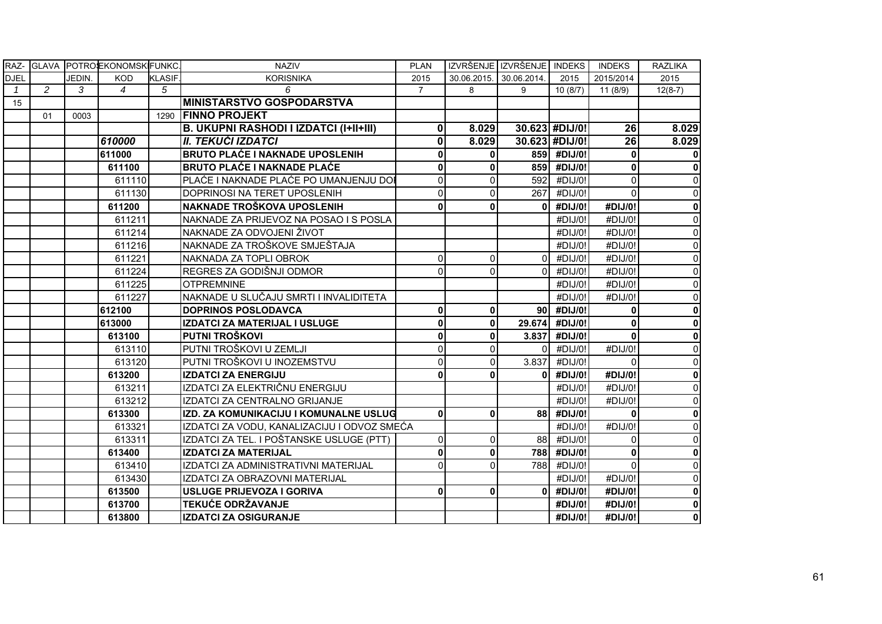| RAZ-DJEL | GLAVA | POTROŠ. JEDIN. | EKONOMSKI KOD | FUNKC. KLASIF. | NAZIV KORISNIKA | PLAN 2015 | IZVRŠENJE 30.06.2015. | IZVRŠENJE 30.06.2014. | INDEKS 2015 | INDEKS 2015/2014 | RAZLIKA 2015 |
|---|---|---|---|---|---|---|---|---|---|---|---|
| *1* | *2* | *3* | *4* | *5* | *6* | 7 | 8 | 9 | 10 (8/7) | 11 (8/9) | 12(8-7) |
| 15 | | | | | **MINISTARSTVO GOSPODARSTVA** | | | | | | |
| | 01 | 0003 | | 1290 | **FINNO PROJEKT** | | | | | | |
| | | | | | **B. UKUPNI RASHODI I IZDATCI (I+II+III)** | **0** | **8.029** | **30.623** | **#DIJ/0!** | **26** | **8.029** |
| | | | ***610000*** | | ***II. TEKUĆI IZDATCI*** | **0** | **8.029** | **30.623** | **#DIJ/0!** | **26** | **8.029** |
| | | | **611000** | | **BRUTO PLAĆE I NAKNADE UPOSLENIH** | **0** | **0** | **859** | **#DIJ/0!** | **0** | **0** |
| | | | **611100** | | **BRUTO PLAĆE I NAKNADE PLAĆE** | **0** | **0** | **859** | **#DIJ/0!** | **0** | **0** |
| | | | 611110 | | PLAĆE I NAKNADE PLAĆE PO UMANJENJU DOI | 0 | 0 | 592 | #DIJ/0! | 0 | 0 |
| | | | 611130 | | DOPRINOSI NA TERET UPOSLENIH | 0 | 0 | 267 | #DIJ/0! | 0 | 0 |
| | | | **611200** | | **NAKNADE TROŠKOVA UPOSLENIH** | **0** | **0** | **0** | **#DIJ/0!** | **#DIJ/0!** | **0** |
| | | | 611211 | | NAKNADE ZA PRIJEVOZ NA POSAO I S POSLA | | | | #DIJ/0! | #DIJ/0! | 0 |
| | | | 611214 | | NAKNADE ZA ODVOJENI ŽIVOT | | | | #DIJ/0! | #DIJ/0! | 0 |
| | | | 611216 | | NAKNADE ZA TROŠKOVE SMJEŠTAJA | | | | #DIJ/0! | #DIJ/0! | 0 |
| | | | 611221 | | NAKNADA ZA TOPLI OBROK | 0 | 0 | 0 | #DIJ/0! | #DIJ/0! | 0 |
| | | | 611224 | | REGRES ZA GODIŠNJI ODMOR | 0 | 0 | 0 | #DIJ/0! | #DIJ/0! | 0 |
| | | | 611225 | | OTPREMNINE | | | | #DIJ/0! | #DIJ/0! | 0 |
| | | | 611227 | | NAKNADE U SLUČAJU SMRTI I INVALIDITETA | | | | #DIJ/0! | #DIJ/0! | 0 |
| | | | **612100** | | **DOPRINOS POSLODAVCA** | **0** | **0** | **90** | **#DIJ/0!** | **0** | **0** |
| | | | **613000** | | **IZDATCI ZA MATERIJAL I USLUGE** | **0** | **0** | **29.674** | **#DIJ/0!** | **0** | **0** |
| | | | **613100** | | **PUTNI TROŠKOVI** | **0** | **0** | **3.837** | **#DIJ/0!** | **0** | **0** |
| | | | 613110 | | PUTNI TROŠKOVI U ZEMLJI | 0 | 0 | 0 | #DIJ/0! | #DIJ/0! | 0 |
| | | | 613120 | | PUTNI TROŠKOVI U INOZEMSTVU | 0 | 0 | 3.837 | #DIJ/0! | 0 | 0 |
| | | | **613200** | | **IZDATCI ZA ENERGIJU** | **0** | **0** | **0** | **#DIJ/0!** | **#DIJ/0!** | **0** |
| | | | 613211 | | IZDATCI ZA ELEKTRIČNU ENERGIJU | | | | #DIJ/0! | #DIJ/0! | 0 |
| | | | 613212 | | IZDATCI ZA CENTRALNO GRIJANJE | | | | #DIJ/0! | #DIJ/0! | 0 |
| | | | **613300** | | **IZD. ZA KOMUNIKACIJU I KOMUNALNE USLUG** | **0** | **0** | **88** | **#DIJ/0!** | **0** | **0** |
| | | | 613321 | | IZDATCI ZA VODU, KANALIZACIJU I ODVOZ SMEĆA | | | | #DIJ/0! | #DIJ/0! | 0 |
| | | | 613311 | | IZDATCI ZA TEL. I POŠTANSKE USLUGE (PTT) | 0 | 0 | 88 | #DIJ/0! | 0 | 0 |
| | | | **613400** | | **IZDATCI ZA MATERIJAL** | **0** | **0** | **788** | **#DIJ/0!** | **0** | **0** |
| | | | 613410 | | IZDATCI ZA ADMINISTRATIVNI MATERIJAL | 0 | 0 | 788 | #DIJ/0! | 0 | 0 |
| | | | 613430 | | IZDATCI ZA OBRAZOVNI MATERIJAL | | | | #DIJ/0! | #DIJ/0! | 0 |
| | | | **613500** | | **USLUGE PRIJEVOZA I GORIVA** | **0** | **0** | **0** | **#DIJ/0!** | **#DIJ/0!** | **0** |
| | | | **613700** | | **TEKUĆE ODRŽAVANJE** | | | | **#DIJ/0!** | **#DIJ/0!** | **0** |
| | | | **613800** | | **IZDATCI ZA OSIGURANJE** | | | | **#DIJ/0!** | **#DIJ/0!** | **0** |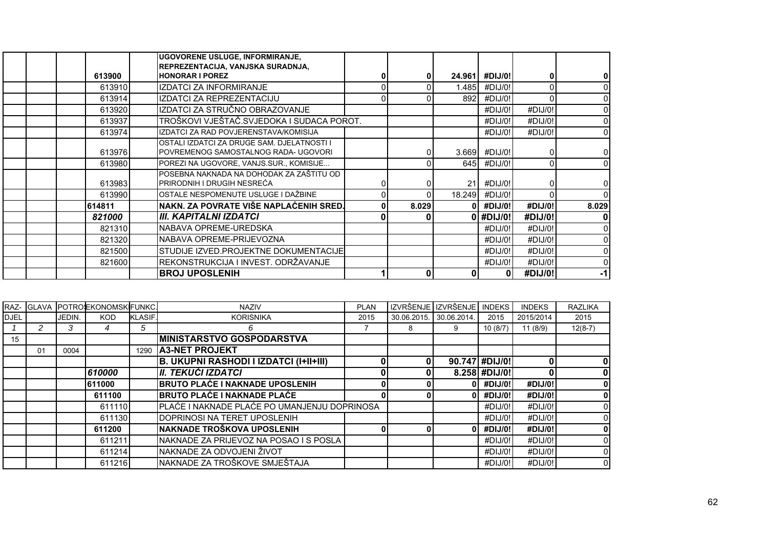| | | | | | | | | | | | |
|---|---|---|---|---|---|---|---|---|---|---|---|
| | | | **613900** | | **UGOVORENE USLUGE, INFORMIRANJE, REPREZENTACIJA, VANJSKA SURADNJA, HONORAR I POREZ** | **0** | **0** | **24.961** | **#DIJ/0!** | **0** | **0** |
| | | | 613910 | | IZDATCI ZA INFORMIRANJE | 0 | 0 | 1.485 | #DIJ/0! | 0 | 0 |
| | | | 613914 | | IZDATCI ZA REPREZENTACIJU | 0 | 0 | 892 | #DIJ/0! | 0 | 0 |
| | | | 613920 | | IZDATCI ZA STRUČNO OBRAZOVANJE | | | | #DIJ/0! | #DIJ/0! | 0 |
| | | | 613937 | | TROŠKOVI VJEŠTAČ.SVJEDOKA I SUDACA POROT. | | | | #DIJ/0! | #DIJ/0! | 0 |
| | | | 613974 | | IZDATCI ZA RAD POVJERENSTAVA/KOMISIJA | | | | #DIJ/0! | #DIJ/0! | 0 |
| | | | 613976 | | OSTALI IZDATCI ZA DRUGE SAM. DJELATNOSTI I POVREMENOG SAMOSTALNOG RADA- UGOVORI | | 0 | 3.669 | #DIJ/0! | 0 | 0 |
| | | | 613980 | | POREZI NA UGOVORE, VANJS.SUR., KOMISIJE... | | 0 | 645 | #DIJ/0! | 0 | 0 |
| | | | 613983 | | POSEBNA NAKNADA NA DOHODAK ZA ZAŠTITU OD PRIRODNIH I DRUGIH NESREĆA | 0 | 0 | 21 | #DIJ/0! | 0 | 0 |
| | | | 613990 | | OSTALE NESPOMENUTE USLUGE I DAŽBINE | 0 | 0 | 18.249 | #DIJ/0! | 0 | 0 |
| | | | **614811** | | **NAKN. ZA POVRATE VIŠE NAPLAĆENIH SRED.** | **0** | **8.029** | **0** | **#DIJ/0!** | **#DIJ/0!** | **8.029** |
| | | | ***821000*** | | ***III. KAPITALNI IZDATCI*** | **0** | **0** | **0** | **#DIJ/0!** | **#DIJ/0!** | **0** |
| | | | 821310 | | NABAVA OPREME-UREDSKA | | | | #DIJ/0! | #DIJ/0! | 0 |
| | | | 821320 | | NABAVA OPREME-PRIJEVOZNA | | | | #DIJ/0! | #DIJ/0! | 0 |
| | | | 821500 | | STUDIJE IZVED.PROJEKTNE DOKUMENTACIJE | | | | #DIJ/0! | #DIJ/0! | 0 |
| | | | 821600 | | REKONSTRUKCIJA I INVEST. ODRŽAVANJE | | | | #DIJ/0! | #DIJ/0! | 0 |
| | | | | | **BROJ UPOSLENIH** | **1** | **0** | **0** | **0** | **#DIJ/0!** | **-1** |

| RAZ-DJEL | GLAVA | POTROŠ. JEDIN. | EKONOMSKI KOD | FUNKC. KLASIF. | NAZIV KORISNIKA | PLAN 2015 | IZVRŠENJE 30.06.2015. | IZVRŠENJE 30.06.2014. | INDEKS 2015 | INDEKS 2015/2014 | RAZLIKA 2015 |
|---|---|---|---|---|---|---|---|---|---|---|---|
| *1* | *2* | *3* | *4* | *5* | *6* | 7 | 8 | 9 | 10 (8/7) | 11 (8/9) | 12(8-7) |
| 15 | | | | | **MINISTARSTVO GOSPODARSTVA** | | | | | | |
| | 01 | 0004 | | 1290 | **A3-NET PROJEKT** | | | | | | |
| | | | | | **B. UKUPNI RASHODI I IZDATCI (I+II+III)** | **0** | **0** | **90.747** | **#DIJ/0!** | **0** | **0** |
| | | | ***610000*** | | ***II. TEKUĆI IZDATCI*** | **0** | **0** | **8.258** | **#DIJ/0!** | **0** | **0** |
| | | | **611000** | | **BRUTO PLAĆE I NAKNADE UPOSLENIH** | **0** | **0** | **0** | **#DIJ/0!** | **#DIJ/0!** | **0** |
| | | | **611100** | | **BRUTO PLAĆE I NAKNADE PLAĆE** | **0** | **0** | **0** | **#DIJ/0!** | **#DIJ/0!** | **0** |
| | | | 611110 | | PLAĆE I NAKNADE PLAĆE PO UMANJENJU DOPRINOSA | | | | #DIJ/0! | #DIJ/0! | 0 |
| | | | 611130 | | DOPRINOSI NA TERET UPOSLENIH | | | | #DIJ/0! | #DIJ/0! | 0 |
| | | | **611200** | | **NAKNADE TROŠKOVA UPOSLENIH** | **0** | **0** | **0** | **#DIJ/0!** | **#DIJ/0!** | **0** |
| | | | 611211 | | NAKNADE ZA PRIJEVOZ NA POSAO I S POSLA | | | | #DIJ/0! | #DIJ/0! | 0 |
| | | | 611214 | | NAKNADE ZA ODVOJENI ŽIVOT | | | | #DIJ/0! | #DIJ/0! | 0 |
| | | | 611216 | | NAKNADE ZA TROŠKOVE SMJEŠTAJA | | | | #DIJ/0! | #DIJ/0! | 0 |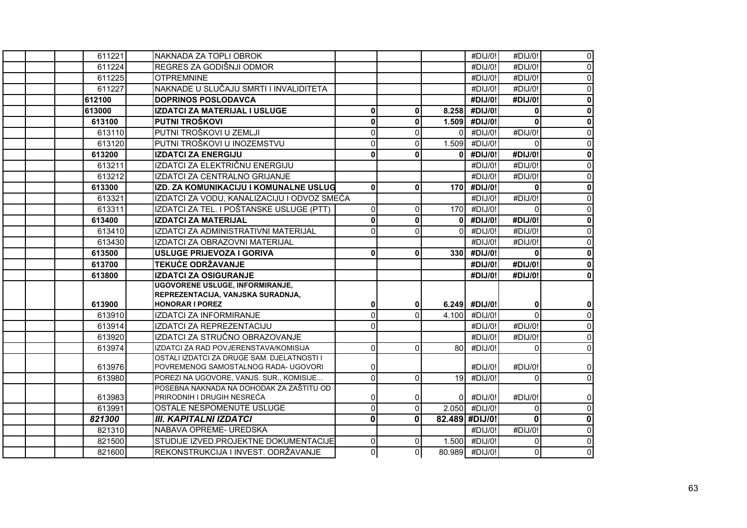| | | | | | | | | | |
|---|---|---|---|---|---|---|---|---|---|
| | | 611221 | NAKNADA ZA TOPLI OBROK | | | | #DIJ/0! | #DIJ/0! | 0 |
| | | 611224 | REGRES ZA GODIŠNJI ODMOR | | | | #DIJ/0! | #DIJ/0! | 0 |
| | | 611225 | OTPREMNINE | | | | #DIJ/0! | #DIJ/0! | 0 |
| | | 611227 | NAKNADE U SLUČAJU SMRTI I INVALIDITETA | | | | #DIJ/0! | #DIJ/0! | 0 |
| | | **612100** | **DOPRINOS POSLODAVCA** | | | | **#DIJ/0!** | **#DIJ/0!** | **0** |
| | | **613000** | **IZDATCI ZA MATERIJAL I USLUGE** | **0** | **0** | **8.258** | **#DIJ/0!** | **0** | **0** |
| | | **613100** | **PUTNI TROŠKOVI** | **0** | **0** | **1.509** | **#DIJ/0!** | **0** | **0** |
| | | 613110 | PUTNI TROŠKOVI U ZEMLJI | 0 | 0 | 0 | #DIJ/0! | #DIJ/0! | 0 |
| | | 613120 | PUTNI TROŠKOVI U INOZEMSTVU | 0 | 0 | 1.509 | #DIJ/0! | 0 | 0 |
| | | **613200** | **IZDATCI ZA ENERGIJU** | **0** | **0** | **0** | **#DIJ/0!** | **#DIJ/0!** | **0** |
| | | 613211 | IZDATCI ZA ELEKTRIČNU ENERGIJU | | | | #DIJ/0! | #DIJ/0! | 0 |
| | | 613212 | IZDATCI ZA CENTRALNO GRIJANJE | | | | #DIJ/0! | #DIJ/0! | 0 |
| | | **613300** | **IZD. ZA KOMUNIKACIJU I KOMUNALNE USLUG** | **0** | **0** | **170** | **#DIJ/0!** | **0** | **0** |
| | | 613321 | IZDATCI ZA VODU, KANALIZACIJU I ODVOZ SMEĆA | | | | #DIJ/0! | #DIJ/0! | 0 |
| | | 613311 | IZDATCI ZA TEL. I POŠTANSKE USLUGE (PTT) | 0 | 0 | 170 | #DIJ/0! | 0 | 0 |
| | | **613400** | **IZDATCI ZA MATERIJAL** | **0** | **0** | **0** | **#DIJ/0!** | **#DIJ/0!** | **0** |
| | | 613410 | IZDATCI ZA ADMINISTRATIVNI MATERIJAL | 0 | 0 | 0 | #DIJ/0! | #DIJ/0! | 0 |
| | | 613430 | IZDATCI ZA OBRAZOVNI MATERIJAL | | | | #DIJ/0! | #DIJ/0! | 0 |
| | | **613500** | **USLUGE PRIJEVOZA I GORIVA** | **0** | **0** | **330** | **#DIJ/0!** | **0** | **0** |
| | | **613700** | **TEKUĆE ODRŽAVANJE** | | | | **#DIJ/0!** | **#DIJ/0!** | **0** |
| | | **613800** | **IZDATCI ZA OSIGURANJE** | | | | **#DIJ/0!** | **#DIJ/0!** | **0** |
| | | **613900** | **UGOVORENE USLUGE, INFORMIRANJE, REPREZENTACIJA, VANJSKA SURADNJA, HONORAR I POREZ** | **0** | **0** | **6.249** | **#DIJ/0!** | **0** | **0** |
| | | 613910 | IZDATCI ZA INFORMIRANJE | 0 | 0 | 4.100 | #DIJ/0! | 0 | 0 |
| | | 613914 | IZDATCI ZA REPREZENTACIJU | 0 | | | #DIJ/0! | #DIJ/0! | 0 |
| | | 613920 | IZDATCI ZA STRUČNO OBRAZOVANJE | | | | #DIJ/0! | #DIJ/0! | 0 |
| | | 613974 | IZDATCI ZA RAD POVJERENSTAVA/KOMISIJA | 0 | 0 | 80 | #DIJ/0! | 0 | 0 |
| | | 613976 | OSTALI IZDATCI ZA DRUGE SAM. DJELATNOSTI I POVREMENOG SAMOSTALNOG RADA- UGOVORI | 0 | | | #DIJ/0! | #DIJ/0! | 0 |
| | | 613980 | POREZI NA UGOVORE, VANJS. SUR., KOMISIJE... | 0 | 0 | 19 | #DIJ/0! | 0 | 0 |
| | | 613983 | POSEBNA NAKNADA NA DOHODAK ZA ZAŠTITU OD PRIRODNIH I DRUGIH NESREĆA | 0 | 0 | 0 | #DIJ/0! | #DIJ/0! | 0 |
| | | 613991 | OSTALE NESPOMENUTE USLUGE | 0 | 0 | 2.050 | #DIJ/0! | 0 | 0 |
| | | ***821300*** | ***III. KAPITALNI IZDATCI*** | **0** | **0** | **82.489** | **#DIJ/0!** | **0** | **0** |
| | | 821310 | NABAVA OPREME- UREDSKA | | | | #DIJ/0! | #DIJ/0! | 0 |
| | | 821500 | STUDIJE IZVED.PROJEKTNE DOKUMENTACIJE | 0 | 0 | 1.500 | #DIJ/0! | 0 | 0 |
| | | 821600 | REKONSTRUKCIJA I INVEST. ODRŽAVANJE | 0 | 0 | 80.989 | #DIJ/0! | 0 | 0 |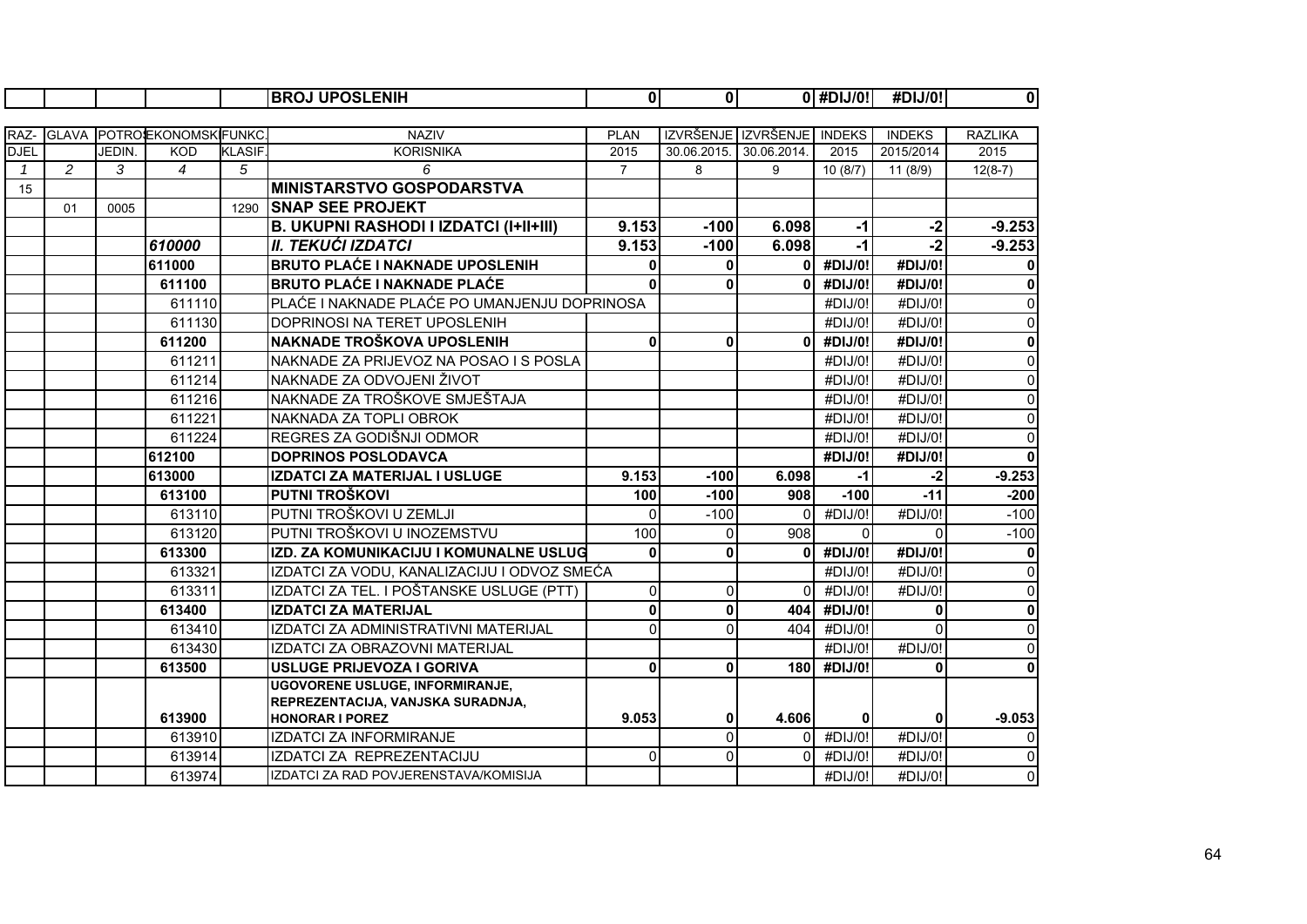| | | | | | BROJ UPOSLENIH | 0 | 0 | 0 | #DIJ/0! | #DIJ/0! | 0 |
|---|---|---|---|---|---|---|---|---|---|---|---|

| RAZ-DJEL | GLAVA | POTROŠ. JEDIN. | EKONOMSKI KOD | FUNKC. KLASIF. | NAZIV KORISNIKA | PLAN 2015 | IZVRŠENJE 30.06.2015. | IZVRŠENJE 30.06.2014. | INDEKS 2015 | INDEKS 2015/2014 | RAZLIKA 2015 |
|---|---|---|---|---|---|---|---|---|---|---|---|
| *1* | *2* | *3* | *4* | *5* | *6* | 7 | 8 | 9 | 10 (8/7) | 11 (8/9) | 12(8-7) |
| 15 | | | | | **MINISTARSTVO GOSPODARSTVA** | | | | | | |
| | 01 | 0005 | | 1290 | **SNAP SEE PROJEKT** | | | | | | |
| | | | | | **B. UKUPNI RASHODI I IZDATCI (I+II+III)** | **9.153** | **-100** | **6.098** | **-1** | **-2** | **-9.253** |
| | | | ***610000*** | | ***II. TEKUĆI IZDATCI*** | **9.153** | **-100** | **6.098** | **-1** | **-2** | **-9.253** |
| | | | **611000** | | **BRUTO PLAĆE I NAKNADE UPOSLENIH** | **0** | **0** | **0** | **#DIJ/0!** | **#DIJ/0!** | **0** |
| | | | **611100** | | **BRUTO PLAĆE I NAKNADE PLAĆE** | **0** | **0** | **0** | **#DIJ/0!** | **#DIJ/0!** | **0** |
| | | | 611110 | | PLAĆE I NAKNADE PLAĆE PO UMANJENJU DOPRINOSA | | | | #DIJ/0! | #DIJ/0! | 0 |
| | | | 611130 | | DOPRINOSI NA TERET UPOSLENIH | | | | #DIJ/0! | #DIJ/0! | 0 |
| | | | **611200** | | **NAKNADE TROŠKOVA UPOSLENIH** | **0** | **0** | **0** | **#DIJ/0!** | **#DIJ/0!** | **0** |
| | | | 611211 | | NAKNADE ZA PRIJEVOZ NA POSAO I S POSLA | | | | #DIJ/0! | #DIJ/0! | 0 |
| | | | 611214 | | NAKNADE ZA ODVOJENI ŽIVOT | | | | #DIJ/0! | #DIJ/0! | 0 |
| | | | 611216 | | NAKNADE ZA TROŠKOVE SMJEŠTAJA | | | | #DIJ/0! | #DIJ/0! | 0 |
| | | | 611221 | | NAKNADA ZA TOPLI OBROK | | | | #DIJ/0! | #DIJ/0! | 0 |
| | | | 611224 | | REGRES ZA GODIŠNJI ODMOR | | | | #DIJ/0! | #DIJ/0! | 0 |
| | | | **612100** | | **DOPRINOS POSLODAVCA** | | | | **#DIJ/0!** | **#DIJ/0!** | **0** |
| | | | **613000** | | **IZDATCI ZA MATERIJAL I USLUGE** | **9.153** | **-100** | **6.098** | **-1** | **-2** | **-9.253** |
| | | | **613100** | | **PUTNI TROŠKOVI** | **100** | **-100** | **908** | **-100** | **-11** | **-200** |
| | | | 613110 | | PUTNI TROŠKOVI U ZEMLJI | 0 | -100 | 0 | #DIJ/0! | #DIJ/0! | -100 |
| | | | 613120 | | PUTNI TROŠKOVI U INOZEMSTVU | 100 | 0 | 908 | 0 | 0 | -100 |
| | | | **613300** | | **IZD. ZA KOMUNIKACIJU I KOMUNALNE USLUG** | **0** | **0** | **0** | **#DIJ/0!** | **#DIJ/0!** | **0** |
| | | | 613321 | | IZDATCI ZA VODU, KANALIZACIJU I ODVOZ SMEĆA | | | | #DIJ/0! | #DIJ/0! | 0 |
| | | | 613311 | | IZDATCI ZA TEL. I POŠTANSKE USLUGE (PTT) | 0 | 0 | 0 | #DIJ/0! | #DIJ/0! | 0 |
| | | | **613400** | | **IZDATCI ZA MATERIJAL** | **0** | **0** | **404** | **#DIJ/0!** | **0** | **0** |
| | | | 613410 | | IZDATCI ZA ADMINISTRATIVNI MATERIJAL | 0 | 0 | 404 | #DIJ/0! | 0 | 0 |
| | | | 613430 | | IZDATCI ZA OBRAZOVNI MATERIJAL | | | | #DIJ/0! | #DIJ/0! | 0 |
| | | | **613500** | | **USLUGE PRIJEVOZA I GORIVA** | **0** | **0** | **180** | **#DIJ/0!** | **0** | **0** |
| | | | **613900** | | **UGOVORENE USLUGE, INFORMIRANJE, REPREZENTACIJA, VANJSKA SURADNJA, HONORAR I POREZ** | **9.053** | **0** | **4.606** | **0** | **0** | **-9.053** |
| | | | 613910 | | IZDATCI ZA INFORMIRANJE | | 0 | 0 | #DIJ/0! | #DIJ/0! | 0 |
| | | | 613914 | | IZDATCI ZA REPREZENTACIJU | 0 | 0 | 0 | #DIJ/0! | #DIJ/0! | 0 |
| | | | 613974 | | IZDATCI ZA RAD POVJERENSTAVA/KOMISIJA | | | | #DIJ/0! | #DIJ/0! | 0 |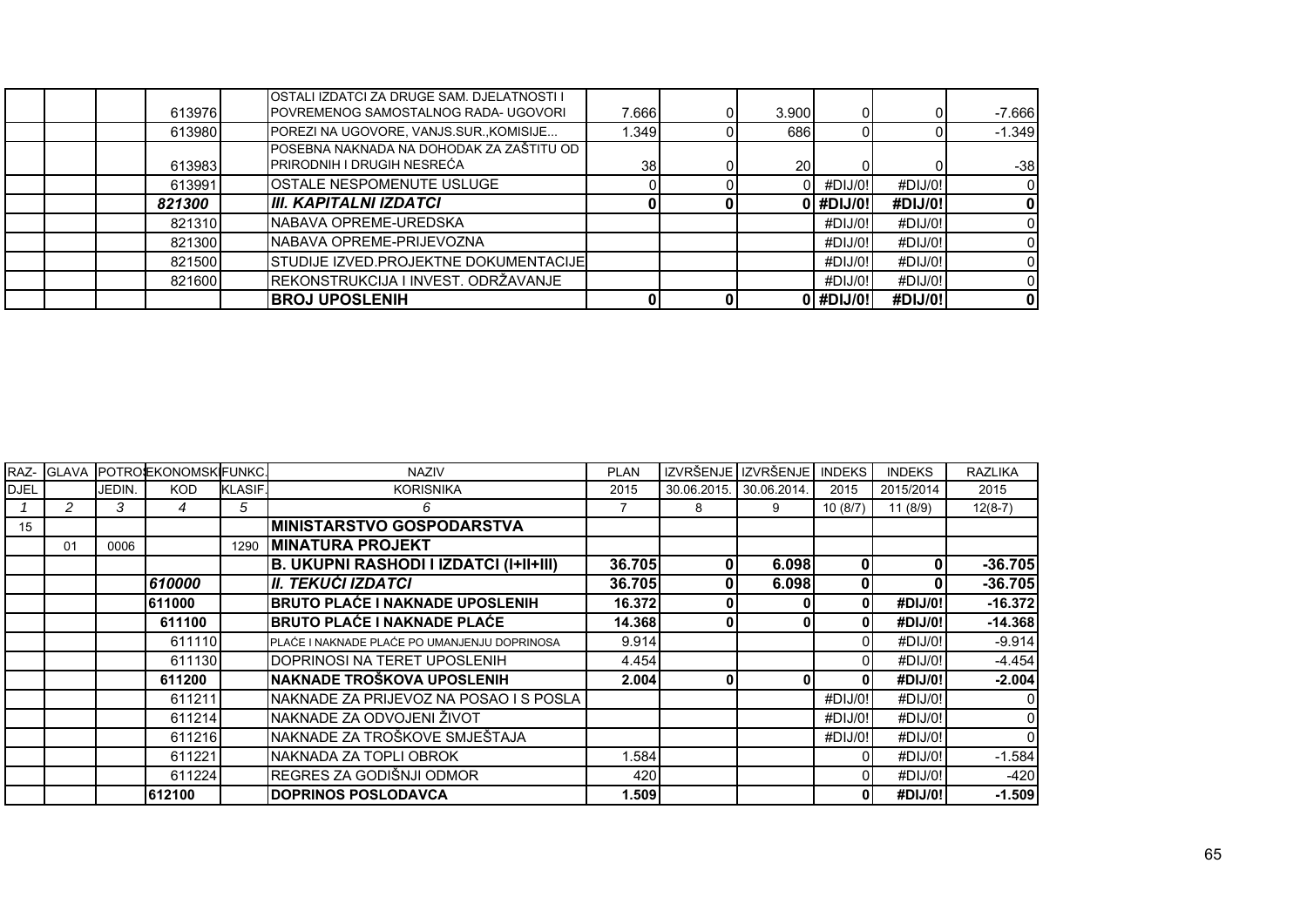| | | | | | | | | | | | |
|---|---|---|---|---|---|---|---|---|---|---|---|
| | | | 613976 | | OSTALI IZDATCI ZA DRUGE SAM. DJELATNOSTI I POVREMENOG SAMOSTALNOG RADA- UGOVORI | 7.666 | 0 | 3.900 | 0 | 0 | -7.666 |
| | | | 613980 | | POREZI NA UGOVORE, VANJS.SUR.,KOMISIJE... | 1.349 | 0 | 686 | 0 | 0 | -1.349 |
| | | | 613983 | | POSEBNA NAKNADA NA DOHODAK ZA ZAŠTITU OD PRIRODNIH I DRUGIH NESREĆA | 38 | 0 | 20 | 0 | 0 | -38 |
| | | | 613991 | | OSTALE NESPOMENUTE USLUGE | 0 | 0 | 0 | #DIJ/0! | #DIJ/0! | 0 |
| | | | ***821300*** | | ***III. KAPITALNI IZDATCI*** | **0** | **0** | **0** | **#DIJ/0!** | **#DIJ/0!** | **0** |
| | | | 821310 | | NABAVA OPREME-UREDSKA | | | | #DIJ/0! | #DIJ/0! | 0 |
| | | | 821300 | | NABAVA OPREME-PRIJEVOZNA | | | | #DIJ/0! | #DIJ/0! | 0 |
| | | | 821500 | | STUDIJE IZVED.PROJEKTNE DOKUMENTACIJE | | | | #DIJ/0! | #DIJ/0! | 0 |
| | | | 821600 | | REKONSTRUKCIJA I INVEST. ODRŽAVANJE | | | | #DIJ/0! | #DIJ/0! | 0 |
| | | | | | **BROJ UPOSLENIH** | **0** | **0** | **0** | **#DIJ/0!** | **#DIJ/0!** | **0** |

| RAZ-DJEL | GLAVA | POTROŠ. JEDIN. | EKONOMSKI KOD | FUNKC. KLASIF. | NAZIV KORISNIKA | PLAN 2015 | IZVRŠENJE 30.06.2015. | IZVRŠENJE 30.06.2014. | INDEKS 2015 | INDEKS 2015/2014 | RAZLIKA 2015 |
|---|---|---|---|---|---|---|---|---|---|---|---|
| *1* | *2* | *3* | *4* | *5* | *6* | 7 | 8 | 9 | 10 (8/7) | 11 (8/9) | 12(8-7) |
| 15 | | | | | **MINISTARSTVO GOSPODARSTVA** | | | | | | |
| | 01 | 0006 | | 1290 | **MINATURA PROJEKT** | | | | | | |
| | | | | | **B. UKUPNI RASHODI I IZDATCI (I+II+III)** | **36.705** | **0** | **6.098** | **0** | **0** | **-36.705** |
| | | | ***610000*** | | ***II. TEKUĆI IZDATCI*** | **36.705** | **0** | **6.098** | **0** | **0** | **-36.705** |
| | | | **611000** | | **BRUTO PLAĆE I NAKNADE UPOSLENIH** | **16.372** | **0** | **0** | **0** | **#DIJ/0!** | **-16.372** |
| | | | **611100** | | **BRUTO PLAĆE I NAKNADE PLAĆE** | **14.368** | **0** | **0** | **0** | **#DIJ/0!** | **-14.368** |
| | | | 611110 | | PLAĆE I NAKNADE PLAĆE PO UMANJENJU DOPRINOSA | 9.914 | | | 0 | #DIJ/0! | -9.914 |
| | | | 611130 | | DOPRINOSI NA TERET UPOSLENIH | 4.454 | | | 0 | #DIJ/0! | -4.454 |
| | | | **611200** | | **NAKNADE TROŠKOVA UPOSLENIH** | **2.004** | **0** | **0** | **0** | **#DIJ/0!** | **-2.004** |
| | | | 611211 | | NAKNADE ZA PRIJEVOZ NA POSAO I S POSLA | | | | #DIJ/0! | #DIJ/0! | 0 |
| | | | 611214 | | NAKNADE ZA ODVOJENI ŽIVOT | | | | #DIJ/0! | #DIJ/0! | 0 |
| | | | 611216 | | NAKNADE ZA TROŠKOVE SMJEŠTAJA | | | | #DIJ/0! | #DIJ/0! | 0 |
| | | | 611221 | | NAKNADA ZA TOPLI OBROK | 1.584 | | | 0 | #DIJ/0! | -1.584 |
| | | | 611224 | | REGRES ZA GODIŠNJI ODMOR | 420 | | | 0 | #DIJ/0! | -420 |
| | | | **612100** | | **DOPRINOS POSLODAVCA** | **1.509** | | | **0** | **#DIJ/0!** | **-1.509** |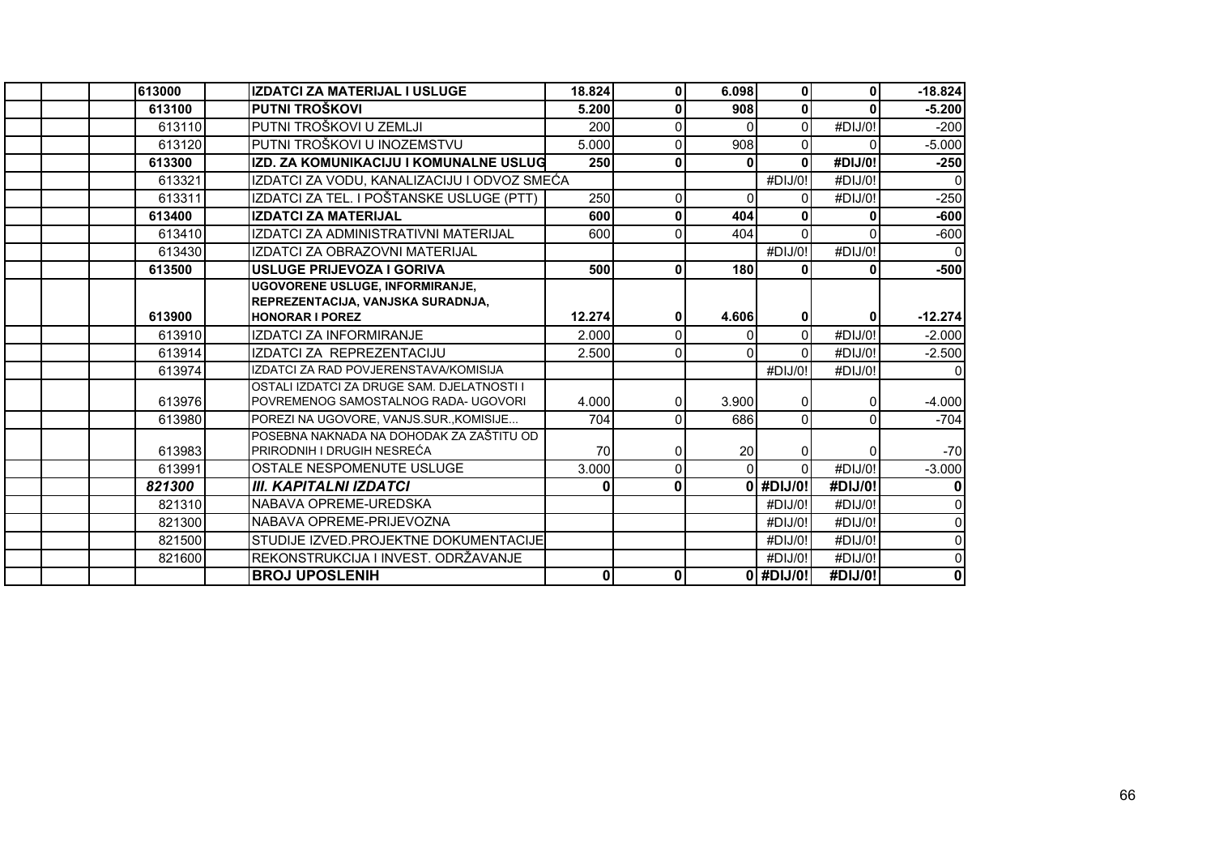| | | | | | | | |
|---|---|---|---|---|---|---|---|
| **613000** | **IZDATCI ZA MATERIJAL I USLUGE** | **18.824** | **0** | **6.098** | **0** | **0** | **-18.824** |
| **613100** | **PUTNI TROŠKOVI** | **5.200** | **0** | **908** | **0** | **0** | **-5.200** |
| 613110 | PUTNI TROŠKOVI U ZEMLJI | 200 | 0 | 0 | 0 | #DIJ/0! | -200 |
| 613120 | PUTNI TROŠKOVI U INOZEMSTVU | 5.000 | 0 | 908 | 0 | 0 | -5.000 |
| **613300** | **IZD. ZA KOMUNIKACIJU I KOMUNALNE USLUG** | **250** | **0** | **0** | **0** | **#DIJ/0!** | **-250** |
| 613321 | IZDATCI ZA VODU, KANALIZACIJU I ODVOZ SMEĆA | | | | #DIJ/0! | #DIJ/0! | 0 |
| 613311 | IZDATCI ZA TEL. I POŠTANSKE USLUGE (PTT) | 250 | 0 | 0 | 0 | #DIJ/0! | -250 |
| **613400** | **IZDATCI ZA MATERIJAL** | **600** | **0** | **404** | **0** | **0** | **-600** |
| 613410 | IZDATCI ZA ADMINISTRATIVNI MATERIJAL | 600 | 0 | 404 | 0 | 0 | -600 |
| 613430 | IZDATCI ZA OBRAZOVNI MATERIJAL | | | | #DIJ/0! | #DIJ/0! | 0 |
| **613500** | **USLUGE PRIJEVOZA I GORIVA** | **500** | **0** | **180** | **0** | **0** | **-500** |
| **613900** | **UGOVORENE USLUGE, INFORMIRANJE, REPREZENTACIJA, VANJSKA SURADNJA, HONORAR I POREZ** | **12.274** | **0** | **4.606** | **0** | **0** | **-12.274** |
| 613910 | IZDATCI ZA INFORMIRANJE | 2.000 | 0 | 0 | 0 | #DIJ/0! | -2.000 |
| 613914 | IZDATCI ZA REPREZENTACIJU | 2.500 | 0 | 0 | 0 | #DIJ/0! | -2.500 |
| 613974 | IZDATCI ZA RAD POVJERENSTAVA/KOMISIJA | | | | #DIJ/0! | #DIJ/0! | 0 |
| 613976 | OSTALI IZDATCI ZA DRUGE SAM. DJELATNOSTI I POVREMENOG SAMOSTALNOG RADA- UGOVORI | 4.000 | 0 | 3.900 | 0 | 0 | -4.000 |
| 613980 | POREZI NA UGOVORE, VANJS.SUR.,KOMISIJE... | 704 | 0 | 686 | 0 | 0 | -704 |
| 613983 | POSEBNA NAKNADA NA DOHODAK ZA ZAŠTITU OD PRIRODNIH I DRUGIH NESREĆA | 70 | 0 | 20 | 0 | 0 | -70 |
| 613991 | OSTALE NESPOMENUTE USLUGE | 3.000 | 0 | 0 | 0 | #DIJ/0! | -3.000 |
| ***821300*** | ***III. KAPITALNI IZDATCI*** | **0** | **0** | **0** | **#DIJ/0!** | **#DIJ/0!** | **0** |
| 821310 | NABAVA OPREME-UREDSKA | | | | #DIJ/0! | #DIJ/0! | 0 |
| 821300 | NABAVA OPREME-PRIJEVOZNA | | | | #DIJ/0! | #DIJ/0! | 0 |
| 821500 | STUDIJE IZVED.PROJEKTNE DOKUMENTACIJE | | | | #DIJ/0! | #DIJ/0! | 0 |
| 821600 | REKONSTRUKCIJA I INVEST. ODRŽAVANJE | | | | #DIJ/0! | #DIJ/0! | 0 |
| | **BROJ UPOSLENIH** | **0** | **0** | **0** | **#DIJ/0!** | **#DIJ/0!** | **0** |